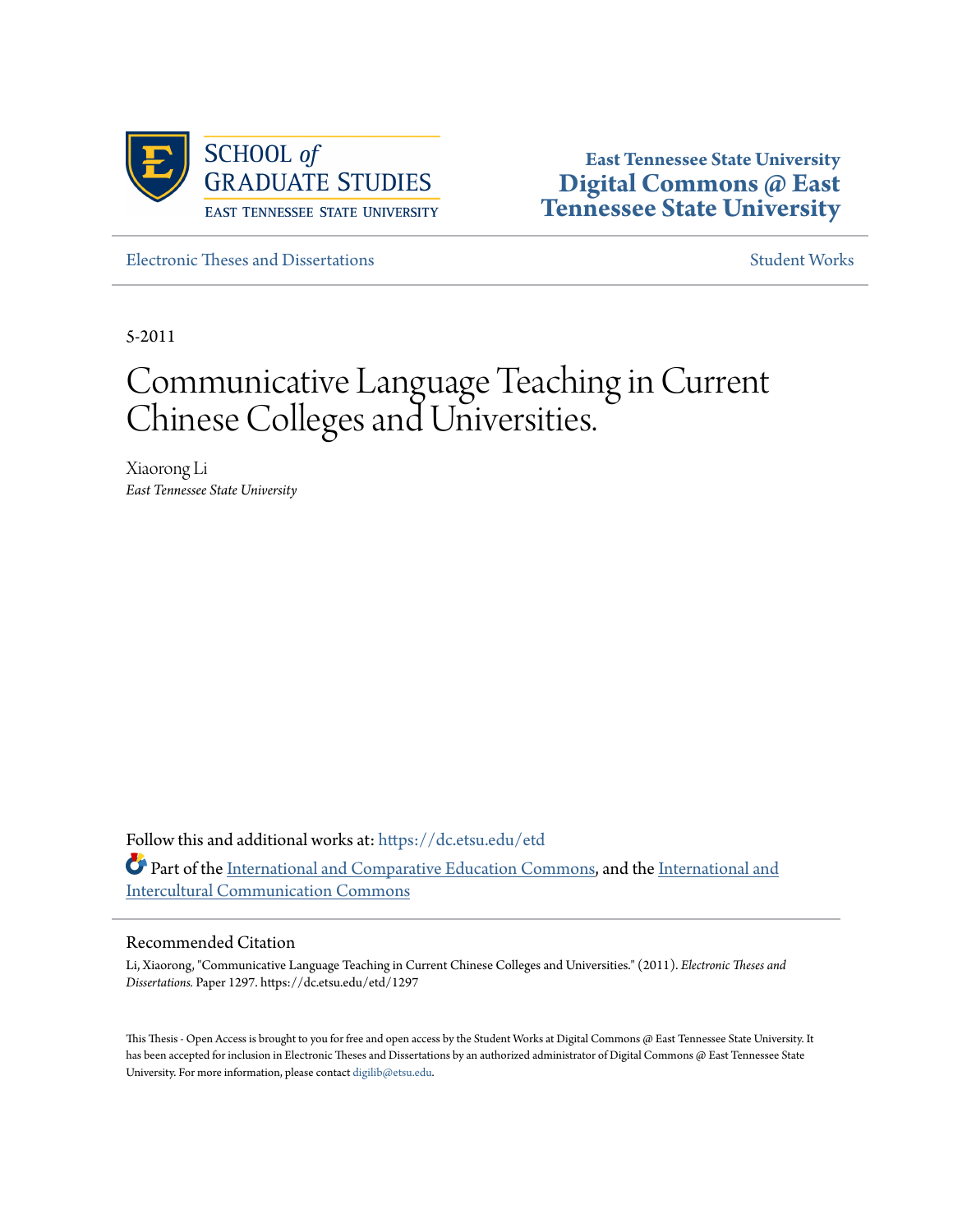SCHOOL *of* GRADUATE STUDIES
EAST TENNESSEE STATE UNIVERSITY

**East Tennessee State University**
**Digital Commons @ East Tennessee State University**

Electronic Theses and Dissertations

Student Works

5-2011

# Communicative Language Teaching in Current Chinese Colleges and Universities.

Xiaorong Li
*East Tennessee State University*

Follow this and additional works at: https://dc.etsu.edu/etd

Part of the International and Comparative Education Commons, and the International and Intercultural Communication Commons

## Recommended Citation

Li, Xiaorong, "Communicative Language Teaching in Current Chinese Colleges and Universities." (2011). *Electronic Theses and Dissertations.* Paper 1297. https://dc.etsu.edu/etd/1297

This Thesis - Open Access is brought to you for free and open access by the Student Works at Digital Commons @ East Tennessee State University. It has been accepted for inclusion in Electronic Theses and Dissertations by an authorized administrator of Digital Commons @ East Tennessee State University. For more information, please contact digilib@etsu.edu.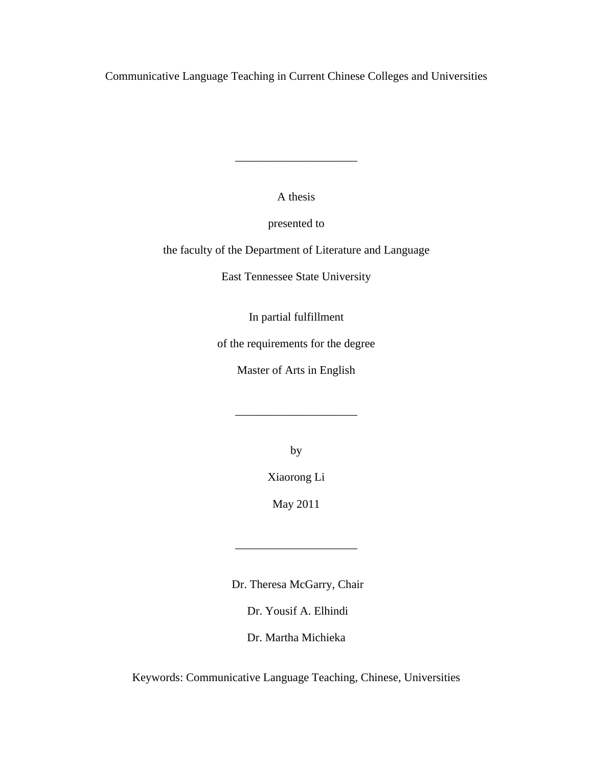Communicative Language Teaching in Current Chinese Colleges and Universities

---

A thesis

presented to

the faculty of the Department of Literature and Language

East Tennessee State University

In partial fulfillment

of the requirements for the degree

Master of Arts in English

---

by

Xiaorong Li

May 2011

---

Dr. Theresa McGarry, Chair

Dr. Yousif A. Elhindi

Dr. Martha Michieka

Keywords: Communicative Language Teaching, Chinese, Universities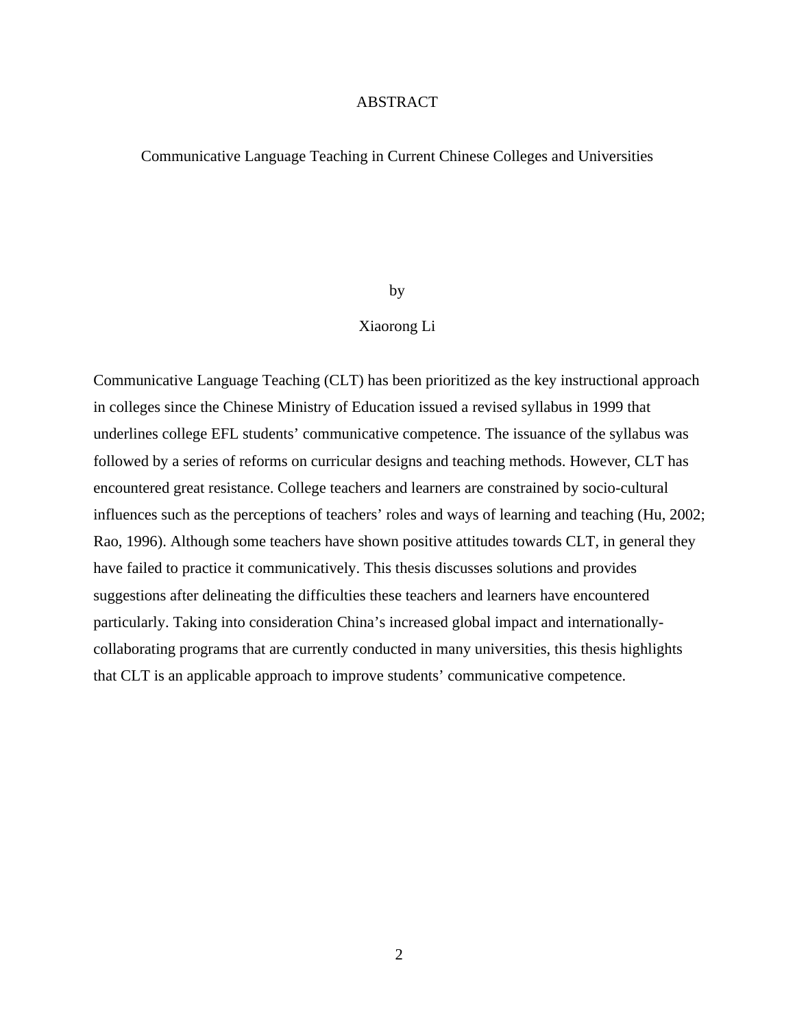# ABSTRACT

## Communicative Language Teaching in Current Chinese Colleges and Universities

by

Xiaorong Li

Communicative Language Teaching (CLT) has been prioritized as the key instructional approach in colleges since the Chinese Ministry of Education issued a revised syllabus in 1999 that underlines college EFL students' communicative competence. The issuance of the syllabus was followed by a series of reforms on curricular designs and teaching methods. However, CLT has encountered great resistance. College teachers and learners are constrained by socio-cultural influences such as the perceptions of teachers' roles and ways of learning and teaching (Hu, 2002; Rao, 1996). Although some teachers have shown positive attitudes towards CLT, in general they have failed to practice it communicatively. This thesis discusses solutions and provides suggestions after delineating the difficulties these teachers and learners have encountered particularly. Taking into consideration China's increased global impact and internationally-collaborating programs that are currently conducted in many universities, this thesis highlights that CLT is an applicable approach to improve students' communicative competence.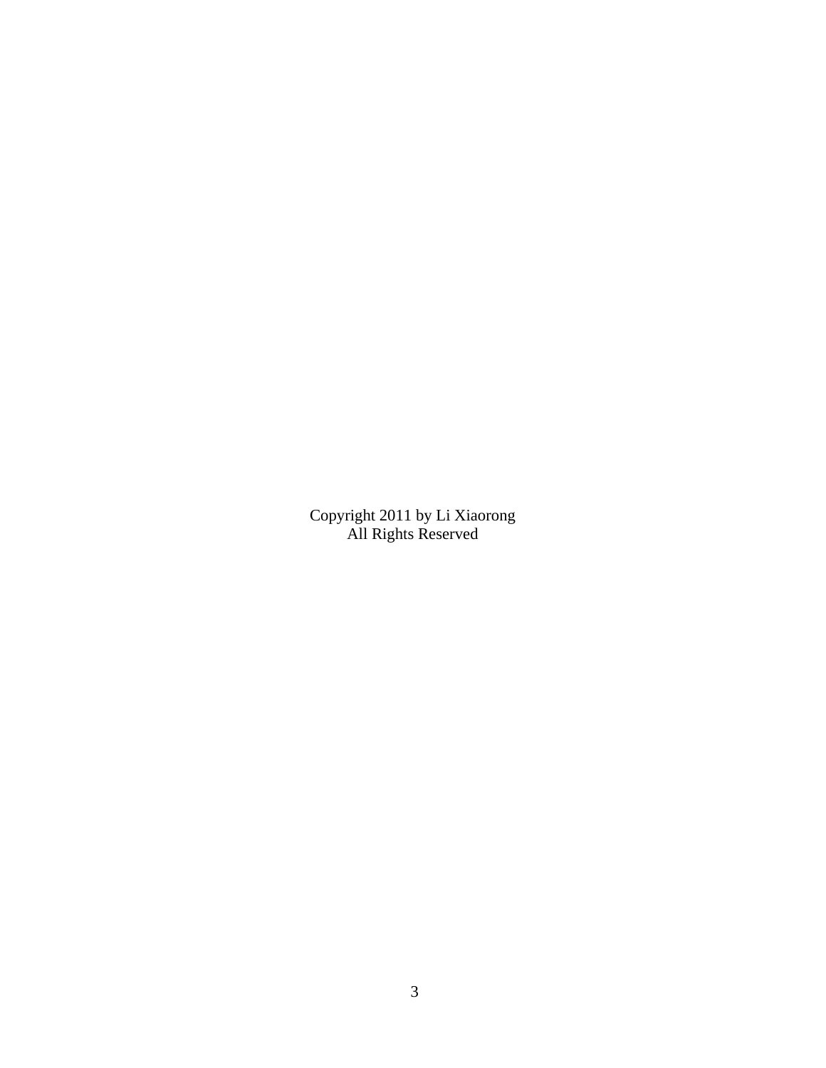Copyright 2011 by Li Xiaorong
All Rights Reserved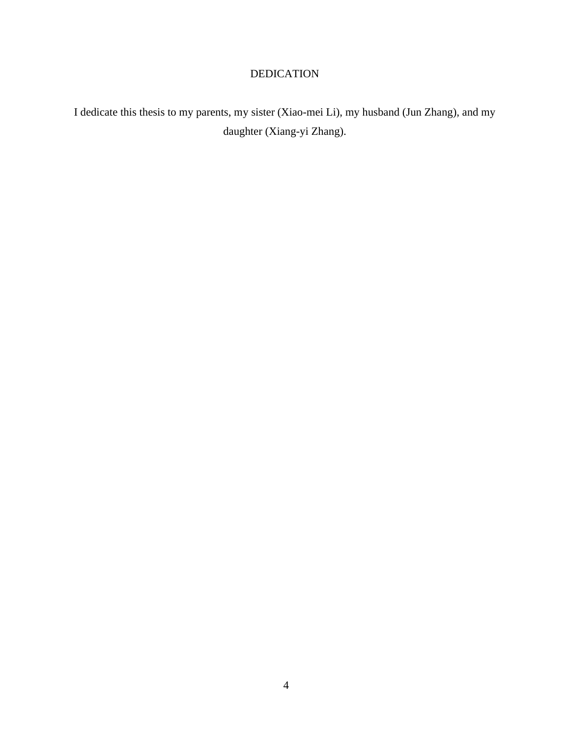# DEDICATION

I dedicate this thesis to my parents, my sister (Xiao-mei Li), my husband (Jun Zhang), and my daughter (Xiang-yi Zhang).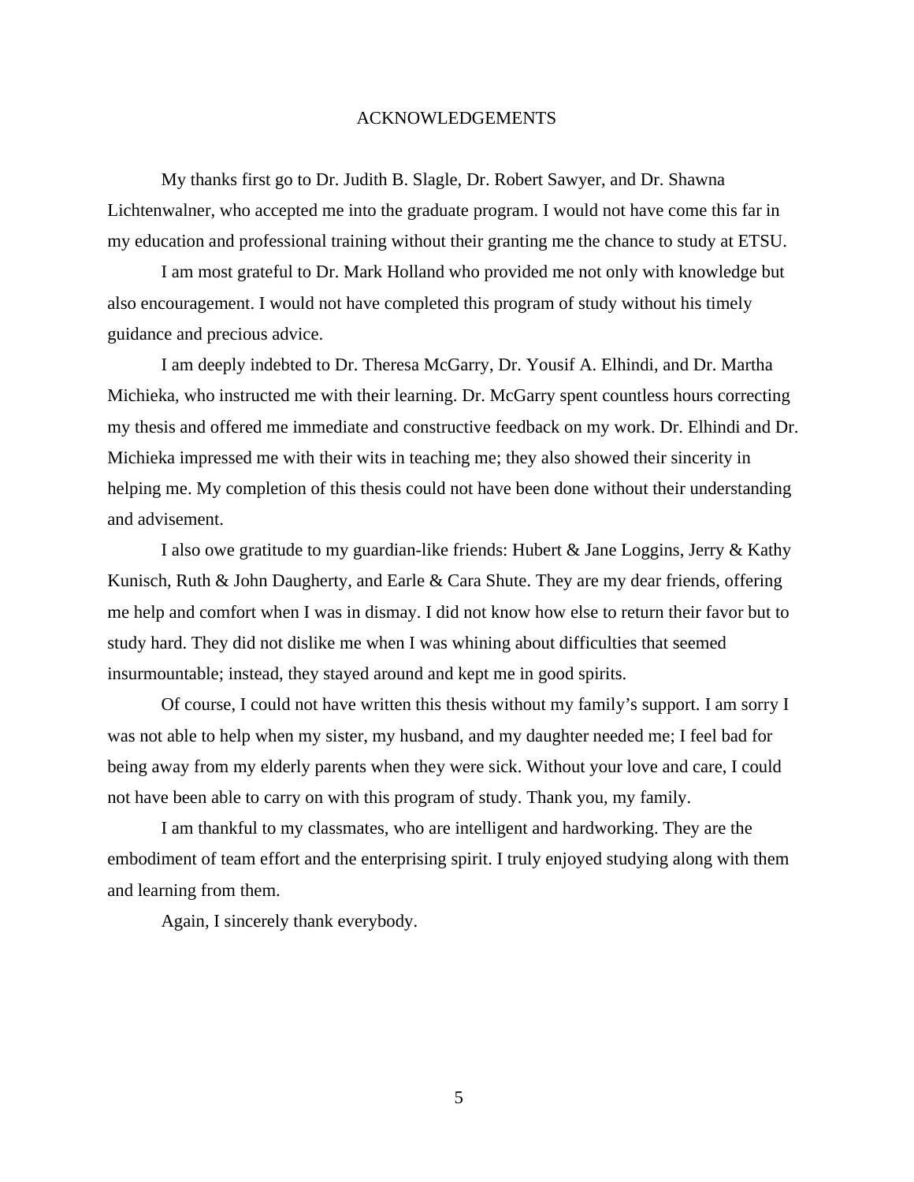# ACKNOWLEDGEMENTS

My thanks first go to Dr. Judith B. Slagle, Dr. Robert Sawyer, and Dr. Shawna Lichtenwalner, who accepted me into the graduate program. I would not have come this far in my education and professional training without their granting me the chance to study at ETSU.

I am most grateful to Dr. Mark Holland who provided me not only with knowledge but also encouragement. I would not have completed this program of study without his timely guidance and precious advice.

I am deeply indebted to Dr. Theresa McGarry, Dr. Yousif A. Elhindi, and Dr. Martha Michieka, who instructed me with their learning. Dr. McGarry spent countless hours correcting my thesis and offered me immediate and constructive feedback on my work. Dr. Elhindi and Dr. Michieka impressed me with their wits in teaching me; they also showed their sincerity in helping me. My completion of this thesis could not have been done without their understanding and advisement.

I also owe gratitude to my guardian-like friends: Hubert & Jane Loggins, Jerry & Kathy Kunisch, Ruth & John Daugherty, and Earle & Cara Shute. They are my dear friends, offering me help and comfort when I was in dismay. I did not know how else to return their favor but to study hard. They did not dislike me when I was whining about difficulties that seemed insurmountable; instead, they stayed around and kept me in good spirits.

Of course, I could not have written this thesis without my family's support. I am sorry I was not able to help when my sister, my husband, and my daughter needed me; I feel bad for being away from my elderly parents when they were sick. Without your love and care, I could not have been able to carry on with this program of study. Thank you, my family.

I am thankful to my classmates, who are intelligent and hardworking. They are the embodiment of team effort and the enterprising spirit. I truly enjoyed studying along with them and learning from them.

Again, I sincerely thank everybody.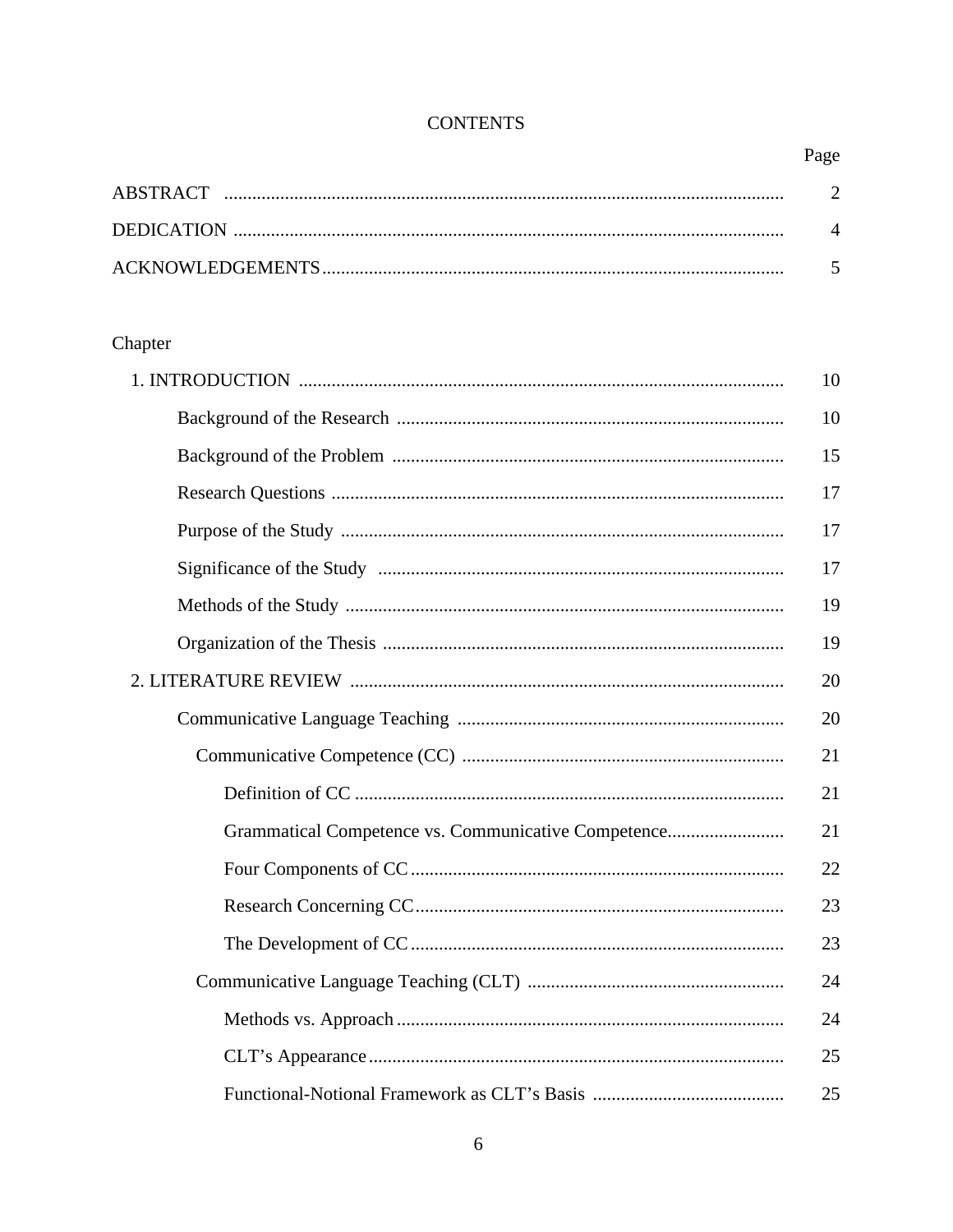# CONTENTS

| | Page |
|---|---|
| ABSTRACT | 2 |
| DEDICATION | 4 |
| ACKNOWLEDGEMENTS | 5 |

Chapter

| | |
|---|---|
| 1. INTRODUCTION | 10 |
| Background of the Research | 10 |
| Background of the Problem | 15 |
| Research Questions | 17 |
| Purpose of the Study | 17 |
| Significance of the Study | 17 |
| Methods of the Study | 19 |
| Organization of the Thesis | 19 |
| 2. LITERATURE REVIEW | 20 |
| Communicative Language Teaching | 20 |
| Communicative Competence (CC) | 21 |
| Definition of CC | 21 |
| Grammatical Competence vs. Communicative Competence | 21 |
| Four Components of CC | 22 |
| Research Concerning CC | 23 |
| The Development of CC | 23 |
| Communicative Language Teaching (CLT) | 24 |
| Methods vs. Approach | 24 |
| CLT's Appearance | 25 |
| Functional-Notional Framework as CLT's Basis | 25 |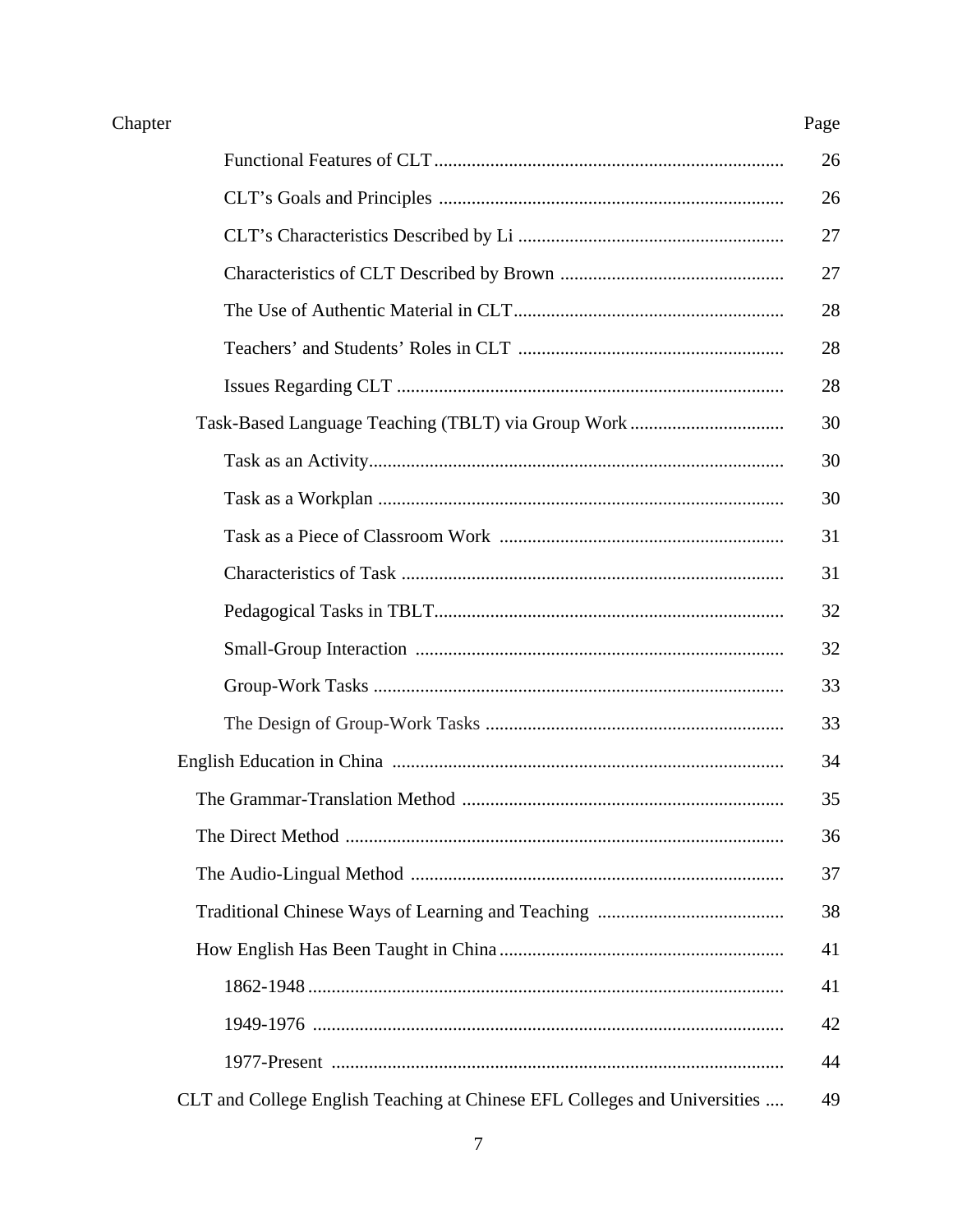| Chapter | Page |
|---|---|
| Functional Features of CLT | 26 |
| CLT's Goals and Principles | 26 |
| CLT's Characteristics Described by Li | 27 |
| Characteristics of CLT Described by Brown | 27 |
| The Use of Authentic Material in CLT | 28 |
| Teachers' and Students' Roles in CLT | 28 |
| Issues Regarding CLT | 28 |
| Task-Based Language Teaching (TBLT) via Group Work | 30 |
| Task as an Activity | 30 |
| Task as a Workplan | 30 |
| Task as a Piece of Classroom Work | 31 |
| Characteristics of Task | 31 |
| Pedagogical Tasks in TBLT | 32 |
| Small-Group Interaction | 32 |
| Group-Work Tasks | 33 |
| The Design of Group-Work Tasks | 33 |
| English Education in China | 34 |
| The Grammar-Translation Method | 35 |
| The Direct Method | 36 |
| The Audio-Lingual Method | 37 |
| Traditional Chinese Ways of Learning and Teaching | 38 |
| How English Has Been Taught in China | 41 |
| 1862-1948 | 41 |
| 1949-1976 | 42 |
| 1977-Present | 44 |
| CLT and College English Teaching at Chinese EFL Colleges and Universities | 49 |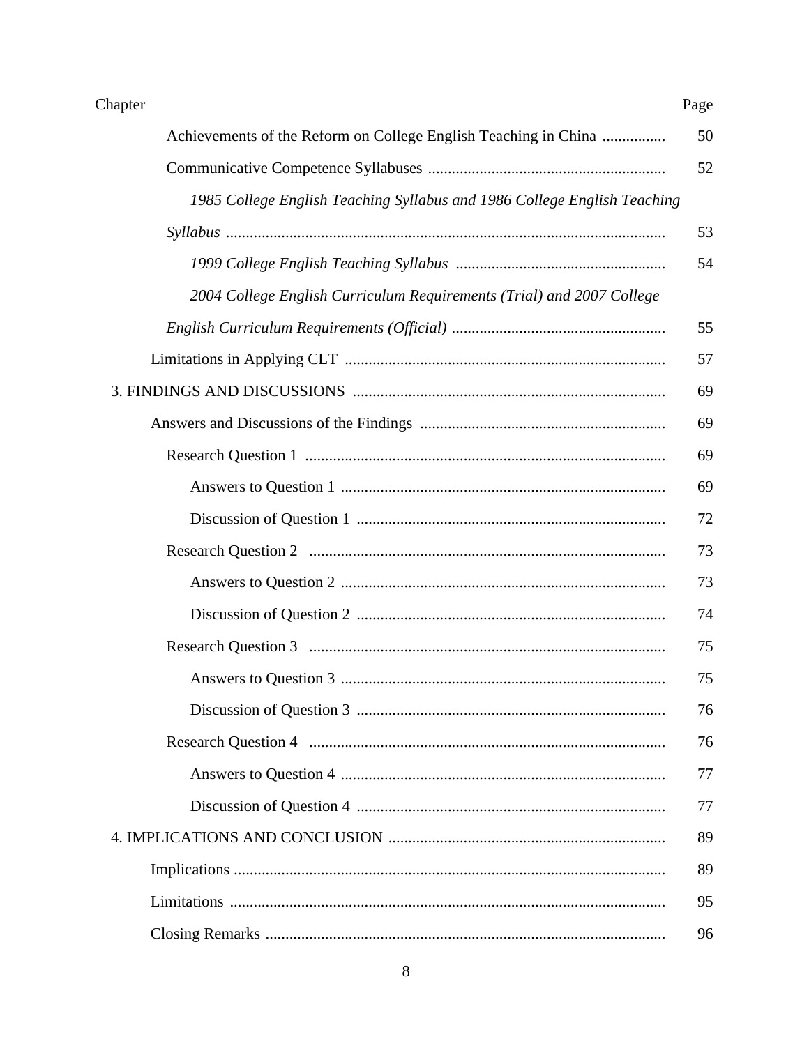| Chapter | Page |
|---|---|
| Achievements of the Reform on College English Teaching in China | 50 |
| Communicative Competence Syllabuses | 52 |
| *1985 College English Teaching Syllabus and 1986 College English Teaching Syllabus* | 53 |
| *1999 College English Teaching Syllabus* | 54 |
| *2004 College English Curriculum Requirements (Trial) and 2007 College English Curriculum Requirements (Official)* | 55 |
| Limitations in Applying CLT | 57 |
| 3. FINDINGS AND DISCUSSIONS | 69 |
| Answers and Discussions of the Findings | 69 |
| Research Question 1 | 69 |
| Answers to Question 1 | 69 |
| Discussion of Question 1 | 72 |
| Research Question 2 | 73 |
| Answers to Question 2 | 73 |
| Discussion of Question 2 | 74 |
| Research Question 3 | 75 |
| Answers to Question 3 | 75 |
| Discussion of Question 3 | 76 |
| Research Question 4 | 76 |
| Answers to Question 4 | 77 |
| Discussion of Question 4 | 77 |
| 4. IMPLICATIONS AND CONCLUSION | 89 |
| Implications | 89 |
| Limitations | 95 |
| Closing Remarks | 96 |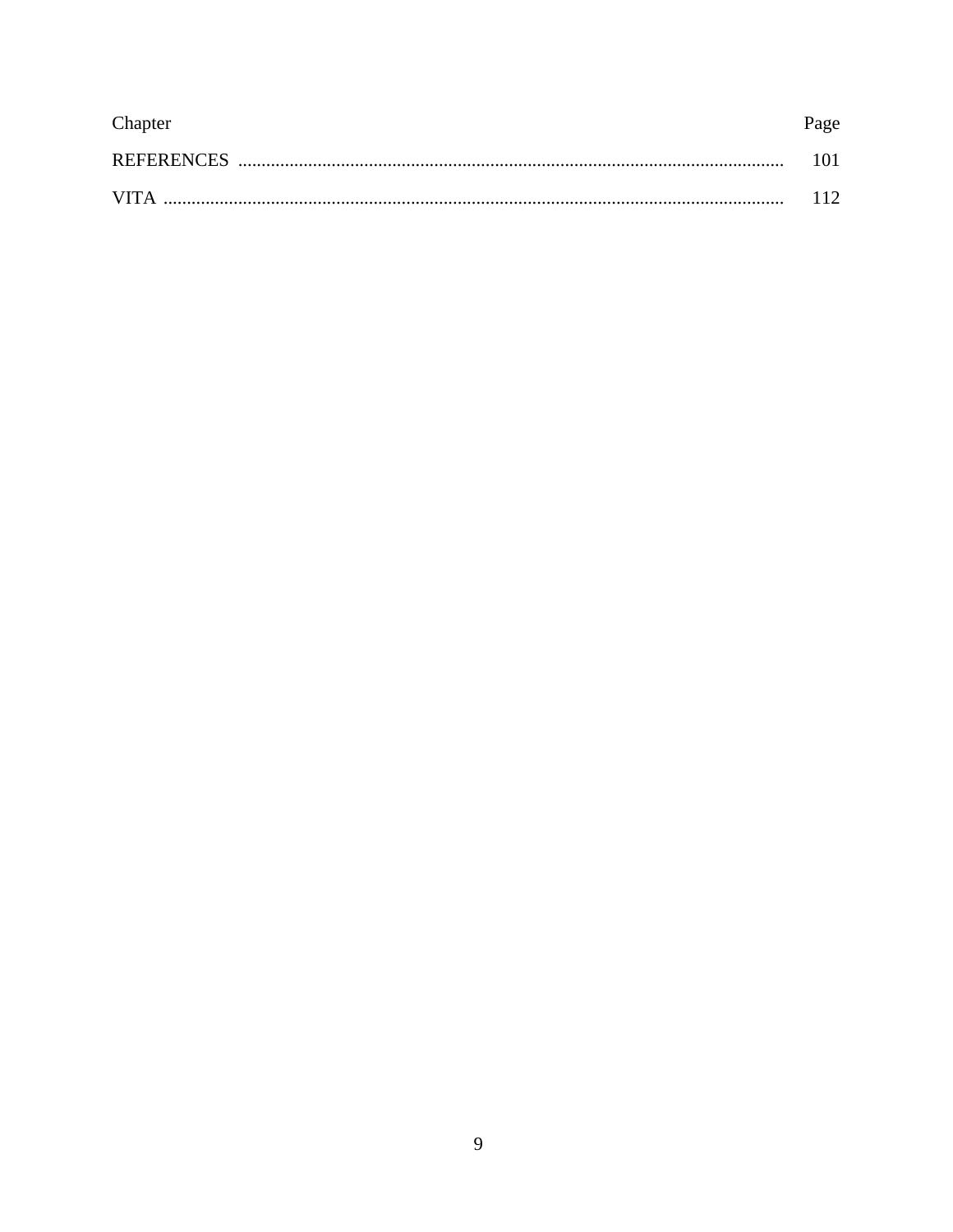| Chapter | Page |
| --- | --- |
| REFERENCES | 101 |
| VITA | 112 |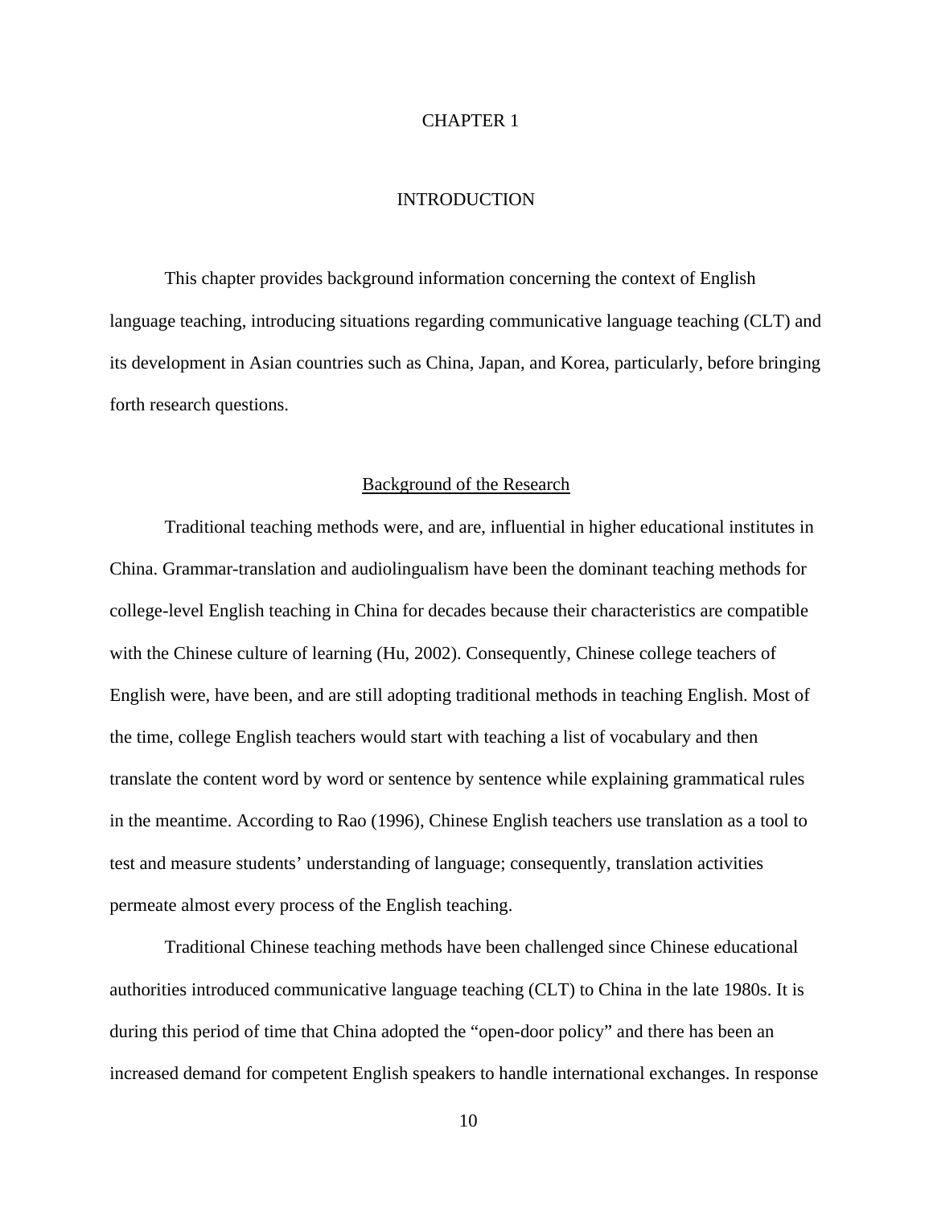# CHAPTER 1

# INTRODUCTION

This chapter provides background information concerning the context of English language teaching, introducing situations regarding communicative language teaching (CLT) and its development in Asian countries such as China, Japan, and Korea, particularly, before bringing forth research questions.

## Background of the Research

Traditional teaching methods were, and are, influential in higher educational institutes in China. Grammar-translation and audiolingualism have been the dominant teaching methods for college-level English teaching in China for decades because their characteristics are compatible with the Chinese culture of learning (Hu, 2002). Consequently, Chinese college teachers of English were, have been, and are still adopting traditional methods in teaching English. Most of the time, college English teachers would start with teaching a list of vocabulary and then translate the content word by word or sentence by sentence while explaining grammatical rules in the meantime. According to Rao (1996), Chinese English teachers use translation as a tool to test and measure students' understanding of language; consequently, translation activities permeate almost every process of the English teaching.

Traditional Chinese teaching methods have been challenged since Chinese educational authorities introduced communicative language teaching (CLT) to China in the late 1980s. It is during this period of time that China adopted the "open-door policy" and there has been an increased demand for competent English speakers to handle international exchanges. In response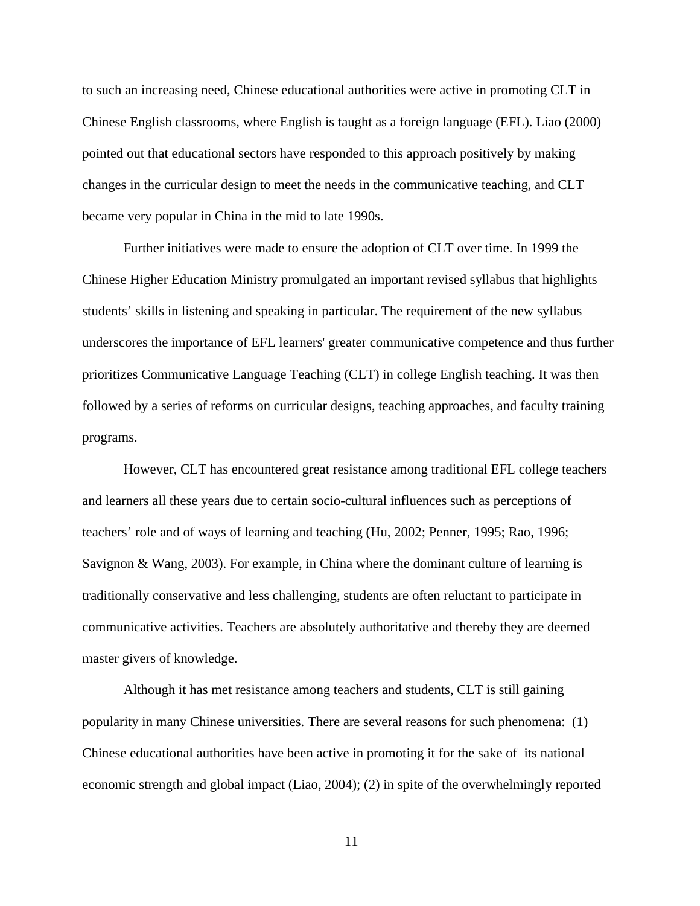to such an increasing need, Chinese educational authorities were active in promoting CLT in Chinese English classrooms, where English is taught as a foreign language (EFL). Liao (2000) pointed out that educational sectors have responded to this approach positively by making changes in the curricular design to meet the needs in the communicative teaching, and CLT became very popular in China in the mid to late 1990s.

Further initiatives were made to ensure the adoption of CLT over time. In 1999 the Chinese Higher Education Ministry promulgated an important revised syllabus that highlights students' skills in listening and speaking in particular. The requirement of the new syllabus underscores the importance of EFL learners' greater communicative competence and thus further prioritizes Communicative Language Teaching (CLT) in college English teaching. It was then followed by a series of reforms on curricular designs, teaching approaches, and faculty training programs.

However, CLT has encountered great resistance among traditional EFL college teachers and learners all these years due to certain socio-cultural influences such as perceptions of teachers' role and of ways of learning and teaching (Hu, 2002; Penner, 1995; Rao, 1996; Savignon & Wang, 2003). For example, in China where the dominant culture of learning is traditionally conservative and less challenging, students are often reluctant to participate in communicative activities. Teachers are absolutely authoritative and thereby they are deemed master givers of knowledge.

Although it has met resistance among teachers and students, CLT is still gaining popularity in many Chinese universities. There are several reasons for such phenomena: (1) Chinese educational authorities have been active in promoting it for the sake of its national economic strength and global impact (Liao, 2004); (2) in spite of the overwhelmingly reported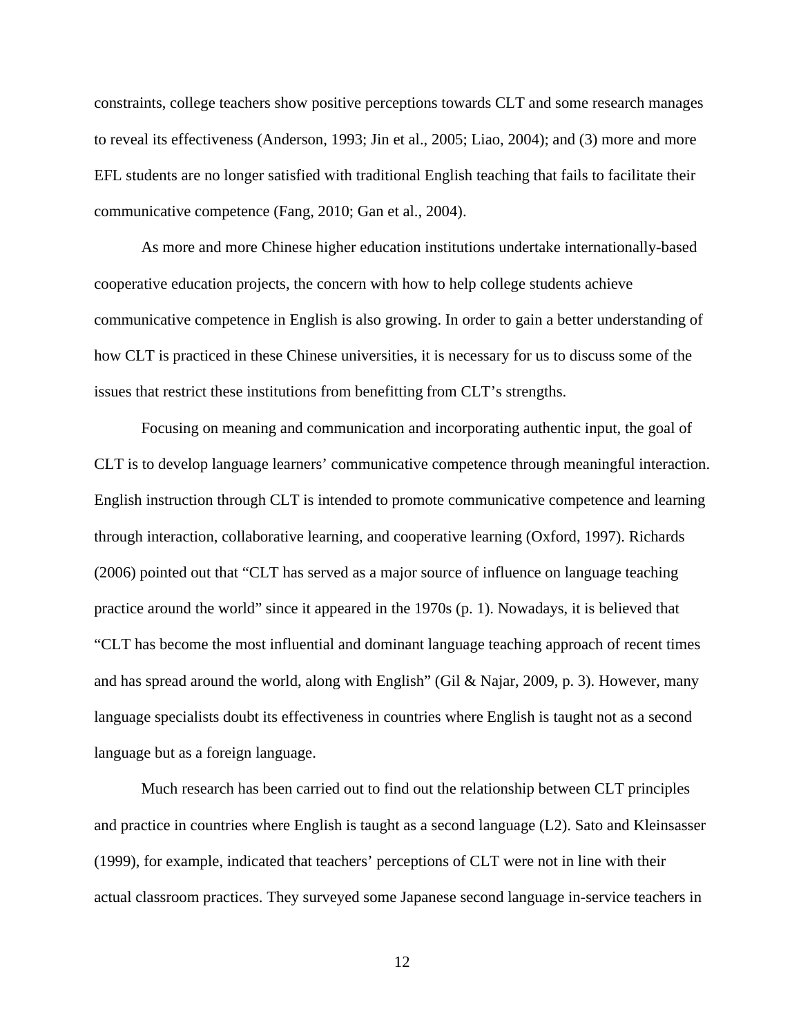constraints, college teachers show positive perceptions towards CLT and some research manages to reveal its effectiveness (Anderson, 1993; Jin et al., 2005; Liao, 2004); and (3) more and more EFL students are no longer satisfied with traditional English teaching that fails to facilitate their communicative competence (Fang, 2010; Gan et al., 2004).

As more and more Chinese higher education institutions undertake internationally-based cooperative education projects, the concern with how to help college students achieve communicative competence in English is also growing. In order to gain a better understanding of how CLT is practiced in these Chinese universities, it is necessary for us to discuss some of the issues that restrict these institutions from benefitting from CLT's strengths.

Focusing on meaning and communication and incorporating authentic input, the goal of CLT is to develop language learners' communicative competence through meaningful interaction. English instruction through CLT is intended to promote communicative competence and learning through interaction, collaborative learning, and cooperative learning (Oxford, 1997). Richards (2006) pointed out that "CLT has served as a major source of influence on language teaching practice around the world" since it appeared in the 1970s (p. 1). Nowadays, it is believed that "CLT has become the most influential and dominant language teaching approach of recent times and has spread around the world, along with English" (Gil & Najar, 2009, p. 3). However, many language specialists doubt its effectiveness in countries where English is taught not as a second language but as a foreign language.

Much research has been carried out to find out the relationship between CLT principles and practice in countries where English is taught as a second language (L2). Sato and Kleinsasser (1999), for example, indicated that teachers' perceptions of CLT were not in line with their actual classroom practices. They surveyed some Japanese second language in-service teachers in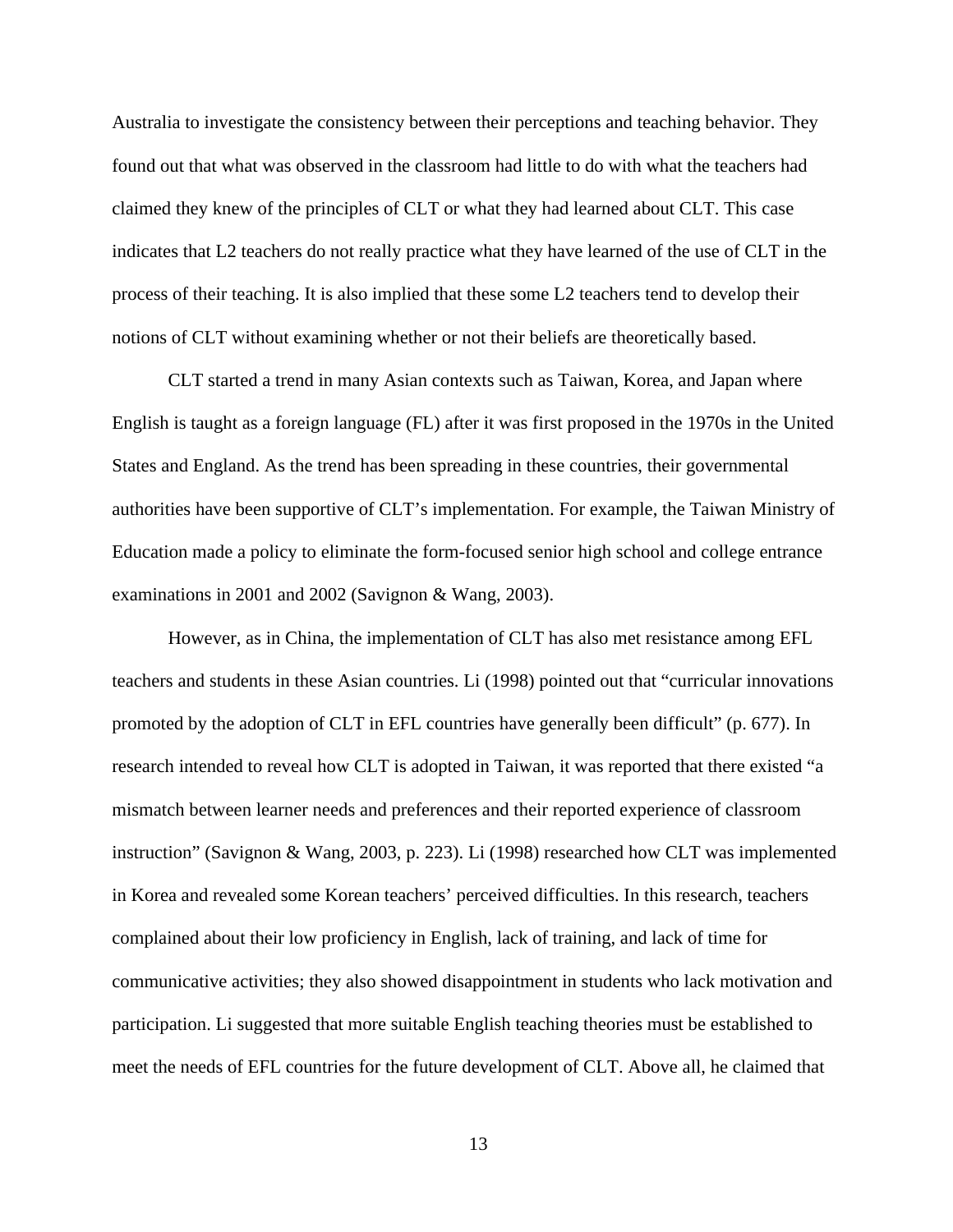Australia to investigate the consistency between their perceptions and teaching behavior. They found out that what was observed in the classroom had little to do with what the teachers had claimed they knew of the principles of CLT or what they had learned about CLT. This case indicates that L2 teachers do not really practice what they have learned of the use of CLT in the process of their teaching. It is also implied that these some L2 teachers tend to develop their notions of CLT without examining whether or not their beliefs are theoretically based.

CLT started a trend in many Asian contexts such as Taiwan, Korea, and Japan where English is taught as a foreign language (FL) after it was first proposed in the 1970s in the United States and England. As the trend has been spreading in these countries, their governmental authorities have been supportive of CLT's implementation. For example, the Taiwan Ministry of Education made a policy to eliminate the form-focused senior high school and college entrance examinations in 2001 and 2002 (Savignon & Wang, 2003).

However, as in China, the implementation of CLT has also met resistance among EFL teachers and students in these Asian countries. Li (1998) pointed out that "curricular innovations promoted by the adoption of CLT in EFL countries have generally been difficult" (p. 677). In research intended to reveal how CLT is adopted in Taiwan, it was reported that there existed "a mismatch between learner needs and preferences and their reported experience of classroom instruction" (Savignon & Wang, 2003, p. 223). Li (1998) researched how CLT was implemented in Korea and revealed some Korean teachers' perceived difficulties. In this research, teachers complained about their low proficiency in English, lack of training, and lack of time for communicative activities; they also showed disappointment in students who lack motivation and participation. Li suggested that more suitable English teaching theories must be established to meet the needs of EFL countries for the future development of CLT. Above all, he claimed that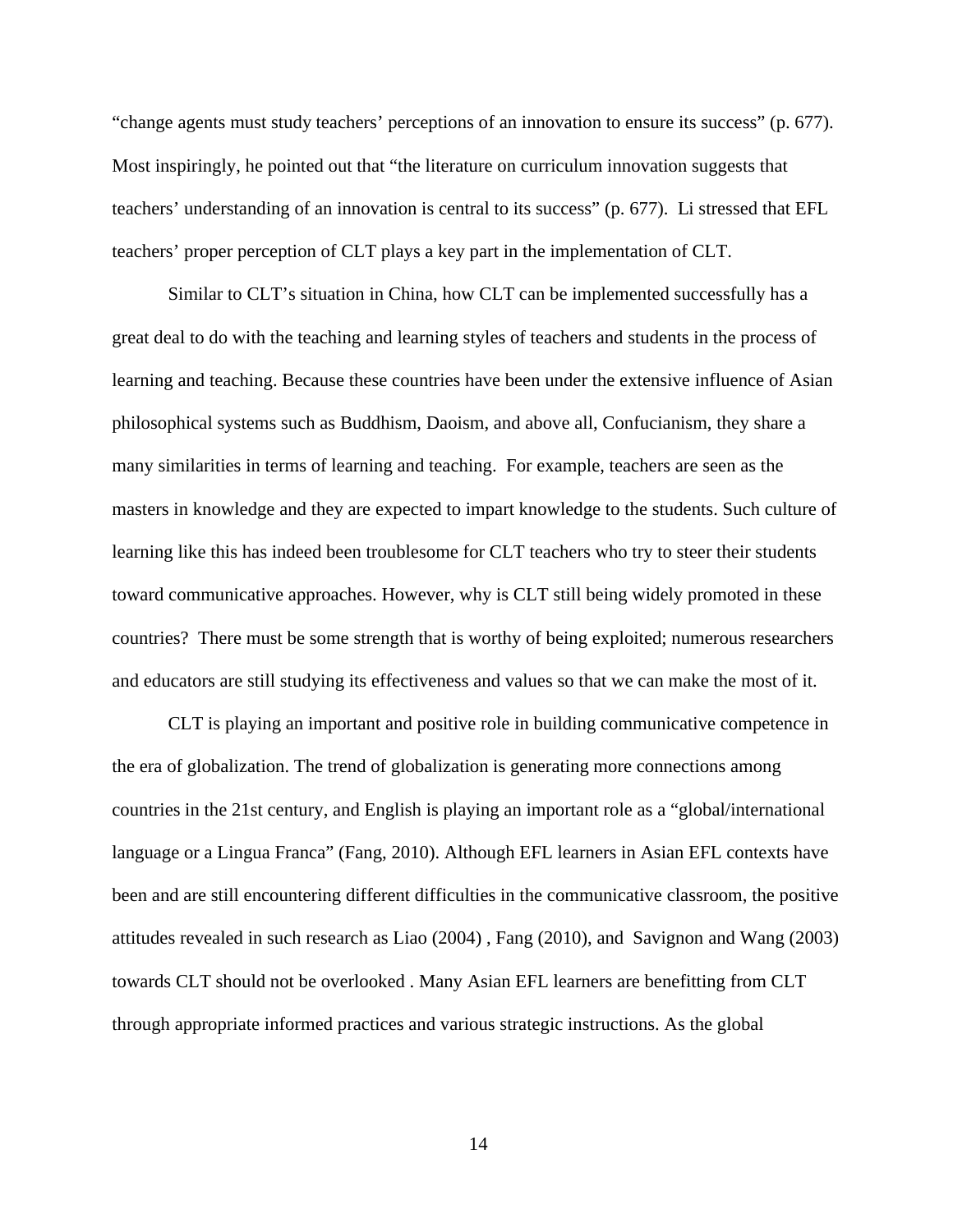"change agents must study teachers' perceptions of an innovation to ensure its success" (p. 677). Most inspiringly, he pointed out that "the literature on curriculum innovation suggests that teachers' understanding of an innovation is central to its success" (p. 677). Li stressed that EFL teachers' proper perception of CLT plays a key part in the implementation of CLT.

Similar to CLT's situation in China, how CLT can be implemented successfully has a great deal to do with the teaching and learning styles of teachers and students in the process of learning and teaching. Because these countries have been under the extensive influence of Asian philosophical systems such as Buddhism, Daoism, and above all, Confucianism, they share a many similarities in terms of learning and teaching. For example, teachers are seen as the masters in knowledge and they are expected to impart knowledge to the students. Such culture of learning like this has indeed been troublesome for CLT teachers who try to steer their students toward communicative approaches. However, why is CLT still being widely promoted in these countries? There must be some strength that is worthy of being exploited; numerous researchers and educators are still studying its effectiveness and values so that we can make the most of it.

CLT is playing an important and positive role in building communicative competence in the era of globalization. The trend of globalization is generating more connections among countries in the 21st century, and English is playing an important role as a "global/international language or a Lingua Franca" (Fang, 2010). Although EFL learners in Asian EFL contexts have been and are still encountering different difficulties in the communicative classroom, the positive attitudes revealed in such research as Liao (2004) , Fang (2010), and Savignon and Wang (2003) towards CLT should not be overlooked . Many Asian EFL learners are benefitting from CLT through appropriate informed practices and various strategic instructions. As the global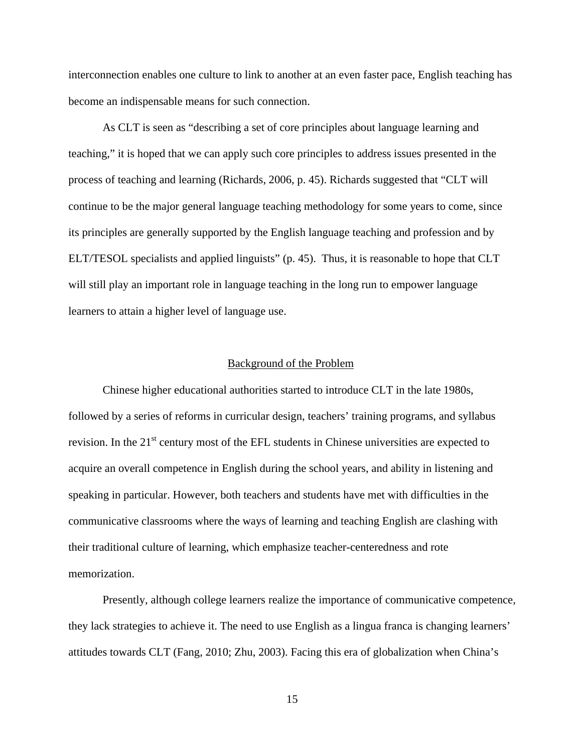interconnection enables one culture to link to another at an even faster pace, English teaching has become an indispensable means for such connection.

As CLT is seen as “describing a set of core principles about language learning and teaching,” it is hoped that we can apply such core principles to address issues presented in the process of teaching and learning (Richards, 2006, p. 45). Richards suggested that “CLT will continue to be the major general language teaching methodology for some years to come, since its principles are generally supported by the English language teaching and profession and by ELT/TESOL specialists and applied linguists” (p. 45). Thus, it is reasonable to hope that CLT will still play an important role in language teaching in the long run to empower language learners to attain a higher level of language use.

## Background of the Problem

Chinese higher educational authorities started to introduce CLT in the late 1980s, followed by a series of reforms in curricular design, teachers’ training programs, and syllabus revision. In the 21st century most of the EFL students in Chinese universities are expected to acquire an overall competence in English during the school years, and ability in listening and speaking in particular. However, both teachers and students have met with difficulties in the communicative classrooms where the ways of learning and teaching English are clashing with their traditional culture of learning, which emphasize teacher-centeredness and rote memorization.

Presently, although college learners realize the importance of communicative competence, they lack strategies to achieve it. The need to use English as a lingua franca is changing learners’ attitudes towards CLT (Fang, 2010; Zhu, 2003). Facing this era of globalization when China’s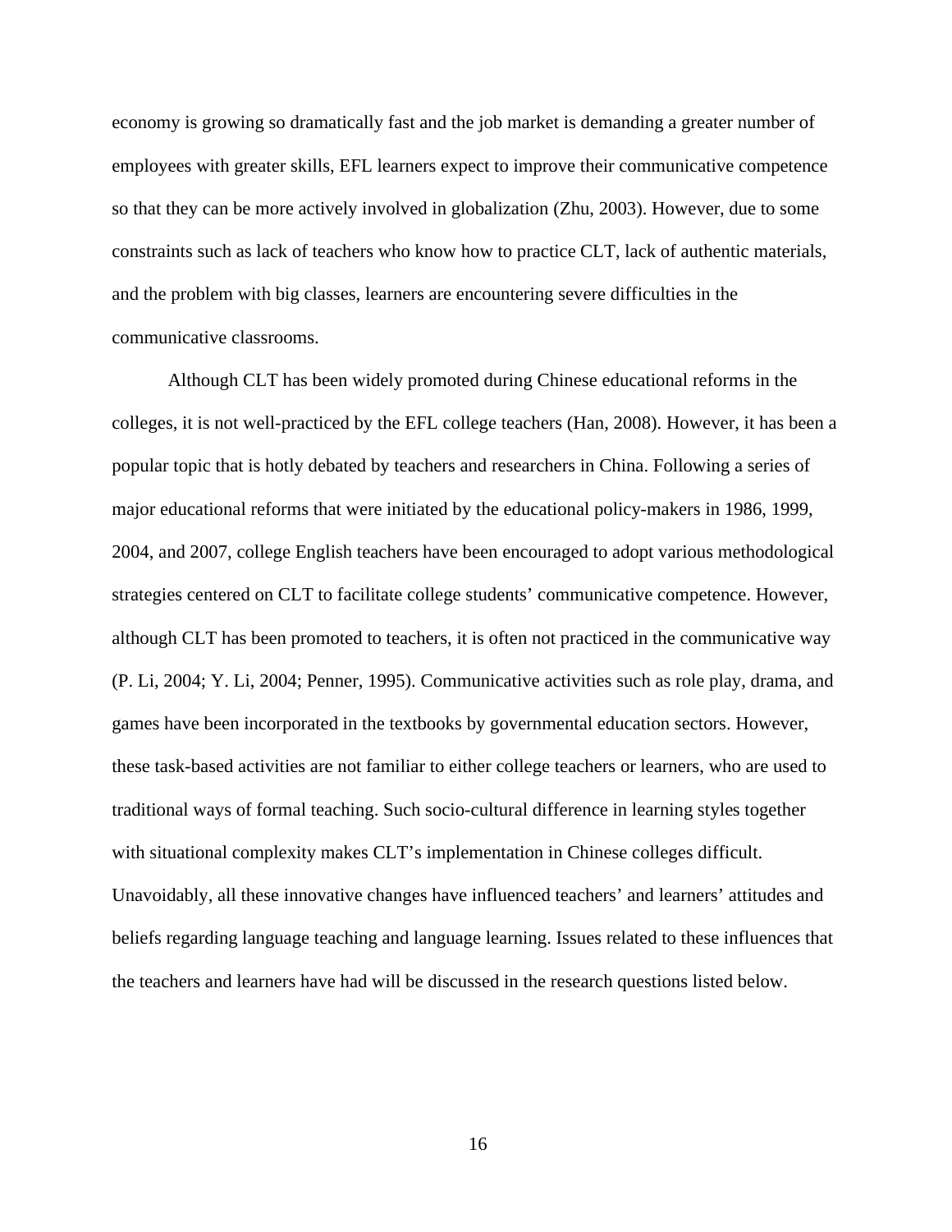economy is growing so dramatically fast and the job market is demanding a greater number of employees with greater skills, EFL learners expect to improve their communicative competence so that they can be more actively involved in globalization (Zhu, 2003). However, due to some constraints such as lack of teachers who know how to practice CLT, lack of authentic materials, and the problem with big classes, learners are encountering severe difficulties in the communicative classrooms.

Although CLT has been widely promoted during Chinese educational reforms in the colleges, it is not well-practiced by the EFL college teachers (Han, 2008). However, it has been a popular topic that is hotly debated by teachers and researchers in China. Following a series of major educational reforms that were initiated by the educational policy-makers in 1986, 1999, 2004, and 2007, college English teachers have been encouraged to adopt various methodological strategies centered on CLT to facilitate college students' communicative competence. However, although CLT has been promoted to teachers, it is often not practiced in the communicative way (P. Li, 2004; Y. Li, 2004; Penner, 1995). Communicative activities such as role play, drama, and games have been incorporated in the textbooks by governmental education sectors. However, these task-based activities are not familiar to either college teachers or learners, who are used to traditional ways of formal teaching. Such socio-cultural difference in learning styles together with situational complexity makes CLT's implementation in Chinese colleges difficult. Unavoidably, all these innovative changes have influenced teachers' and learners' attitudes and beliefs regarding language teaching and language learning. Issues related to these influences that the teachers and learners have had will be discussed in the research questions listed below.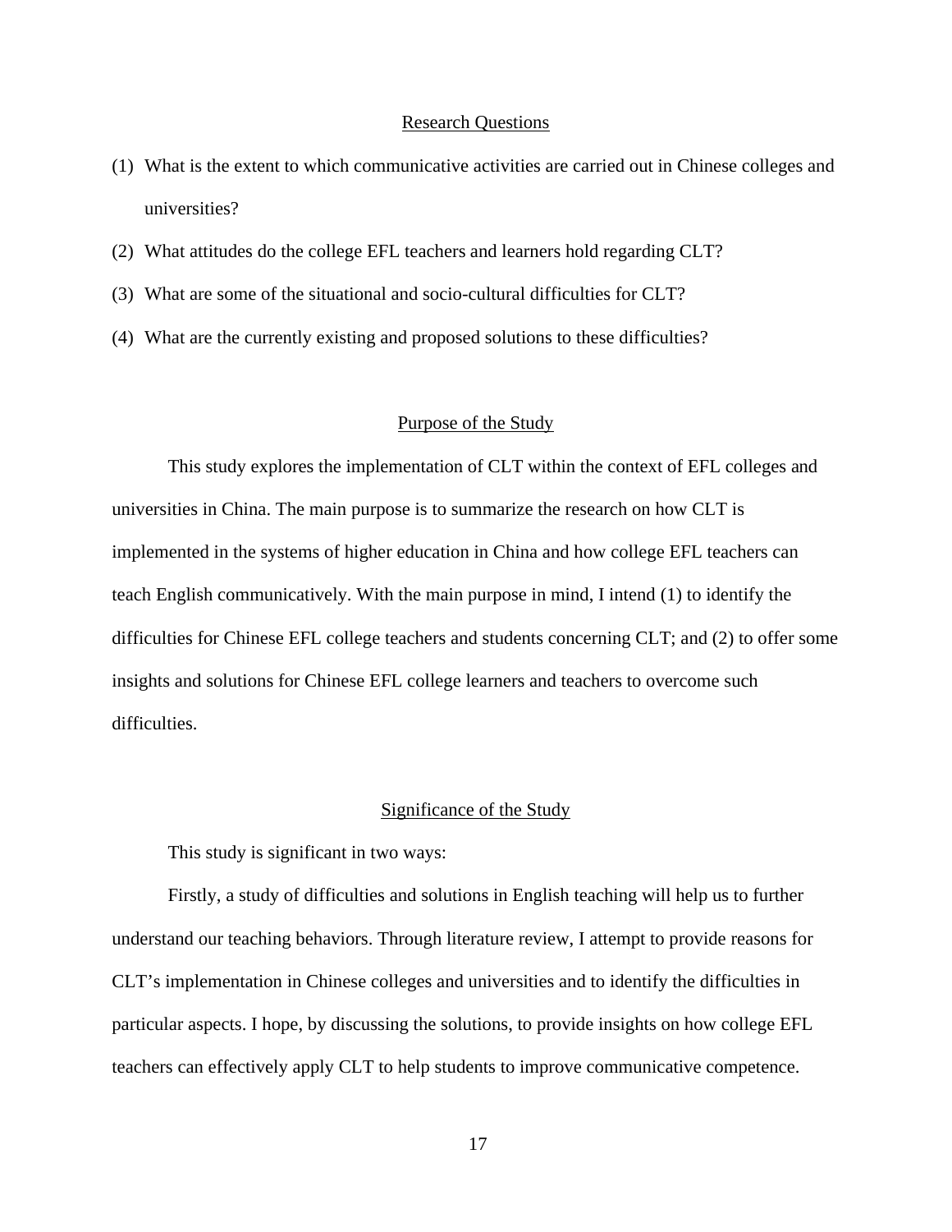## Research Questions

(1) What is the extent to which communicative activities are carried out in Chinese colleges and universities?

(2) What attitudes do the college EFL teachers and learners hold regarding CLT?

(3) What are some of the situational and socio-cultural difficulties for CLT?

(4) What are the currently existing and proposed solutions to these difficulties?

## Purpose of the Study

This study explores the implementation of CLT within the context of EFL colleges and universities in China. The main purpose is to summarize the research on how CLT is implemented in the systems of higher education in China and how college EFL teachers can teach English communicatively. With the main purpose in mind, I intend (1) to identify the difficulties for Chinese EFL college teachers and students concerning CLT; and (2) to offer some insights and solutions for Chinese EFL college learners and teachers to overcome such difficulties.

## Significance of the Study

This study is significant in two ways:

Firstly, a study of difficulties and solutions in English teaching will help us to further understand our teaching behaviors. Through literature review, I attempt to provide reasons for CLT's implementation in Chinese colleges and universities and to identify the difficulties in particular aspects. I hope, by discussing the solutions, to provide insights on how college EFL teachers can effectively apply CLT to help students to improve communicative competence.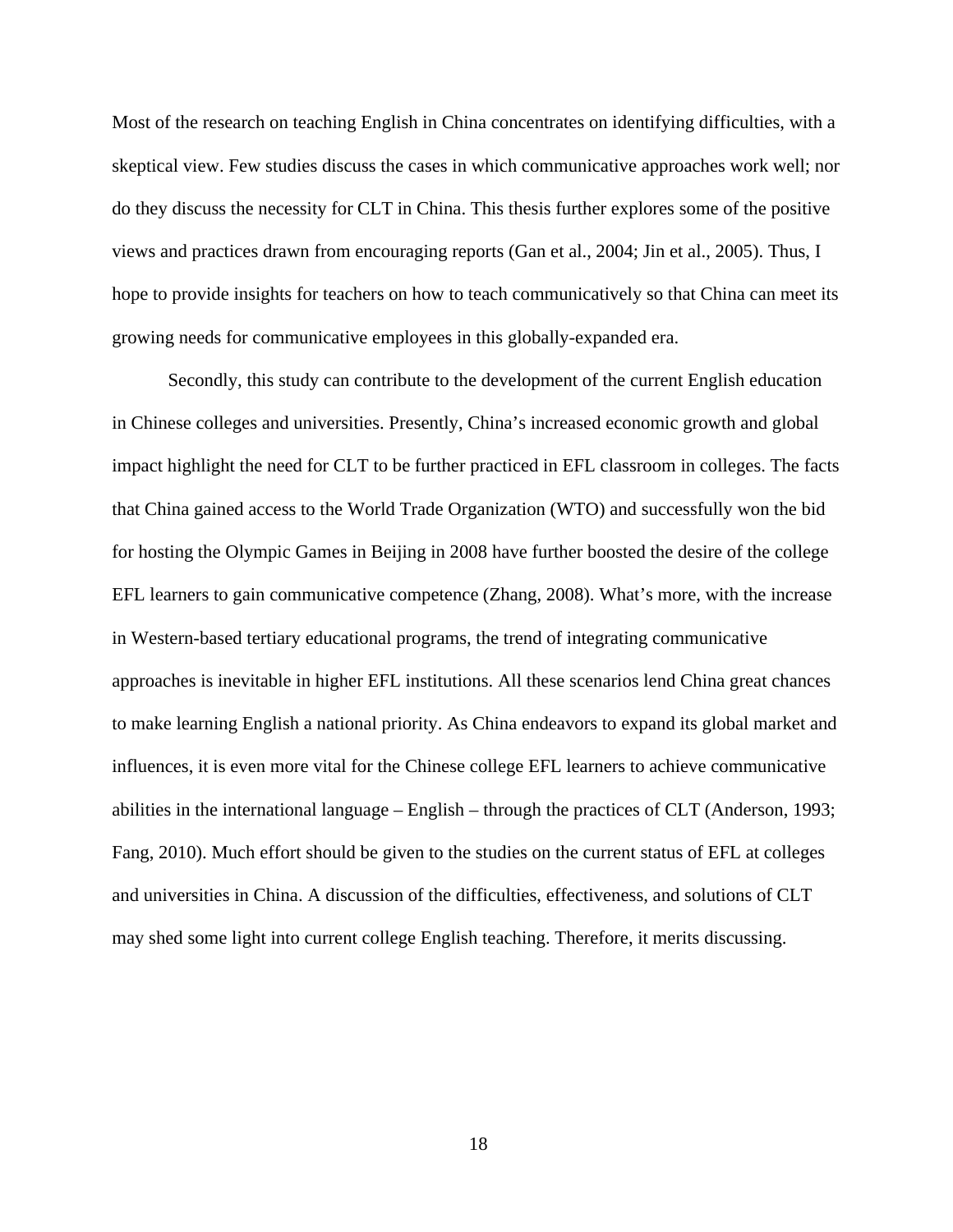Most of the research on teaching English in China concentrates on identifying difficulties, with a skeptical view. Few studies discuss the cases in which communicative approaches work well; nor do they discuss the necessity for CLT in China. This thesis further explores some of the positive views and practices drawn from encouraging reports (Gan et al., 2004; Jin et al., 2005). Thus, I hope to provide insights for teachers on how to teach communicatively so that China can meet its growing needs for communicative employees in this globally-expanded era.

Secondly, this study can contribute to the development of the current English education in Chinese colleges and universities. Presently, China's increased economic growth and global impact highlight the need for CLT to be further practiced in EFL classroom in colleges. The facts that China gained access to the World Trade Organization (WTO) and successfully won the bid for hosting the Olympic Games in Beijing in 2008 have further boosted the desire of the college EFL learners to gain communicative competence (Zhang, 2008). What's more, with the increase in Western-based tertiary educational programs, the trend of integrating communicative approaches is inevitable in higher EFL institutions. All these scenarios lend China great chances to make learning English a national priority. As China endeavors to expand its global market and influences, it is even more vital for the Chinese college EFL learners to achieve communicative abilities in the international language – English – through the practices of CLT (Anderson, 1993; Fang, 2010). Much effort should be given to the studies on the current status of EFL at colleges and universities in China. A discussion of the difficulties, effectiveness, and solutions of CLT may shed some light into current college English teaching. Therefore, it merits discussing.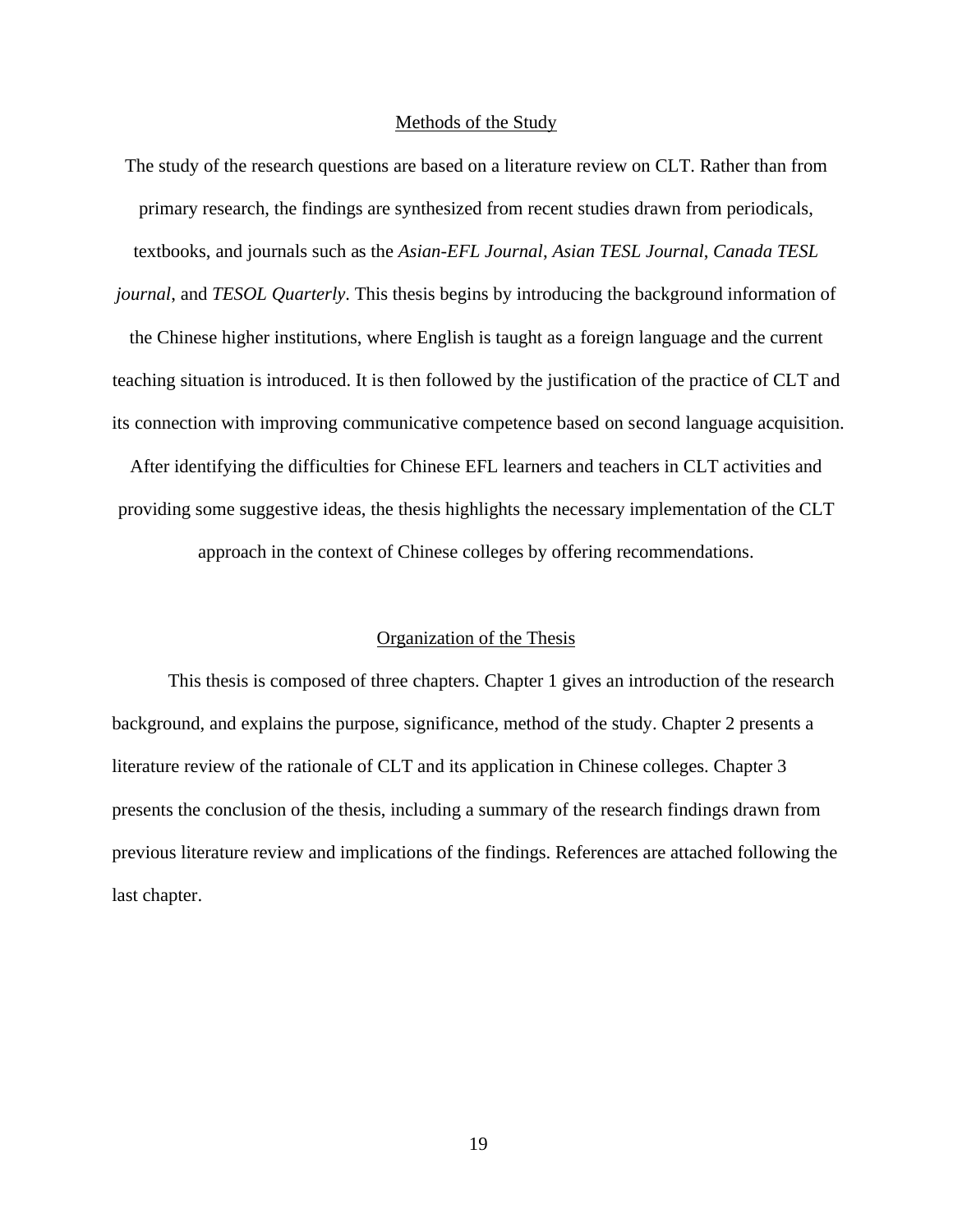## Methods of the Study

The study of the research questions are based on a literature review on CLT. Rather than from primary research, the findings are synthesized from recent studies drawn from periodicals, textbooks, and journals such as the *Asian-EFL Journal*, *Asian TESL Journal*, *Canada TESL journal*, and *TESOL Quarterly*. This thesis begins by introducing the background information of the Chinese higher institutions, where English is taught as a foreign language and the current teaching situation is introduced. It is then followed by the justification of the practice of CLT and its connection with improving communicative competence based on second language acquisition. After identifying the difficulties for Chinese EFL learners and teachers in CLT activities and providing some suggestive ideas, the thesis highlights the necessary implementation of the CLT approach in the context of Chinese colleges by offering recommendations.

## Organization of the Thesis

This thesis is composed of three chapters. Chapter 1 gives an introduction of the research background, and explains the purpose, significance, method of the study. Chapter 2 presents a literature review of the rationale of CLT and its application in Chinese colleges. Chapter 3 presents the conclusion of the thesis, including a summary of the research findings drawn from previous literature review and implications of the findings. References are attached following the last chapter.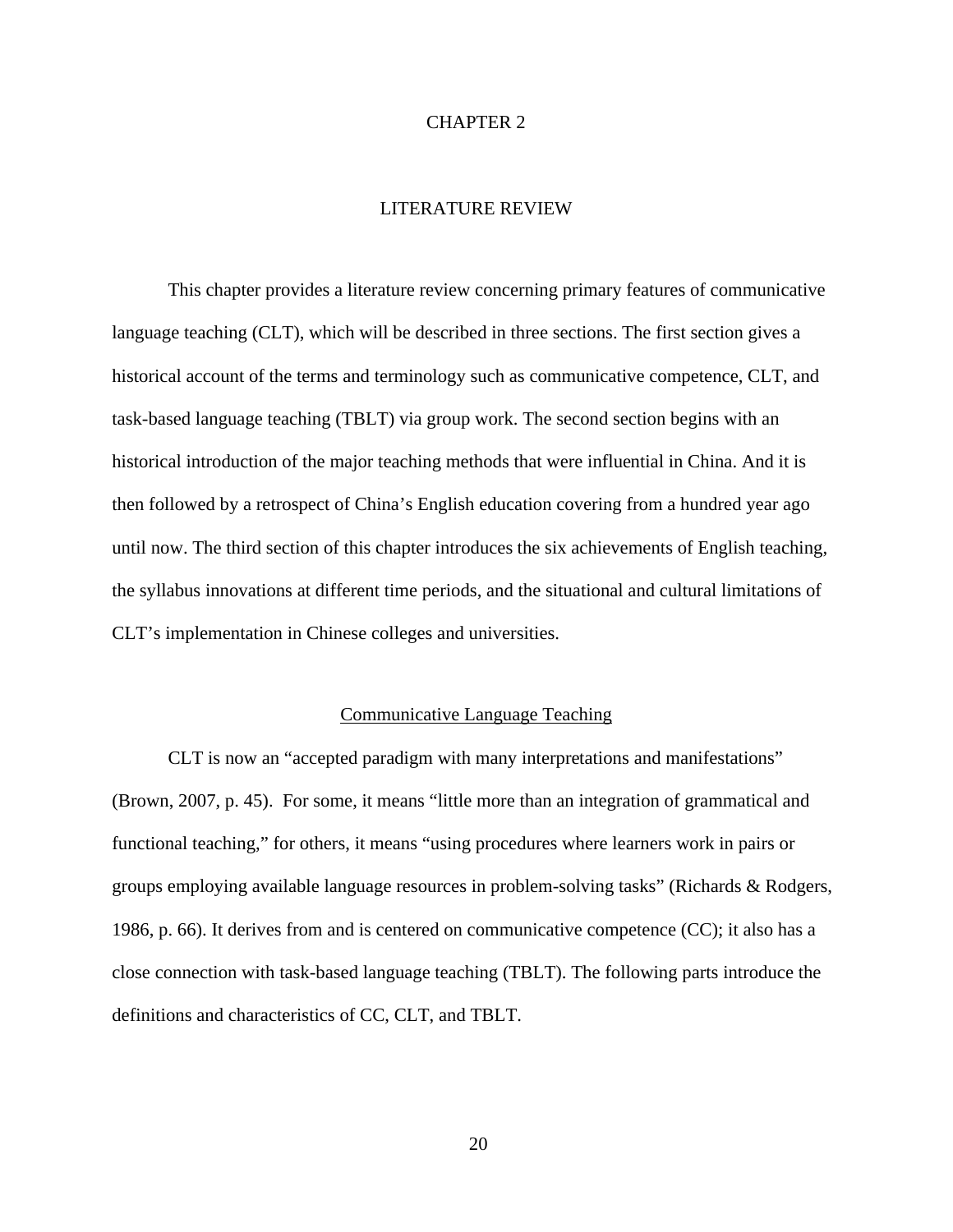# CHAPTER 2

# LITERATURE REVIEW

This chapter provides a literature review concerning primary features of communicative language teaching (CLT), which will be described in three sections. The first section gives a historical account of the terms and terminology such as communicative competence, CLT, and task-based language teaching (TBLT) via group work. The second section begins with an historical introduction of the major teaching methods that were influential in China. And it is then followed by a retrospect of China's English education covering from a hundred year ago until now. The third section of this chapter introduces the six achievements of English teaching, the syllabus innovations at different time periods, and the situational and cultural limitations of CLT's implementation in Chinese colleges and universities.

## Communicative Language Teaching

CLT is now an "accepted paradigm with many interpretations and manifestations" (Brown, 2007, p. 45). For some, it means "little more than an integration of grammatical and functional teaching," for others, it means "using procedures where learners work in pairs or groups employing available language resources in problem-solving tasks" (Richards & Rodgers, 1986, p. 66). It derives from and is centered on communicative competence (CC); it also has a close connection with task-based language teaching (TBLT). The following parts introduce the definitions and characteristics of CC, CLT, and TBLT.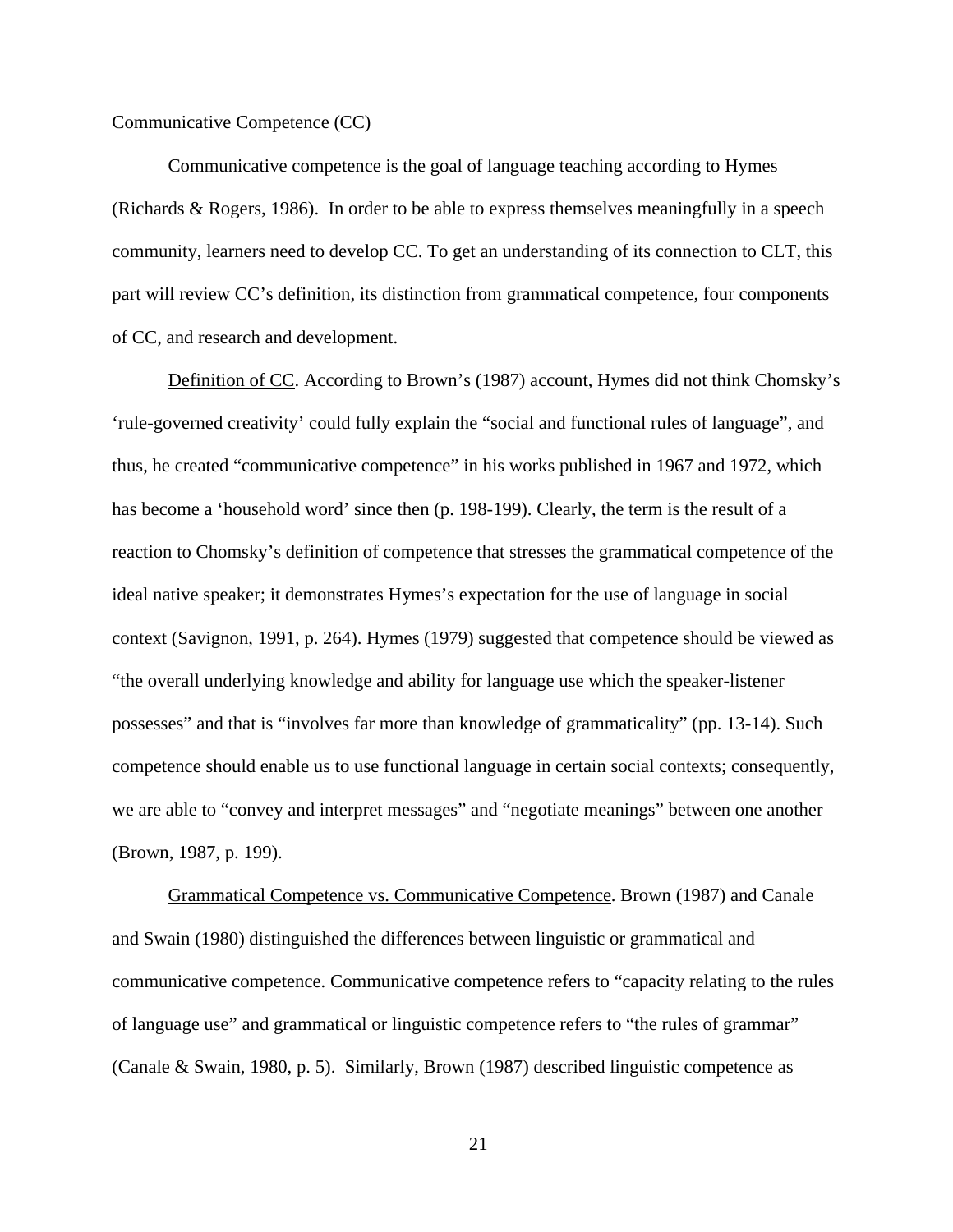Communicative Competence (CC)

Communicative competence is the goal of language teaching according to Hymes (Richards & Rogers, 1986). In order to be able to express themselves meaningfully in a speech community, learners need to develop CC. To get an understanding of its connection to CLT, this part will review CC's definition, its distinction from grammatical competence, four components of CC, and research and development.

Definition of CC. According to Brown's (1987) account, Hymes did not think Chomsky's 'rule-governed creativity' could fully explain the "social and functional rules of language", and thus, he created "communicative competence" in his works published in 1967 and 1972, which has become a 'household word' since then (p. 198-199). Clearly, the term is the result of a reaction to Chomsky's definition of competence that stresses the grammatical competence of the ideal native speaker; it demonstrates Hymes's expectation for the use of language in social context (Savignon, 1991, p. 264). Hymes (1979) suggested that competence should be viewed as "the overall underlying knowledge and ability for language use which the speaker-listener possesses" and that is "involves far more than knowledge of grammaticality" (pp. 13-14). Such competence should enable us to use functional language in certain social contexts; consequently, we are able to "convey and interpret messages" and "negotiate meanings" between one another (Brown, 1987, p. 199).

Grammatical Competence vs. Communicative Competence. Brown (1987) and Canale and Swain (1980) distinguished the differences between linguistic or grammatical and communicative competence. Communicative competence refers to "capacity relating to the rules of language use" and grammatical or linguistic competence refers to "the rules of grammar" (Canale & Swain, 1980, p. 5). Similarly, Brown (1987) described linguistic competence as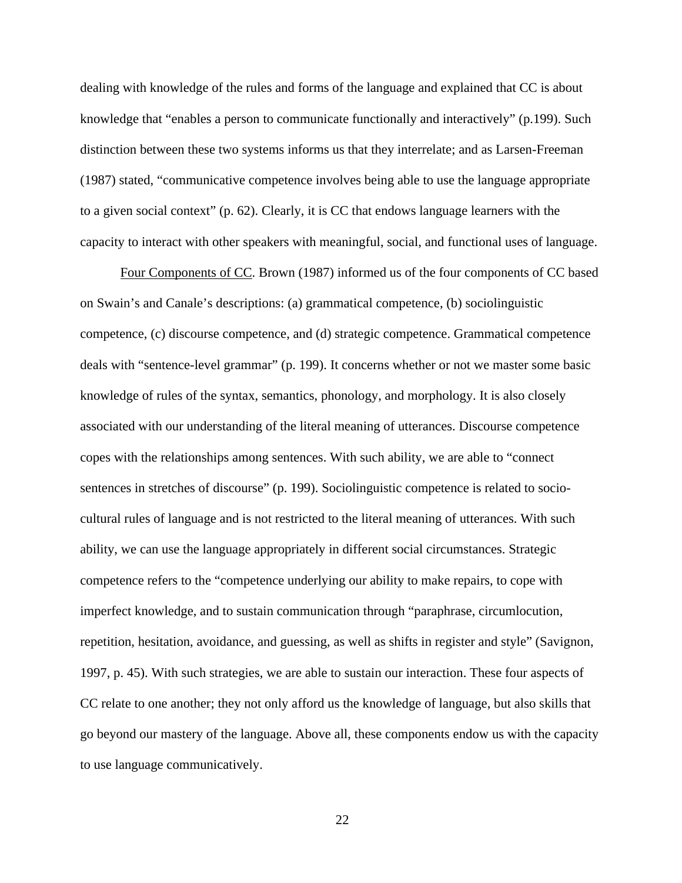dealing with knowledge of the rules and forms of the language and explained that CC is about knowledge that "enables a person to communicate functionally and interactively" (p.199). Such distinction between these two systems informs us that they interrelate; and as Larsen-Freeman (1987) stated, "communicative competence involves being able to use the language appropriate to a given social context" (p. 62). Clearly, it is CC that endows language learners with the capacity to interact with other speakers with meaningful, social, and functional uses of language.

Four Components of CC. Brown (1987) informed us of the four components of CC based on Swain's and Canale's descriptions: (a) grammatical competence, (b) sociolinguistic competence, (c) discourse competence, and (d) strategic competence. Grammatical competence deals with "sentence-level grammar" (p. 199). It concerns whether or not we master some basic knowledge of rules of the syntax, semantics, phonology, and morphology. It is also closely associated with our understanding of the literal meaning of utterances. Discourse competence copes with the relationships among sentences. With such ability, we are able to "connect sentences in stretches of discourse" (p. 199). Sociolinguistic competence is related to socio-cultural rules of language and is not restricted to the literal meaning of utterances. With such ability, we can use the language appropriately in different social circumstances. Strategic competence refers to the "competence underlying our ability to make repairs, to cope with imperfect knowledge, and to sustain communication through "paraphrase, circumlocution, repetition, hesitation, avoidance, and guessing, as well as shifts in register and style" (Savignon, 1997, p. 45). With such strategies, we are able to sustain our interaction. These four aspects of CC relate to one another; they not only afford us the knowledge of language, but also skills that go beyond our mastery of the language. Above all, these components endow us with the capacity to use language communicatively.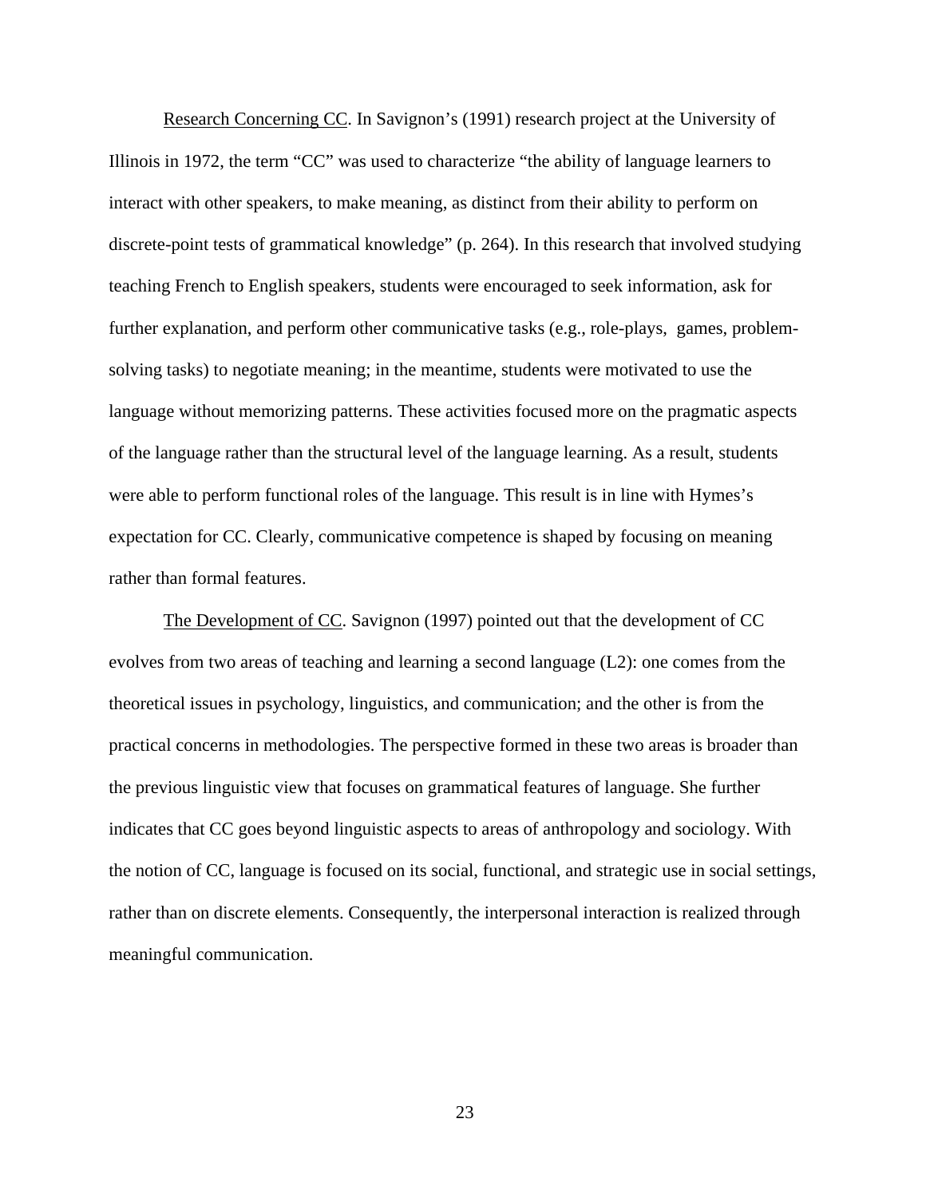Research Concerning CC. In Savignon's (1991) research project at the University of Illinois in 1972, the term "CC" was used to characterize "the ability of language learners to interact with other speakers, to make meaning, as distinct from their ability to perform on discrete-point tests of grammatical knowledge" (p. 264). In this research that involved studying teaching French to English speakers, students were encouraged to seek information, ask for further explanation, and perform other communicative tasks (e.g., role-plays, games, problem-solving tasks) to negotiate meaning; in the meantime, students were motivated to use the language without memorizing patterns. These activities focused more on the pragmatic aspects of the language rather than the structural level of the language learning. As a result, students were able to perform functional roles of the language. This result is in line with Hymes's expectation for CC. Clearly, communicative competence is shaped by focusing on meaning rather than formal features.

The Development of CC. Savignon (1997) pointed out that the development of CC evolves from two areas of teaching and learning a second language (L2): one comes from the theoretical issues in psychology, linguistics, and communication; and the other is from the practical concerns in methodologies. The perspective formed in these two areas is broader than the previous linguistic view that focuses on grammatical features of language. She further indicates that CC goes beyond linguistic aspects to areas of anthropology and sociology. With the notion of CC, language is focused on its social, functional, and strategic use in social settings, rather than on discrete elements. Consequently, the interpersonal interaction is realized through meaningful communication.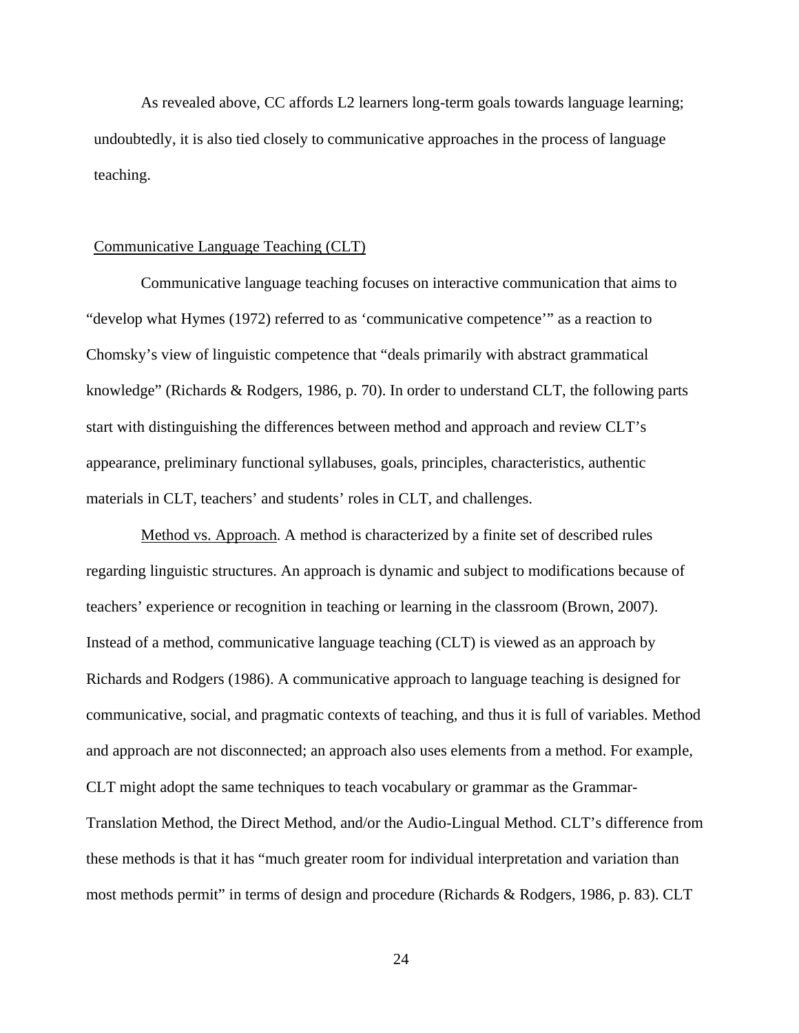As revealed above, CC affords L2 learners long-term goals towards language learning; undoubtedly, it is also tied closely to communicative approaches in the process of language teaching.

## Communicative Language Teaching (CLT)

Communicative language teaching focuses on interactive communication that aims to "develop what Hymes (1972) referred to as 'communicative competence'" as a reaction to Chomsky's view of linguistic competence that "deals primarily with abstract grammatical knowledge" (Richards & Rodgers, 1986, p. 70). In order to understand CLT, the following parts start with distinguishing the differences between method and approach and review CLT's appearance, preliminary functional syllabuses, goals, principles, characteristics, authentic materials in CLT, teachers' and students' roles in CLT, and challenges.

Method vs. Approach. A method is characterized by a finite set of described rules regarding linguistic structures. An approach is dynamic and subject to modifications because of teachers' experience or recognition in teaching or learning in the classroom (Brown, 2007). Instead of a method, communicative language teaching (CLT) is viewed as an approach by Richards and Rodgers (1986). A communicative approach to language teaching is designed for communicative, social, and pragmatic contexts of teaching, and thus it is full of variables. Method and approach are not disconnected; an approach also uses elements from a method. For example, CLT might adopt the same techniques to teach vocabulary or grammar as the Grammar-Translation Method, the Direct Method, and/or the Audio-Lingual Method. CLT's difference from these methods is that it has "much greater room for individual interpretation and variation than most methods permit" in terms of design and procedure (Richards & Rodgers, 1986, p. 83). CLT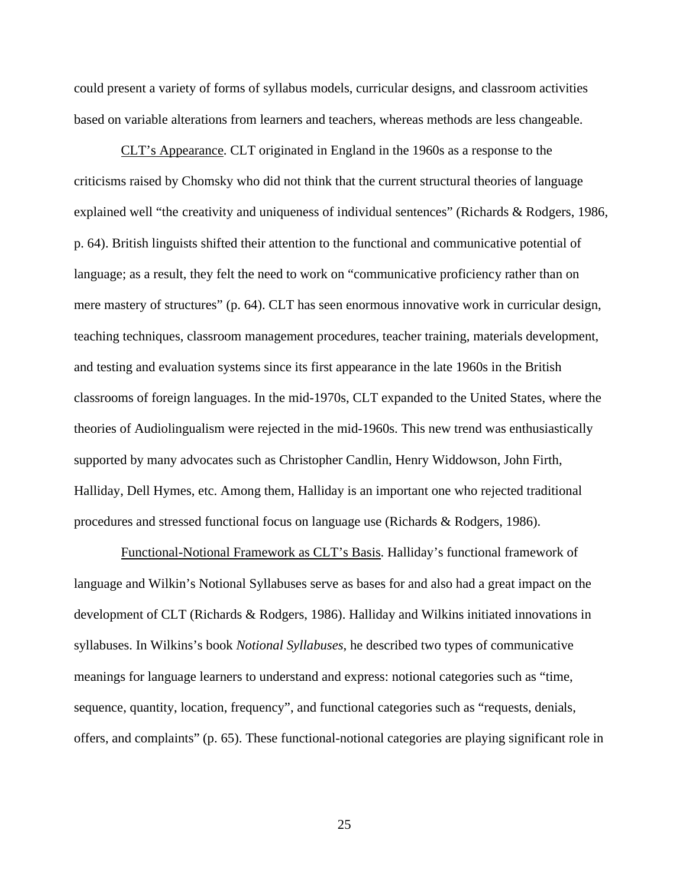could present a variety of forms of syllabus models, curricular designs, and classroom activities based on variable alterations from learners and teachers, whereas methods are less changeable.

<u>CLT's Appearance</u>. CLT originated in England in the 1960s as a response to the criticisms raised by Chomsky who did not think that the current structural theories of language explained well "the creativity and uniqueness of individual sentences" (Richards & Rodgers, 1986, p. 64). British linguists shifted their attention to the functional and communicative potential of language; as a result, they felt the need to work on "communicative proficiency rather than on mere mastery of structures" (p. 64). CLT has seen enormous innovative work in curricular design, teaching techniques, classroom management procedures, teacher training, materials development, and testing and evaluation systems since its first appearance in the late 1960s in the British classrooms of foreign languages. In the mid-1970s, CLT expanded to the United States, where the theories of Audiolingualism were rejected in the mid-1960s. This new trend was enthusiastically supported by many advocates such as Christopher Candlin, Henry Widdowson, John Firth, Halliday, Dell Hymes, etc. Among them, Halliday is an important one who rejected traditional procedures and stressed functional focus on language use (Richards & Rodgers, 1986).

<u>Functional-Notional Framework as CLT's Basis</u>. Halliday's functional framework of language and Wilkin's Notional Syllabuses serve as bases for and also had a great impact on the development of CLT (Richards & Rodgers, 1986). Halliday and Wilkins initiated innovations in syllabuses. In Wilkins's book *Notional Syllabuses*, he described two types of communicative meanings for language learners to understand and express: notional categories such as "time, sequence, quantity, location, frequency", and functional categories such as "requests, denials, offers, and complaints" (p. 65). These functional-notional categories are playing significant role in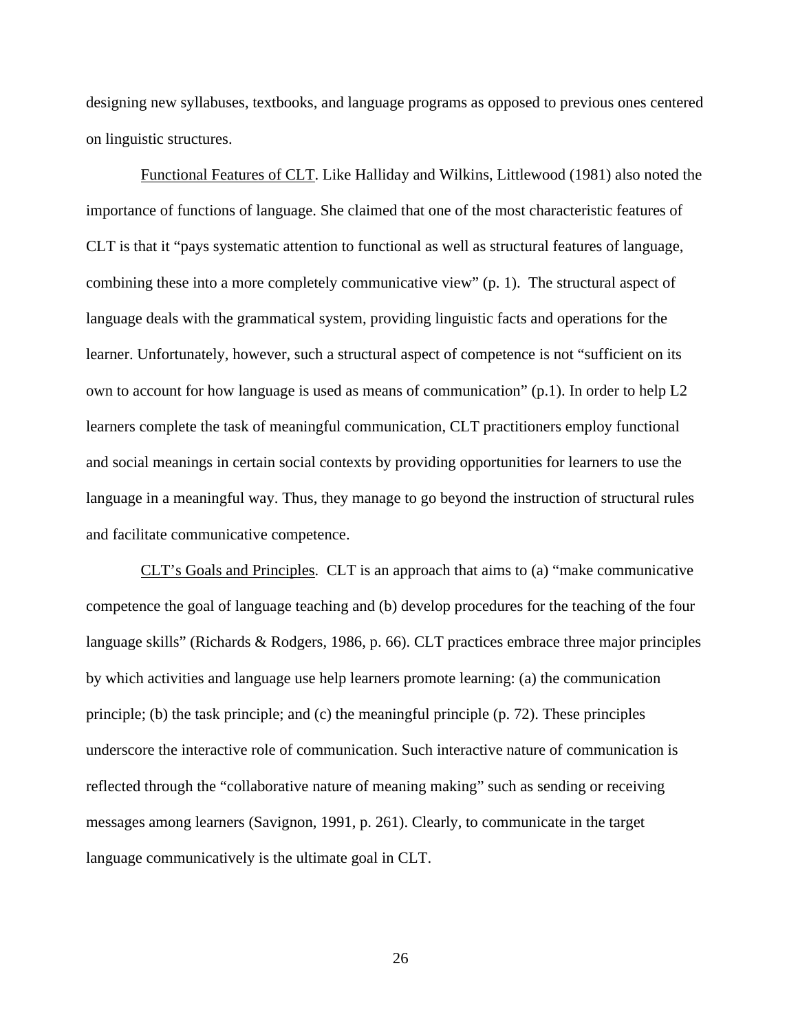designing new syllabuses, textbooks, and language programs as opposed to previous ones centered on linguistic structures.

Functional Features of CLT. Like Halliday and Wilkins, Littlewood (1981) also noted the importance of functions of language. She claimed that one of the most characteristic features of CLT is that it "pays systematic attention to functional as well as structural features of language, combining these into a more completely communicative view" (p. 1). The structural aspect of language deals with the grammatical system, providing linguistic facts and operations for the learner. Unfortunately, however, such a structural aspect of competence is not "sufficient on its own to account for how language is used as means of communication" (p.1). In order to help L2 learners complete the task of meaningful communication, CLT practitioners employ functional and social meanings in certain social contexts by providing opportunities for learners to use the language in a meaningful way. Thus, they manage to go beyond the instruction of structural rules and facilitate communicative competence.

CLT's Goals and Principles. CLT is an approach that aims to (a) "make communicative competence the goal of language teaching and (b) develop procedures for the teaching of the four language skills" (Richards & Rodgers, 1986, p. 66). CLT practices embrace three major principles by which activities and language use help learners promote learning: (a) the communication principle; (b) the task principle; and (c) the meaningful principle (p. 72). These principles underscore the interactive role of communication. Such interactive nature of communication is reflected through the "collaborative nature of meaning making" such as sending or receiving messages among learners (Savignon, 1991, p. 261). Clearly, to communicate in the target language communicatively is the ultimate goal in CLT.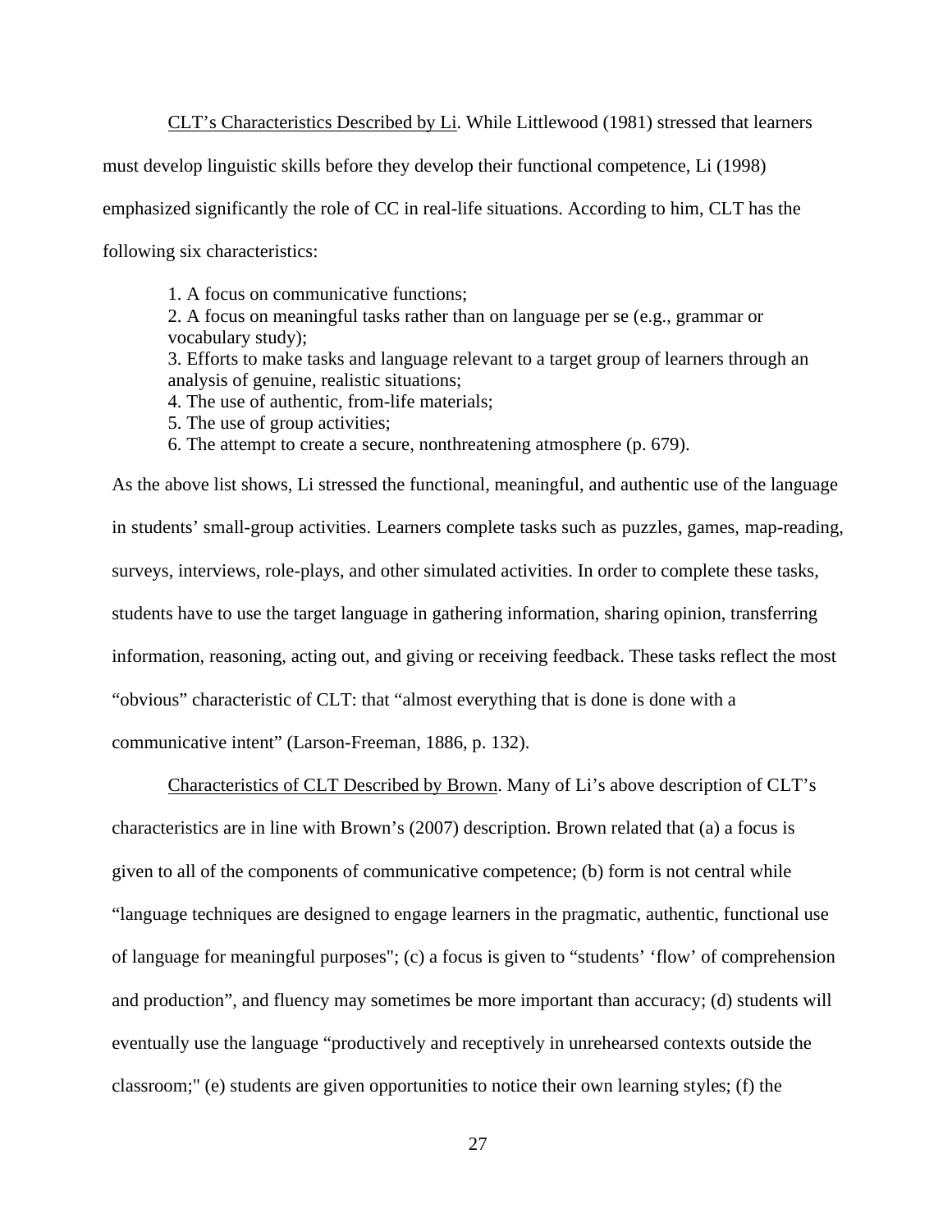CLT's Characteristics Described by Li. While Littlewood (1981) stressed that learners must develop linguistic skills before they develop their functional competence, Li (1998) emphasized significantly the role of CC in real-life situations. According to him, CLT has the following six characteristics:

> 1. A focus on communicative functions;
> 2. A focus on meaningful tasks rather than on language per se (e.g., grammar or vocabulary study);
> 3. Efforts to make tasks and language relevant to a target group of learners through an analysis of genuine, realistic situations;
> 4. The use of authentic, from-life materials;
> 5. The use of group activities;
> 6. The attempt to create a secure, nonthreatening atmosphere (p. 679).

As the above list shows, Li stressed the functional, meaningful, and authentic use of the language in students' small-group activities. Learners complete tasks such as puzzles, games, map-reading, surveys, interviews, role-plays, and other simulated activities. In order to complete these tasks, students have to use the target language in gathering information, sharing opinion, transferring information, reasoning, acting out, and giving or receiving feedback. These tasks reflect the most "obvious" characteristic of CLT: that "almost everything that is done is done with a communicative intent" (Larson-Freeman, 1886, p. 132).

Characteristics of CLT Described by Brown. Many of Li's above description of CLT's characteristics are in line with Brown's (2007) description. Brown related that (a) a focus is given to all of the components of communicative competence; (b) form is not central while "language techniques are designed to engage learners in the pragmatic, authentic, functional use of language for meaningful purposes"; (c) a focus is given to "students' 'flow' of comprehension and production", and fluency may sometimes be more important than accuracy; (d) students will eventually use the language "productively and receptively in unrehearsed contexts outside the classroom;" (e) students are given opportunities to notice their own learning styles; (f) the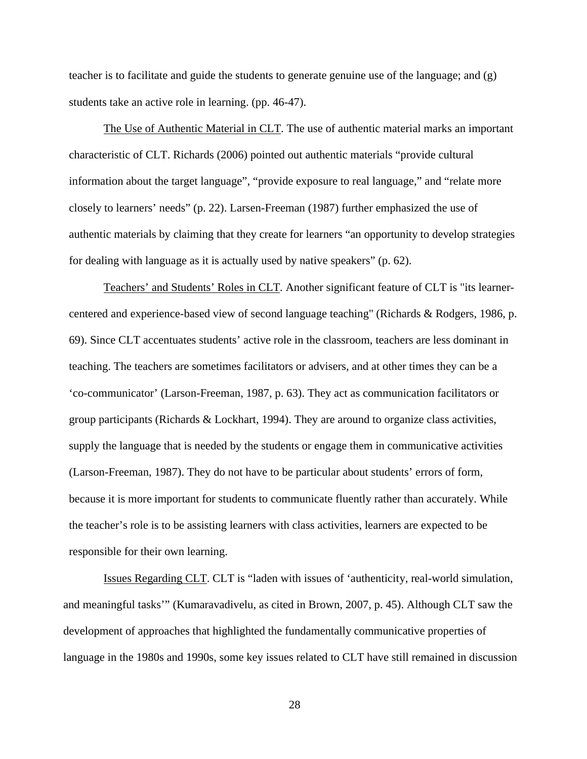teacher is to facilitate and guide the students to generate genuine use of the language; and (g) students take an active role in learning. (pp. 46-47).

<u>The Use of Authentic Material in CLT</u>. The use of authentic material marks an important characteristic of CLT. Richards (2006) pointed out authentic materials "provide cultural information about the target language", "provide exposure to real language," and "relate more closely to learners' needs" (p. 22). Larsen-Freeman (1987) further emphasized the use of authentic materials by claiming that they create for learners "an opportunity to develop strategies for dealing with language as it is actually used by native speakers" (p. 62).

<u>Teachers' and Students' Roles in CLT</u>. Another significant feature of CLT is "its learner-centered and experience-based view of second language teaching" (Richards & Rodgers, 1986, p. 69). Since CLT accentuates students' active role in the classroom, teachers are less dominant in teaching. The teachers are sometimes facilitators or advisers, and at other times they can be a 'co-communicator' (Larson-Freeman, 1987, p. 63). They act as communication facilitators or group participants (Richards & Lockhart, 1994). They are around to organize class activities, supply the language that is needed by the students or engage them in communicative activities (Larson-Freeman, 1987). They do not have to be particular about students' errors of form, because it is more important for students to communicate fluently rather than accurately. While the teacher's role is to be assisting learners with class activities, learners are expected to be responsible for their own learning.

<u>Issues Regarding CLT</u>. CLT is "laden with issues of 'authenticity, real-world simulation, and meaningful tasks'" (Kumaravadivelu, as cited in Brown, 2007, p. 45). Although CLT saw the development of approaches that highlighted the fundamentally communicative properties of language in the 1980s and 1990s, some key issues related to CLT have still remained in discussion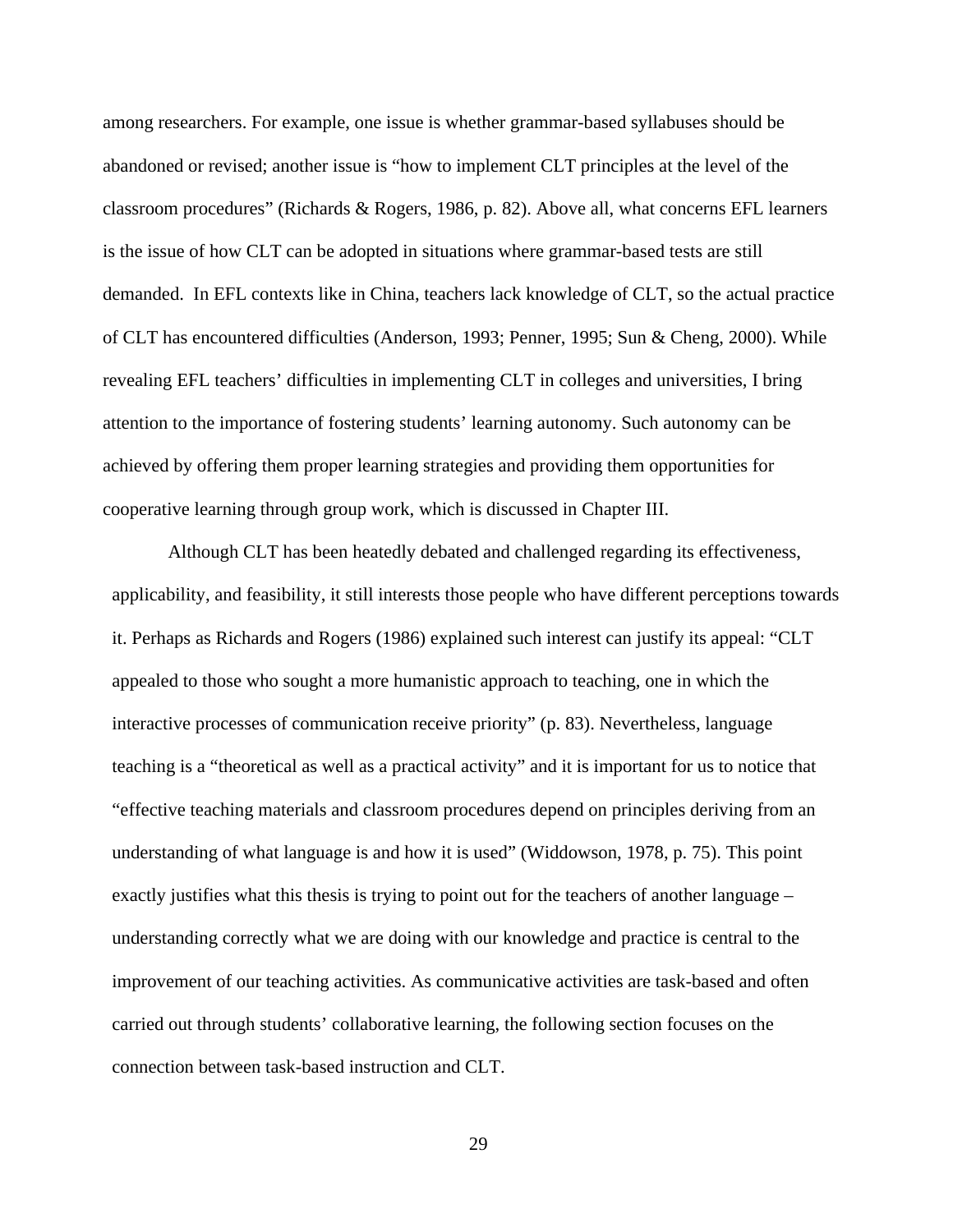among researchers. For example, one issue is whether grammar-based syllabuses should be abandoned or revised; another issue is "how to implement CLT principles at the level of the classroom procedures" (Richards & Rogers, 1986, p. 82). Above all, what concerns EFL learners is the issue of how CLT can be adopted in situations where grammar-based tests are still demanded.  In EFL contexts like in China, teachers lack knowledge of CLT, so the actual practice of CLT has encountered difficulties (Anderson, 1993; Penner, 1995; Sun & Cheng, 2000). While revealing EFL teachers' difficulties in implementing CLT in colleges and universities, I bring attention to the importance of fostering students' learning autonomy. Such autonomy can be achieved by offering them proper learning strategies and providing them opportunities for cooperative learning through group work, which is discussed in Chapter III.

Although CLT has been heatedly debated and challenged regarding its effectiveness, applicability, and feasibility, it still interests those people who have different perceptions towards it. Perhaps as Richards and Rogers (1986) explained such interest can justify its appeal: "CLT appealed to those who sought a more humanistic approach to teaching, one in which the interactive processes of communication receive priority" (p. 83). Nevertheless, language teaching is a "theoretical as well as a practical activity" and it is important for us to notice that "effective teaching materials and classroom procedures depend on principles deriving from an understanding of what language is and how it is used" (Widdowson, 1978, p. 75). This point exactly justifies what this thesis is trying to point out for the teachers of another language – understanding correctly what we are doing with our knowledge and practice is central to the improvement of our teaching activities. As communicative activities are task-based and often carried out through students' collaborative learning, the following section focuses on the connection between task-based instruction and CLT.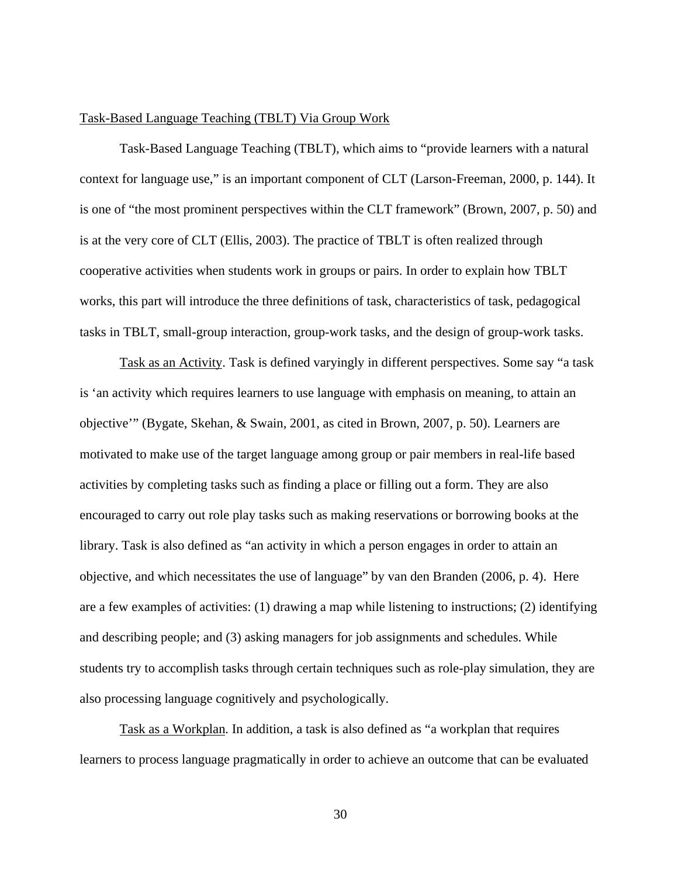<u>Task-Based Language Teaching (TBLT) Via Group Work</u>

Task-Based Language Teaching (TBLT), which aims to "provide learners with a natural context for language use," is an important component of CLT (Larson-Freeman, 2000, p. 144). It is one of "the most prominent perspectives within the CLT framework" (Brown, 2007, p. 50) and is at the very core of CLT (Ellis, 2003). The practice of TBLT is often realized through cooperative activities when students work in groups or pairs. In order to explain how TBLT works, this part will introduce the three definitions of task, characteristics of task, pedagogical tasks in TBLT, small-group interaction, group-work tasks, and the design of group-work tasks.

<u>Task as an Activity</u>. Task is defined varyingly in different perspectives. Some say "a task is 'an activity which requires learners to use language with emphasis on meaning, to attain an objective'" (Bygate, Skehan, & Swain, 2001, as cited in Brown, 2007, p. 50). Learners are motivated to make use of the target language among group or pair members in real-life based activities by completing tasks such as finding a place or filling out a form. They are also encouraged to carry out role play tasks such as making reservations or borrowing books at the library. Task is also defined as "an activity in which a person engages in order to attain an objective, and which necessitates the use of language" by van den Branden (2006, p. 4). Here are a few examples of activities: (1) drawing a map while listening to instructions; (2) identifying and describing people; and (3) asking managers for job assignments and schedules. While students try to accomplish tasks through certain techniques such as role-play simulation, they are also processing language cognitively and psychologically.

<u>Task as a Workplan</u>. In addition, a task is also defined as "a workplan that requires learners to process language pragmatically in order to achieve an outcome that can be evaluated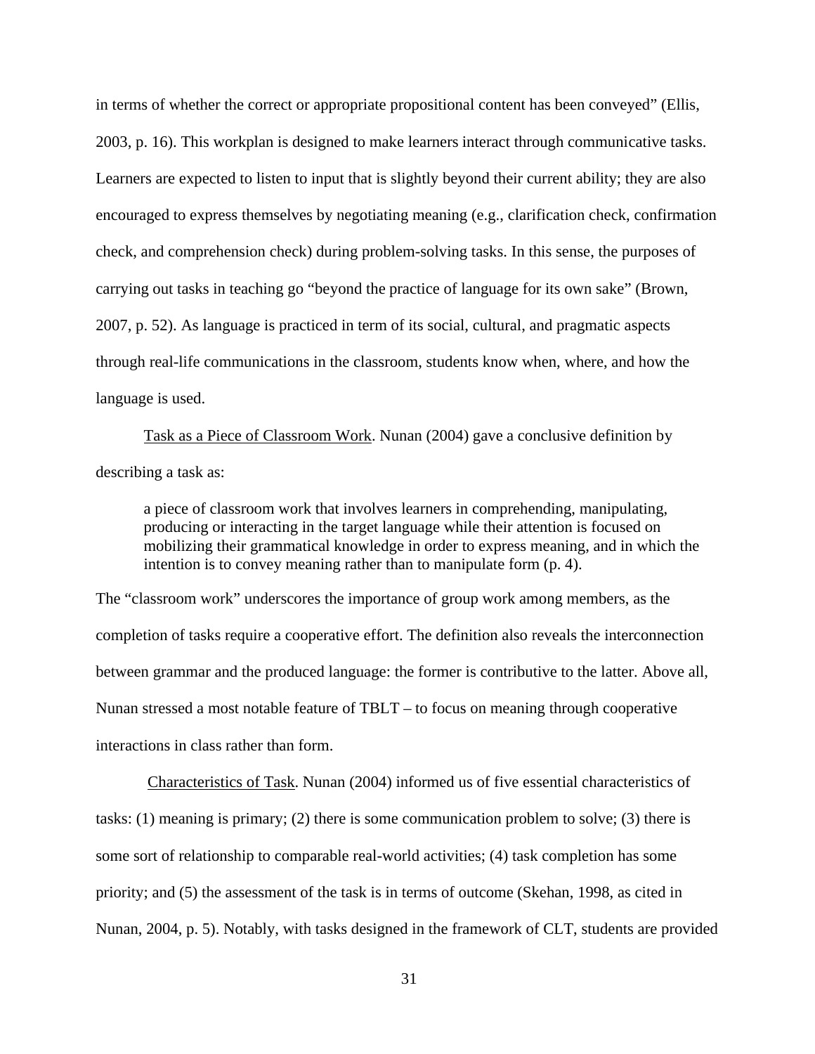in terms of whether the correct or appropriate propositional content has been conveyed" (Ellis, 2003, p. 16). This workplan is designed to make learners interact through communicative tasks. Learners are expected to listen to input that is slightly beyond their current ability; they are also encouraged to express themselves by negotiating meaning (e.g., clarification check, confirmation check, and comprehension check) during problem-solving tasks. In this sense, the purposes of carrying out tasks in teaching go "beyond the practice of language for its own sake" (Brown, 2007, p. 52). As language is practiced in term of its social, cultural, and pragmatic aspects through real-life communications in the classroom, students know when, where, and how the language is used.

Task as a Piece of Classroom Work. Nunan (2004) gave a conclusive definition by describing a task as:

> a piece of classroom work that involves learners in comprehending, manipulating, producing or interacting in the target language while their attention is focused on mobilizing their grammatical knowledge in order to express meaning, and in which the intention is to convey meaning rather than to manipulate form (p. 4).

The "classroom work" underscores the importance of group work among members, as the completion of tasks require a cooperative effort. The definition also reveals the interconnection between grammar and the produced language: the former is contributive to the latter. Above all, Nunan stressed a most notable feature of TBLT – to focus on meaning through cooperative interactions in class rather than form.

Characteristics of Task. Nunan (2004) informed us of five essential characteristics of tasks: (1) meaning is primary; (2) there is some communication problem to solve; (3) there is some sort of relationship to comparable real-world activities; (4) task completion has some priority; and (5) the assessment of the task is in terms of outcome (Skehan, 1998, as cited in Nunan, 2004, p. 5). Notably, with tasks designed in the framework of CLT, students are provided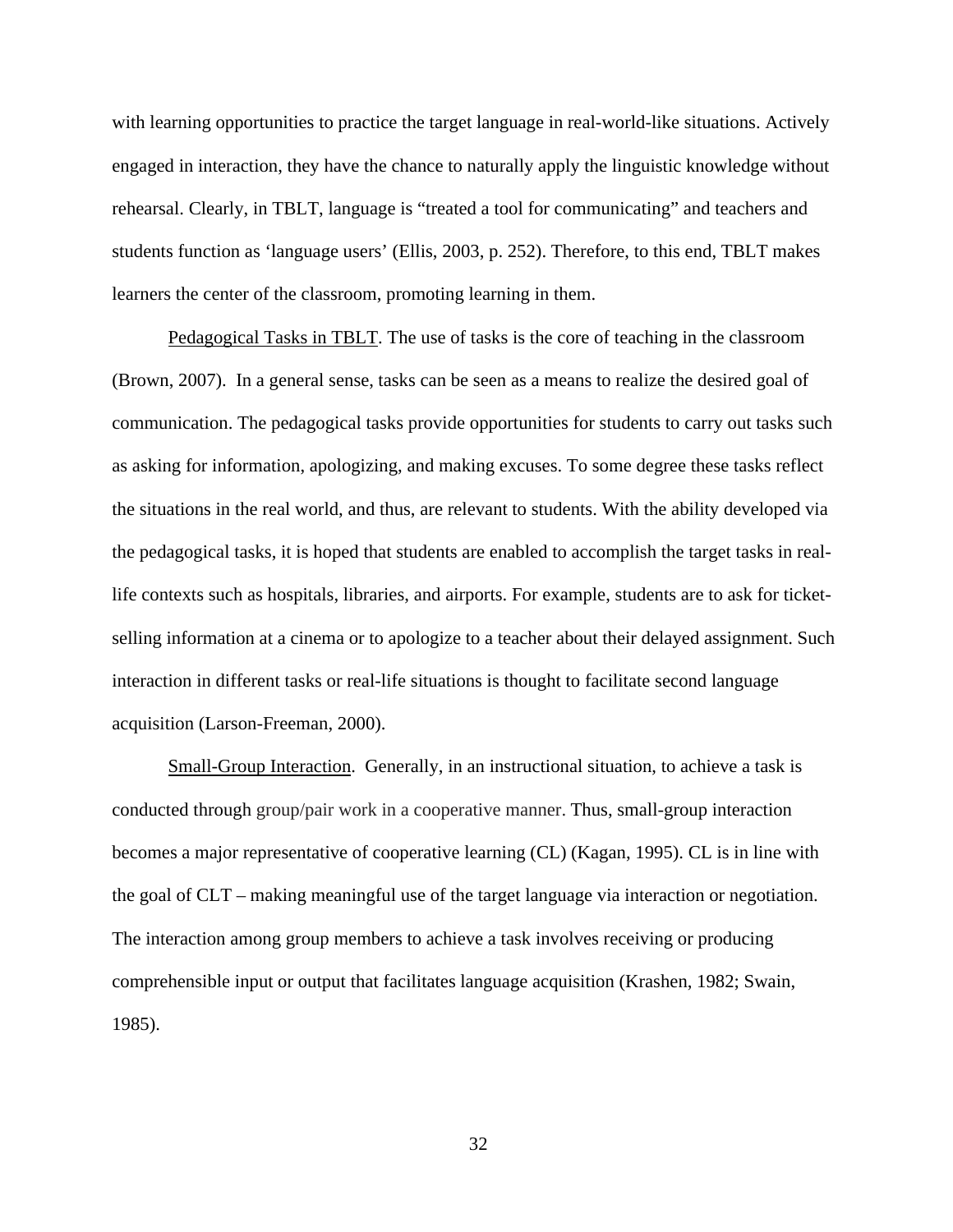with learning opportunities to practice the target language in real-world-like situations. Actively engaged in interaction, they have the chance to naturally apply the linguistic knowledge without rehearsal. Clearly, in TBLT, language is “treated a tool for communicating” and teachers and students function as ‘language users’ (Ellis, 2003, p. 252). Therefore, to this end, TBLT makes learners the center of the classroom, promoting learning in them.

Pedagogical Tasks in TBLT. The use of tasks is the core of teaching in the classroom (Brown, 2007). In a general sense, tasks can be seen as a means to realize the desired goal of communication. The pedagogical tasks provide opportunities for students to carry out tasks such as asking for information, apologizing, and making excuses. To some degree these tasks reflect the situations in the real world, and thus, are relevant to students. With the ability developed via the pedagogical tasks, it is hoped that students are enabled to accomplish the target tasks in real-life contexts such as hospitals, libraries, and airports. For example, students are to ask for ticket-selling information at a cinema or to apologize to a teacher about their delayed assignment. Such interaction in different tasks or real-life situations is thought to facilitate second language acquisition (Larson-Freeman, 2000).

Small-Group Interaction. Generally, in an instructional situation, to achieve a task is conducted through group/pair work in a cooperative manner. Thus, small-group interaction becomes a major representative of cooperative learning (CL) (Kagan, 1995). CL is in line with the goal of CLT – making meaningful use of the target language via interaction or negotiation. The interaction among group members to achieve a task involves receiving or producing comprehensible input or output that facilitates language acquisition (Krashen, 1982; Swain, 1985).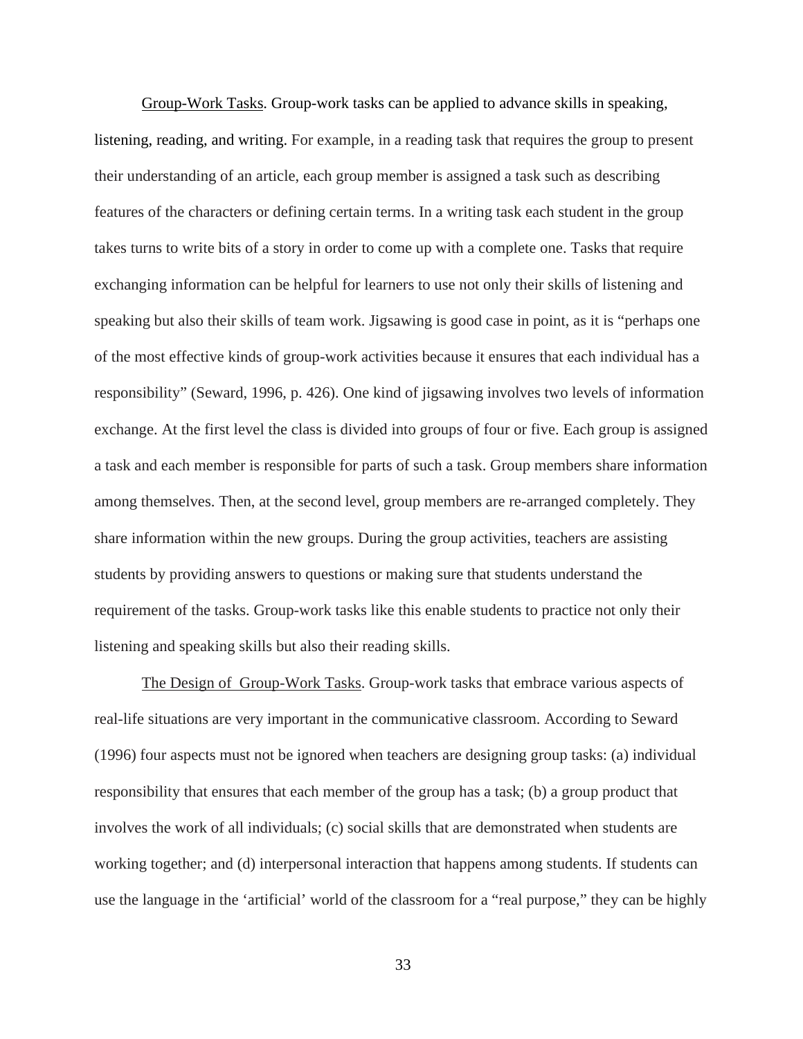Group-Work Tasks. Group-work tasks can be applied to advance skills in speaking, listening, reading, and writing. For example, in a reading task that requires the group to present their understanding of an article, each group member is assigned a task such as describing features of the characters or defining certain terms. In a writing task each student in the group takes turns to write bits of a story in order to come up with a complete one. Tasks that require exchanging information can be helpful for learners to use not only their skills of listening and speaking but also their skills of team work. Jigsawing is good case in point, as it is "perhaps one of the most effective kinds of group-work activities because it ensures that each individual has a responsibility" (Seward, 1996, p. 426). One kind of jigsawing involves two levels of information exchange. At the first level the class is divided into groups of four or five. Each group is assigned a task and each member is responsible for parts of such a task. Group members share information among themselves. Then, at the second level, group members are re-arranged completely. They share information within the new groups. During the group activities, teachers are assisting students by providing answers to questions or making sure that students understand the requirement of the tasks. Group-work tasks like this enable students to practice not only their listening and speaking skills but also their reading skills.

The Design of Group-Work Tasks. Group-work tasks that embrace various aspects of real-life situations are very important in the communicative classroom. According to Seward (1996) four aspects must not be ignored when teachers are designing group tasks: (a) individual responsibility that ensures that each member of the group has a task; (b) a group product that involves the work of all individuals; (c) social skills that are demonstrated when students are working together; and (d) interpersonal interaction that happens among students. If students can use the language in the 'artificial' world of the classroom for a "real purpose," they can be highly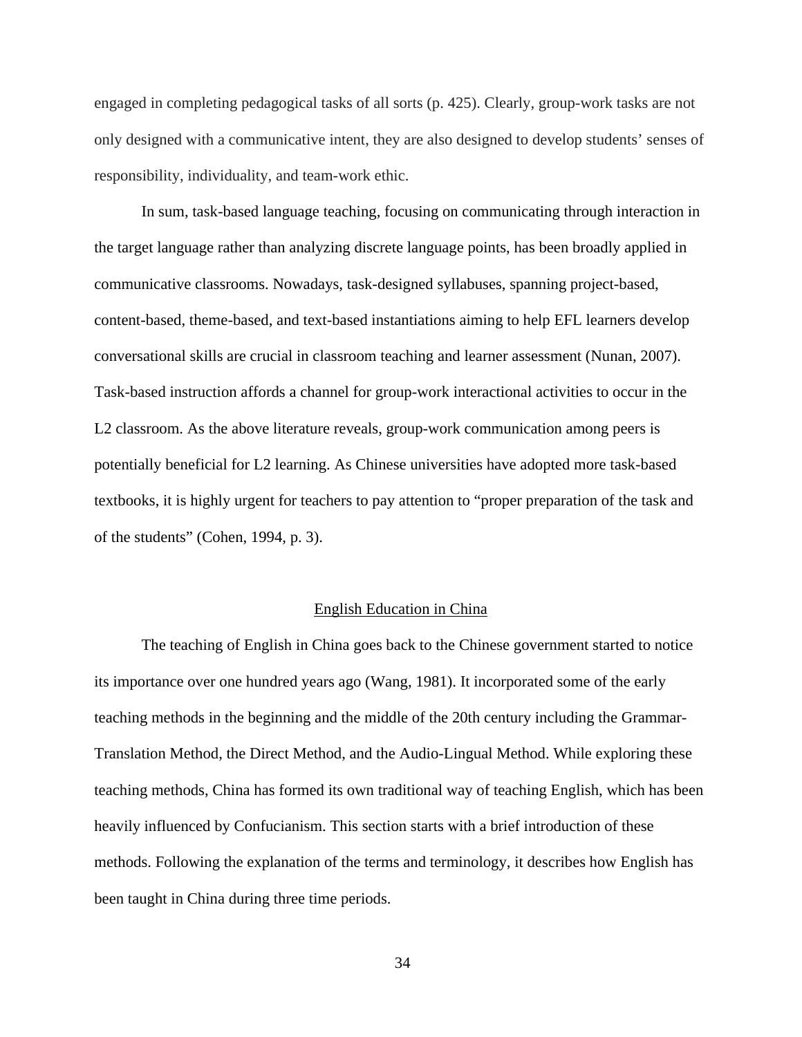engaged in completing pedagogical tasks of all sorts (p. 425). Clearly, group-work tasks are not only designed with a communicative intent, they are also designed to develop students' senses of responsibility, individuality, and team-work ethic.

In sum, task-based language teaching, focusing on communicating through interaction in the target language rather than analyzing discrete language points, has been broadly applied in communicative classrooms. Nowadays, task-designed syllabuses, spanning project-based, content-based, theme-based, and text-based instantiations aiming to help EFL learners develop conversational skills are crucial in classroom teaching and learner assessment (Nunan, 2007). Task-based instruction affords a channel for group-work interactional activities to occur in the L2 classroom. As the above literature reveals, group-work communication among peers is potentially beneficial for L2 learning. As Chinese universities have adopted more task-based textbooks, it is highly urgent for teachers to pay attention to "proper preparation of the task and of the students" (Cohen, 1994, p. 3).

## English Education in China

The teaching of English in China goes back to the Chinese government started to notice its importance over one hundred years ago (Wang, 1981). It incorporated some of the early teaching methods in the beginning and the middle of the 20th century including the Grammar-Translation Method, the Direct Method, and the Audio-Lingual Method. While exploring these teaching methods, China has formed its own traditional way of teaching English, which has been heavily influenced by Confucianism. This section starts with a brief introduction of these methods. Following the explanation of the terms and terminology, it describes how English has been taught in China during three time periods.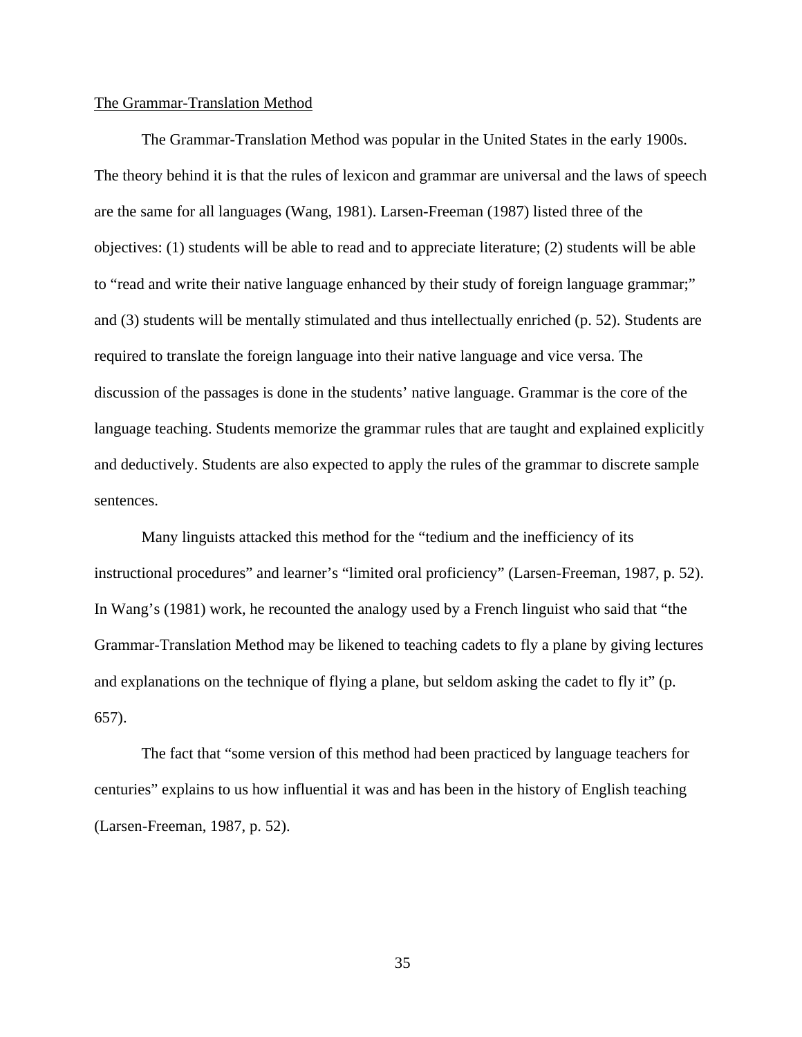## The Grammar-Translation Method

The Grammar-Translation Method was popular in the United States in the early 1900s. The theory behind it is that the rules of lexicon and grammar are universal and the laws of speech are the same for all languages (Wang, 1981). Larsen-Freeman (1987) listed three of the objectives: (1) students will be able to read and to appreciate literature; (2) students will be able to "read and write their native language enhanced by their study of foreign language grammar;" and (3) students will be mentally stimulated and thus intellectually enriched (p. 52). Students are required to translate the foreign language into their native language and vice versa. The discussion of the passages is done in the students' native language. Grammar is the core of the language teaching. Students memorize the grammar rules that are taught and explained explicitly and deductively. Students are also expected to apply the rules of the grammar to discrete sample sentences.

Many linguists attacked this method for the "tedium and the inefficiency of its instructional procedures" and learner's "limited oral proficiency" (Larsen-Freeman, 1987, p. 52). In Wang's (1981) work, he recounted the analogy used by a French linguist who said that "the Grammar-Translation Method may be likened to teaching cadets to fly a plane by giving lectures and explanations on the technique of flying a plane, but seldom asking the cadet to fly it" (p. 657).

The fact that "some version of this method had been practiced by language teachers for centuries" explains to us how influential it was and has been in the history of English teaching (Larsen-Freeman, 1987, p. 52).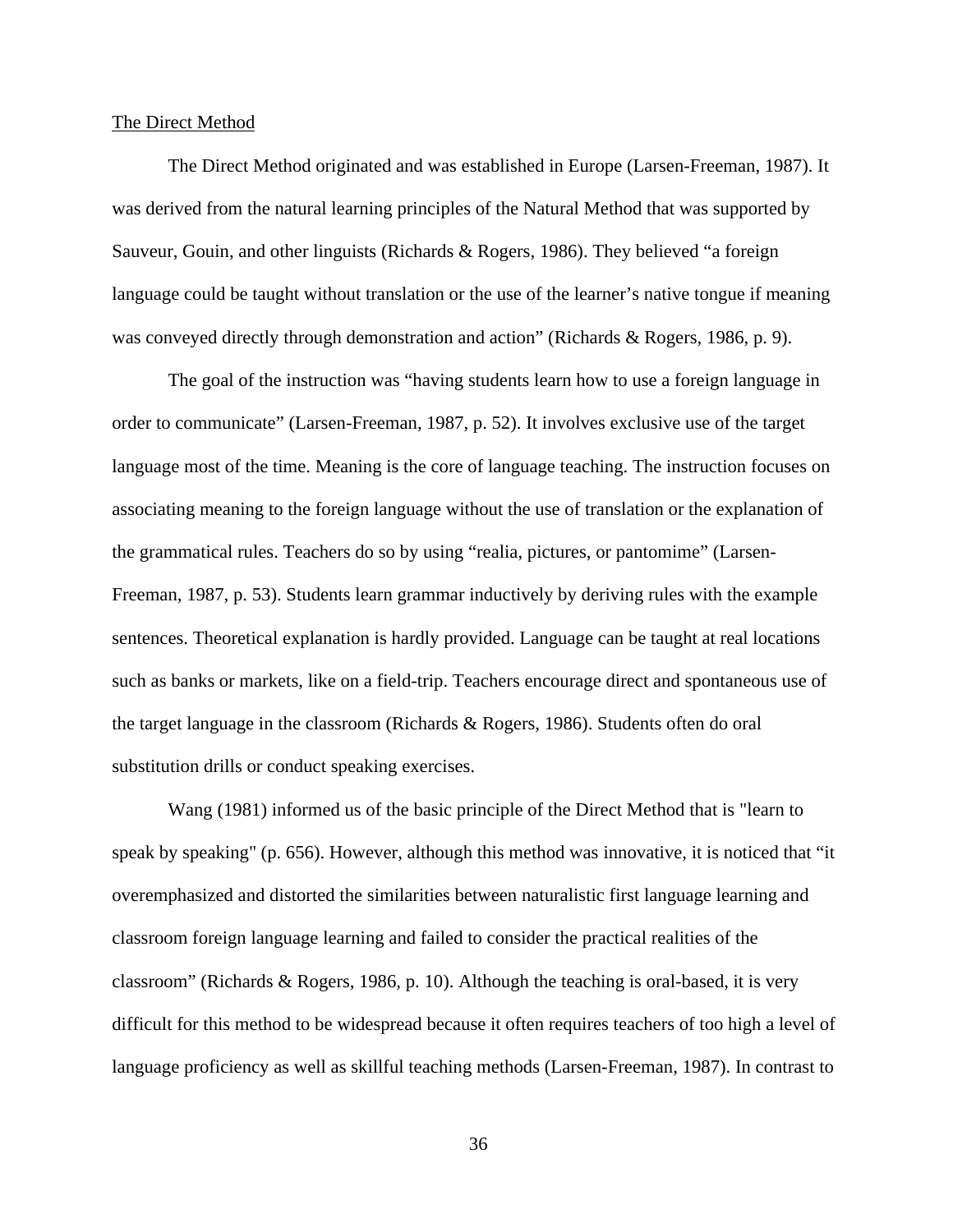The Direct Method

The Direct Method originated and was established in Europe (Larsen-Freeman, 1987). It was derived from the natural learning principles of the Natural Method that was supported by Sauveur, Gouin, and other linguists (Richards & Rogers, 1986). They believed “a foreign language could be taught without translation or the use of the learner’s native tongue if meaning was conveyed directly through demonstration and action” (Richards & Rogers, 1986, p. 9).

The goal of the instruction was “having students learn how to use a foreign language in order to communicate” (Larsen-Freeman, 1987, p. 52). It involves exclusive use of the target language most of the time. Meaning is the core of language teaching. The instruction focuses on associating meaning to the foreign language without the use of translation or the explanation of the grammatical rules. Teachers do so by using “realia, pictures, or pantomime” (Larsen-Freeman, 1987, p. 53). Students learn grammar inductively by deriving rules with the example sentences. Theoretical explanation is hardly provided. Language can be taught at real locations such as banks or markets, like on a field-trip. Teachers encourage direct and spontaneous use of the target language in the classroom (Richards & Rogers, 1986). Students often do oral substitution drills or conduct speaking exercises.

Wang (1981) informed us of the basic principle of the Direct Method that is "learn to speak by speaking" (p. 656). However, although this method was innovative, it is noticed that “it overemphasized and distorted the similarities between naturalistic first language learning and classroom foreign language learning and failed to consider the practical realities of the classroom” (Richards & Rogers, 1986, p. 10). Although the teaching is oral-based, it is very difficult for this method to be widespread because it often requires teachers of too high a level of language proficiency as well as skillful teaching methods (Larsen-Freeman, 1987). In contrast to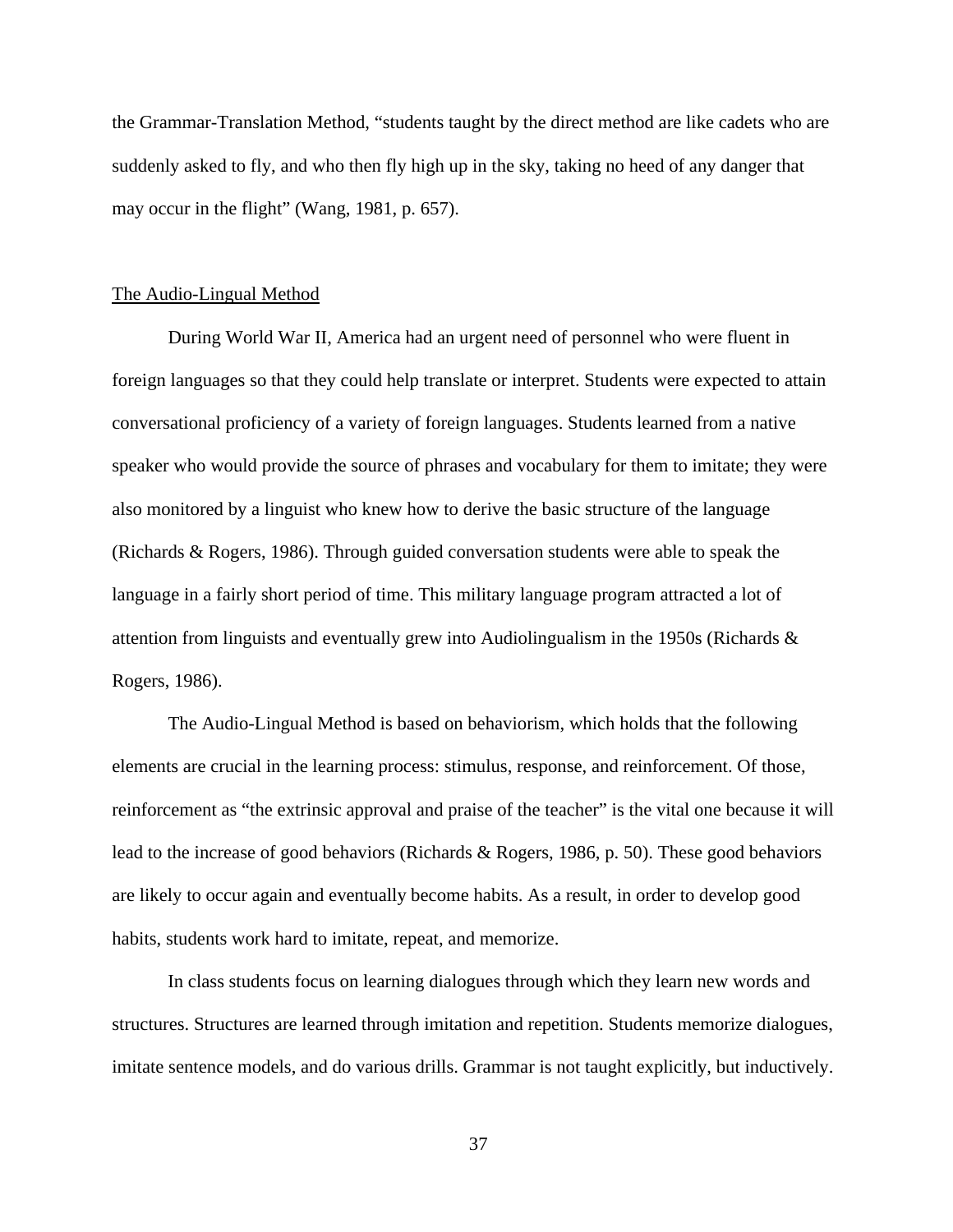the Grammar-Translation Method, "students taught by the direct method are like cadets who are suddenly asked to fly, and who then fly high up in the sky, taking no heed of any danger that may occur in the flight" (Wang, 1981, p. 657).

## The Audio-Lingual Method

During World War II, America had an urgent need of personnel who were fluent in foreign languages so that they could help translate or interpret. Students were expected to attain conversational proficiency of a variety of foreign languages. Students learned from a native speaker who would provide the source of phrases and vocabulary for them to imitate; they were also monitored by a linguist who knew how to derive the basic structure of the language (Richards & Rogers, 1986). Through guided conversation students were able to speak the language in a fairly short period of time. This military language program attracted a lot of attention from linguists and eventually grew into Audiolingualism in the 1950s (Richards & Rogers, 1986).

The Audio-Lingual Method is based on behaviorism, which holds that the following elements are crucial in the learning process: stimulus, response, and reinforcement. Of those, reinforcement as "the extrinsic approval and praise of the teacher" is the vital one because it will lead to the increase of good behaviors (Richards & Rogers, 1986, p. 50). These good behaviors are likely to occur again and eventually become habits. As a result, in order to develop good habits, students work hard to imitate, repeat, and memorize.

In class students focus on learning dialogues through which they learn new words and structures. Structures are learned through imitation and repetition. Students memorize dialogues, imitate sentence models, and do various drills. Grammar is not taught explicitly, but inductively.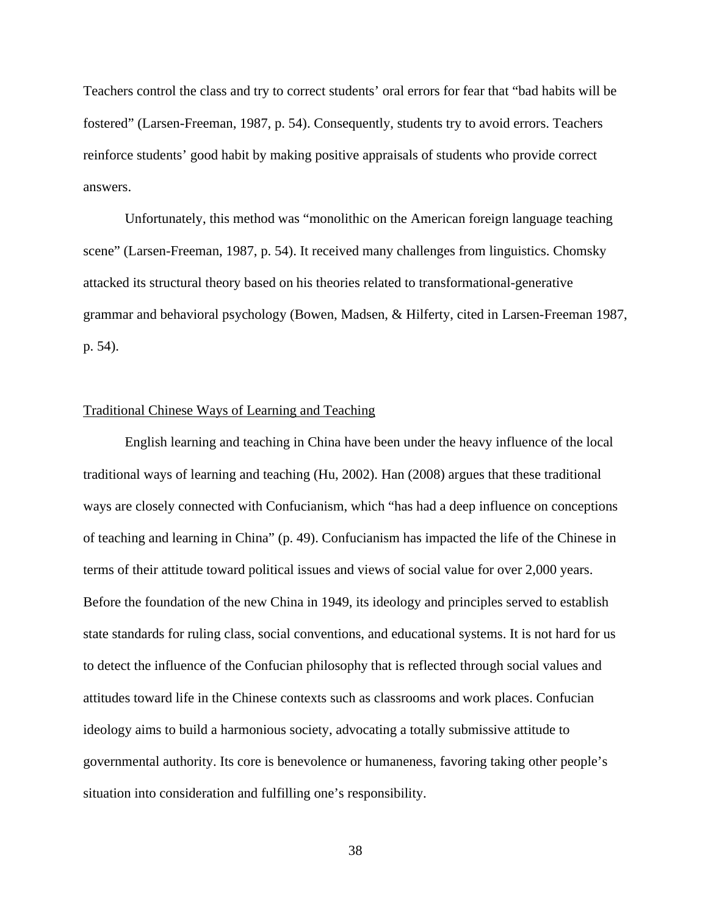Teachers control the class and try to correct students' oral errors for fear that "bad habits will be fostered" (Larsen-Freeman, 1987, p. 54). Consequently, students try to avoid errors. Teachers reinforce students' good habit by making positive appraisals of students who provide correct answers.

Unfortunately, this method was "monolithic on the American foreign language teaching scene" (Larsen-Freeman, 1987, p. 54). It received many challenges from linguistics. Chomsky attacked its structural theory based on his theories related to transformational-generative grammar and behavioral psychology (Bowen, Madsen, & Hilferty, cited in Larsen-Freeman 1987, p. 54).

<u>Traditional Chinese Ways of Learning and Teaching</u>

English learning and teaching in China have been under the heavy influence of the local traditional ways of learning and teaching (Hu, 2002). Han (2008) argues that these traditional ways are closely connected with Confucianism, which "has had a deep influence on conceptions of teaching and learning in China" (p. 49). Confucianism has impacted the life of the Chinese in terms of their attitude toward political issues and views of social value for over 2,000 years. Before the foundation of the new China in 1949, its ideology and principles served to establish state standards for ruling class, social conventions, and educational systems. It is not hard for us to detect the influence of the Confucian philosophy that is reflected through social values and attitudes toward life in the Chinese contexts such as classrooms and work places. Confucian ideology aims to build a harmonious society, advocating a totally submissive attitude to governmental authority. Its core is benevolence or humaneness, favoring taking other people's situation into consideration and fulfilling one's responsibility.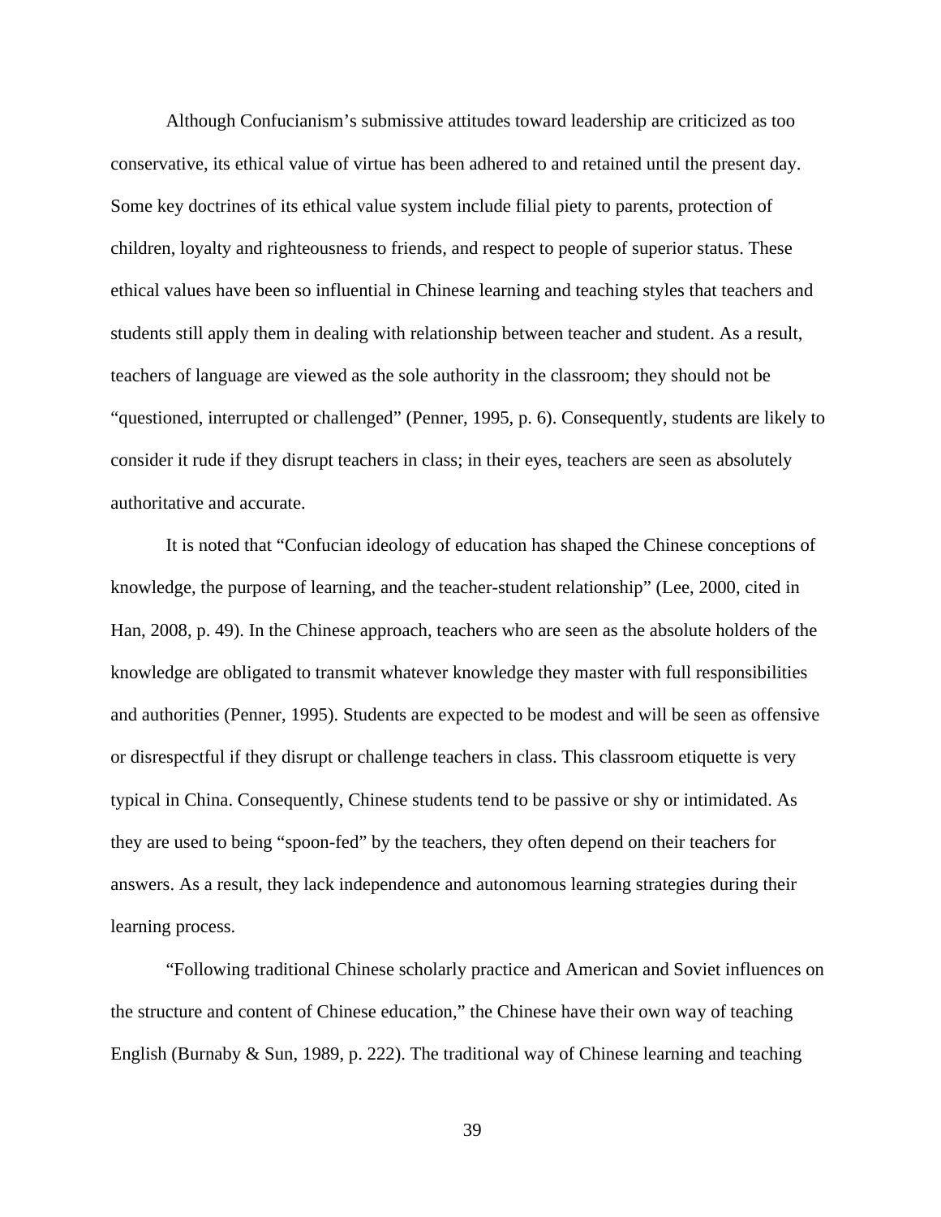Although Confucianism's submissive attitudes toward leadership are criticized as too conservative, its ethical value of virtue has been adhered to and retained until the present day. Some key doctrines of its ethical value system include filial piety to parents, protection of children, loyalty and righteousness to friends, and respect to people of superior status. These ethical values have been so influential in Chinese learning and teaching styles that teachers and students still apply them in dealing with relationship between teacher and student. As a result, teachers of language are viewed as the sole authority in the classroom; they should not be "questioned, interrupted or challenged" (Penner, 1995, p. 6). Consequently, students are likely to consider it rude if they disrupt teachers in class; in their eyes, teachers are seen as absolutely authoritative and accurate.

It is noted that "Confucian ideology of education has shaped the Chinese conceptions of knowledge, the purpose of learning, and the teacher-student relationship" (Lee, 2000, cited in Han, 2008, p. 49). In the Chinese approach, teachers who are seen as the absolute holders of the knowledge are obligated to transmit whatever knowledge they master with full responsibilities and authorities (Penner, 1995). Students are expected to be modest and will be seen as offensive or disrespectful if they disrupt or challenge teachers in class. This classroom etiquette is very typical in China. Consequently, Chinese students tend to be passive or shy or intimidated. As they are used to being "spoon-fed" by the teachers, they often depend on their teachers for answers. As a result, they lack independence and autonomous learning strategies during their learning process.

"Following traditional Chinese scholarly practice and American and Soviet influences on the structure and content of Chinese education," the Chinese have their own way of teaching English (Burnaby & Sun, 1989, p. 222). The traditional way of Chinese learning and teaching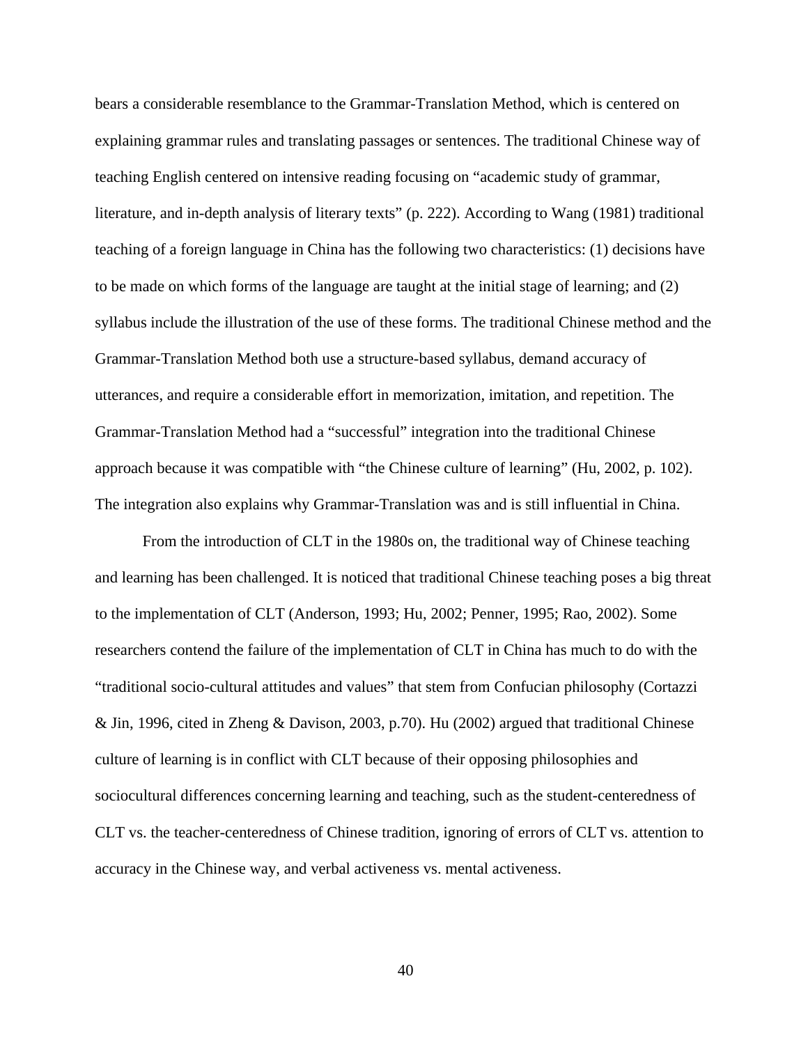bears a considerable resemblance to the Grammar-Translation Method, which is centered on explaining grammar rules and translating passages or sentences. The traditional Chinese way of teaching English centered on intensive reading focusing on "academic study of grammar, literature, and in-depth analysis of literary texts" (p. 222). According to Wang (1981) traditional teaching of a foreign language in China has the following two characteristics: (1) decisions have to be made on which forms of the language are taught at the initial stage of learning; and (2) syllabus include the illustration of the use of these forms. The traditional Chinese method and the Grammar-Translation Method both use a structure-based syllabus, demand accuracy of utterances, and require a considerable effort in memorization, imitation, and repetition. The Grammar-Translation Method had a "successful" integration into the traditional Chinese approach because it was compatible with "the Chinese culture of learning" (Hu, 2002, p. 102). The integration also explains why Grammar-Translation was and is still influential in China.

From the introduction of CLT in the 1980s on, the traditional way of Chinese teaching and learning has been challenged. It is noticed that traditional Chinese teaching poses a big threat to the implementation of CLT (Anderson, 1993; Hu, 2002; Penner, 1995; Rao, 2002). Some researchers contend the failure of the implementation of CLT in China has much to do with the "traditional socio-cultural attitudes and values" that stem from Confucian philosophy (Cortazzi & Jin, 1996, cited in Zheng & Davison, 2003, p.70). Hu (2002) argued that traditional Chinese culture of learning is in conflict with CLT because of their opposing philosophies and sociocultural differences concerning learning and teaching, such as the student-centeredness of CLT vs. the teacher-centeredness of Chinese tradition, ignoring of errors of CLT vs. attention to accuracy in the Chinese way, and verbal activeness vs. mental activeness.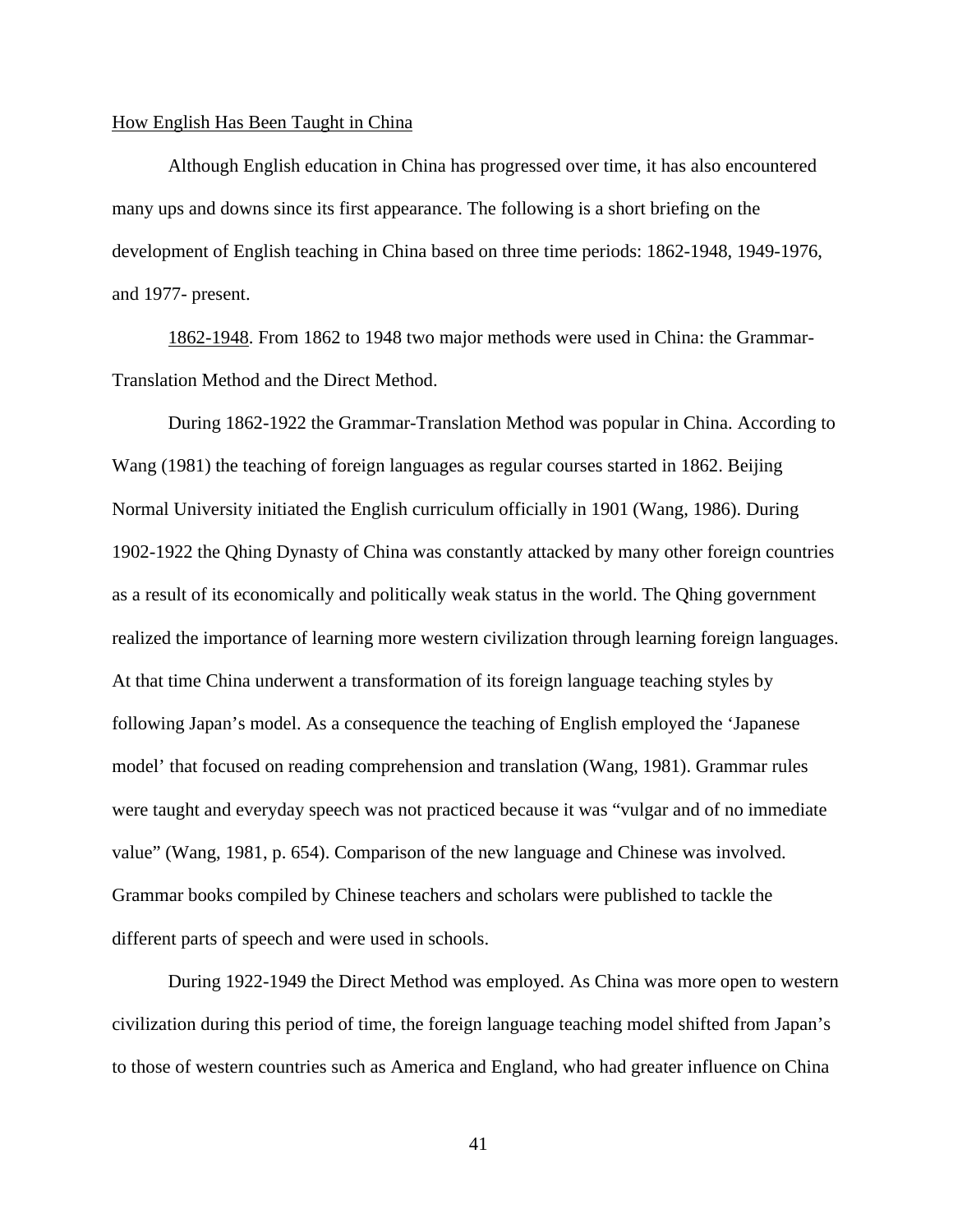How English Has Been Taught in China

Although English education in China has progressed over time, it has also encountered many ups and downs since its first appearance. The following is a short briefing on the development of English teaching in China based on three time periods: 1862-1948, 1949-1976, and 1977- present.

1862-1948. From 1862 to 1948 two major methods were used in China: the Grammar-Translation Method and the Direct Method.

During 1862-1922 the Grammar-Translation Method was popular in China. According to Wang (1981) the teaching of foreign languages as regular courses started in 1862. Beijing Normal University initiated the English curriculum officially in 1901 (Wang, 1986). During 1902-1922 the Qhing Dynasty of China was constantly attacked by many other foreign countries as a result of its economically and politically weak status in the world. The Qhing government realized the importance of learning more western civilization through learning foreign languages. At that time China underwent a transformation of its foreign language teaching styles by following Japan's model. As a consequence the teaching of English employed the 'Japanese model' that focused on reading comprehension and translation (Wang, 1981). Grammar rules were taught and everyday speech was not practiced because it was "vulgar and of no immediate value" (Wang, 1981, p. 654). Comparison of the new language and Chinese was involved. Grammar books compiled by Chinese teachers and scholars were published to tackle the different parts of speech and were used in schools.

During 1922-1949 the Direct Method was employed. As China was more open to western civilization during this period of time, the foreign language teaching model shifted from Japan's to those of western countries such as America and England, who had greater influence on China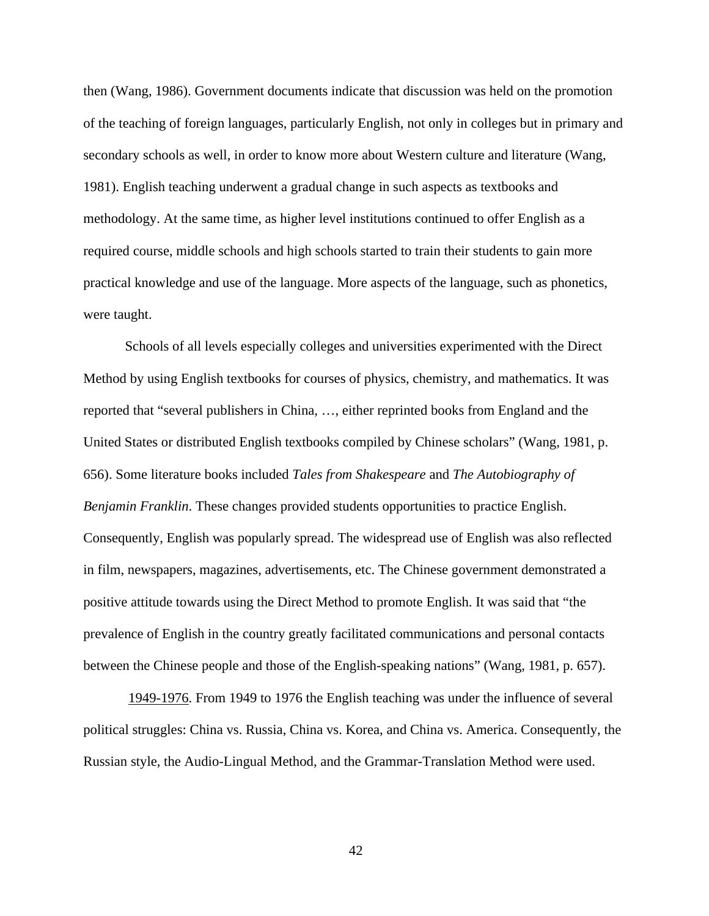then (Wang, 1986). Government documents indicate that discussion was held on the promotion of the teaching of foreign languages, particularly English, not only in colleges but in primary and secondary schools as well, in order to know more about Western culture and literature (Wang, 1981). English teaching underwent a gradual change in such aspects as textbooks and methodology. At the same time, as higher level institutions continued to offer English as a required course, middle schools and high schools started to train their students to gain more practical knowledge and use of the language. More aspects of the language, such as phonetics, were taught.

Schools of all levels especially colleges and universities experimented with the Direct Method by using English textbooks for courses of physics, chemistry, and mathematics. It was reported that "several publishers in China, …, either reprinted books from England and the United States or distributed English textbooks compiled by Chinese scholars" (Wang, 1981, p. 656). Some literature books included *Tales from Shakespeare* and *The Autobiography of Benjamin Franklin*. These changes provided students opportunities to practice English. Consequently, English was popularly spread. The widespread use of English was also reflected in film, newspapers, magazines, advertisements, etc. The Chinese government demonstrated a positive attitude towards using the Direct Method to promote English. It was said that "the prevalence of English in the country greatly facilitated communications and personal contacts between the Chinese people and those of the English-speaking nations" (Wang, 1981, p. 657).

1949-1976. From 1949 to 1976 the English teaching was under the influence of several political struggles: China vs. Russia, China vs. Korea, and China vs. America. Consequently, the Russian style, the Audio-Lingual Method, and the Grammar-Translation Method were used.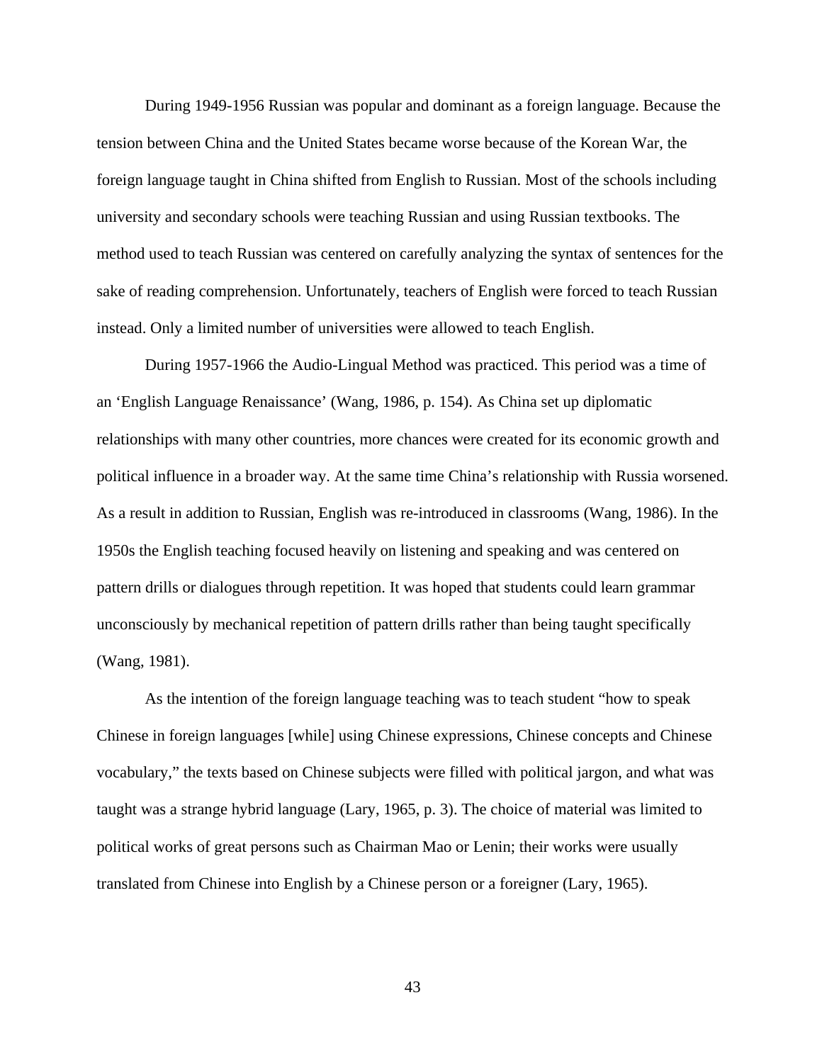During 1949-1956 Russian was popular and dominant as a foreign language. Because the tension between China and the United States became worse because of the Korean War, the foreign language taught in China shifted from English to Russian. Most of the schools including university and secondary schools were teaching Russian and using Russian textbooks. The method used to teach Russian was centered on carefully analyzing the syntax of sentences for the sake of reading comprehension. Unfortunately, teachers of English were forced to teach Russian instead. Only a limited number of universities were allowed to teach English.

During 1957-1966 the Audio-Lingual Method was practiced. This period was a time of an 'English Language Renaissance' (Wang, 1986, p. 154). As China set up diplomatic relationships with many other countries, more chances were created for its economic growth and political influence in a broader way. At the same time China's relationship with Russia worsened. As a result in addition to Russian, English was re-introduced in classrooms (Wang, 1986). In the 1950s the English teaching focused heavily on listening and speaking and was centered on pattern drills or dialogues through repetition. It was hoped that students could learn grammar unconsciously by mechanical repetition of pattern drills rather than being taught specifically (Wang, 1981).

As the intention of the foreign language teaching was to teach student "how to speak Chinese in foreign languages [while] using Chinese expressions, Chinese concepts and Chinese vocabulary," the texts based on Chinese subjects were filled with political jargon, and what was taught was a strange hybrid language (Lary, 1965, p. 3). The choice of material was limited to political works of great persons such as Chairman Mao or Lenin; their works were usually translated from Chinese into English by a Chinese person or a foreigner (Lary, 1965).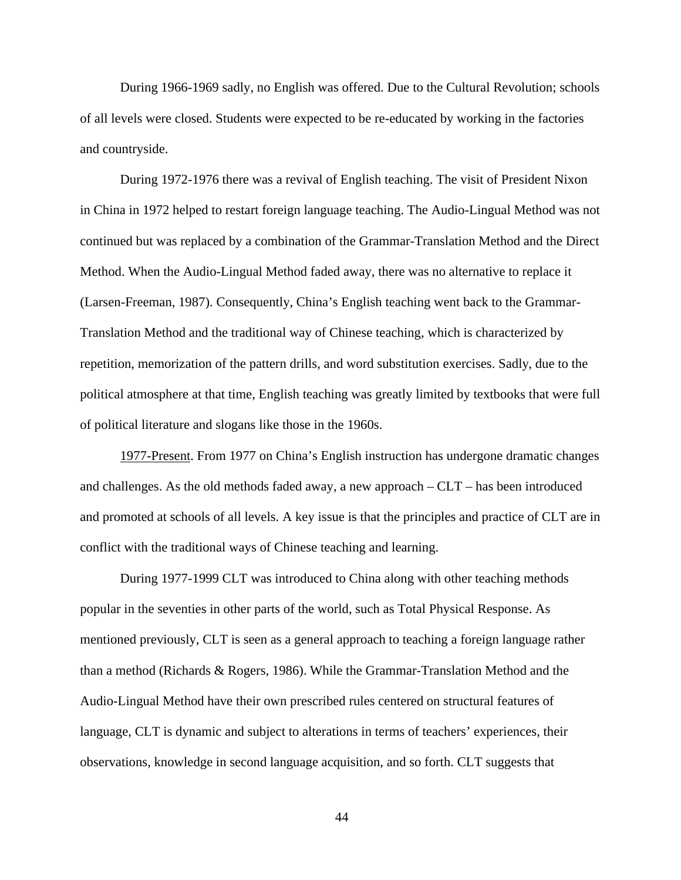During 1966-1969 sadly, no English was offered. Due to the Cultural Revolution; schools of all levels were closed. Students were expected to be re-educated by working in the factories and countryside.

During 1972-1976 there was a revival of English teaching. The visit of President Nixon in China in 1972 helped to restart foreign language teaching. The Audio-Lingual Method was not continued but was replaced by a combination of the Grammar-Translation Method and the Direct Method. When the Audio-Lingual Method faded away, there was no alternative to replace it (Larsen-Freeman, 1987). Consequently, China's English teaching went back to the Grammar-Translation Method and the traditional way of Chinese teaching, which is characterized by repetition, memorization of the pattern drills, and word substitution exercises. Sadly, due to the political atmosphere at that time, English teaching was greatly limited by textbooks that were full of political literature and slogans like those in the 1960s.

<u>1977-Present</u>. From 1977 on China's English instruction has undergone dramatic changes and challenges. As the old methods faded away, a new approach – CLT – has been introduced and promoted at schools of all levels. A key issue is that the principles and practice of CLT are in conflict with the traditional ways of Chinese teaching and learning.

During 1977-1999 CLT was introduced to China along with other teaching methods popular in the seventies in other parts of the world, such as Total Physical Response. As mentioned previously, CLT is seen as a general approach to teaching a foreign language rather than a method (Richards & Rogers, 1986). While the Grammar-Translation Method and the Audio-Lingual Method have their own prescribed rules centered on structural features of language, CLT is dynamic and subject to alterations in terms of teachers' experiences, their observations, knowledge in second language acquisition, and so forth. CLT suggests that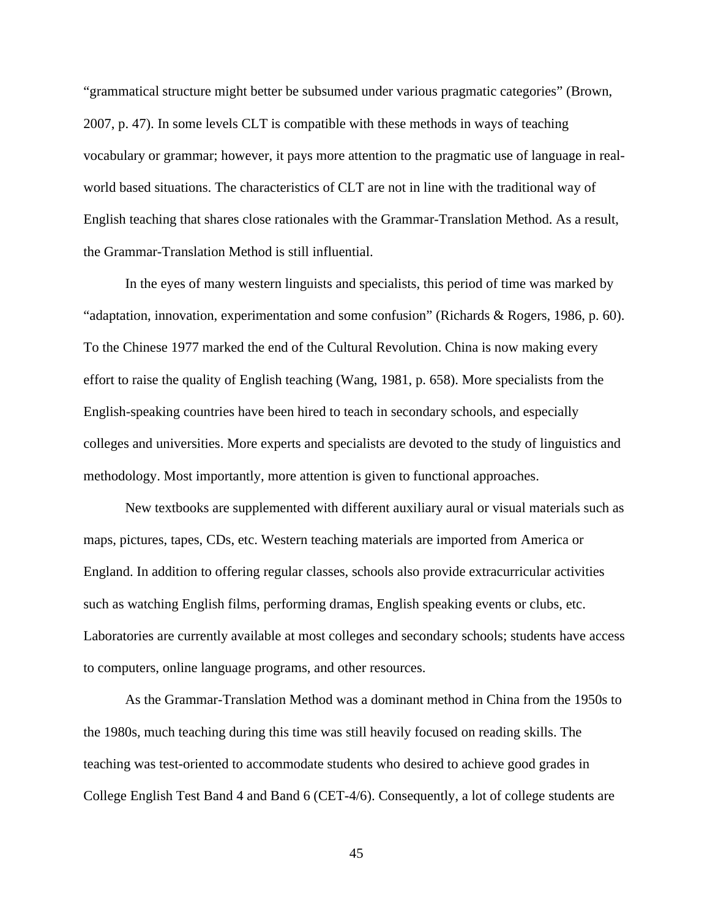“grammatical structure might better be subsumed under various pragmatic categories” (Brown, 2007, p. 47). In some levels CLT is compatible with these methods in ways of teaching vocabulary or grammar; however, it pays more attention to the pragmatic use of language in real-world based situations. The characteristics of CLT are not in line with the traditional way of English teaching that shares close rationales with the Grammar-Translation Method. As a result, the Grammar-Translation Method is still influential.

In the eyes of many western linguists and specialists, this period of time was marked by “adaptation, innovation, experimentation and some confusion” (Richards & Rogers, 1986, p. 60). To the Chinese 1977 marked the end of the Cultural Revolution. China is now making every effort to raise the quality of English teaching (Wang, 1981, p. 658). More specialists from the English-speaking countries have been hired to teach in secondary schools, and especially colleges and universities. More experts and specialists are devoted to the study of linguistics and methodology. Most importantly, more attention is given to functional approaches.

New textbooks are supplemented with different auxiliary aural or visual materials such as maps, pictures, tapes, CDs, etc. Western teaching materials are imported from America or England. In addition to offering regular classes, schools also provide extracurricular activities such as watching English films, performing dramas, English speaking events or clubs, etc. Laboratories are currently available at most colleges and secondary schools; students have access to computers, online language programs, and other resources.

As the Grammar-Translation Method was a dominant method in China from the 1950s to the 1980s, much teaching during this time was still heavily focused on reading skills. The teaching was test-oriented to accommodate students who desired to achieve good grades in College English Test Band 4 and Band 6 (CET-4/6). Consequently, a lot of college students are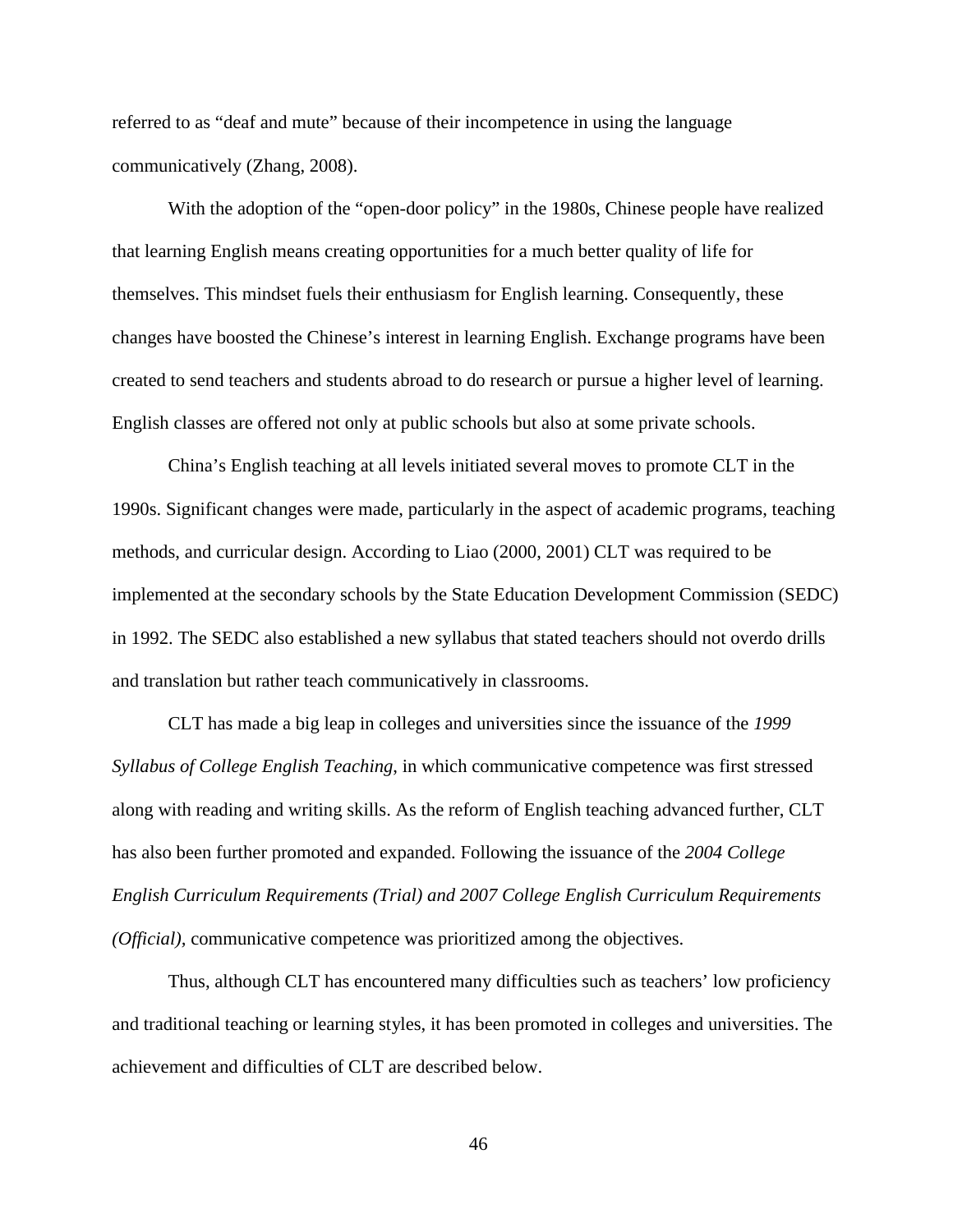referred to as "deaf and mute" because of their incompetence in using the language communicatively (Zhang, 2008).

With the adoption of the "open-door policy" in the 1980s, Chinese people have realized that learning English means creating opportunities for a much better quality of life for themselves. This mindset fuels their enthusiasm for English learning. Consequently, these changes have boosted the Chinese's interest in learning English. Exchange programs have been created to send teachers and students abroad to do research or pursue a higher level of learning. English classes are offered not only at public schools but also at some private schools.

China's English teaching at all levels initiated several moves to promote CLT in the 1990s. Significant changes were made, particularly in the aspect of academic programs, teaching methods, and curricular design. According to Liao (2000, 2001) CLT was required to be implemented at the secondary schools by the State Education Development Commission (SEDC) in 1992. The SEDC also established a new syllabus that stated teachers should not overdo drills and translation but rather teach communicatively in classrooms.

CLT has made a big leap in colleges and universities since the issuance of the *1999 Syllabus of College English Teaching*, in which communicative competence was first stressed along with reading and writing skills. As the reform of English teaching advanced further, CLT has also been further promoted and expanded. Following the issuance of the *2004 College English Curriculum Requirements (Trial) and 2007 College English Curriculum Requirements (Official),* communicative competence was prioritized among the objectives.

Thus, although CLT has encountered many difficulties such as teachers' low proficiency and traditional teaching or learning styles, it has been promoted in colleges and universities. The achievement and difficulties of CLT are described below.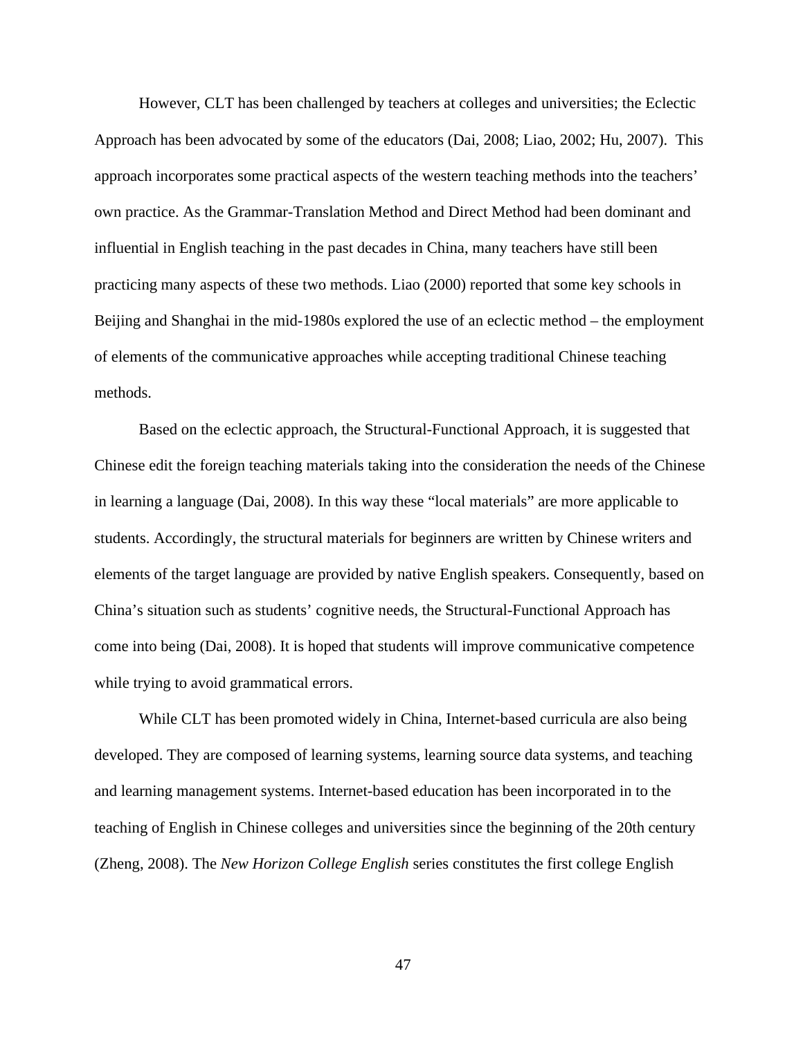However, CLT has been challenged by teachers at colleges and universities; the Eclectic Approach has been advocated by some of the educators (Dai, 2008; Liao, 2002; Hu, 2007). This approach incorporates some practical aspects of the western teaching methods into the teachers' own practice. As the Grammar-Translation Method and Direct Method had been dominant and influential in English teaching in the past decades in China, many teachers have still been practicing many aspects of these two methods. Liao (2000) reported that some key schools in Beijing and Shanghai in the mid-1980s explored the use of an eclectic method – the employment of elements of the communicative approaches while accepting traditional Chinese teaching methods.

Based on the eclectic approach, the Structural-Functional Approach, it is suggested that Chinese edit the foreign teaching materials taking into the consideration the needs of the Chinese in learning a language (Dai, 2008). In this way these "local materials" are more applicable to students. Accordingly, the structural materials for beginners are written by Chinese writers and elements of the target language are provided by native English speakers. Consequently, based on China's situation such as students' cognitive needs, the Structural-Functional Approach has come into being (Dai, 2008). It is hoped that students will improve communicative competence while trying to avoid grammatical errors.

While CLT has been promoted widely in China, Internet-based curricula are also being developed. They are composed of learning systems, learning source data systems, and teaching and learning management systems. Internet-based education has been incorporated in to the teaching of English in Chinese colleges and universities since the beginning of the 20th century (Zheng, 2008). The *New Horizon College English* series constitutes the first college English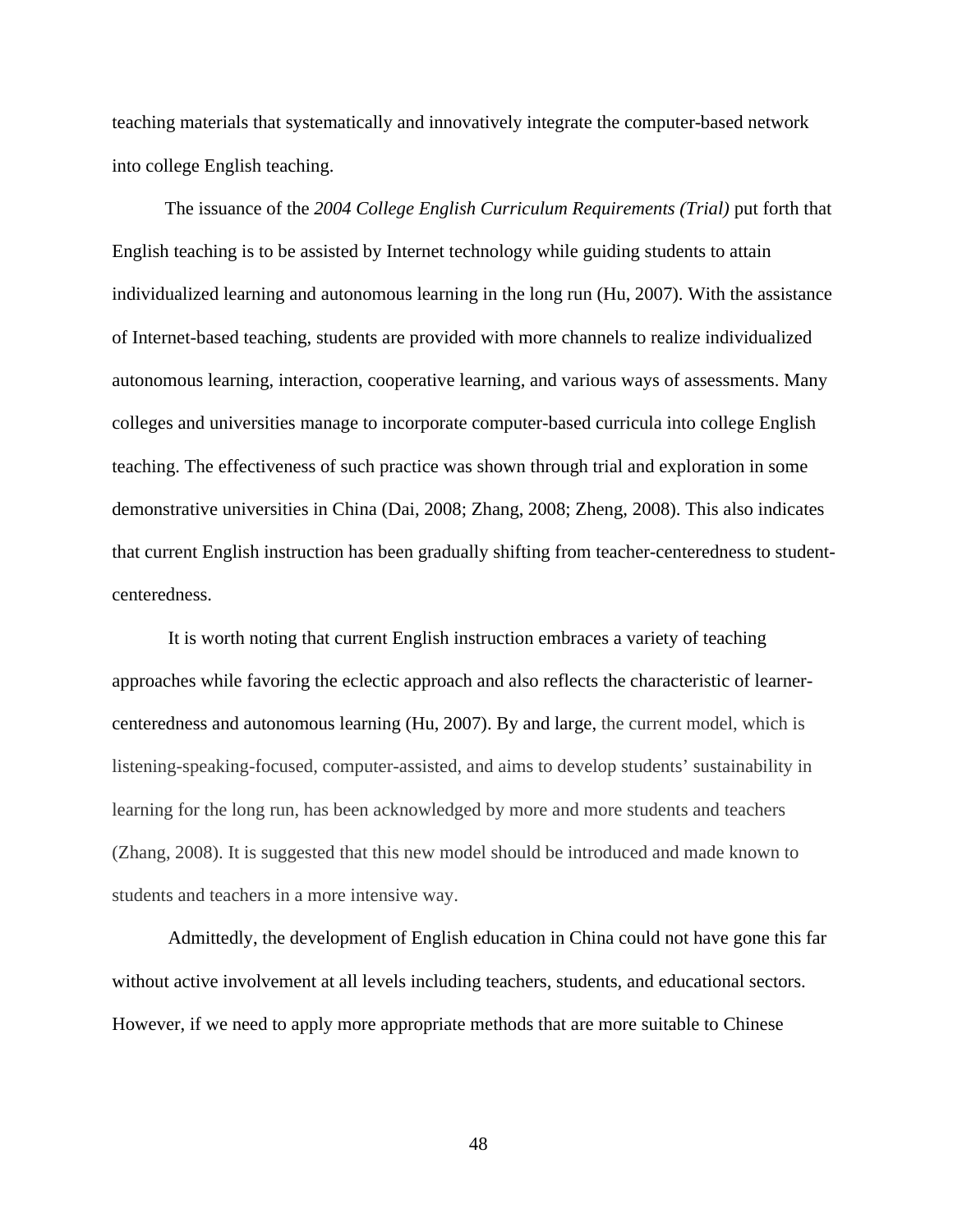teaching materials that systematically and innovatively integrate the computer-based network into college English teaching.

The issuance of the *2004 College English Curriculum Requirements (Trial)* put forth that English teaching is to be assisted by Internet technology while guiding students to attain individualized learning and autonomous learning in the long run (Hu, 2007). With the assistance of Internet-based teaching, students are provided with more channels to realize individualized autonomous learning, interaction, cooperative learning, and various ways of assessments. Many colleges and universities manage to incorporate computer-based curricula into college English teaching. The effectiveness of such practice was shown through trial and exploration in some demonstrative universities in China (Dai, 2008; Zhang, 2008; Zheng, 2008). This also indicates that current English instruction has been gradually shifting from teacher-centeredness to student-centeredness.

It is worth noting that current English instruction embraces a variety of teaching approaches while favoring the eclectic approach and also reflects the characteristic of learner-centeredness and autonomous learning (Hu, 2007). By and large, the current model, which is listening-speaking-focused, computer-assisted, and aims to develop students' sustainability in learning for the long run, has been acknowledged by more and more students and teachers (Zhang, 2008). It is suggested that this new model should be introduced and made known to students and teachers in a more intensive way.

Admittedly, the development of English education in China could not have gone this far without active involvement at all levels including teachers, students, and educational sectors. However, if we need to apply more appropriate methods that are more suitable to Chinese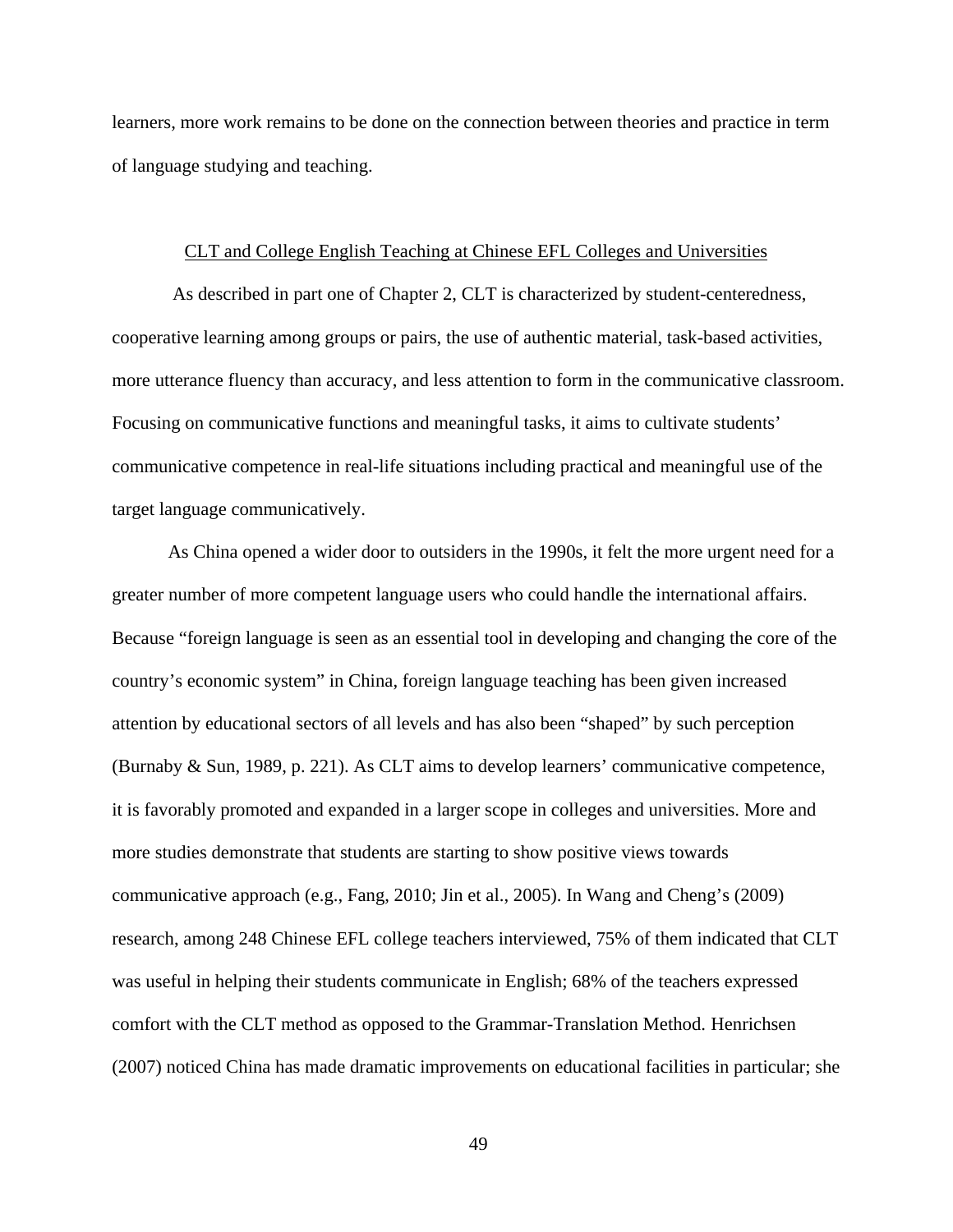learners, more work remains to be done on the connection between theories and practice in term of language studying and teaching.

## CLT and College English Teaching at Chinese EFL Colleges and Universities

As described in part one of Chapter 2, CLT is characterized by student-centeredness, cooperative learning among groups or pairs, the use of authentic material, task-based activities, more utterance fluency than accuracy, and less attention to form in the communicative classroom. Focusing on communicative functions and meaningful tasks, it aims to cultivate students' communicative competence in real-life situations including practical and meaningful use of the target language communicatively.

As China opened a wider door to outsiders in the 1990s, it felt the more urgent need for a greater number of more competent language users who could handle the international affairs. Because "foreign language is seen as an essential tool in developing and changing the core of the country's economic system" in China, foreign language teaching has been given increased attention by educational sectors of all levels and has also been "shaped" by such perception (Burnaby & Sun, 1989, p. 221). As CLT aims to develop learners' communicative competence, it is favorably promoted and expanded in a larger scope in colleges and universities. More and more studies demonstrate that students are starting to show positive views towards communicative approach (e.g., Fang, 2010; Jin et al., 2005). In Wang and Cheng's (2009) research, among 248 Chinese EFL college teachers interviewed, 75% of them indicated that CLT was useful in helping their students communicate in English; 68% of the teachers expressed comfort with the CLT method as opposed to the Grammar-Translation Method. Henrichsen (2007) noticed China has made dramatic improvements on educational facilities in particular; she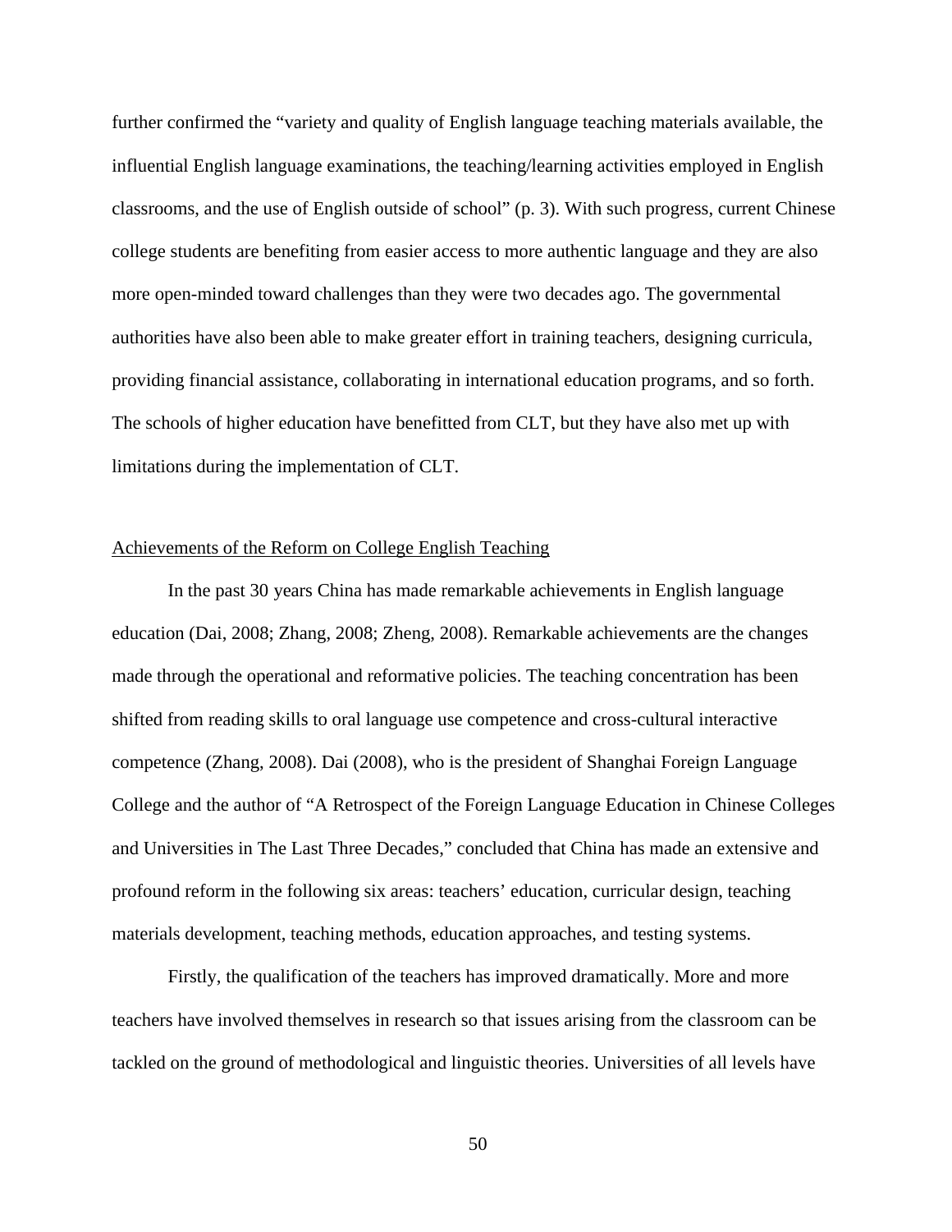further confirmed the "variety and quality of English language teaching materials available, the influential English language examinations, the teaching/learning activities employed in English classrooms, and the use of English outside of school" (p. 3). With such progress, current Chinese college students are benefiting from easier access to more authentic language and they are also more open-minded toward challenges than they were two decades ago. The governmental authorities have also been able to make greater effort in training teachers, designing curricula, providing financial assistance, collaborating in international education programs, and so forth. The schools of higher education have benefitted from CLT, but they have also met up with limitations during the implementation of CLT.

## Achievements of the Reform on College English Teaching

In the past 30 years China has made remarkable achievements in English language education (Dai, 2008; Zhang, 2008; Zheng, 2008). Remarkable achievements are the changes made through the operational and reformative policies. The teaching concentration has been shifted from reading skills to oral language use competence and cross-cultural interactive competence (Zhang, 2008). Dai (2008), who is the president of Shanghai Foreign Language College and the author of "A Retrospect of the Foreign Language Education in Chinese Colleges and Universities in The Last Three Decades," concluded that China has made an extensive and profound reform in the following six areas: teachers' education, curricular design, teaching materials development, teaching methods, education approaches, and testing systems.

Firstly, the qualification of the teachers has improved dramatically. More and more teachers have involved themselves in research so that issues arising from the classroom can be tackled on the ground of methodological and linguistic theories. Universities of all levels have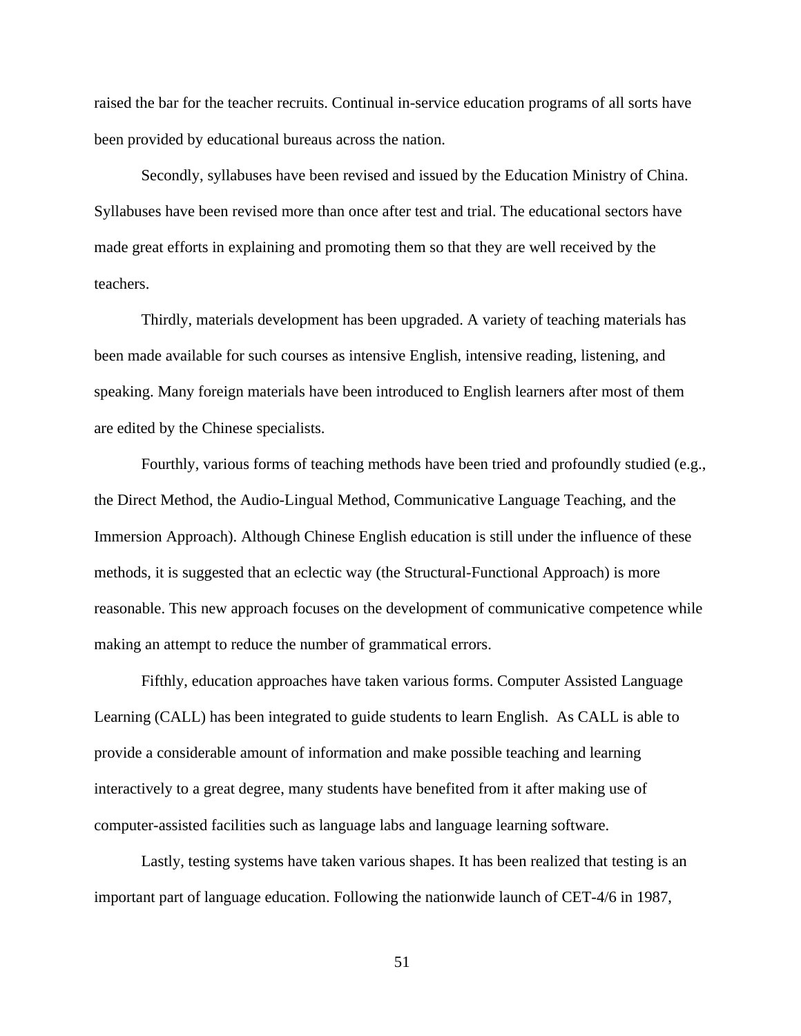raised the bar for the teacher recruits. Continual in-service education programs of all sorts have been provided by educational bureaus across the nation.

Secondly, syllabuses have been revised and issued by the Education Ministry of China. Syllabuses have been revised more than once after test and trial. The educational sectors have made great efforts in explaining and promoting them so that they are well received by the teachers.

Thirdly, materials development has been upgraded. A variety of teaching materials has been made available for such courses as intensive English, intensive reading, listening, and speaking. Many foreign materials have been introduced to English learners after most of them are edited by the Chinese specialists.

Fourthly, various forms of teaching methods have been tried and profoundly studied (e.g., the Direct Method, the Audio-Lingual Method, Communicative Language Teaching, and the Immersion Approach). Although Chinese English education is still under the influence of these methods, it is suggested that an eclectic way (the Structural-Functional Approach) is more reasonable. This new approach focuses on the development of communicative competence while making an attempt to reduce the number of grammatical errors.

Fifthly, education approaches have taken various forms. Computer Assisted Language Learning (CALL) has been integrated to guide students to learn English. As CALL is able to provide a considerable amount of information and make possible teaching and learning interactively to a great degree, many students have benefited from it after making use of computer-assisted facilities such as language labs and language learning software.

Lastly, testing systems have taken various shapes. It has been realized that testing is an important part of language education. Following the nationwide launch of CET-4/6 in 1987,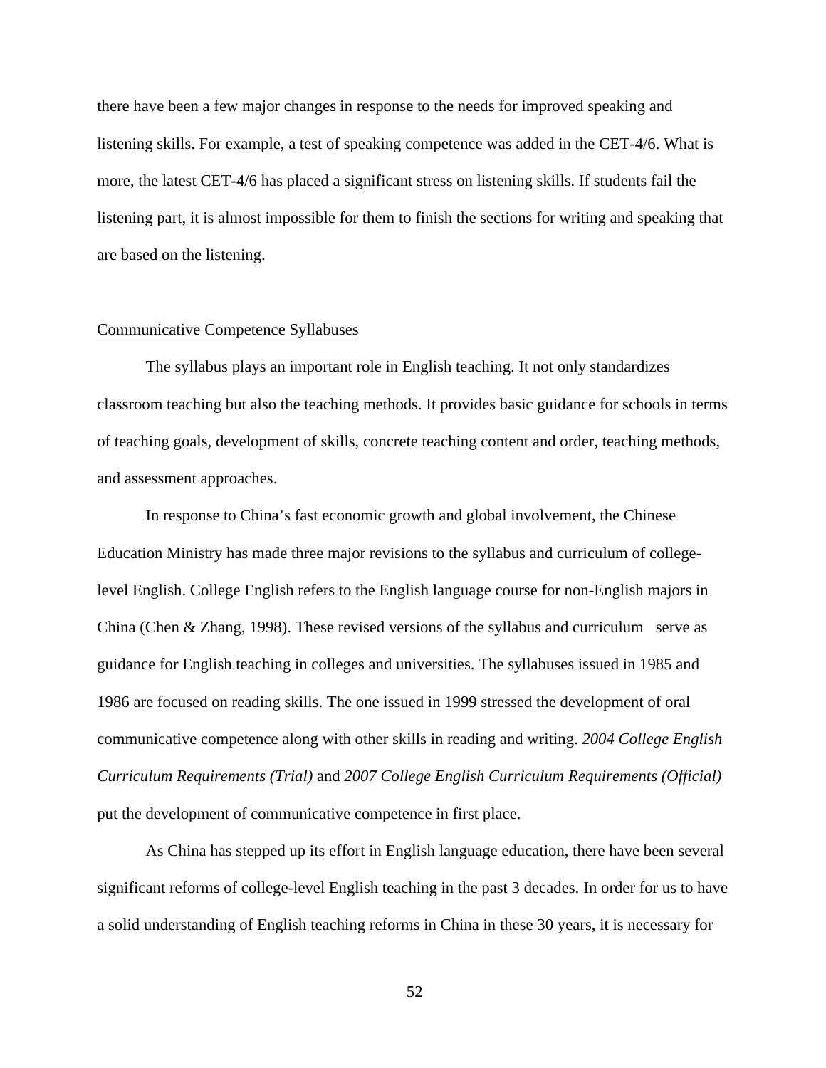there have been a few major changes in response to the needs for improved speaking and listening skills. For example, a test of speaking competence was added in the CET-4/6. What is more, the latest CET-4/6 has placed a significant stress on listening skills. If students fail the listening part, it is almost impossible for them to finish the sections for writing and speaking that are based on the listening.

## Communicative Competence Syllabuses

The syllabus plays an important role in English teaching. It not only standardizes classroom teaching but also the teaching methods. It provides basic guidance for schools in terms of teaching goals, development of skills, concrete teaching content and order, teaching methods, and assessment approaches.

In response to China's fast economic growth and global involvement, the Chinese Education Ministry has made three major revisions to the syllabus and curriculum of college-level English. College English refers to the English language course for non-English majors in China (Chen & Zhang, 1998). These revised versions of the syllabus and curriculum serve as guidance for English teaching in colleges and universities. The syllabuses issued in 1985 and 1986 are focused on reading skills. The one issued in 1999 stressed the development of oral communicative competence along with other skills in reading and writing. *2004 College English Curriculum Requirements (Trial)* and *2007 College English Curriculum Requirements (Official)* put the development of communicative competence in first place.

As China has stepped up its effort in English language education, there have been several significant reforms of college-level English teaching in the past 3 decades. In order for us to have a solid understanding of English teaching reforms in China in these 30 years, it is necessary for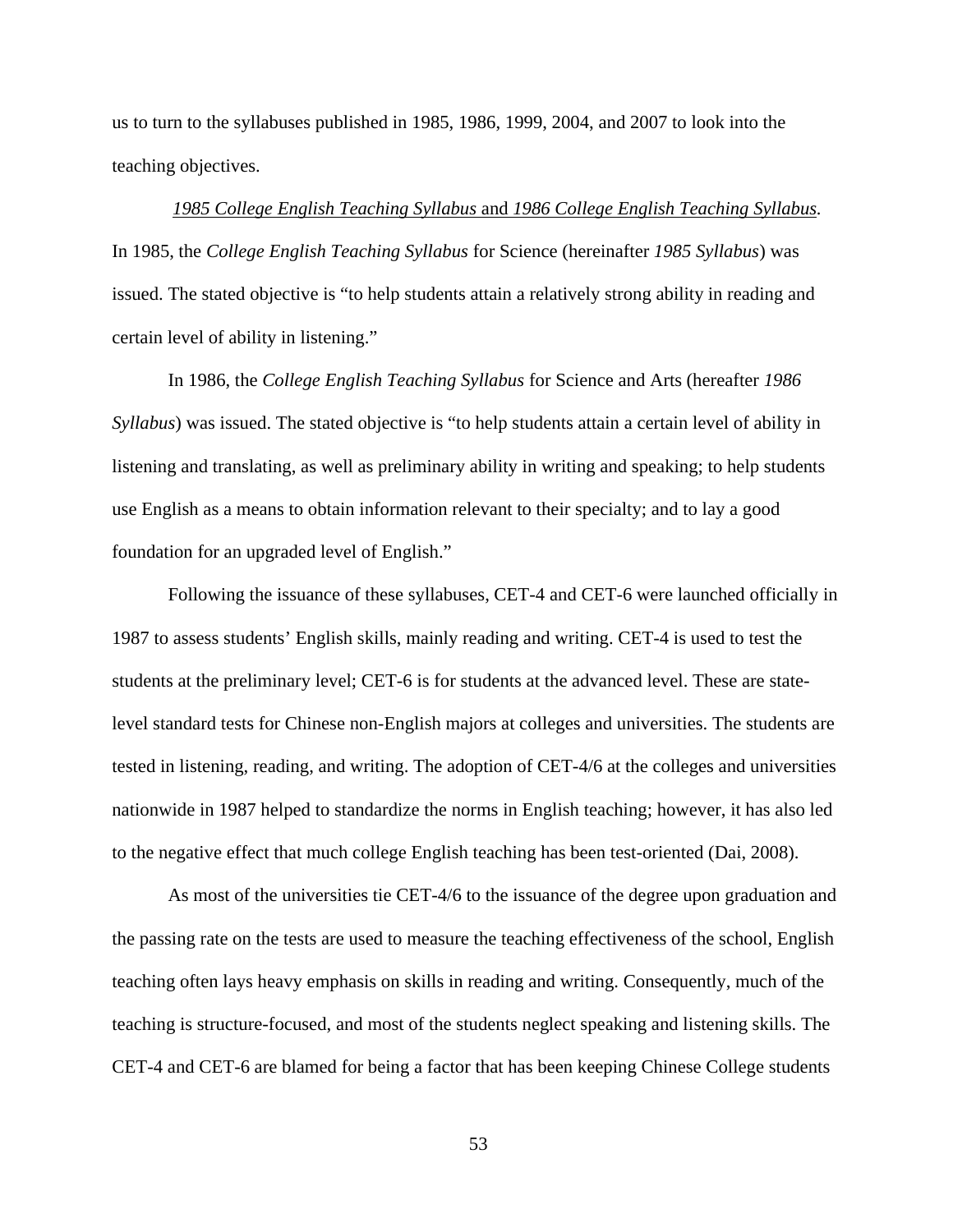us to turn to the syllabuses published in 1985, 1986, 1999, 2004, and 2007 to look into the teaching objectives.

*1985 College English Teaching Syllabus* and *1986 College English Teaching Syllabus*. In 1985, the *College English Teaching Syllabus* for Science (hereinafter *1985 Syllabus*) was issued. The stated objective is "to help students attain a relatively strong ability in reading and certain level of ability in listening."

In 1986, the *College English Teaching Syllabus* for Science and Arts (hereafter *1986 Syllabus*) was issued. The stated objective is "to help students attain a certain level of ability in listening and translating, as well as preliminary ability in writing and speaking; to help students use English as a means to obtain information relevant to their specialty; and to lay a good foundation for an upgraded level of English."

Following the issuance of these syllabuses, CET-4 and CET-6 were launched officially in 1987 to assess students' English skills, mainly reading and writing. CET-4 is used to test the students at the preliminary level; CET-6 is for students at the advanced level. These are state-level standard tests for Chinese non-English majors at colleges and universities. The students are tested in listening, reading, and writing. The adoption of CET-4/6 at the colleges and universities nationwide in 1987 helped to standardize the norms in English teaching; however, it has also led to the negative effect that much college English teaching has been test-oriented (Dai, 2008).

As most of the universities tie CET-4/6 to the issuance of the degree upon graduation and the passing rate on the tests are used to measure the teaching effectiveness of the school, English teaching often lays heavy emphasis on skills in reading and writing. Consequently, much of the teaching is structure-focused, and most of the students neglect speaking and listening skills. The CET-4 and CET-6 are blamed for being a factor that has been keeping Chinese College students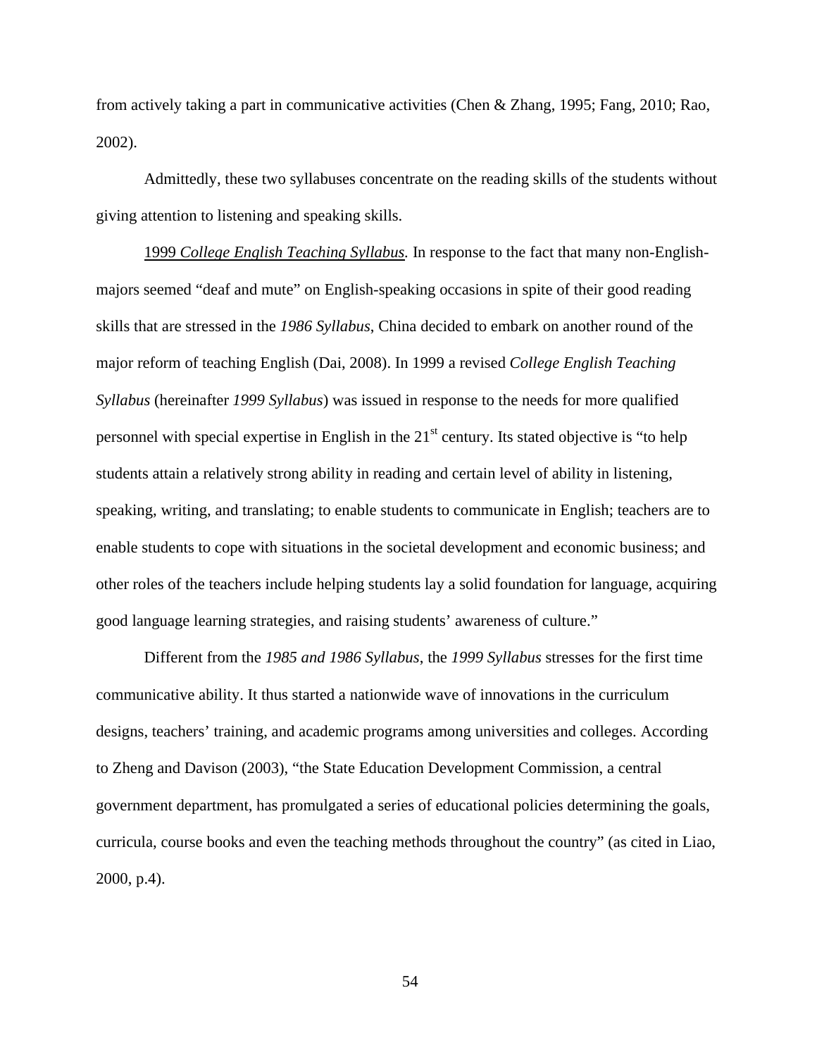from actively taking a part in communicative activities (Chen & Zhang, 1995; Fang, 2010; Rao, 2002).

Admittedly, these two syllabuses concentrate on the reading skills of the students without giving attention to listening and speaking skills.

1999 *College English Teaching Syllabus.* In response to the fact that many non-English-majors seemed "deaf and mute" on English-speaking occasions in spite of their good reading skills that are stressed in the *1986 Syllabus*, China decided to embark on another round of the major reform of teaching English (Dai, 2008). In 1999 a revised *College English Teaching Syllabus* (hereinafter *1999 Syllabus*) was issued in response to the needs for more qualified personnel with special expertise in English in the 21st century. Its stated objective is "to help students attain a relatively strong ability in reading and certain level of ability in listening, speaking, writing, and translating; to enable students to communicate in English; teachers are to enable students to cope with situations in the societal development and economic business; and other roles of the teachers include helping students lay a solid foundation for language, acquiring good language learning strategies, and raising students' awareness of culture."

Different from the *1985 and 1986 Syllabus*, the *1999 Syllabus* stresses for the first time communicative ability. It thus started a nationwide wave of innovations in the curriculum designs, teachers' training, and academic programs among universities and colleges. According to Zheng and Davison (2003), "the State Education Development Commission, a central government department, has promulgated a series of educational policies determining the goals, curricula, course books and even the teaching methods throughout the country" (as cited in Liao, 2000, p.4).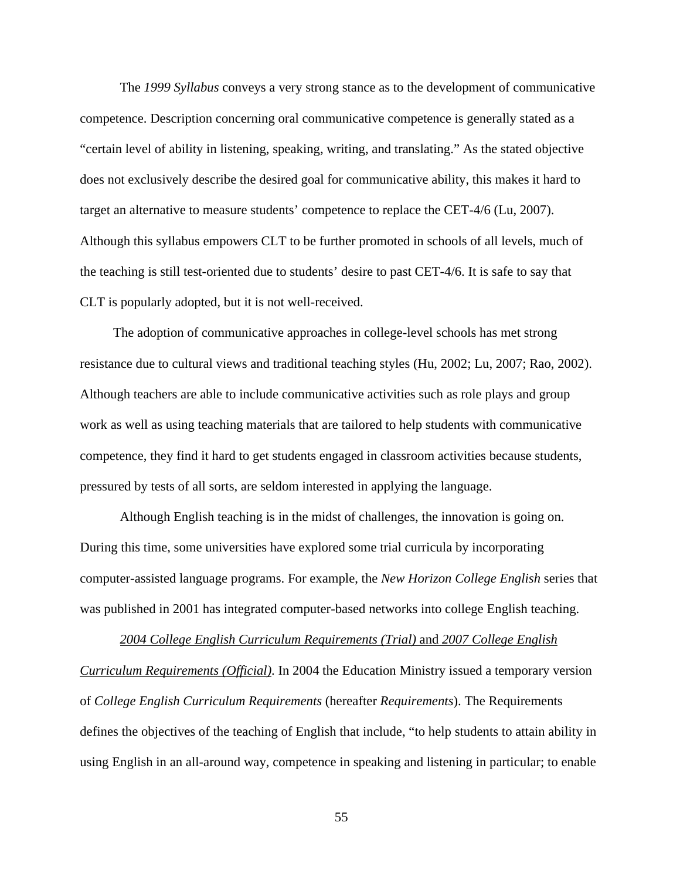The *1999 Syllabus* conveys a very strong stance as to the development of communicative competence. Description concerning oral communicative competence is generally stated as a "certain level of ability in listening, speaking, writing, and translating." As the stated objective does not exclusively describe the desired goal for communicative ability, this makes it hard to target an alternative to measure students' competence to replace the CET-4/6 (Lu, 2007). Although this syllabus empowers CLT to be further promoted in schools of all levels, much of the teaching is still test-oriented due to students' desire to past CET-4/6. It is safe to say that CLT is popularly adopted, but it is not well-received.

The adoption of communicative approaches in college-level schools has met strong resistance due to cultural views and traditional teaching styles (Hu, 2002; Lu, 2007; Rao, 2002). Although teachers are able to include communicative activities such as role plays and group work as well as using teaching materials that are tailored to help students with communicative competence, they find it hard to get students engaged in classroom activities because students, pressured by tests of all sorts, are seldom interested in applying the language.

Although English teaching is in the midst of challenges, the innovation is going on. During this time, some universities have explored some trial curricula by incorporating computer-assisted language programs. For example, the *New Horizon College English* series that was published in 2001 has integrated computer-based networks into college English teaching.

<u>*2004 College English Curriculum Requirements (Trial)*</u> and <u>*2007 College English Curriculum Requirements (Official)*</u>. In 2004 the Education Ministry issued a temporary version of *College English Curriculum Requirements* (hereafter *Requirements*). The Requirements defines the objectives of the teaching of English that include, "to help students to attain ability in using English in an all-around way, competence in speaking and listening in particular; to enable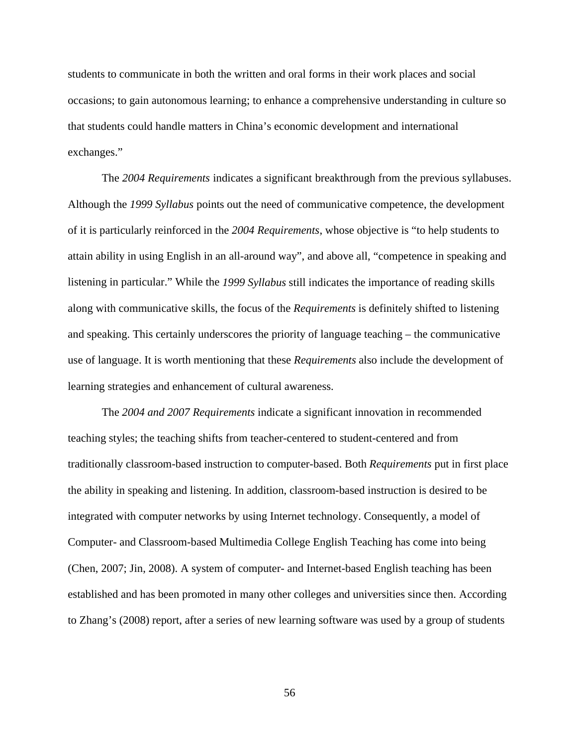students to communicate in both the written and oral forms in their work places and social occasions; to gain autonomous learning; to enhance a comprehensive understanding in culture so that students could handle matters in China's economic development and international exchanges."

The *2004 Requirements* indicates a significant breakthrough from the previous syllabuses. Although the *1999 Syllabus* points out the need of communicative competence, the development of it is particularly reinforced in the *2004 Requirements*, whose objective is "to help students to attain ability in using English in an all-around way", and above all, "competence in speaking and listening in particular." While the *1999 Syllabus* still indicates the importance of reading skills along with communicative skills, the focus of the *Requirements* is definitely shifted to listening and speaking. This certainly underscores the priority of language teaching – the communicative use of language. It is worth mentioning that these *Requirements* also include the development of learning strategies and enhancement of cultural awareness.

The *2004 and 2007 Requirements* indicate a significant innovation in recommended teaching styles; the teaching shifts from teacher-centered to student-centered and from traditionally classroom-based instruction to computer-based. Both *Requirements* put in first place the ability in speaking and listening. In addition, classroom-based instruction is desired to be integrated with computer networks by using Internet technology. Consequently, a model of Computer- and Classroom-based Multimedia College English Teaching has come into being (Chen, 2007; Jin, 2008). A system of computer- and Internet-based English teaching has been established and has been promoted in many other colleges and universities since then. According to Zhang's (2008) report, after a series of new learning software was used by a group of students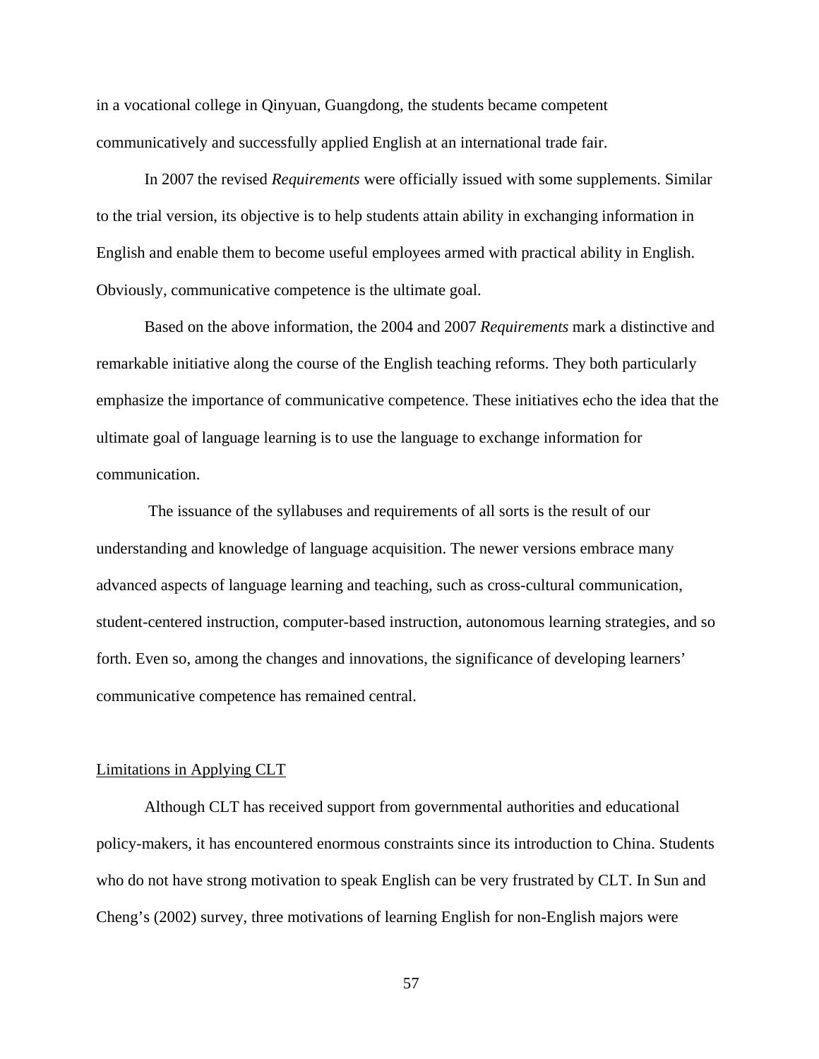in a vocational college in Qinyuan, Guangdong, the students became competent communicatively and successfully applied English at an international trade fair.

In 2007 the revised *Requirements* were officially issued with some supplements. Similar to the trial version, its objective is to help students attain ability in exchanging information in English and enable them to become useful employees armed with practical ability in English. Obviously, communicative competence is the ultimate goal.

Based on the above information, the 2004 and 2007 *Requirements* mark a distinctive and remarkable initiative along the course of the English teaching reforms. They both particularly emphasize the importance of communicative competence. These initiatives echo the idea that the ultimate goal of language learning is to use the language to exchange information for communication.

The issuance of the syllabuses and requirements of all sorts is the result of our understanding and knowledge of language acquisition. The newer versions embrace many advanced aspects of language learning and teaching, such as cross-cultural communication, student-centered instruction, computer-based instruction, autonomous learning strategies, and so forth. Even so, among the changes and innovations, the significance of developing learners' communicative competence has remained central.

### Limitations in Applying CLT

Although CLT has received support from governmental authorities and educational policy-makers, it has encountered enormous constraints since its introduction to China. Students who do not have strong motivation to speak English can be very frustrated by CLT. In Sun and Cheng's (2002) survey, three motivations of learning English for non-English majors were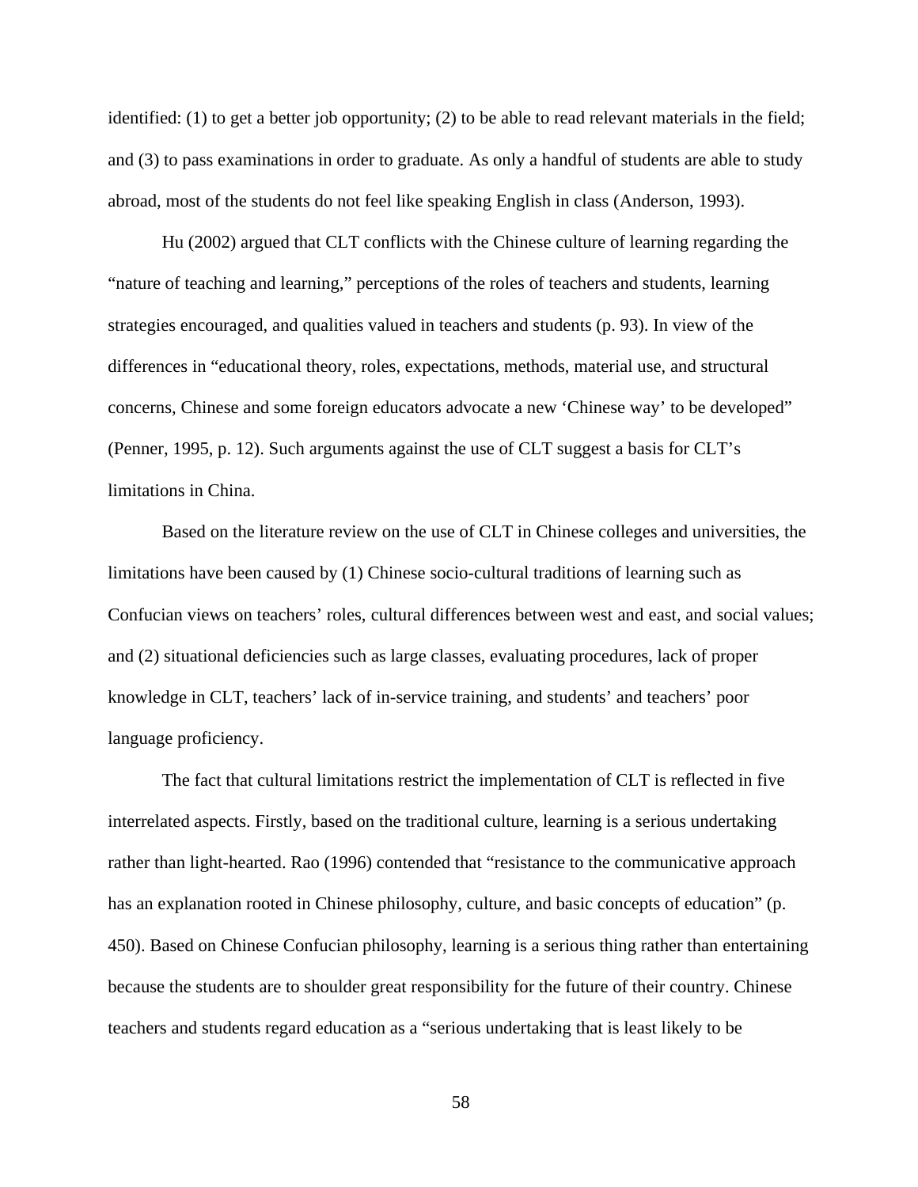identified: (1) to get a better job opportunity; (2) to be able to read relevant materials in the field; and (3) to pass examinations in order to graduate. As only a handful of students are able to study abroad, most of the students do not feel like speaking English in class (Anderson, 1993).

Hu (2002) argued that CLT conflicts with the Chinese culture of learning regarding the "nature of teaching and learning," perceptions of the roles of teachers and students, learning strategies encouraged, and qualities valued in teachers and students (p. 93). In view of the differences in "educational theory, roles, expectations, methods, material use, and structural concerns, Chinese and some foreign educators advocate a new 'Chinese way' to be developed" (Penner, 1995, p. 12). Such arguments against the use of CLT suggest a basis for CLT's limitations in China.

Based on the literature review on the use of CLT in Chinese colleges and universities, the limitations have been caused by (1) Chinese socio-cultural traditions of learning such as Confucian views on teachers' roles, cultural differences between west and east, and social values; and (2) situational deficiencies such as large classes, evaluating procedures, lack of proper knowledge in CLT, teachers' lack of in-service training, and students' and teachers' poor language proficiency.

The fact that cultural limitations restrict the implementation of CLT is reflected in five interrelated aspects. Firstly, based on the traditional culture, learning is a serious undertaking rather than light-hearted. Rao (1996) contended that "resistance to the communicative approach has an explanation rooted in Chinese philosophy, culture, and basic concepts of education" (p. 450). Based on Chinese Confucian philosophy, learning is a serious thing rather than entertaining because the students are to shoulder great responsibility for the future of their country. Chinese teachers and students regard education as a "serious undertaking that is least likely to be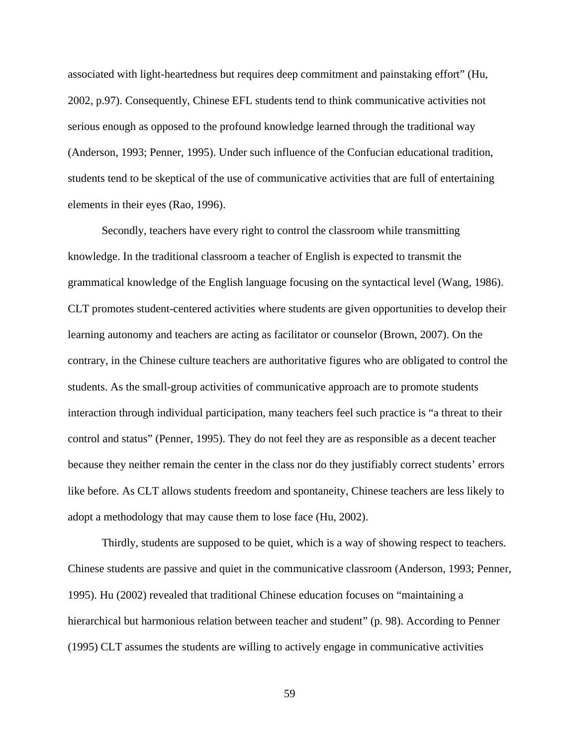associated with light-heartedness but requires deep commitment and painstaking effort" (Hu, 2002, p.97). Consequently, Chinese EFL students tend to think communicative activities not serious enough as opposed to the profound knowledge learned through the traditional way (Anderson, 1993; Penner, 1995). Under such influence of the Confucian educational tradition, students tend to be skeptical of the use of communicative activities that are full of entertaining elements in their eyes (Rao, 1996).

Secondly, teachers have every right to control the classroom while transmitting knowledge. In the traditional classroom a teacher of English is expected to transmit the grammatical knowledge of the English language focusing on the syntactical level (Wang, 1986). CLT promotes student-centered activities where students are given opportunities to develop their learning autonomy and teachers are acting as facilitator or counselor (Brown, 2007). On the contrary, in the Chinese culture teachers are authoritative figures who are obligated to control the students. As the small-group activities of communicative approach are to promote students interaction through individual participation, many teachers feel such practice is "a threat to their control and status" (Penner, 1995). They do not feel they are as responsible as a decent teacher because they neither remain the center in the class nor do they justifiably correct students' errors like before. As CLT allows students freedom and spontaneity, Chinese teachers are less likely to adopt a methodology that may cause them to lose face (Hu, 2002).

Thirdly, students are supposed to be quiet, which is a way of showing respect to teachers. Chinese students are passive and quiet in the communicative classroom (Anderson, 1993; Penner, 1995). Hu (2002) revealed that traditional Chinese education focuses on "maintaining a hierarchical but harmonious relation between teacher and student" (p. 98). According to Penner (1995) CLT assumes the students are willing to actively engage in communicative activities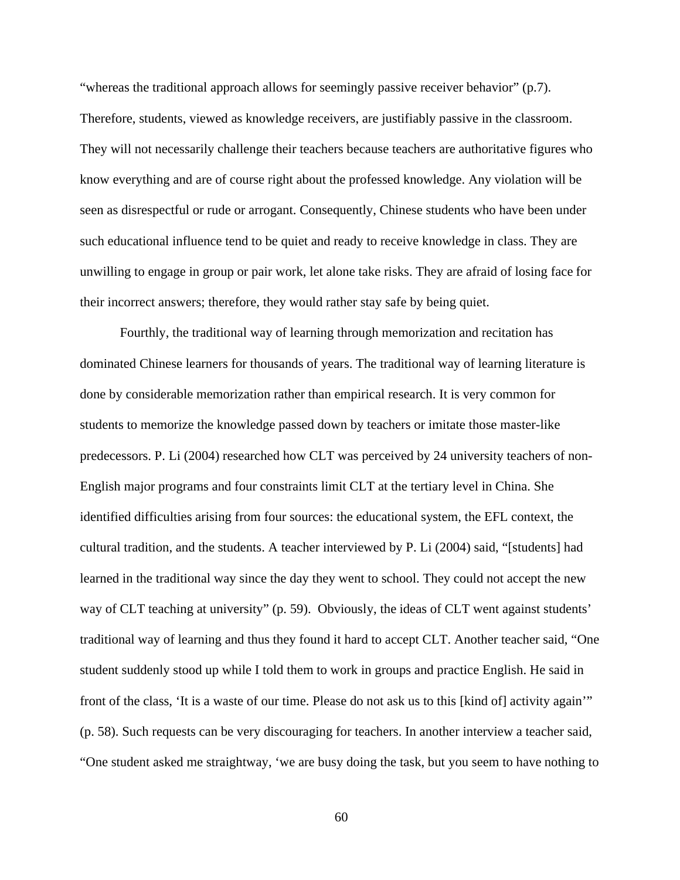"whereas the traditional approach allows for seemingly passive receiver behavior" (p.7). Therefore, students, viewed as knowledge receivers, are justifiably passive in the classroom. They will not necessarily challenge their teachers because teachers are authoritative figures who know everything and are of course right about the professed knowledge. Any violation will be seen as disrespectful or rude or arrogant. Consequently, Chinese students who have been under such educational influence tend to be quiet and ready to receive knowledge in class. They are unwilling to engage in group or pair work, let alone take risks. They are afraid of losing face for their incorrect answers; therefore, they would rather stay safe by being quiet.

Fourthly, the traditional way of learning through memorization and recitation has dominated Chinese learners for thousands of years. The traditional way of learning literature is done by considerable memorization rather than empirical research. It is very common for students to memorize the knowledge passed down by teachers or imitate those master-like predecessors. P. Li (2004) researched how CLT was perceived by 24 university teachers of non-English major programs and four constraints limit CLT at the tertiary level in China. She identified difficulties arising from four sources: the educational system, the EFL context, the cultural tradition, and the students. A teacher interviewed by P. Li (2004) said, "[students] had learned in the traditional way since the day they went to school. They could not accept the new way of CLT teaching at university" (p. 59). Obviously, the ideas of CLT went against students' traditional way of learning and thus they found it hard to accept CLT. Another teacher said, "One student suddenly stood up while I told them to work in groups and practice English. He said in front of the class, 'It is a waste of our time. Please do not ask us to this [kind of] activity again'" (p. 58). Such requests can be very discouraging for teachers. In another interview a teacher said, "One student asked me straightway, 'we are busy doing the task, but you seem to have nothing to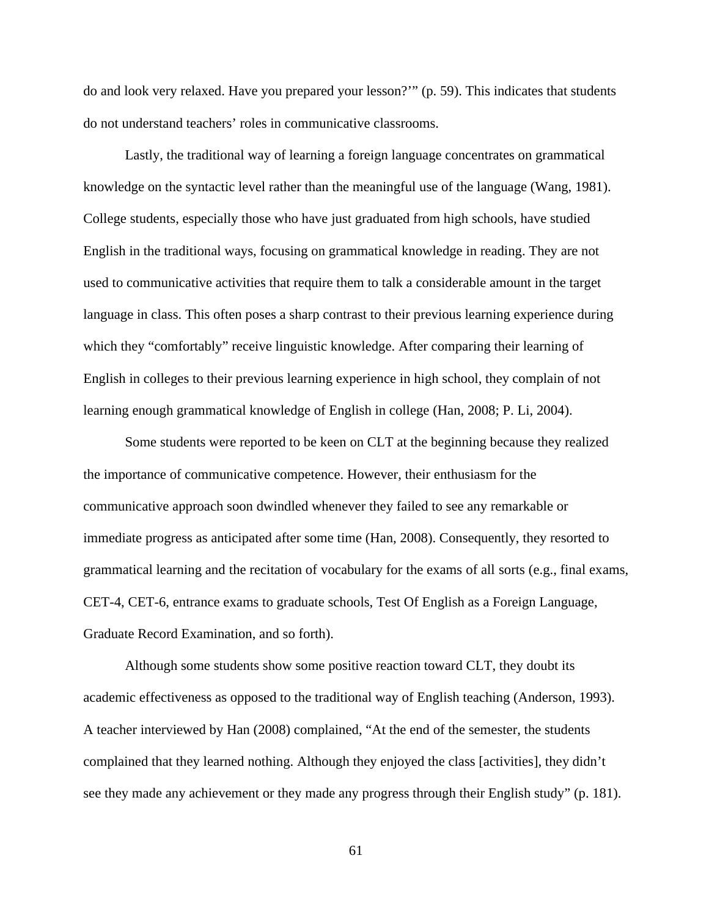do and look very relaxed. Have you prepared your lesson?'" (p. 59). This indicates that students do not understand teachers' roles in communicative classrooms.

Lastly, the traditional way of learning a foreign language concentrates on grammatical knowledge on the syntactic level rather than the meaningful use of the language (Wang, 1981). College students, especially those who have just graduated from high schools, have studied English in the traditional ways, focusing on grammatical knowledge in reading. They are not used to communicative activities that require them to talk a considerable amount in the target language in class. This often poses a sharp contrast to their previous learning experience during which they "comfortably" receive linguistic knowledge. After comparing their learning of English in colleges to their previous learning experience in high school, they complain of not learning enough grammatical knowledge of English in college (Han, 2008; P. Li, 2004).

Some students were reported to be keen on CLT at the beginning because they realized the importance of communicative competence. However, their enthusiasm for the communicative approach soon dwindled whenever they failed to see any remarkable or immediate progress as anticipated after some time (Han, 2008). Consequently, they resorted to grammatical learning and the recitation of vocabulary for the exams of all sorts (e.g., final exams, CET-4, CET-6, entrance exams to graduate schools, Test Of English as a Foreign Language, Graduate Record Examination, and so forth).

Although some students show some positive reaction toward CLT, they doubt its academic effectiveness as opposed to the traditional way of English teaching (Anderson, 1993). A teacher interviewed by Han (2008) complained, "At the end of the semester, the students complained that they learned nothing. Although they enjoyed the class [activities], they didn't see they made any achievement or they made any progress through their English study" (p. 181).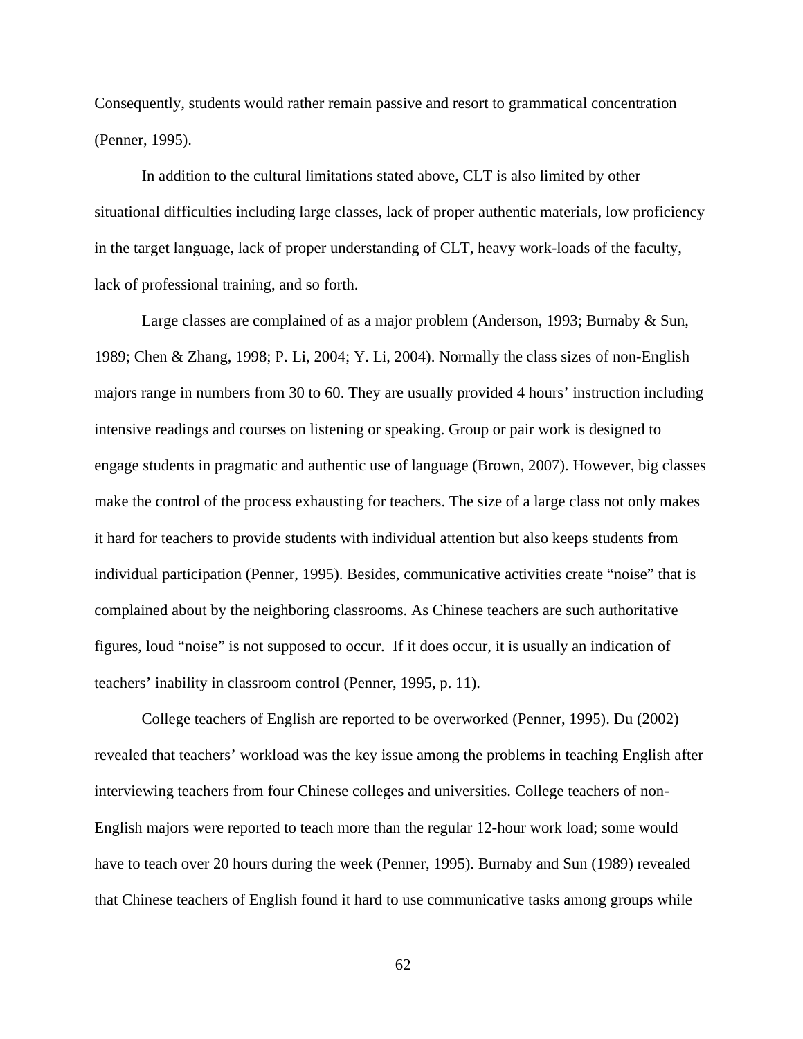Consequently, students would rather remain passive and resort to grammatical concentration (Penner, 1995).

In addition to the cultural limitations stated above, CLT is also limited by other situational difficulties including large classes, lack of proper authentic materials, low proficiency in the target language, lack of proper understanding of CLT, heavy work-loads of the faculty, lack of professional training, and so forth.

Large classes are complained of as a major problem (Anderson, 1993; Burnaby & Sun, 1989; Chen & Zhang, 1998; P. Li, 2004; Y. Li, 2004). Normally the class sizes of non-English majors range in numbers from 30 to 60. They are usually provided 4 hours' instruction including intensive readings and courses on listening or speaking. Group or pair work is designed to engage students in pragmatic and authentic use of language (Brown, 2007). However, big classes make the control of the process exhausting for teachers. The size of a large class not only makes it hard for teachers to provide students with individual attention but also keeps students from individual participation (Penner, 1995). Besides, communicative activities create "noise" that is complained about by the neighboring classrooms. As Chinese teachers are such authoritative figures, loud "noise" is not supposed to occur. If it does occur, it is usually an indication of teachers' inability in classroom control (Penner, 1995, p. 11).

College teachers of English are reported to be overworked (Penner, 1995). Du (2002) revealed that teachers' workload was the key issue among the problems in teaching English after interviewing teachers from four Chinese colleges and universities. College teachers of non-English majors were reported to teach more than the regular 12-hour work load; some would have to teach over 20 hours during the week (Penner, 1995). Burnaby and Sun (1989) revealed that Chinese teachers of English found it hard to use communicative tasks among groups while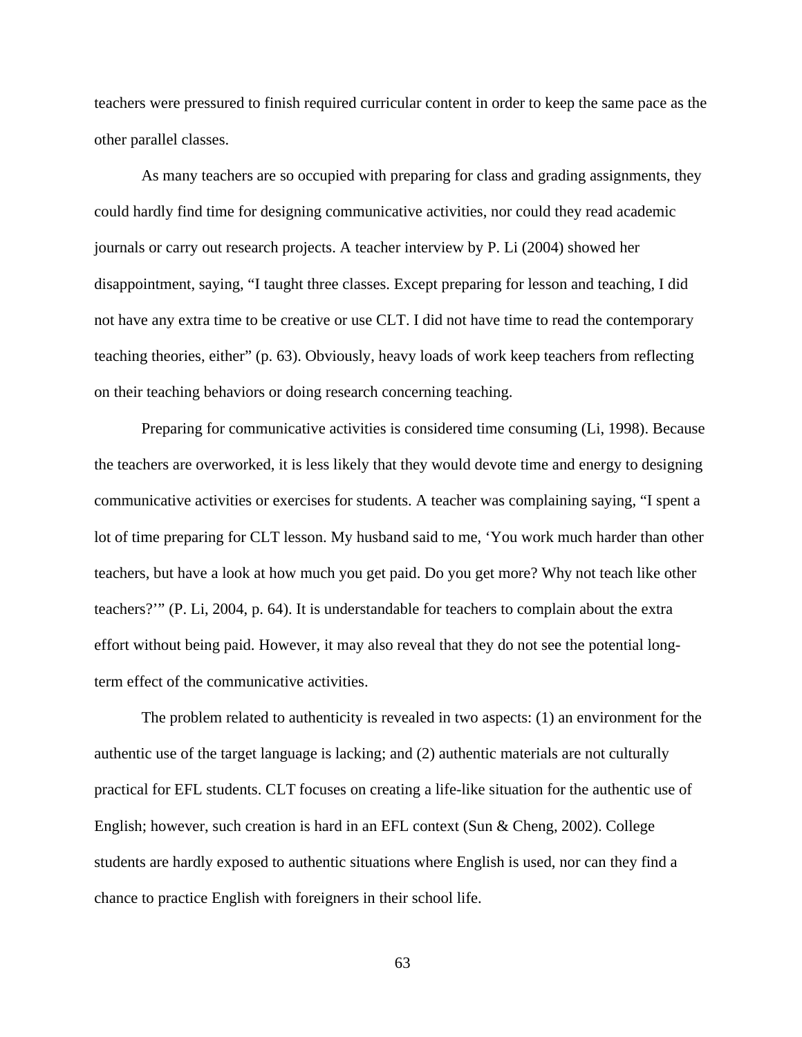teachers were pressured to finish required curricular content in order to keep the same pace as the other parallel classes.

As many teachers are so occupied with preparing for class and grading assignments, they could hardly find time for designing communicative activities, nor could they read academic journals or carry out research projects. A teacher interview by P. Li (2004) showed her disappointment, saying, “I taught three classes. Except preparing for lesson and teaching, I did not have any extra time to be creative or use CLT. I did not have time to read the contemporary teaching theories, either” (p. 63). Obviously, heavy loads of work keep teachers from reflecting on their teaching behaviors or doing research concerning teaching.

Preparing for communicative activities is considered time consuming (Li, 1998). Because the teachers are overworked, it is less likely that they would devote time and energy to designing communicative activities or exercises for students. A teacher was complaining saying, “I spent a lot of time preparing for CLT lesson. My husband said to me, ‘You work much harder than other teachers, but have a look at how much you get paid. Do you get more? Why not teach like other teachers?’” (P. Li, 2004, p. 64). It is understandable for teachers to complain about the extra effort without being paid. However, it may also reveal that they do not see the potential long-term effect of the communicative activities.

The problem related to authenticity is revealed in two aspects: (1) an environment for the authentic use of the target language is lacking; and (2) authentic materials are not culturally practical for EFL students. CLT focuses on creating a life-like situation for the authentic use of English; however, such creation is hard in an EFL context (Sun & Cheng, 2002). College students are hardly exposed to authentic situations where English is used, nor can they find a chance to practice English with foreigners in their school life.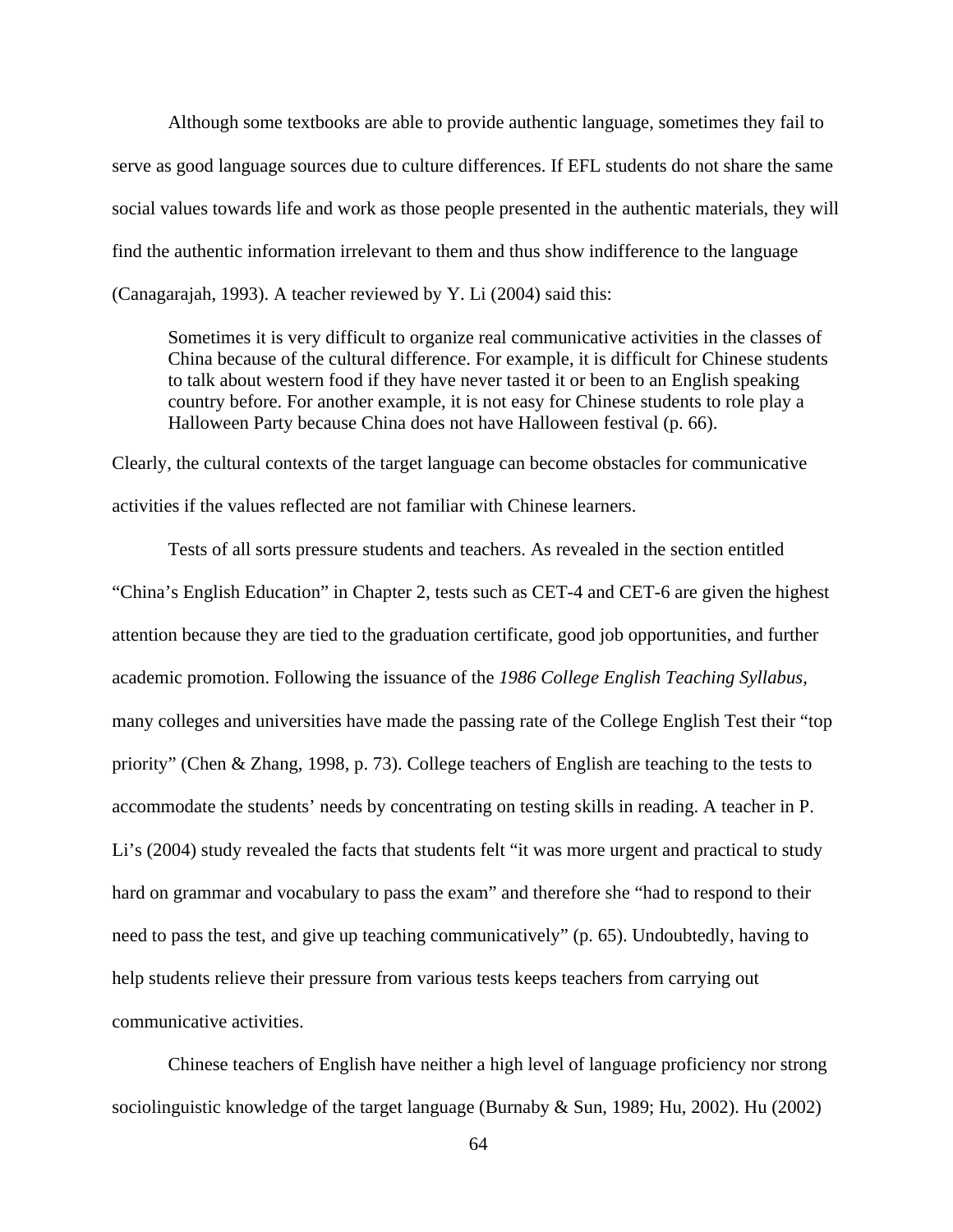Although some textbooks are able to provide authentic language, sometimes they fail to serve as good language sources due to culture differences. If EFL students do not share the same social values towards life and work as those people presented in the authentic materials, they will find the authentic information irrelevant to them and thus show indifference to the language (Canagarajah, 1993). A teacher reviewed by Y. Li (2004) said this:

> Sometimes it is very difficult to organize real communicative activities in the classes of China because of the cultural difference. For example, it is difficult for Chinese students to talk about western food if they have never tasted it or been to an English speaking country before. For another example, it is not easy for Chinese students to role play a Halloween Party because China does not have Halloween festival (p. 66).

Clearly, the cultural contexts of the target language can become obstacles for communicative activities if the values reflected are not familiar with Chinese learners.

Tests of all sorts pressure students and teachers. As revealed in the section entitled "China's English Education" in Chapter 2, tests such as CET-4 and CET-6 are given the highest attention because they are tied to the graduation certificate, good job opportunities, and further academic promotion. Following the issuance of the *1986 College English Teaching Syllabus*, many colleges and universities have made the passing rate of the College English Test their "top priority" (Chen & Zhang, 1998, p. 73). College teachers of English are teaching to the tests to accommodate the students' needs by concentrating on testing skills in reading. A teacher in P. Li's (2004) study revealed the facts that students felt "it was more urgent and practical to study hard on grammar and vocabulary to pass the exam" and therefore she "had to respond to their need to pass the test, and give up teaching communicatively" (p. 65). Undoubtedly, having to help students relieve their pressure from various tests keeps teachers from carrying out communicative activities.

Chinese teachers of English have neither a high level of language proficiency nor strong sociolinguistic knowledge of the target language (Burnaby & Sun, 1989; Hu, 2002). Hu (2002)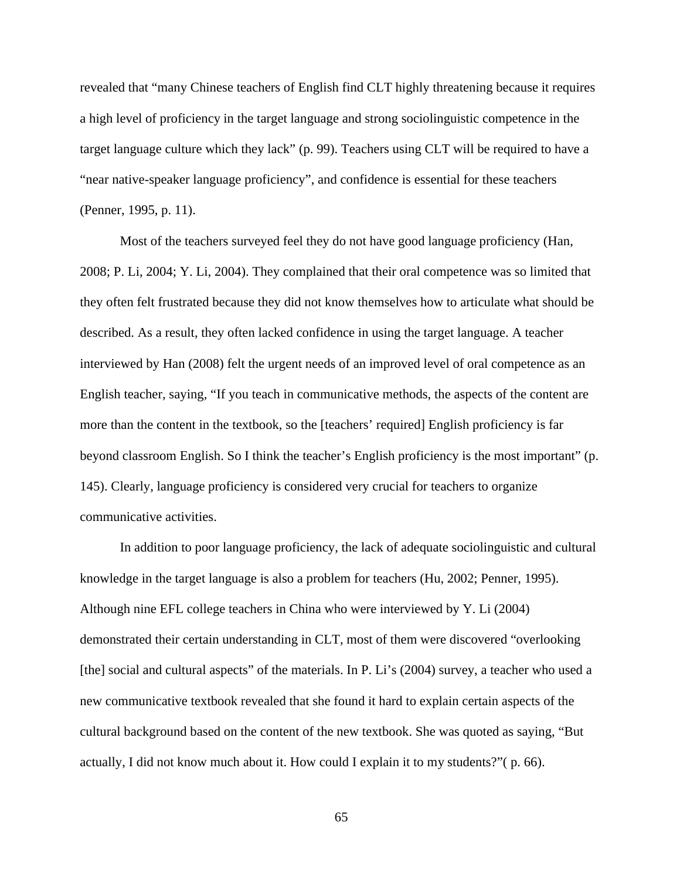revealed that “many Chinese teachers of English find CLT highly threatening because it requires a high level of proficiency in the target language and strong sociolinguistic competence in the target language culture which they lack” (p. 99). Teachers using CLT will be required to have a “near native-speaker language proficiency”, and confidence is essential for these teachers (Penner, 1995, p. 11).

Most of the teachers surveyed feel they do not have good language proficiency (Han, 2008; P. Li, 2004; Y. Li, 2004). They complained that their oral competence was so limited that they often felt frustrated because they did not know themselves how to articulate what should be described. As a result, they often lacked confidence in using the target language. A teacher interviewed by Han (2008) felt the urgent needs of an improved level of oral competence as an English teacher, saying, “If you teach in communicative methods, the aspects of the content are more than the content in the textbook, so the [teachers’ required] English proficiency is far beyond classroom English. So I think the teacher’s English proficiency is the most important” (p. 145). Clearly, language proficiency is considered very crucial for teachers to organize communicative activities.

In addition to poor language proficiency, the lack of adequate sociolinguistic and cultural knowledge in the target language is also a problem for teachers (Hu, 2002; Penner, 1995). Although nine EFL college teachers in China who were interviewed by Y. Li (2004) demonstrated their certain understanding in CLT, most of them were discovered “overlooking [the] social and cultural aspects” of the materials. In P. Li’s (2004) survey, a teacher who used a new communicative textbook revealed that she found it hard to explain certain aspects of the cultural background based on the content of the new textbook. She was quoted as saying, “But actually, I did not know much about it. How could I explain it to my students?”( p. 66).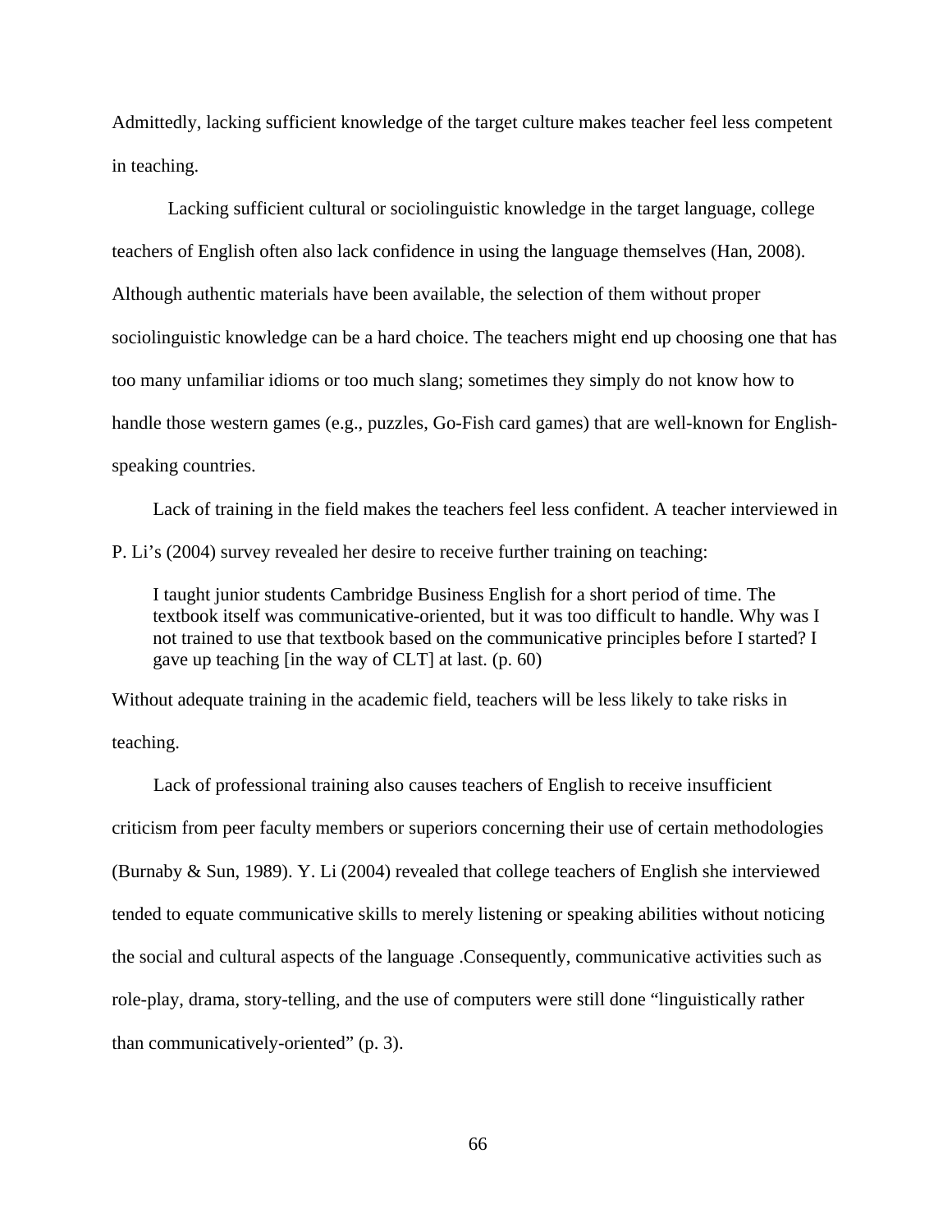Admittedly, lacking sufficient knowledge of the target culture makes teacher feel less competent in teaching.

Lacking sufficient cultural or sociolinguistic knowledge in the target language, college teachers of English often also lack confidence in using the language themselves (Han, 2008). Although authentic materials have been available, the selection of them without proper sociolinguistic knowledge can be a hard choice. The teachers might end up choosing one that has too many unfamiliar idioms or too much slang; sometimes they simply do not know how to handle those western games (e.g., puzzles, Go-Fish card games) that are well-known for English-speaking countries.

Lack of training in the field makes the teachers feel less confident. A teacher interviewed in P. Li's (2004) survey revealed her desire to receive further training on teaching:

> I taught junior students Cambridge Business English for a short period of time. The textbook itself was communicative-oriented, but it was too difficult to handle. Why was I not trained to use that textbook based on the communicative principles before I started? I gave up teaching [in the way of CLT] at last. (p. 60)

Without adequate training in the academic field, teachers will be less likely to take risks in teaching.

Lack of professional training also causes teachers of English to receive insufficient criticism from peer faculty members or superiors concerning their use of certain methodologies (Burnaby & Sun, 1989). Y. Li (2004) revealed that college teachers of English she interviewed tended to equate communicative skills to merely listening or speaking abilities without noticing the social and cultural aspects of the language .Consequently, communicative activities such as role-play, drama, story-telling, and the use of computers were still done "linguistically rather than communicatively-oriented" (p. 3).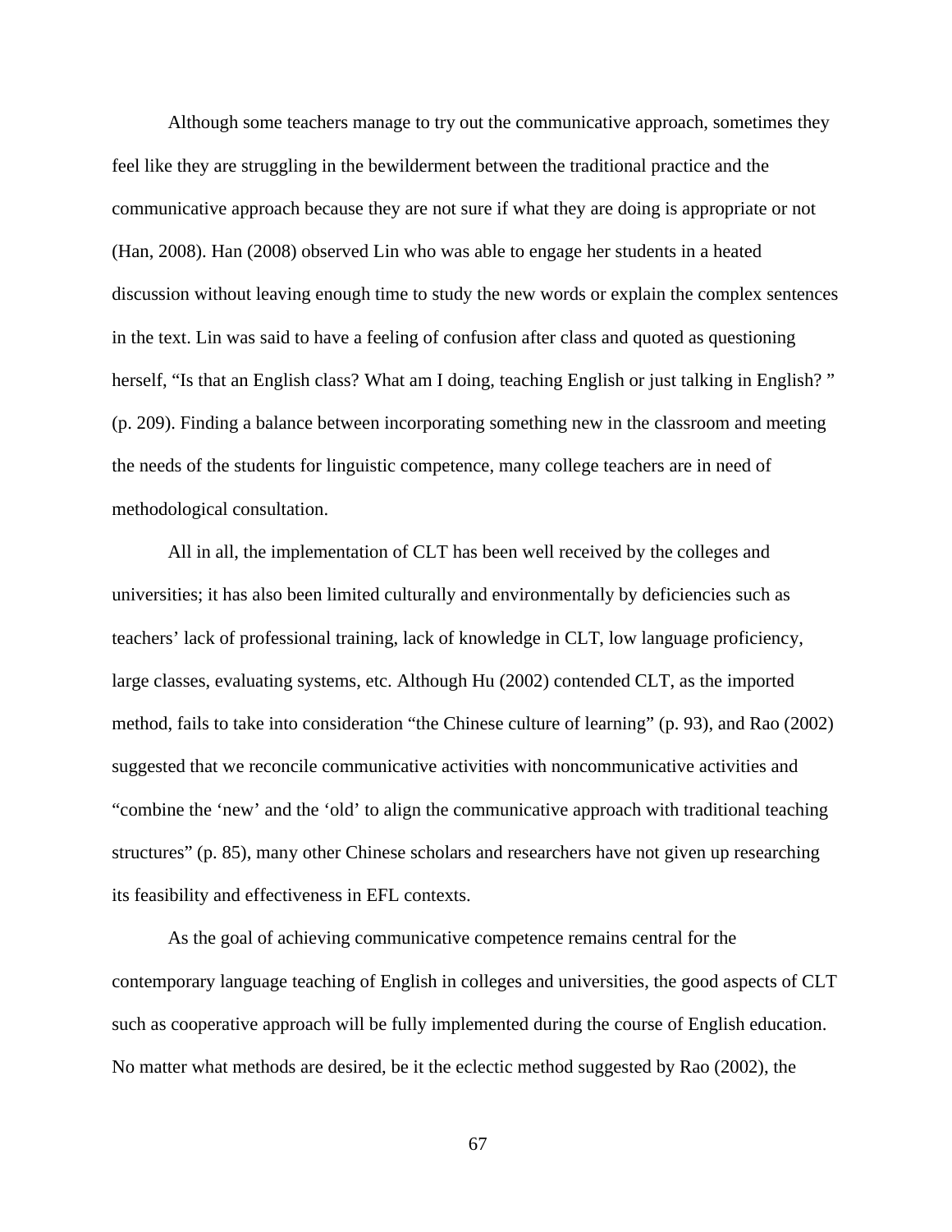Although some teachers manage to try out the communicative approach, sometimes they feel like they are struggling in the bewilderment between the traditional practice and the communicative approach because they are not sure if what they are doing is appropriate or not (Han, 2008). Han (2008) observed Lin who was able to engage her students in a heated discussion without leaving enough time to study the new words or explain the complex sentences in the text. Lin was said to have a feeling of confusion after class and quoted as questioning herself, “Is that an English class? What am I doing, teaching English or just talking in English? ” (p. 209). Finding a balance between incorporating something new in the classroom and meeting the needs of the students for linguistic competence, many college teachers are in need of methodological consultation.

All in all, the implementation of CLT has been well received by the colleges and universities; it has also been limited culturally and environmentally by deficiencies such as teachers’ lack of professional training, lack of knowledge in CLT, low language proficiency, large classes, evaluating systems, etc. Although Hu (2002) contended CLT, as the imported method, fails to take into consideration “the Chinese culture of learning” (p. 93), and Rao (2002) suggested that we reconcile communicative activities with noncommunicative activities and “combine the ‘new’ and the ‘old’ to align the communicative approach with traditional teaching structures” (p. 85), many other Chinese scholars and researchers have not given up researching its feasibility and effectiveness in EFL contexts.

As the goal of achieving communicative competence remains central for the contemporary language teaching of English in colleges and universities, the good aspects of CLT such as cooperative approach will be fully implemented during the course of English education. No matter what methods are desired, be it the eclectic method suggested by Rao (2002), the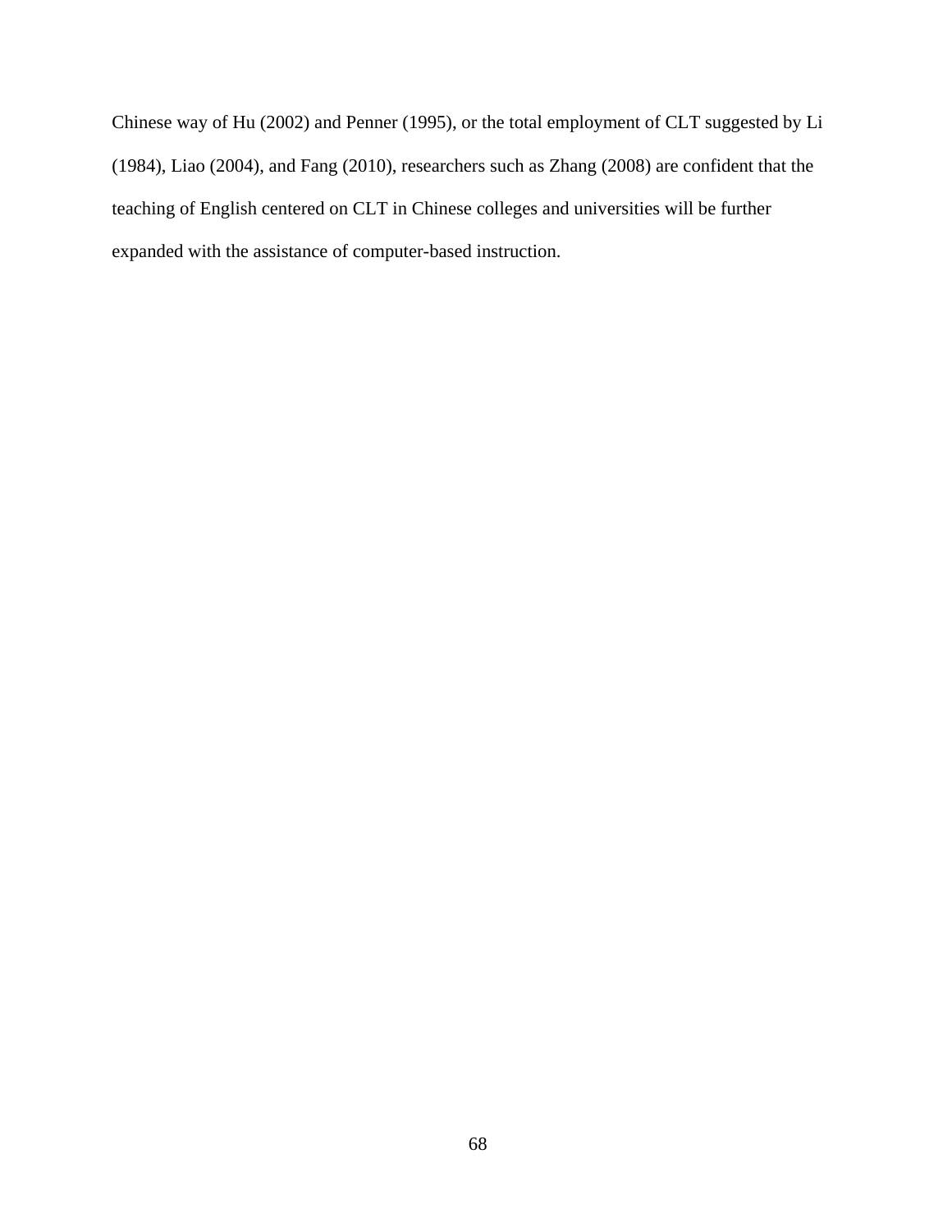Chinese way of Hu (2002) and Penner (1995), or the total employment of CLT suggested by Li (1984), Liao (2004), and Fang (2010), researchers such as Zhang (2008) are confident that the teaching of English centered on CLT in Chinese colleges and universities will be further expanded with the assistance of computer-based instruction.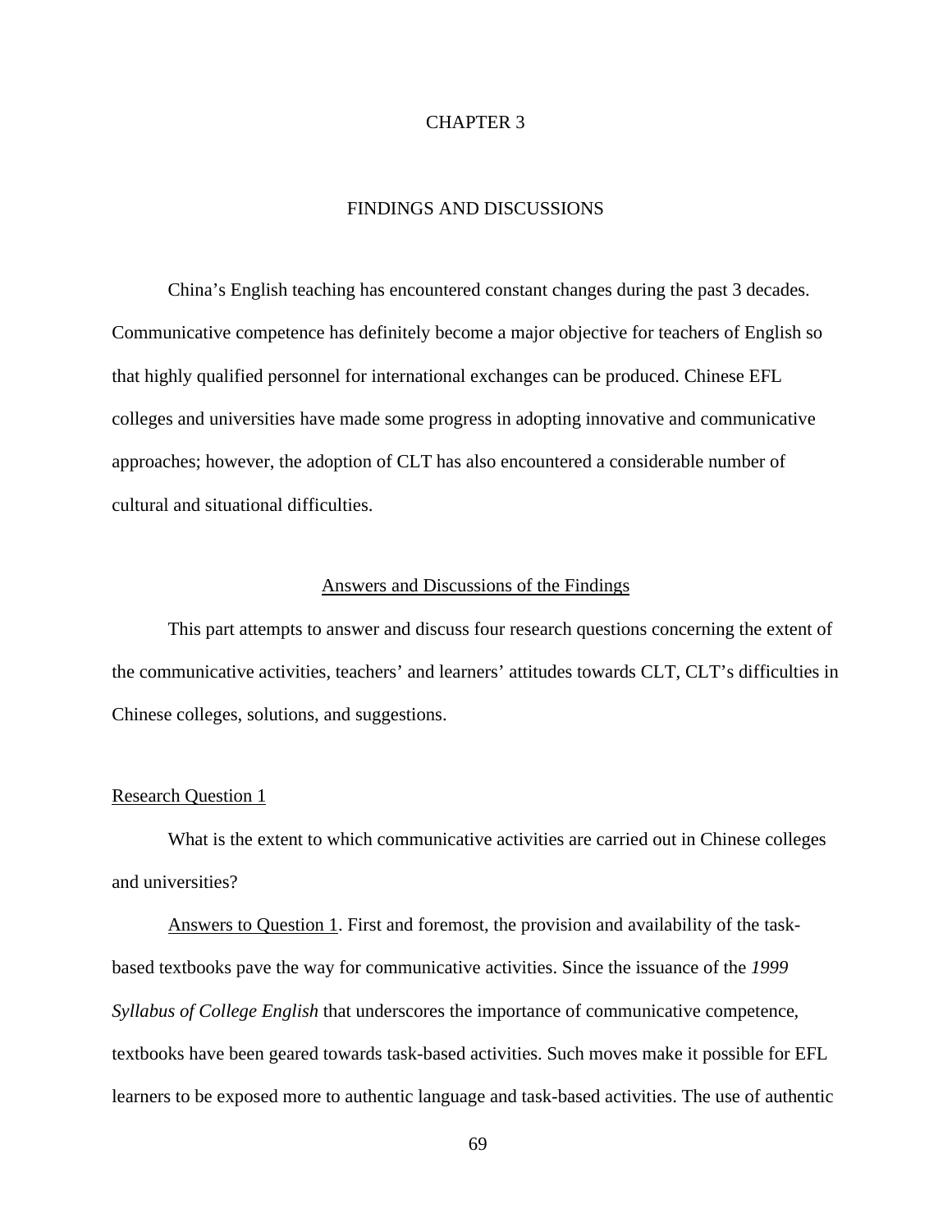# CHAPTER 3

## FINDINGS AND DISCUSSIONS

China's English teaching has encountered constant changes during the past 3 decades. Communicative competence has definitely become a major objective for teachers of English so that highly qualified personnel for international exchanges can be produced. Chinese EFL colleges and universities have made some progress in adopting innovative and communicative approaches; however, the adoption of CLT has also encountered a considerable number of cultural and situational difficulties.

### Answers and Discussions of the Findings

This part attempts to answer and discuss four research questions concerning the extent of the communicative activities, teachers' and learners' attitudes towards CLT, CLT's difficulties in Chinese colleges, solutions, and suggestions.

#### Research Question 1

What is the extent to which communicative activities are carried out in Chinese colleges and universities?

Answers to Question 1. First and foremost, the provision and availability of the task-based textbooks pave the way for communicative activities. Since the issuance of the *1999 Syllabus of College English* that underscores the importance of communicative competence, textbooks have been geared towards task-based activities. Such moves make it possible for EFL learners to be exposed more to authentic language and task-based activities. The use of authentic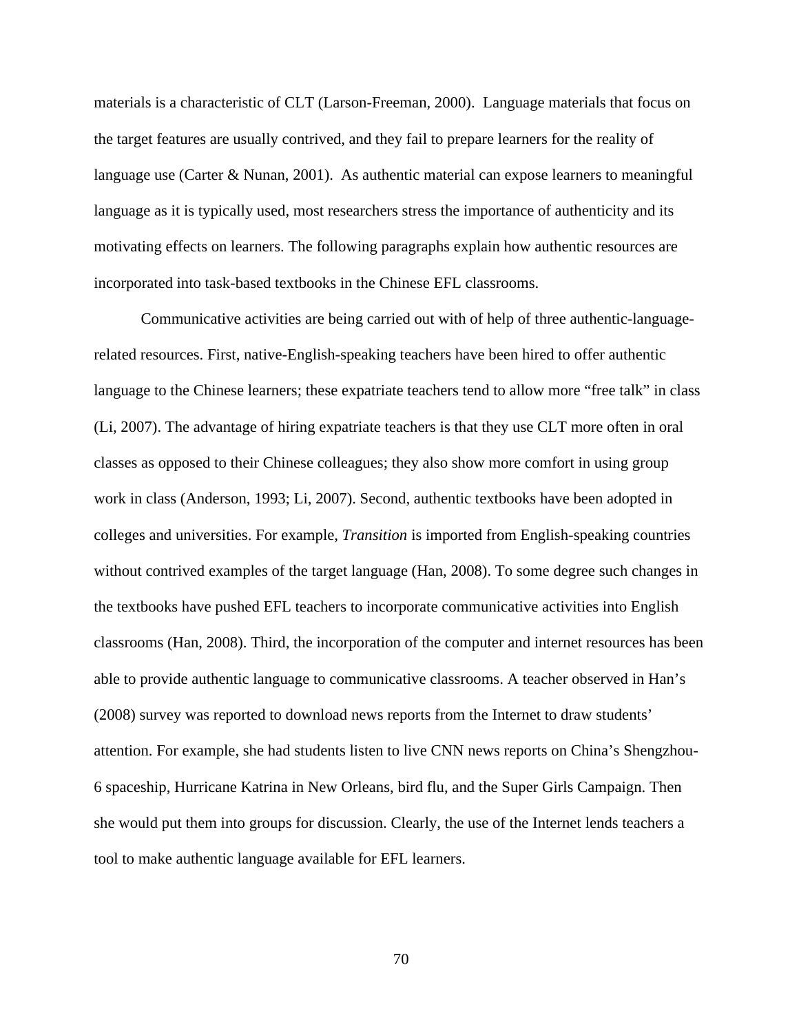materials is a characteristic of CLT (Larson-Freeman, 2000). Language materials that focus on the target features are usually contrived, and they fail to prepare learners for the reality of language use (Carter & Nunan, 2001). As authentic material can expose learners to meaningful language as it is typically used, most researchers stress the importance of authenticity and its motivating effects on learners. The following paragraphs explain how authentic resources are incorporated into task-based textbooks in the Chinese EFL classrooms.

Communicative activities are being carried out with of help of three authentic-language-related resources. First, native-English-speaking teachers have been hired to offer authentic language to the Chinese learners; these expatriate teachers tend to allow more "free talk" in class (Li, 2007). The advantage of hiring expatriate teachers is that they use CLT more often in oral classes as opposed to their Chinese colleagues; they also show more comfort in using group work in class (Anderson, 1993; Li, 2007). Second, authentic textbooks have been adopted in colleges and universities. For example, *Transition* is imported from English-speaking countries without contrived examples of the target language (Han, 2008). To some degree such changes in the textbooks have pushed EFL teachers to incorporate communicative activities into English classrooms (Han, 2008). Third, the incorporation of the computer and internet resources has been able to provide authentic language to communicative classrooms. A teacher observed in Han's (2008) survey was reported to download news reports from the Internet to draw students' attention. For example, she had students listen to live CNN news reports on China's Shengzhou-6 spaceship, Hurricane Katrina in New Orleans, bird flu, and the Super Girls Campaign. Then she would put them into groups for discussion. Clearly, the use of the Internet lends teachers a tool to make authentic language available for EFL learners.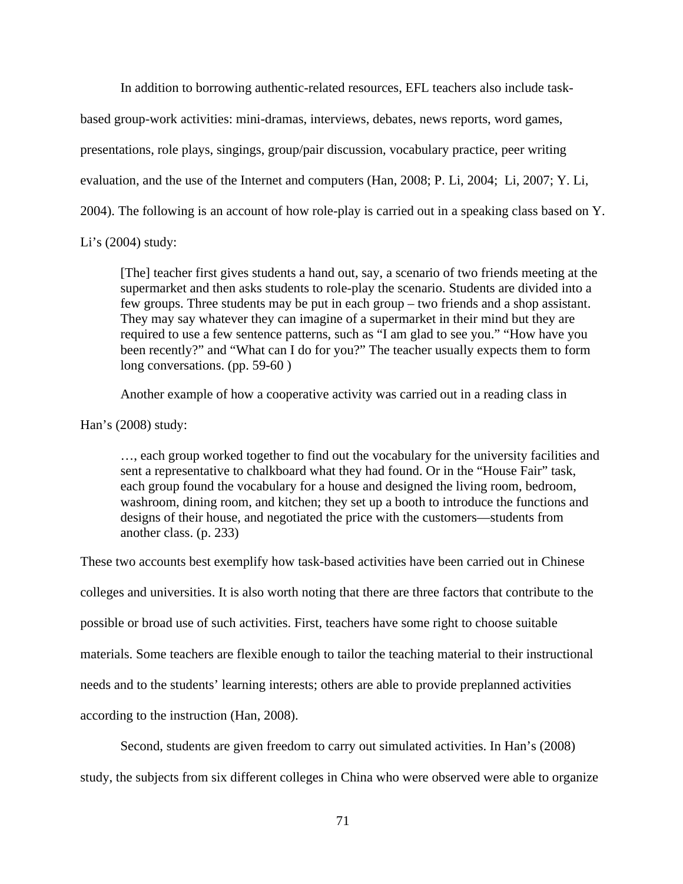In addition to borrowing authentic-related resources, EFL teachers also include task-based group-work activities: mini-dramas, interviews, debates, news reports, word games, presentations, role plays, singings, group/pair discussion, vocabulary practice, peer writing evaluation, and the use of the Internet and computers (Han, 2008; P. Li, 2004;  Li, 2007; Y. Li, 2004). The following is an account of how role-play is carried out in a speaking class based on Y. Li's (2004) study:

> [The] teacher first gives students a hand out, say, a scenario of two friends meeting at the supermarket and then asks students to role-play the scenario. Students are divided into a few groups. Three students may be put in each group – two friends and a shop assistant. They may say whatever they can imagine of a supermarket in their mind but they are required to use a few sentence patterns, such as "I am glad to see you." "How have you been recently?" and "What can I do for you?" The teacher usually expects them to form long conversations. (pp. 59-60 )

Another example of how a cooperative activity was carried out in a reading class in Han's (2008) study:

> …, each group worked together to find out the vocabulary for the university facilities and sent a representative to chalkboard what they had found. Or in the "House Fair" task, each group found the vocabulary for a house and designed the living room, bedroom, washroom, dining room, and kitchen; they set up a booth to introduce the functions and designs of their house, and negotiated the price with the customers—students from another class. (p. 233)

These two accounts best exemplify how task-based activities have been carried out in Chinese colleges and universities. It is also worth noting that there are three factors that contribute to the possible or broad use of such activities. First, teachers have some right to choose suitable materials. Some teachers are flexible enough to tailor the teaching material to their instructional needs and to the students' learning interests; others are able to provide preplanned activities according to the instruction (Han, 2008).

Second, students are given freedom to carry out simulated activities. In Han's (2008) study, the subjects from six different colleges in China who were observed were able to organize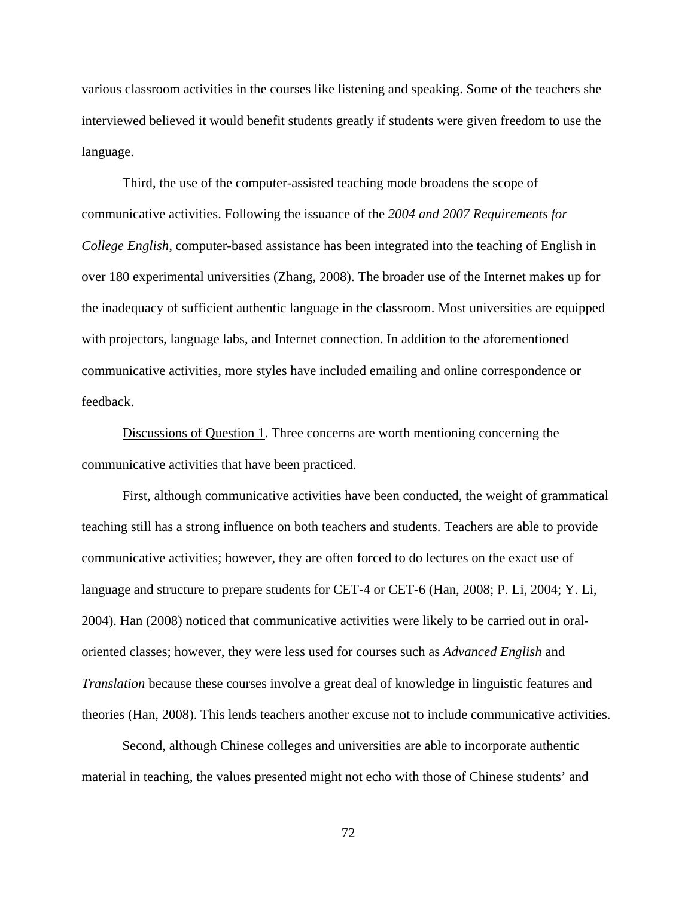various classroom activities in the courses like listening and speaking. Some of the teachers she interviewed believed it would benefit students greatly if students were given freedom to use the language.

Third, the use of the computer-assisted teaching mode broadens the scope of communicative activities. Following the issuance of the *2004 and 2007 Requirements for College English*, computer-based assistance has been integrated into the teaching of English in over 180 experimental universities (Zhang, 2008). The broader use of the Internet makes up for the inadequacy of sufficient authentic language in the classroom. Most universities are equipped with projectors, language labs, and Internet connection. In addition to the aforementioned communicative activities, more styles have included emailing and online correspondence or feedback.

<u>Discussions of Question 1</u>. Three concerns are worth mentioning concerning the communicative activities that have been practiced.

First, although communicative activities have been conducted, the weight of grammatical teaching still has a strong influence on both teachers and students. Teachers are able to provide communicative activities; however, they are often forced to do lectures on the exact use of language and structure to prepare students for CET-4 or CET-6 (Han, 2008; P. Li, 2004; Y. Li, 2004). Han (2008) noticed that communicative activities were likely to be carried out in oral-oriented classes; however, they were less used for courses such as *Advanced English* and *Translation* because these courses involve a great deal of knowledge in linguistic features and theories (Han, 2008). This lends teachers another excuse not to include communicative activities.

Second, although Chinese colleges and universities are able to incorporate authentic material in teaching, the values presented might not echo with those of Chinese students' and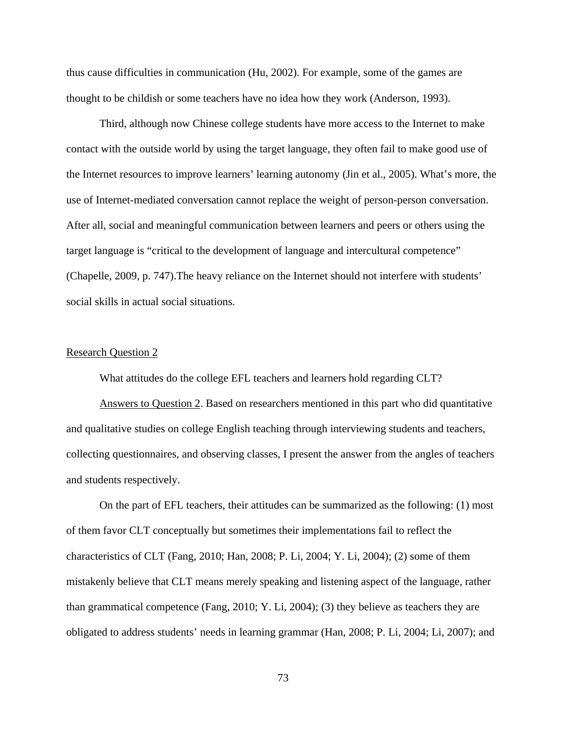thus cause difficulties in communication (Hu, 2002). For example, some of the games are thought to be childish or some teachers have no idea how they work (Anderson, 1993).

Third, although now Chinese college students have more access to the Internet to make contact with the outside world by using the target language, they often fail to make good use of the Internet resources to improve learners' learning autonomy (Jin et al., 2005). What's more, the use of Internet-mediated conversation cannot replace the weight of person-person conversation. After all, social and meaningful communication between learners and peers or others using the target language is "critical to the development of language and intercultural competence" (Chapelle, 2009, p. 747).The heavy reliance on the Internet should not interfere with students' social skills in actual social situations.

<u>Research Question 2</u>

What attitudes do the college EFL teachers and learners hold regarding CLT?

<u>Answers to Question 2</u>. Based on researchers mentioned in this part who did quantitative and qualitative studies on college English teaching through interviewing students and teachers, collecting questionnaires, and observing classes, I present the answer from the angles of teachers and students respectively.

On the part of EFL teachers, their attitudes can be summarized as the following: (1) most of them favor CLT conceptually but sometimes their implementations fail to reflect the characteristics of CLT (Fang, 2010; Han, 2008; P. Li, 2004; Y. Li, 2004); (2) some of them mistakenly believe that CLT means merely speaking and listening aspect of the language, rather than grammatical competence (Fang, 2010; Y. Li, 2004); (3) they believe as teachers they are obligated to address students' needs in learning grammar (Han, 2008; P. Li, 2004; Li, 2007); and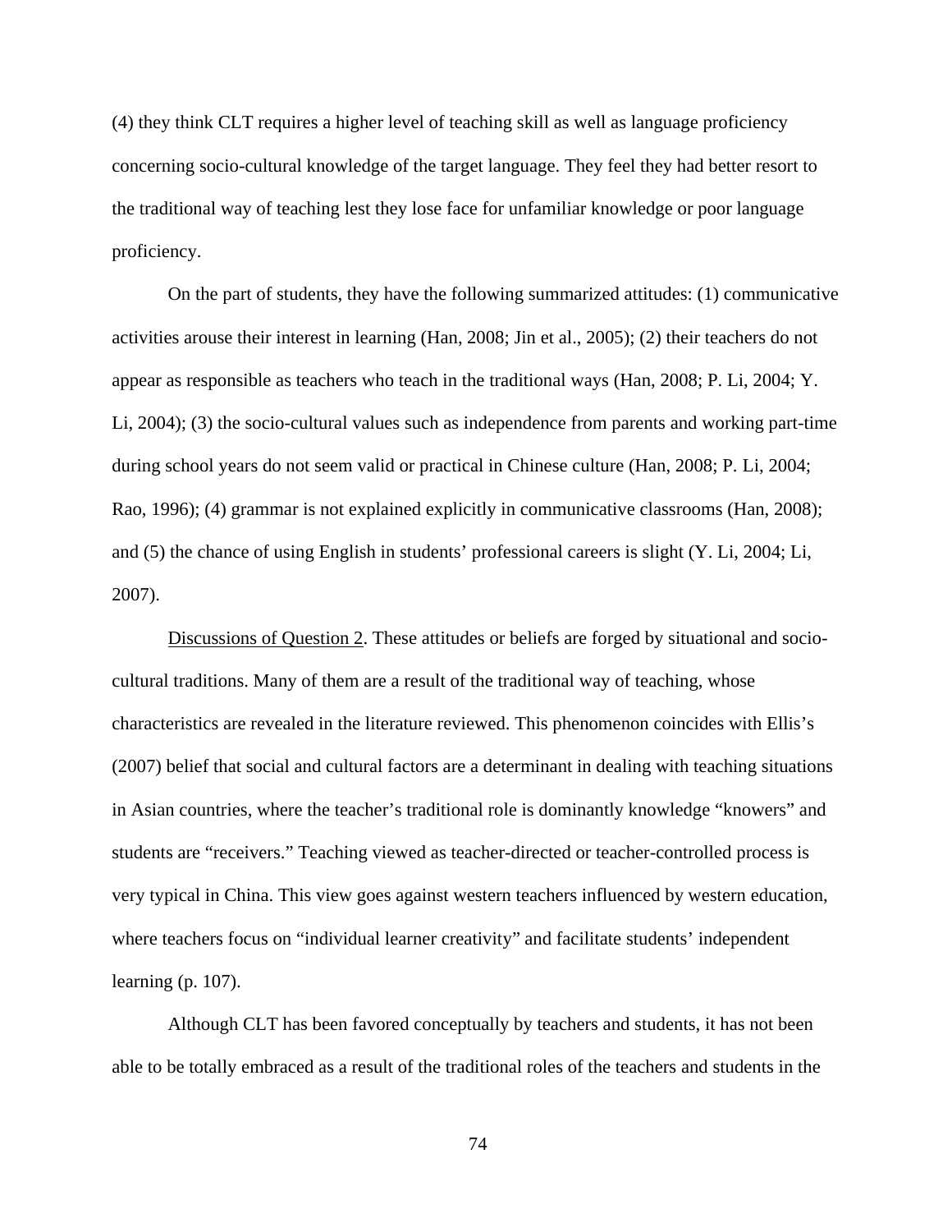(4) they think CLT requires a higher level of teaching skill as well as language proficiency concerning socio-cultural knowledge of the target language. They feel they had better resort to the traditional way of teaching lest they lose face for unfamiliar knowledge or poor language proficiency.

On the part of students, they have the following summarized attitudes: (1) communicative activities arouse their interest in learning (Han, 2008; Jin et al., 2005); (2) their teachers do not appear as responsible as teachers who teach in the traditional ways (Han, 2008; P. Li, 2004; Y. Li, 2004); (3) the socio-cultural values such as independence from parents and working part-time during school years do not seem valid or practical in Chinese culture (Han, 2008; P. Li, 2004; Rao, 1996); (4) grammar is not explained explicitly in communicative classrooms (Han, 2008); and (5) the chance of using English in students' professional careers is slight (Y. Li, 2004; Li, 2007).

Discussions of Question 2. These attitudes or beliefs are forged by situational and socio-cultural traditions. Many of them are a result of the traditional way of teaching, whose characteristics are revealed in the literature reviewed. This phenomenon coincides with Ellis's (2007) belief that social and cultural factors are a determinant in dealing with teaching situations in Asian countries, where the teacher's traditional role is dominantly knowledge "knowers" and students are "receivers." Teaching viewed as teacher-directed or teacher-controlled process is very typical in China. This view goes against western teachers influenced by western education, where teachers focus on "individual learner creativity" and facilitate students' independent learning (p. 107).

Although CLT has been favored conceptually by teachers and students, it has not been able to be totally embraced as a result of the traditional roles of the teachers and students in the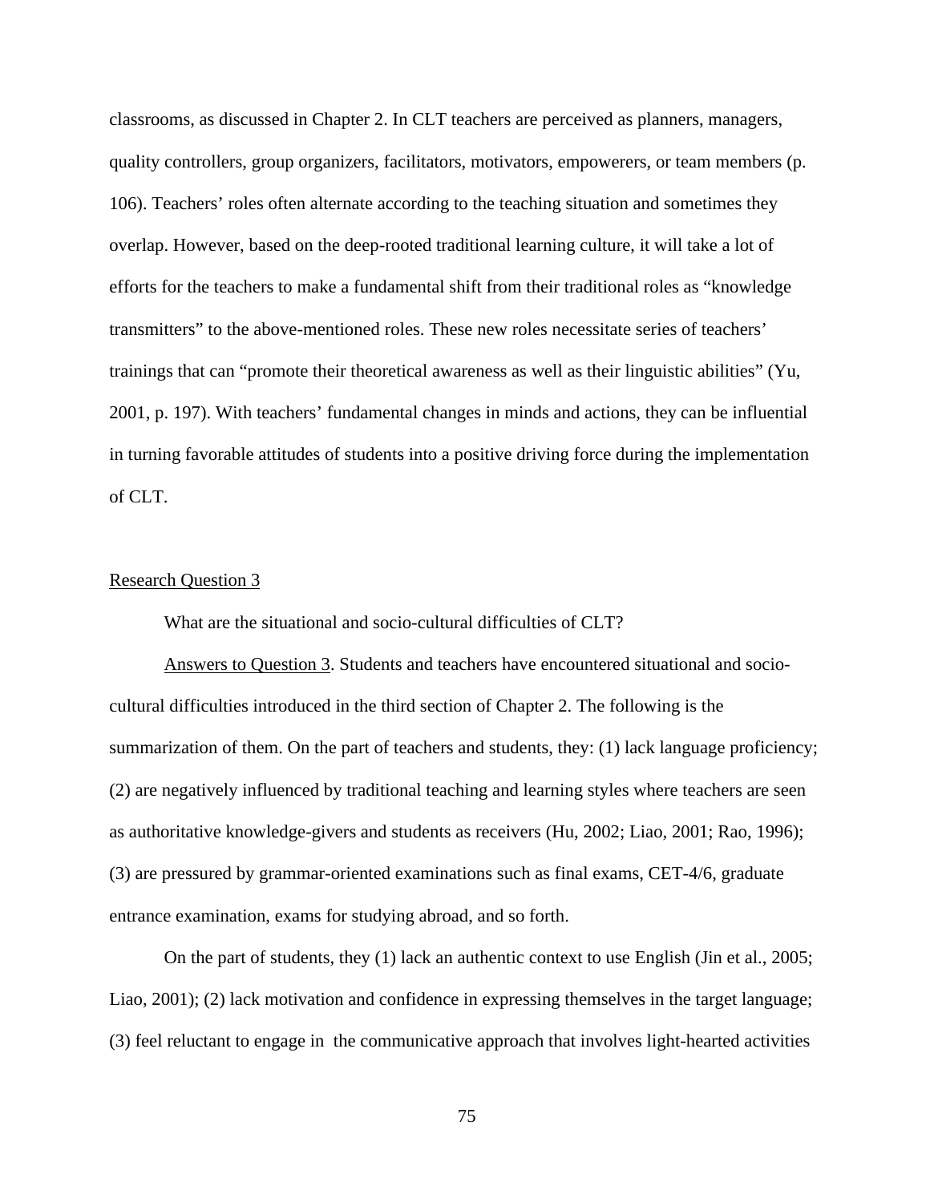classrooms, as discussed in Chapter 2. In CLT teachers are perceived as planners, managers, quality controllers, group organizers, facilitators, motivators, empowerers, or team members (p. 106). Teachers' roles often alternate according to the teaching situation and sometimes they overlap. However, based on the deep-rooted traditional learning culture, it will take a lot of efforts for the teachers to make a fundamental shift from their traditional roles as "knowledge transmitters" to the above-mentioned roles. These new roles necessitate series of teachers' trainings that can "promote their theoretical awareness as well as their linguistic abilities" (Yu, 2001, p. 197). With teachers' fundamental changes in minds and actions, they can be influential in turning favorable attitudes of students into a positive driving force during the implementation of CLT.

<u>Research Question 3</u>

What are the situational and socio-cultural difficulties of CLT?

<u>Answers to Question 3</u>. Students and teachers have encountered situational and socio-cultural difficulties introduced in the third section of Chapter 2. The following is the summarization of them. On the part of teachers and students, they: (1) lack language proficiency; (2) are negatively influenced by traditional teaching and learning styles where teachers are seen as authoritative knowledge-givers and students as receivers (Hu, 2002; Liao, 2001; Rao, 1996); (3) are pressured by grammar-oriented examinations such as final exams, CET-4/6, graduate entrance examination, exams for studying abroad, and so forth.

On the part of students, they (1) lack an authentic context to use English (Jin et al., 2005; Liao, 2001); (2) lack motivation and confidence in expressing themselves in the target language; (3) feel reluctant to engage in the communicative approach that involves light-hearted activities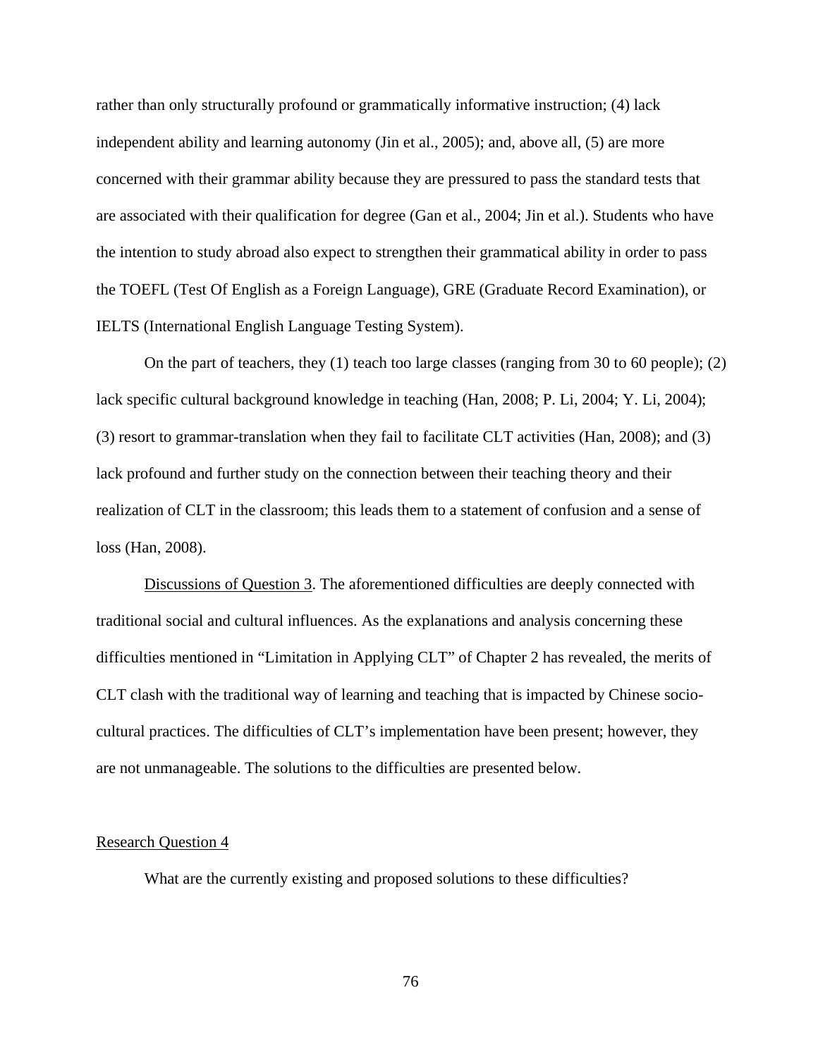rather than only structurally profound or grammatically informative instruction; (4) lack independent ability and learning autonomy (Jin et al., 2005); and, above all, (5) are more concerned with their grammar ability because they are pressured to pass the standard tests that are associated with their qualification for degree (Gan et al., 2004; Jin et al.). Students who have the intention to study abroad also expect to strengthen their grammatical ability in order to pass the TOEFL (Test Of English as a Foreign Language), GRE (Graduate Record Examination), or IELTS (International English Language Testing System).

On the part of teachers, they (1) teach too large classes (ranging from 30 to 60 people); (2) lack specific cultural background knowledge in teaching (Han, 2008; P. Li, 2004; Y. Li, 2004); (3) resort to grammar-translation when they fail to facilitate CLT activities (Han, 2008); and (3) lack profound and further study on the connection between their teaching theory and their realization of CLT in the classroom; this leads them to a statement of confusion and a sense of loss (Han, 2008).

Discussions of Question 3. The aforementioned difficulties are deeply connected with traditional social and cultural influences. As the explanations and analysis concerning these difficulties mentioned in "Limitation in Applying CLT" of Chapter 2 has revealed, the merits of CLT clash with the traditional way of learning and teaching that is impacted by Chinese socio-cultural practices. The difficulties of CLT's implementation have been present; however, they are not unmanageable. The solutions to the difficulties are presented below.

## Research Question 4

What are the currently existing and proposed solutions to these difficulties?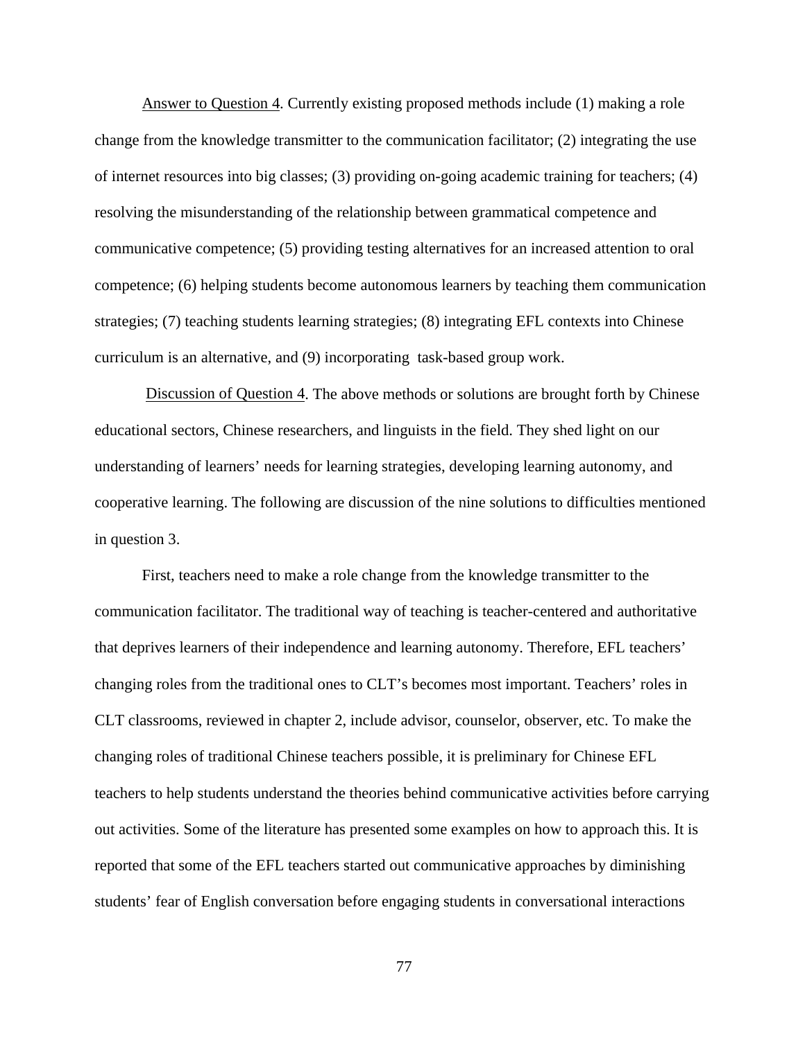Answer to Question 4. Currently existing proposed methods include (1) making a role change from the knowledge transmitter to the communication facilitator; (2) integrating the use of internet resources into big classes; (3) providing on-going academic training for teachers; (4) resolving the misunderstanding of the relationship between grammatical competence and communicative competence; (5) providing testing alternatives for an increased attention to oral competence; (6) helping students become autonomous learners by teaching them communication strategies; (7) teaching students learning strategies; (8) integrating EFL contexts into Chinese curriculum is an alternative, and (9) incorporating task-based group work.

Discussion of Question 4. The above methods or solutions are brought forth by Chinese educational sectors, Chinese researchers, and linguists in the field. They shed light on our understanding of learners' needs for learning strategies, developing learning autonomy, and cooperative learning. The following are discussion of the nine solutions to difficulties mentioned in question 3.

First, teachers need to make a role change from the knowledge transmitter to the communication facilitator. The traditional way of teaching is teacher-centered and authoritative that deprives learners of their independence and learning autonomy. Therefore, EFL teachers' changing roles from the traditional ones to CLT's becomes most important. Teachers' roles in CLT classrooms, reviewed in chapter 2, include advisor, counselor, observer, etc. To make the changing roles of traditional Chinese teachers possible, it is preliminary for Chinese EFL teachers to help students understand the theories behind communicative activities before carrying out activities. Some of the literature has presented some examples on how to approach this. It is reported that some of the EFL teachers started out communicative approaches by diminishing students' fear of English conversation before engaging students in conversational interactions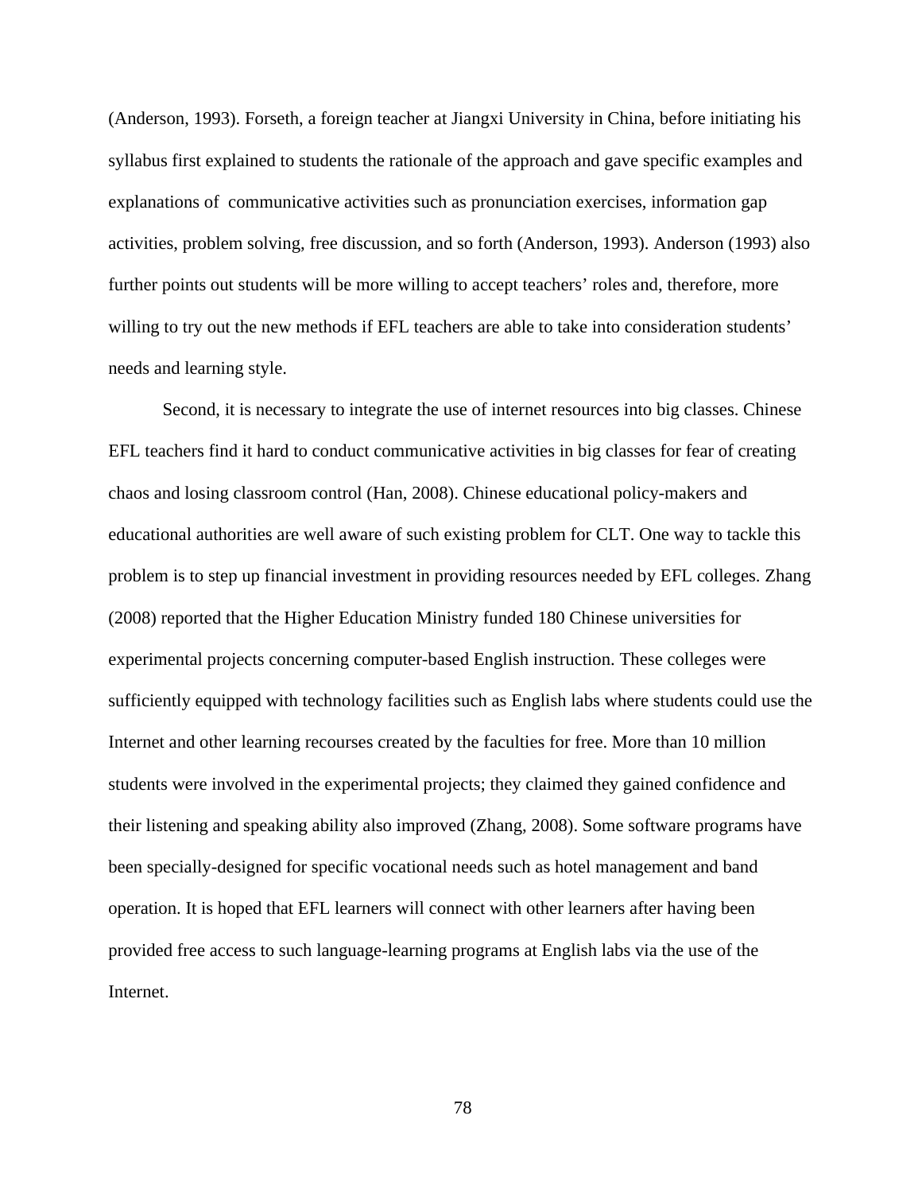(Anderson, 1993). Forseth, a foreign teacher at Jiangxi University in China, before initiating his syllabus first explained to students the rationale of the approach and gave specific examples and explanations of communicative activities such as pronunciation exercises, information gap activities, problem solving, free discussion, and so forth (Anderson, 1993). Anderson (1993) also further points out students will be more willing to accept teachers' roles and, therefore, more willing to try out the new methods if EFL teachers are able to take into consideration students' needs and learning style.

Second, it is necessary to integrate the use of internet resources into big classes. Chinese EFL teachers find it hard to conduct communicative activities in big classes for fear of creating chaos and losing classroom control (Han, 2008). Chinese educational policy-makers and educational authorities are well aware of such existing problem for CLT. One way to tackle this problem is to step up financial investment in providing resources needed by EFL colleges. Zhang (2008) reported that the Higher Education Ministry funded 180 Chinese universities for experimental projects concerning computer-based English instruction. These colleges were sufficiently equipped with technology facilities such as English labs where students could use the Internet and other learning recourses created by the faculties for free. More than 10 million students were involved in the experimental projects; they claimed they gained confidence and their listening and speaking ability also improved (Zhang, 2008). Some software programs have been specially-designed for specific vocational needs such as hotel management and band operation. It is hoped that EFL learners will connect with other learners after having been provided free access to such language-learning programs at English labs via the use of the Internet.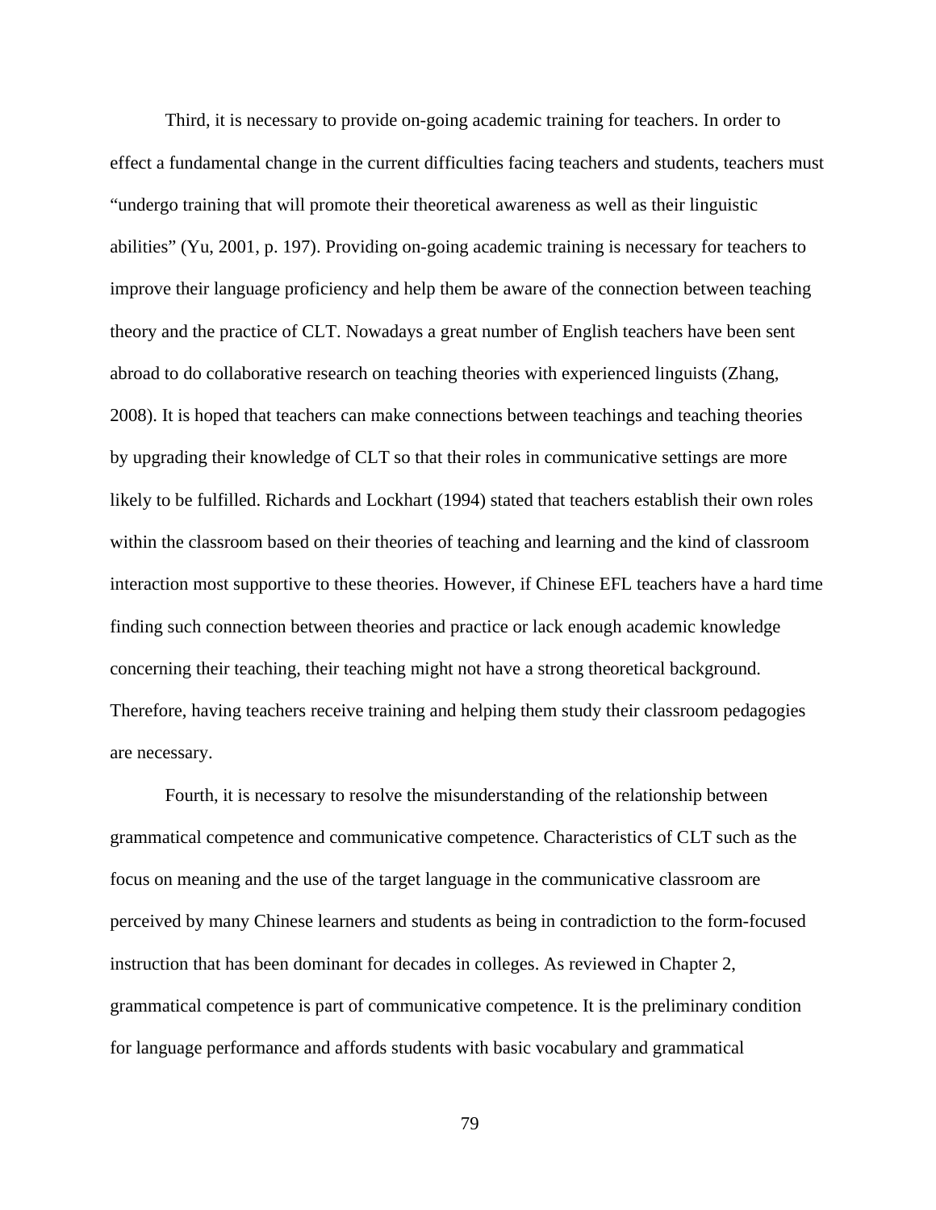Third, it is necessary to provide on-going academic training for teachers. In order to effect a fundamental change in the current difficulties facing teachers and students, teachers must "undergo training that will promote their theoretical awareness as well as their linguistic abilities" (Yu, 2001, p. 197). Providing on-going academic training is necessary for teachers to improve their language proficiency and help them be aware of the connection between teaching theory and the practice of CLT. Nowadays a great number of English teachers have been sent abroad to do collaborative research on teaching theories with experienced linguists (Zhang, 2008). It is hoped that teachers can make connections between teachings and teaching theories by upgrading their knowledge of CLT so that their roles in communicative settings are more likely to be fulfilled. Richards and Lockhart (1994) stated that teachers establish their own roles within the classroom based on their theories of teaching and learning and the kind of classroom interaction most supportive to these theories. However, if Chinese EFL teachers have a hard time finding such connection between theories and practice or lack enough academic knowledge concerning their teaching, their teaching might not have a strong theoretical background. Therefore, having teachers receive training and helping them study their classroom pedagogies are necessary.

Fourth, it is necessary to resolve the misunderstanding of the relationship between grammatical competence and communicative competence. Characteristics of CLT such as the focus on meaning and the use of the target language in the communicative classroom are perceived by many Chinese learners and students as being in contradiction to the form-focused instruction that has been dominant for decades in colleges. As reviewed in Chapter 2, grammatical competence is part of communicative competence. It is the preliminary condition for language performance and affords students with basic vocabulary and grammatical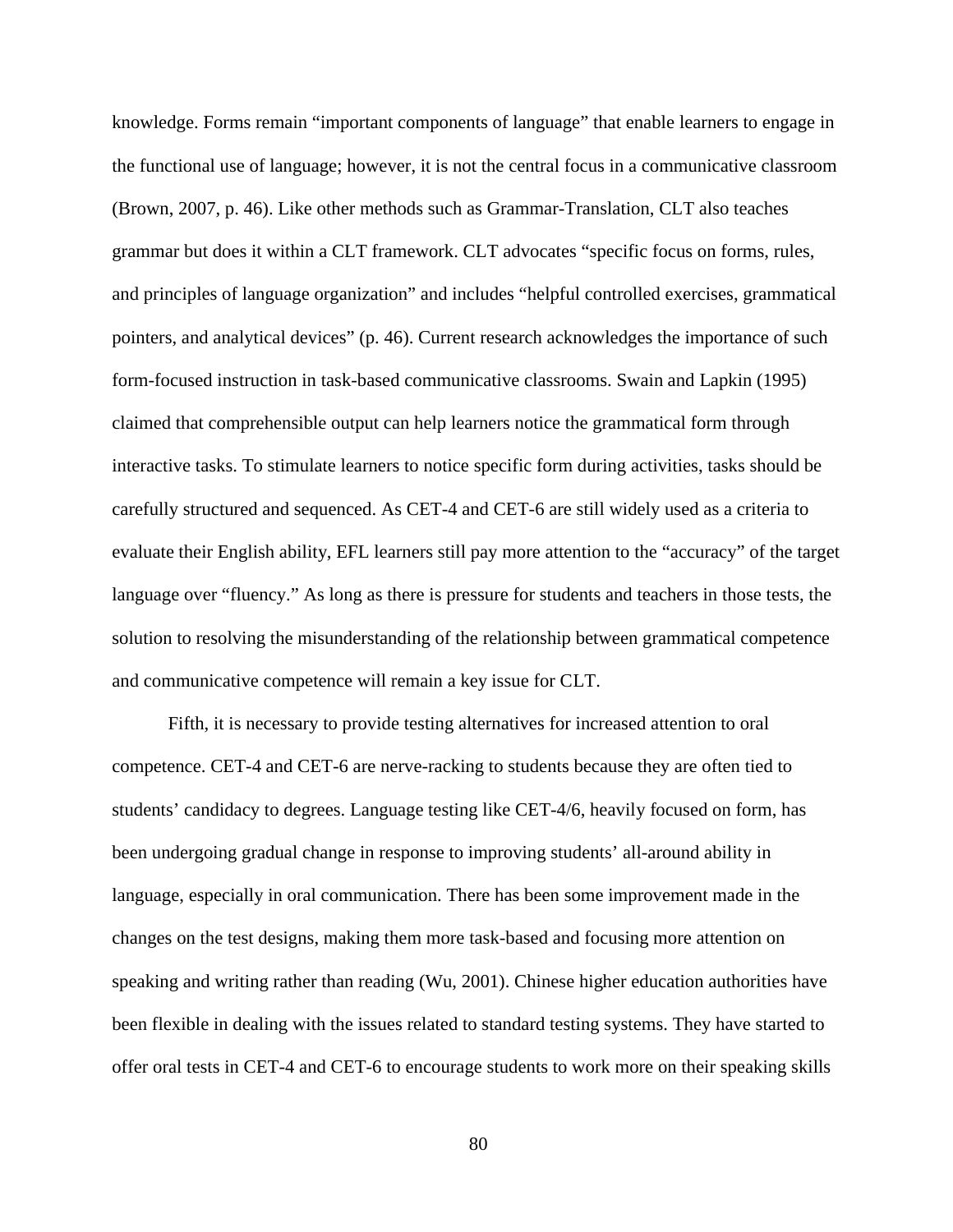knowledge. Forms remain "important components of language" that enable learners to engage in the functional use of language; however, it is not the central focus in a communicative classroom (Brown, 2007, p. 46). Like other methods such as Grammar-Translation, CLT also teaches grammar but does it within a CLT framework. CLT advocates "specific focus on forms, rules, and principles of language organization" and includes "helpful controlled exercises, grammatical pointers, and analytical devices" (p. 46). Current research acknowledges the importance of such form-focused instruction in task-based communicative classrooms. Swain and Lapkin (1995) claimed that comprehensible output can help learners notice the grammatical form through interactive tasks. To stimulate learners to notice specific form during activities, tasks should be carefully structured and sequenced. As CET-4 and CET-6 are still widely used as a criteria to evaluate their English ability, EFL learners still pay more attention to the "accuracy" of the target language over "fluency." As long as there is pressure for students and teachers in those tests, the solution to resolving the misunderstanding of the relationship between grammatical competence and communicative competence will remain a key issue for CLT.

Fifth, it is necessary to provide testing alternatives for increased attention to oral competence. CET-4 and CET-6 are nerve-racking to students because they are often tied to students' candidacy to degrees. Language testing like CET-4/6, heavily focused on form, has been undergoing gradual change in response to improving students' all-around ability in language, especially in oral communication. There has been some improvement made in the changes on the test designs, making them more task-based and focusing more attention on speaking and writing rather than reading (Wu, 2001). Chinese higher education authorities have been flexible in dealing with the issues related to standard testing systems. They have started to offer oral tests in CET-4 and CET-6 to encourage students to work more on their speaking skills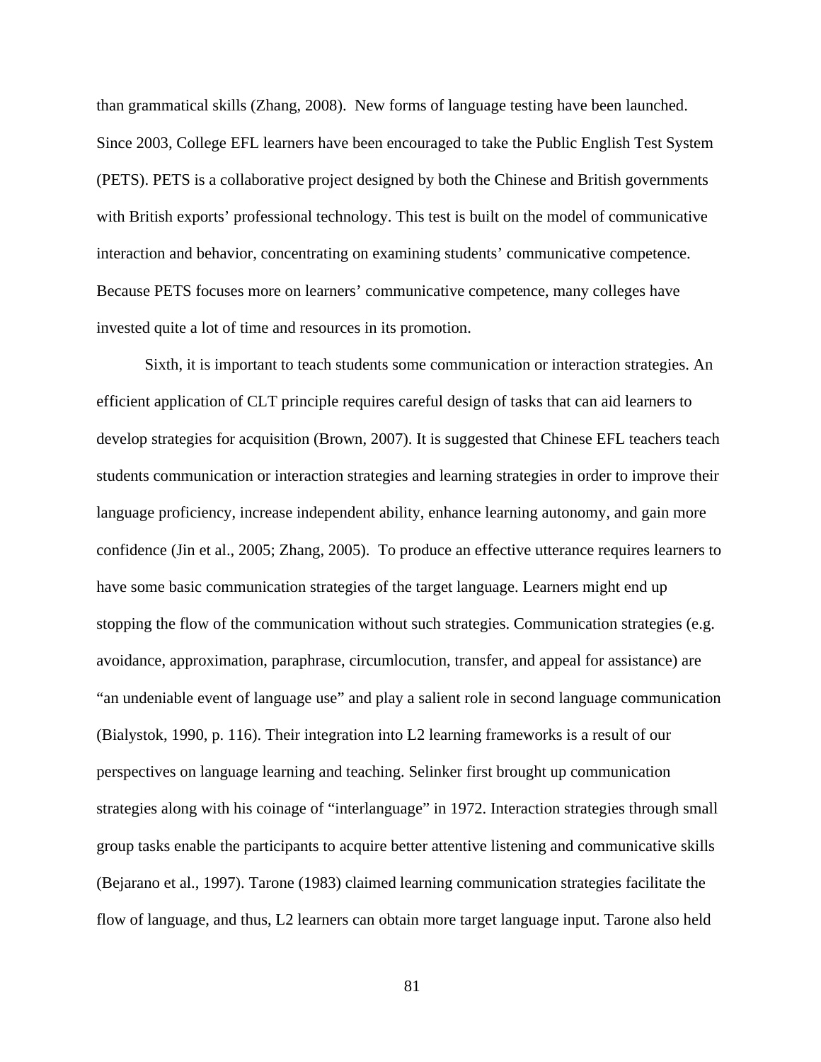than grammatical skills (Zhang, 2008). New forms of language testing have been launched. Since 2003, College EFL learners have been encouraged to take the Public English Test System (PETS). PETS is a collaborative project designed by both the Chinese and British governments with British exports' professional technology. This test is built on the model of communicative interaction and behavior, concentrating on examining students' communicative competence. Because PETS focuses more on learners' communicative competence, many colleges have invested quite a lot of time and resources in its promotion.

Sixth, it is important to teach students some communication or interaction strategies. An efficient application of CLT principle requires careful design of tasks that can aid learners to develop strategies for acquisition (Brown, 2007). It is suggested that Chinese EFL teachers teach students communication or interaction strategies and learning strategies in order to improve their language proficiency, increase independent ability, enhance learning autonomy, and gain more confidence (Jin et al., 2005; Zhang, 2005). To produce an effective utterance requires learners to have some basic communication strategies of the target language. Learners might end up stopping the flow of the communication without such strategies. Communication strategies (e.g. avoidance, approximation, paraphrase, circumlocution, transfer, and appeal for assistance) are "an undeniable event of language use" and play a salient role in second language communication (Bialystok, 1990, p. 116). Their integration into L2 learning frameworks is a result of our perspectives on language learning and teaching. Selinker first brought up communication strategies along with his coinage of "interlanguage" in 1972. Interaction strategies through small group tasks enable the participants to acquire better attentive listening and communicative skills (Bejarano et al., 1997). Tarone (1983) claimed learning communication strategies facilitate the flow of language, and thus, L2 learners can obtain more target language input. Tarone also held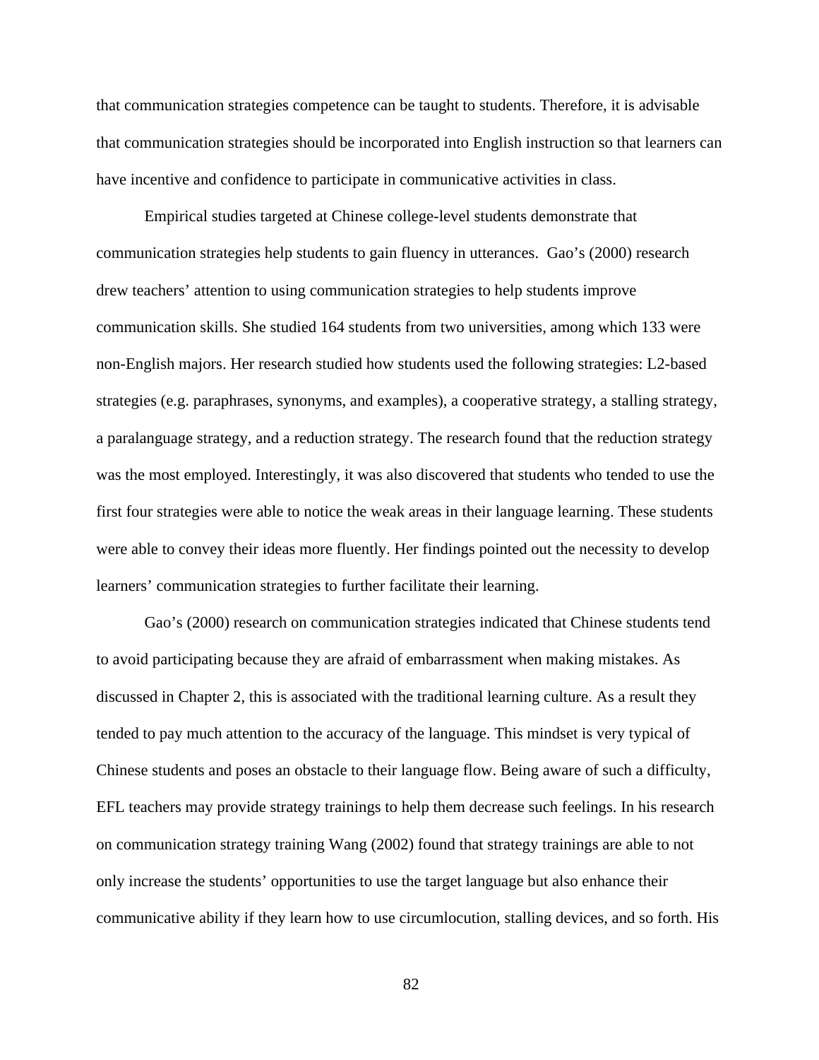that communication strategies competence can be taught to students. Therefore, it is advisable that communication strategies should be incorporated into English instruction so that learners can have incentive and confidence to participate in communicative activities in class.

Empirical studies targeted at Chinese college-level students demonstrate that communication strategies help students to gain fluency in utterances. Gao's (2000) research drew teachers' attention to using communication strategies to help students improve communication skills. She studied 164 students from two universities, among which 133 were non-English majors. Her research studied how students used the following strategies: L2-based strategies (e.g. paraphrases, synonyms, and examples), a cooperative strategy, a stalling strategy, a paralanguage strategy, and a reduction strategy. The research found that the reduction strategy was the most employed. Interestingly, it was also discovered that students who tended to use the first four strategies were able to notice the weak areas in their language learning. These students were able to convey their ideas more fluently. Her findings pointed out the necessity to develop learners' communication strategies to further facilitate their learning.

Gao's (2000) research on communication strategies indicated that Chinese students tend to avoid participating because they are afraid of embarrassment when making mistakes. As discussed in Chapter 2, this is associated with the traditional learning culture. As a result they tended to pay much attention to the accuracy of the language. This mindset is very typical of Chinese students and poses an obstacle to their language flow. Being aware of such a difficulty, EFL teachers may provide strategy trainings to help them decrease such feelings. In his research on communication strategy training Wang (2002) found that strategy trainings are able to not only increase the students' opportunities to use the target language but also enhance their communicative ability if they learn how to use circumlocution, stalling devices, and so forth. His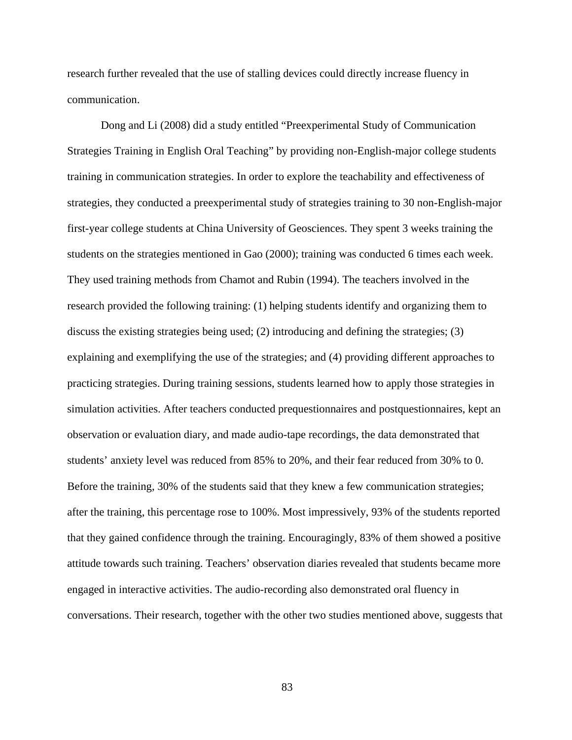research further revealed that the use of stalling devices could directly increase fluency in communication.

Dong and Li (2008) did a study entitled “Preexperimental Study of Communication Strategies Training in English Oral Teaching” by providing non-English-major college students training in communication strategies. In order to explore the teachability and effectiveness of strategies, they conducted a preexperimental study of strategies training to 30 non-English-major first-year college students at China University of Geosciences. They spent 3 weeks training the students on the strategies mentioned in Gao (2000); training was conducted 6 times each week. They used training methods from Chamot and Rubin (1994). The teachers involved in the research provided the following training: (1) helping students identify and organizing them to discuss the existing strategies being used; (2) introducing and defining the strategies; (3) explaining and exemplifying the use of the strategies; and (4) providing different approaches to practicing strategies. During training sessions, students learned how to apply those strategies in simulation activities. After teachers conducted prequestionnaires and postquestionnaires, kept an observation or evaluation diary, and made audio-tape recordings, the data demonstrated that students’ anxiety level was reduced from 85% to 20%, and their fear reduced from 30% to 0. Before the training, 30% of the students said that they knew a few communication strategies; after the training, this percentage rose to 100%. Most impressively, 93% of the students reported that they gained confidence through the training. Encouragingly, 83% of them showed a positive attitude towards such training. Teachers’ observation diaries revealed that students became more engaged in interactive activities. The audio-recording also demonstrated oral fluency in conversations. Their research, together with the other two studies mentioned above, suggests that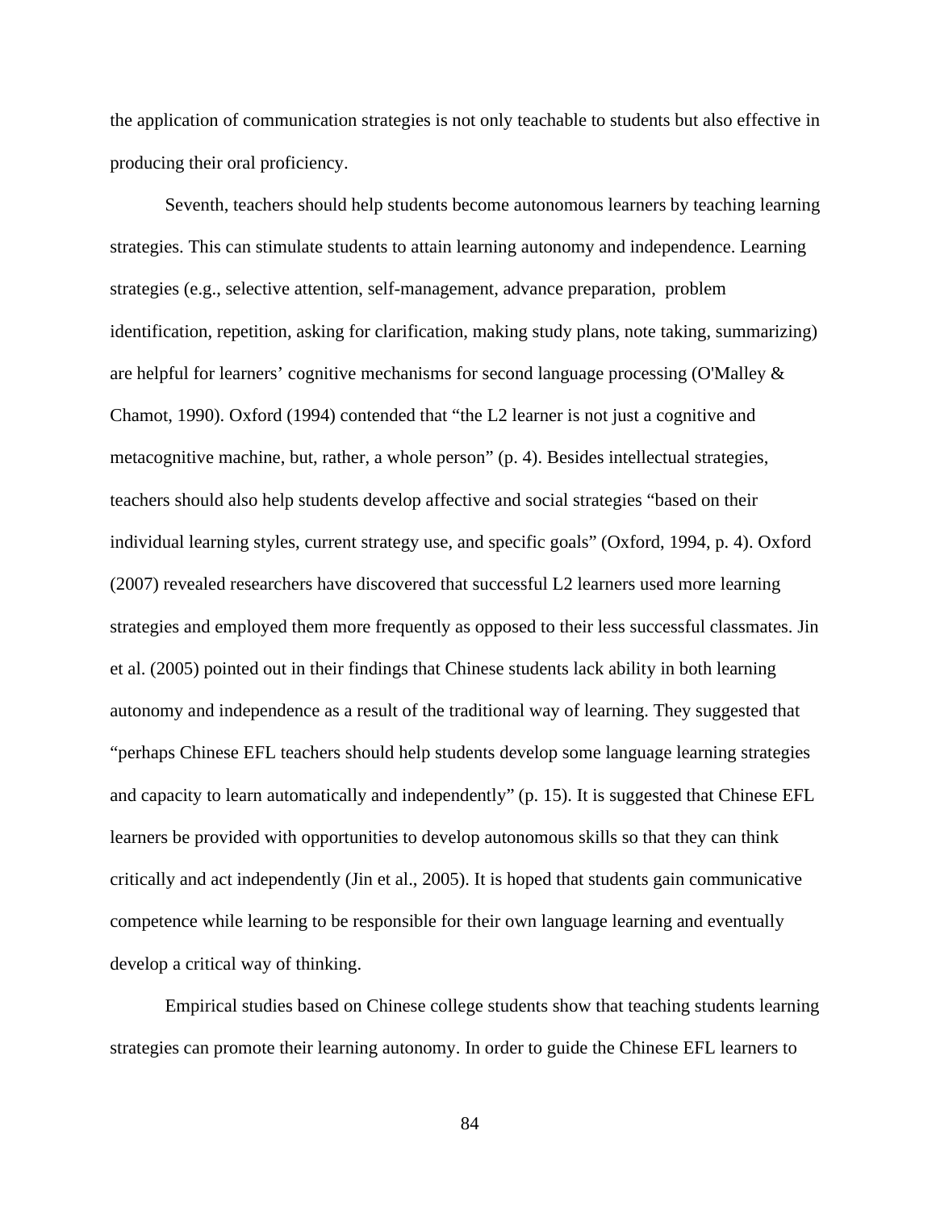the application of communication strategies is not only teachable to students but also effective in producing their oral proficiency.

Seventh, teachers should help students become autonomous learners by teaching learning strategies. This can stimulate students to attain learning autonomy and independence. Learning strategies (e.g., selective attention, self-management, advance preparation, problem identification, repetition, asking for clarification, making study plans, note taking, summarizing) are helpful for learners' cognitive mechanisms for second language processing (O'Malley & Chamot, 1990). Oxford (1994) contended that "the L2 learner is not just a cognitive and metacognitive machine, but, rather, a whole person" (p. 4). Besides intellectual strategies, teachers should also help students develop affective and social strategies "based on their individual learning styles, current strategy use, and specific goals" (Oxford, 1994, p. 4). Oxford (2007) revealed researchers have discovered that successful L2 learners used more learning strategies and employed them more frequently as opposed to their less successful classmates. Jin et al. (2005) pointed out in their findings that Chinese students lack ability in both learning autonomy and independence as a result of the traditional way of learning. They suggested that "perhaps Chinese EFL teachers should help students develop some language learning strategies and capacity to learn automatically and independently" (p. 15). It is suggested that Chinese EFL learners be provided with opportunities to develop autonomous skills so that they can think critically and act independently (Jin et al., 2005). It is hoped that students gain communicative competence while learning to be responsible for their own language learning and eventually develop a critical way of thinking.

Empirical studies based on Chinese college students show that teaching students learning strategies can promote their learning autonomy. In order to guide the Chinese EFL learners to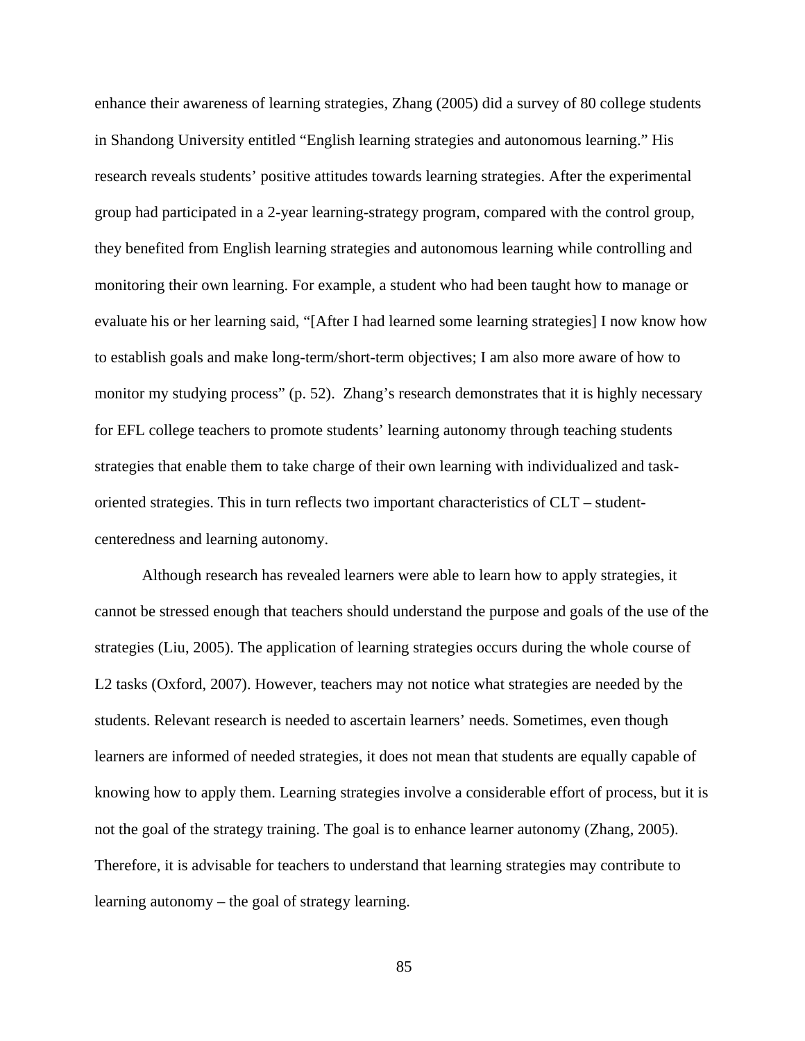enhance their awareness of learning strategies, Zhang (2005) did a survey of 80 college students in Shandong University entitled "English learning strategies and autonomous learning." His research reveals students' positive attitudes towards learning strategies. After the experimental group had participated in a 2-year learning-strategy program, compared with the control group, they benefited from English learning strategies and autonomous learning while controlling and monitoring their own learning. For example, a student who had been taught how to manage or evaluate his or her learning said, "[After I had learned some learning strategies] I now know how to establish goals and make long-term/short-term objectives; I am also more aware of how to monitor my studying process" (p. 52). Zhang's research demonstrates that it is highly necessary for EFL college teachers to promote students' learning autonomy through teaching students strategies that enable them to take charge of their own learning with individualized and task-oriented strategies. This in turn reflects two important characteristics of CLT – student-centeredness and learning autonomy.

Although research has revealed learners were able to learn how to apply strategies, it cannot be stressed enough that teachers should understand the purpose and goals of the use of the strategies (Liu, 2005). The application of learning strategies occurs during the whole course of L2 tasks (Oxford, 2007). However, teachers may not notice what strategies are needed by the students. Relevant research is needed to ascertain learners' needs. Sometimes, even though learners are informed of needed strategies, it does not mean that students are equally capable of knowing how to apply them. Learning strategies involve a considerable effort of process, but it is not the goal of the strategy training. The goal is to enhance learner autonomy (Zhang, 2005). Therefore, it is advisable for teachers to understand that learning strategies may contribute to learning autonomy – the goal of strategy learning.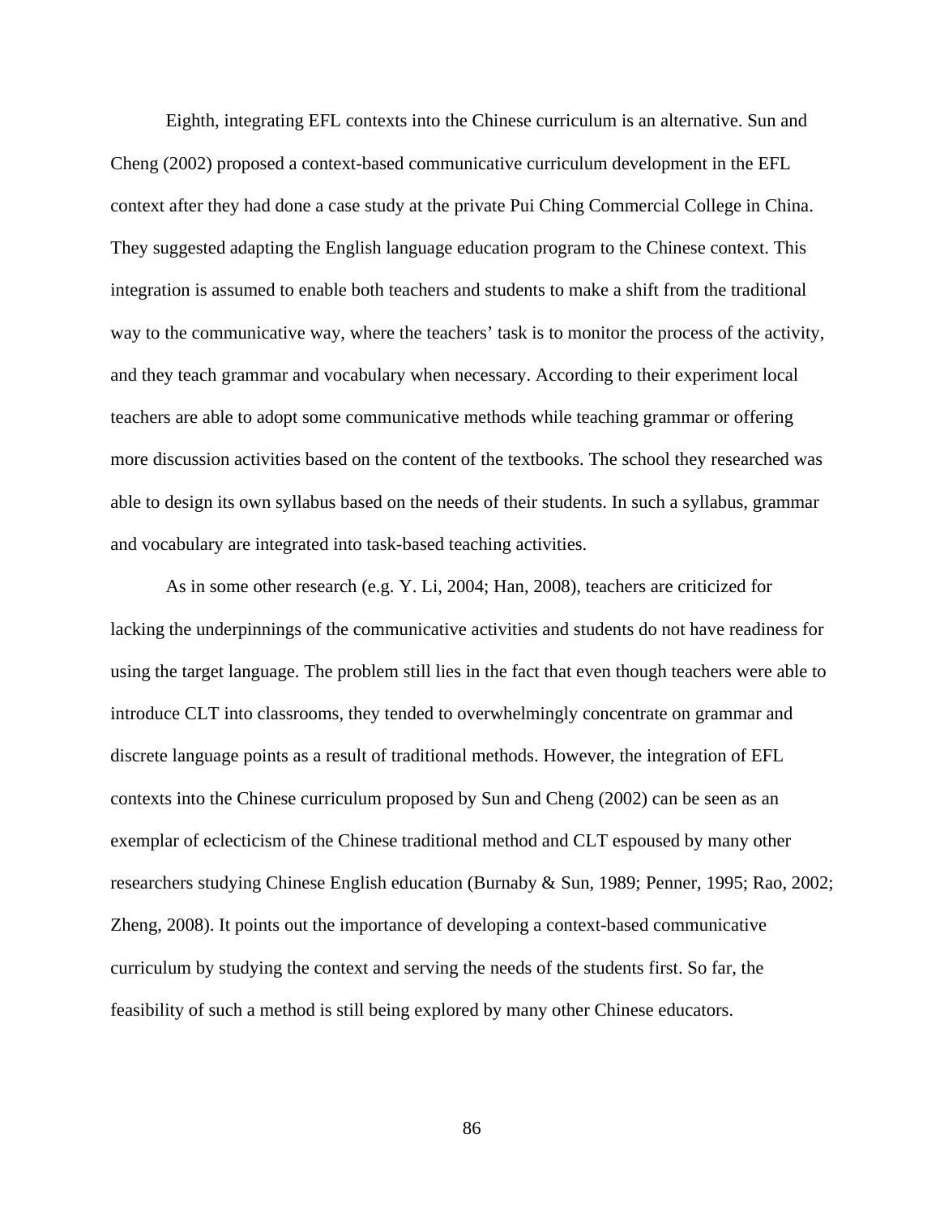Eighth, integrating EFL contexts into the Chinese curriculum is an alternative. Sun and Cheng (2002) proposed a context-based communicative curriculum development in the EFL context after they had done a case study at the private Pui Ching Commercial College in China. They suggested adapting the English language education program to the Chinese context. This integration is assumed to enable both teachers and students to make a shift from the traditional way to the communicative way, where the teachers' task is to monitor the process of the activity, and they teach grammar and vocabulary when necessary. According to their experiment local teachers are able to adopt some communicative methods while teaching grammar or offering more discussion activities based on the content of the textbooks. The school they researched was able to design its own syllabus based on the needs of their students. In such a syllabus, grammar and vocabulary are integrated into task-based teaching activities.

As in some other research (e.g. Y. Li, 2004; Han, 2008), teachers are criticized for lacking the underpinnings of the communicative activities and students do not have readiness for using the target language. The problem still lies in the fact that even though teachers were able to introduce CLT into classrooms, they tended to overwhelmingly concentrate on grammar and discrete language points as a result of traditional methods. However, the integration of EFL contexts into the Chinese curriculum proposed by Sun and Cheng (2002) can be seen as an exemplar of eclecticism of the Chinese traditional method and CLT espoused by many other researchers studying Chinese English education (Burnaby & Sun, 1989; Penner, 1995; Rao, 2002; Zheng, 2008). It points out the importance of developing a context-based communicative curriculum by studying the context and serving the needs of the students first. So far, the feasibility of such a method is still being explored by many other Chinese educators.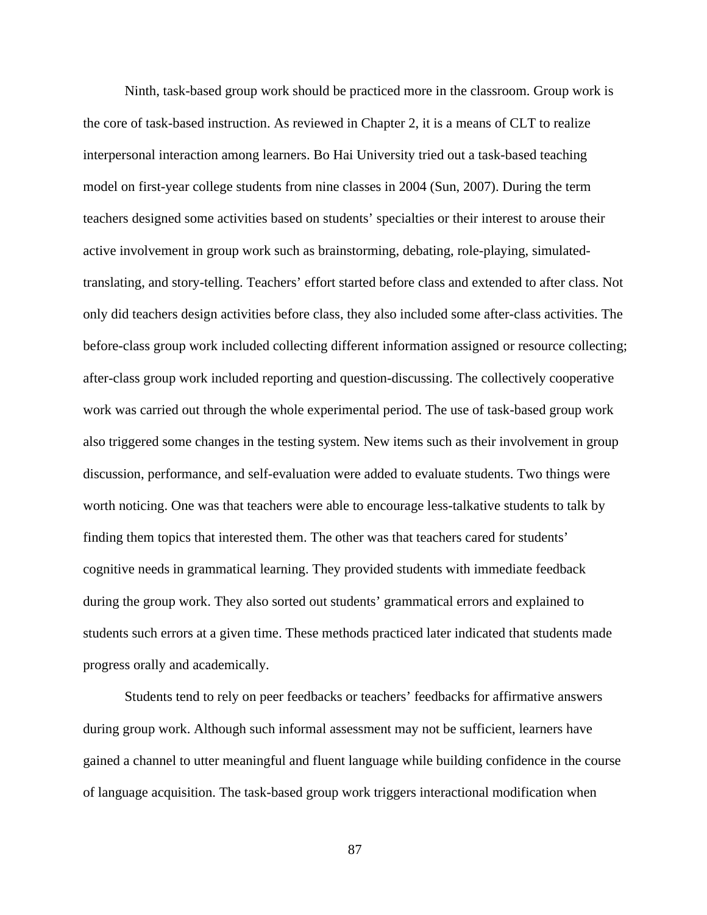Ninth, task-based group work should be practiced more in the classroom. Group work is the core of task-based instruction. As reviewed in Chapter 2, it is a means of CLT to realize interpersonal interaction among learners. Bo Hai University tried out a task-based teaching model on first-year college students from nine classes in 2004 (Sun, 2007). During the term teachers designed some activities based on students' specialties or their interest to arouse their active involvement in group work such as brainstorming, debating, role-playing, simulated-translating, and story-telling. Teachers' effort started before class and extended to after class. Not only did teachers design activities before class, they also included some after-class activities. The before-class group work included collecting different information assigned or resource collecting; after-class group work included reporting and question-discussing. The collectively cooperative work was carried out through the whole experimental period. The use of task-based group work also triggered some changes in the testing system. New items such as their involvement in group discussion, performance, and self-evaluation were added to evaluate students. Two things were worth noticing. One was that teachers were able to encourage less-talkative students to talk by finding them topics that interested them. The other was that teachers cared for students' cognitive needs in grammatical learning. They provided students with immediate feedback during the group work. They also sorted out students' grammatical errors and explained to students such errors at a given time. These methods practiced later indicated that students made progress orally and academically.

Students tend to rely on peer feedbacks or teachers' feedbacks for affirmative answers during group work. Although such informal assessment may not be sufficient, learners have gained a channel to utter meaningful and fluent language while building confidence in the course of language acquisition. The task-based group work triggers interactional modification when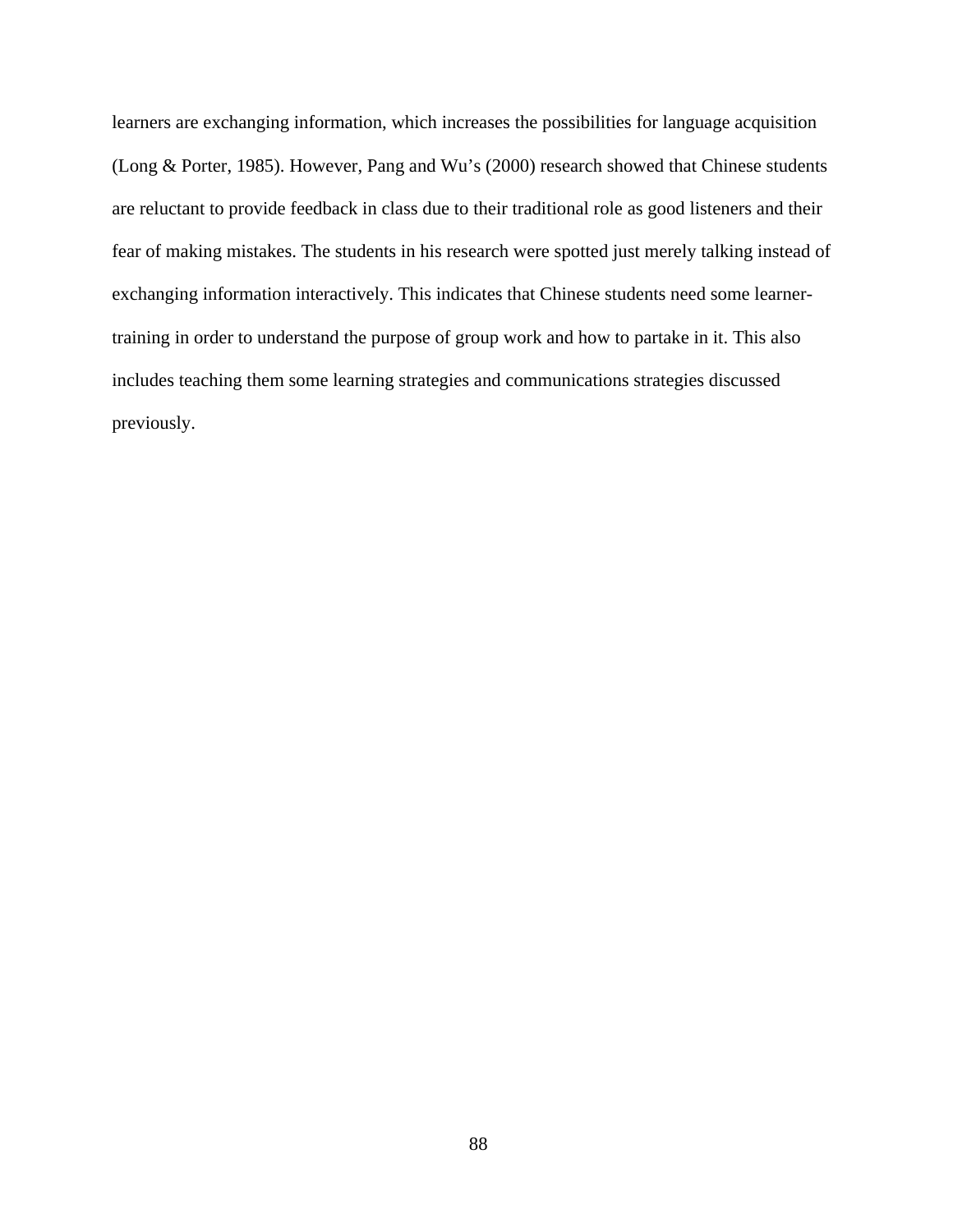learners are exchanging information, which increases the possibilities for language acquisition (Long & Porter, 1985). However, Pang and Wu's (2000) research showed that Chinese students are reluctant to provide feedback in class due to their traditional role as good listeners and their fear of making mistakes. The students in his research were spotted just merely talking instead of exchanging information interactively. This indicates that Chinese students need some learner-training in order to understand the purpose of group work and how to partake in it. This also includes teaching them some learning strategies and communications strategies discussed previously.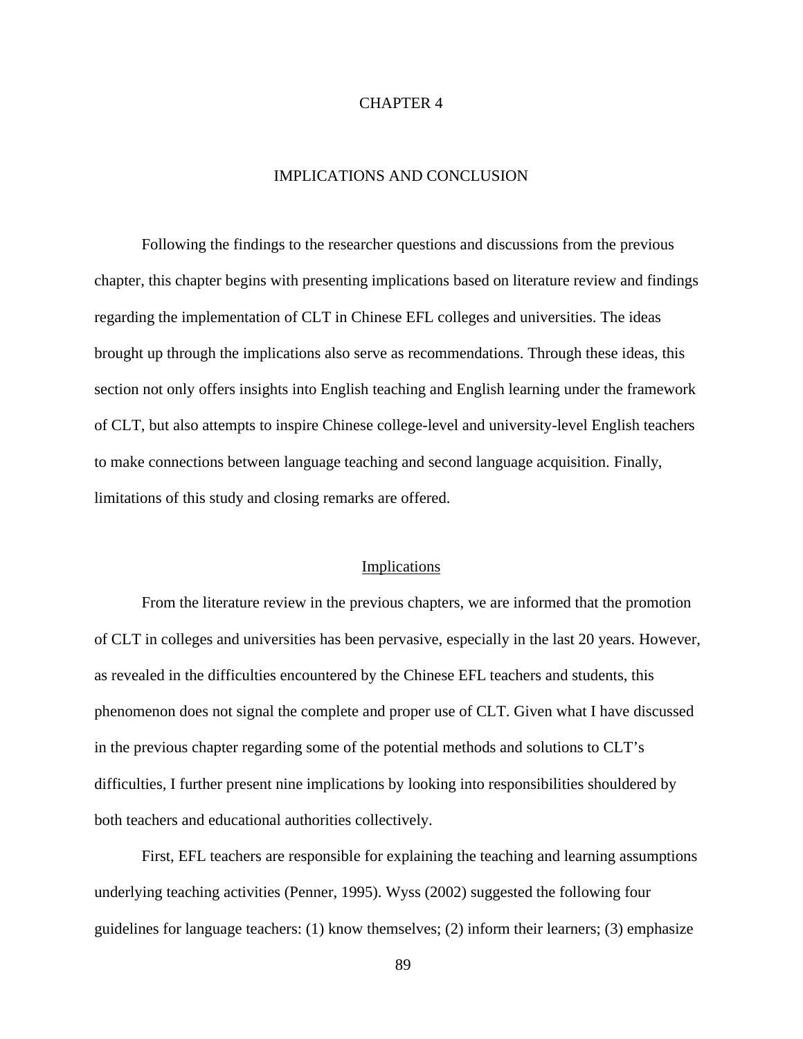# CHAPTER 4

# IMPLICATIONS AND CONCLUSION

Following the findings to the researcher questions and discussions from the previous chapter, this chapter begins with presenting implications based on literature review and findings regarding the implementation of CLT in Chinese EFL colleges and universities. The ideas brought up through the implications also serve as recommendations. Through these ideas, this section not only offers insights into English teaching and English learning under the framework of CLT, but also attempts to inspire Chinese college-level and university-level English teachers to make connections between language teaching and second language acquisition. Finally, limitations of this study and closing remarks are offered.

## Implications

From the literature review in the previous chapters, we are informed that the promotion of CLT in colleges and universities has been pervasive, especially in the last 20 years. However, as revealed in the difficulties encountered by the Chinese EFL teachers and students, this phenomenon does not signal the complete and proper use of CLT. Given what I have discussed in the previous chapter regarding some of the potential methods and solutions to CLT's difficulties, I further present nine implications by looking into responsibilities shouldered by both teachers and educational authorities collectively.

First, EFL teachers are responsible for explaining the teaching and learning assumptions underlying teaching activities (Penner, 1995). Wyss (2002) suggested the following four guidelines for language teachers: (1) know themselves; (2) inform their learners; (3) emphasize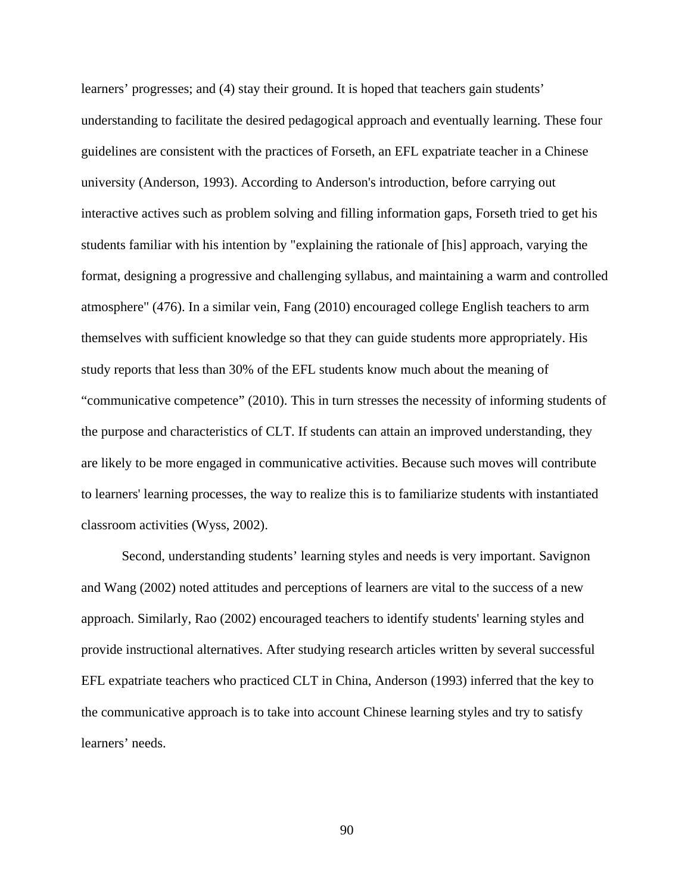learners' progresses; and (4) stay their ground. It is hoped that teachers gain students' understanding to facilitate the desired pedagogical approach and eventually learning. These four guidelines are consistent with the practices of Forseth, an EFL expatriate teacher in a Chinese university (Anderson, 1993). According to Anderson's introduction, before carrying out interactive actives such as problem solving and filling information gaps, Forseth tried to get his students familiar with his intention by "explaining the rationale of [his] approach, varying the format, designing a progressive and challenging syllabus, and maintaining a warm and controlled atmosphere" (476). In a similar vein, Fang (2010) encouraged college English teachers to arm themselves with sufficient knowledge so that they can guide students more appropriately. His study reports that less than 30% of the EFL students know much about the meaning of "communicative competence" (2010). This in turn stresses the necessity of informing students of the purpose and characteristics of CLT. If students can attain an improved understanding, they are likely to be more engaged in communicative activities. Because such moves will contribute to learners' learning processes, the way to realize this is to familiarize students with instantiated classroom activities (Wyss, 2002).

Second, understanding students' learning styles and needs is very important. Savignon and Wang (2002) noted attitudes and perceptions of learners are vital to the success of a new approach. Similarly, Rao (2002) encouraged teachers to identify students' learning styles and provide instructional alternatives. After studying research articles written by several successful EFL expatriate teachers who practiced CLT in China, Anderson (1993) inferred that the key to the communicative approach is to take into account Chinese learning styles and try to satisfy learners' needs.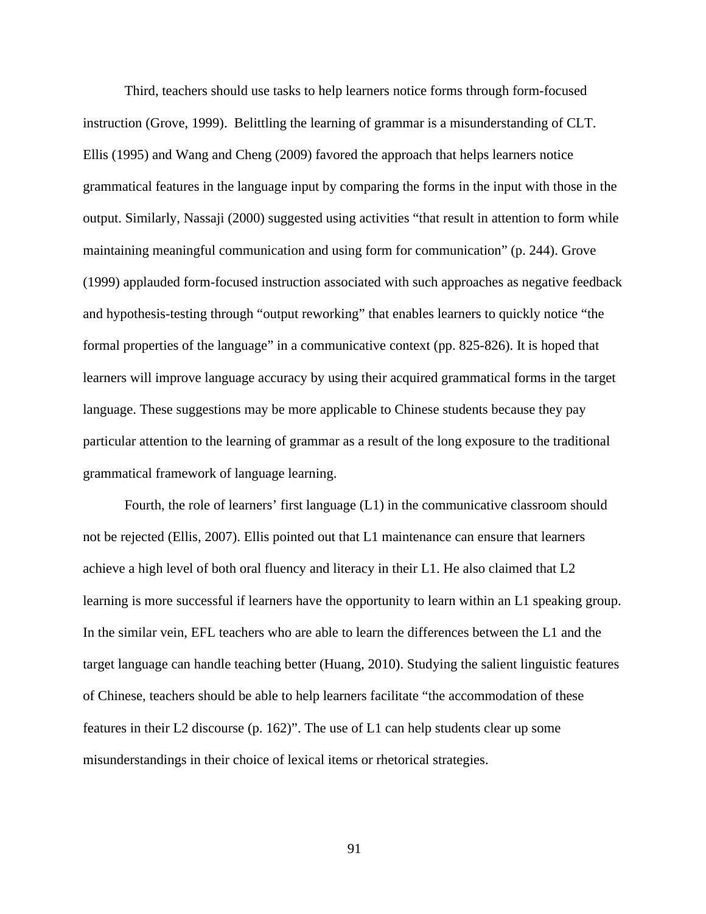Third, teachers should use tasks to help learners notice forms through form-focused instruction (Grove, 1999). Belittling the learning of grammar is a misunderstanding of CLT. Ellis (1995) and Wang and Cheng (2009) favored the approach that helps learners notice grammatical features in the language input by comparing the forms in the input with those in the output. Similarly, Nassaji (2000) suggested using activities "that result in attention to form while maintaining meaningful communication and using form for communication" (p. 244). Grove (1999) applauded form-focused instruction associated with such approaches as negative feedback and hypothesis-testing through "output reworking" that enables learners to quickly notice "the formal properties of the language" in a communicative context (pp. 825-826). It is hoped that learners will improve language accuracy by using their acquired grammatical forms in the target language. These suggestions may be more applicable to Chinese students because they pay particular attention to the learning of grammar as a result of the long exposure to the traditional grammatical framework of language learning.

Fourth, the role of learners' first language (L1) in the communicative classroom should not be rejected (Ellis, 2007). Ellis pointed out that L1 maintenance can ensure that learners achieve a high level of both oral fluency and literacy in their L1. He also claimed that L2 learning is more successful if learners have the opportunity to learn within an L1 speaking group. In the similar vein, EFL teachers who are able to learn the differences between the L1 and the target language can handle teaching better (Huang, 2010). Studying the salient linguistic features of Chinese, teachers should be able to help learners facilitate "the accommodation of these features in their L2 discourse (p. 162)". The use of L1 can help students clear up some misunderstandings in their choice of lexical items or rhetorical strategies.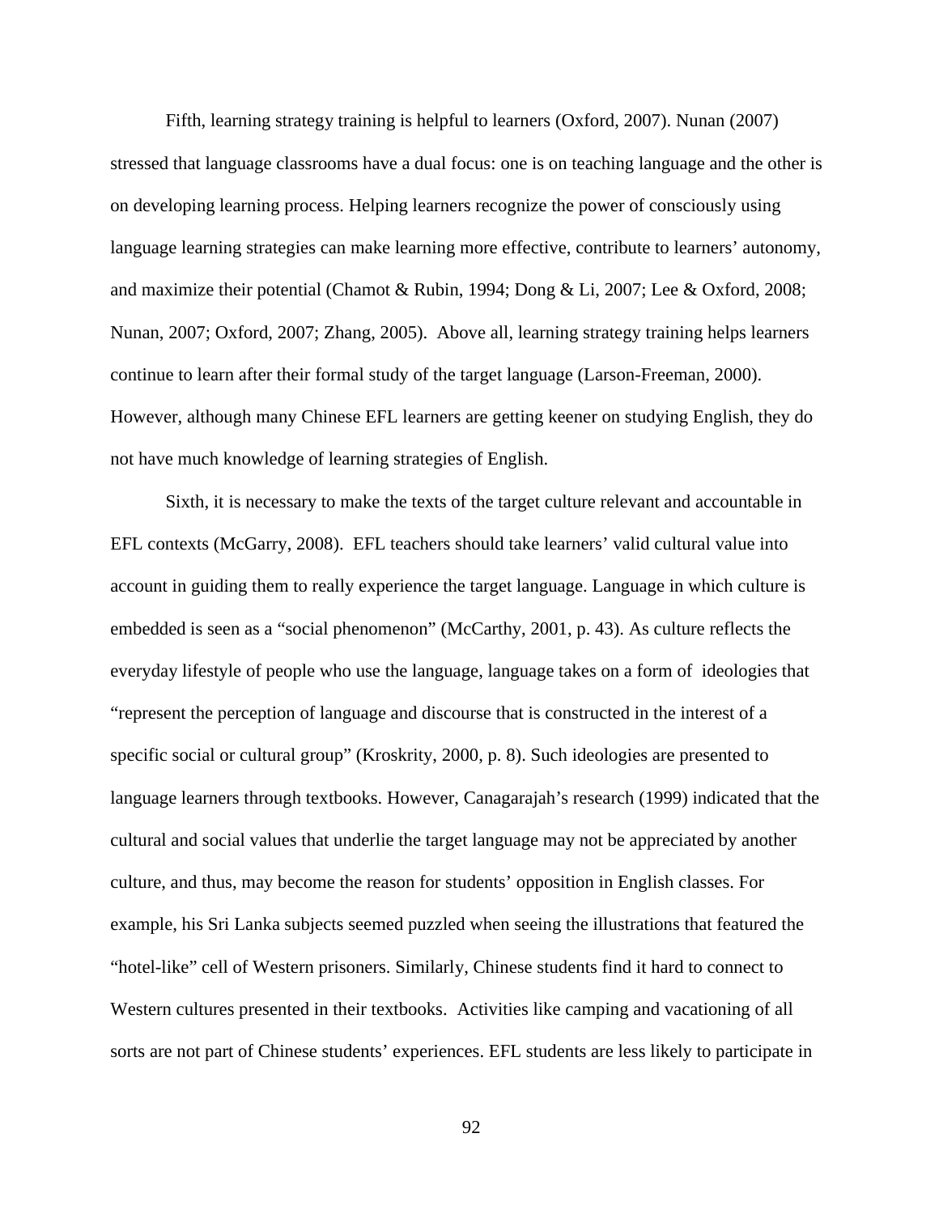Fifth, learning strategy training is helpful to learners (Oxford, 2007). Nunan (2007) stressed that language classrooms have a dual focus: one is on teaching language and the other is on developing learning process. Helping learners recognize the power of consciously using language learning strategies can make learning more effective, contribute to learners' autonomy, and maximize their potential (Chamot & Rubin, 1994; Dong & Li, 2007; Lee & Oxford, 2008; Nunan, 2007; Oxford, 2007; Zhang, 2005). Above all, learning strategy training helps learners continue to learn after their formal study of the target language (Larson-Freeman, 2000). However, although many Chinese EFL learners are getting keener on studying English, they do not have much knowledge of learning strategies of English.

Sixth, it is necessary to make the texts of the target culture relevant and accountable in EFL contexts (McGarry, 2008). EFL teachers should take learners' valid cultural value into account in guiding them to really experience the target language. Language in which culture is embedded is seen as a "social phenomenon" (McCarthy, 2001, p. 43). As culture reflects the everyday lifestyle of people who use the language, language takes on a form of ideologies that "represent the perception of language and discourse that is constructed in the interest of a specific social or cultural group" (Kroskrity, 2000, p. 8). Such ideologies are presented to language learners through textbooks. However, Canagarajah's research (1999) indicated that the cultural and social values that underlie the target language may not be appreciated by another culture, and thus, may become the reason for students' opposition in English classes. For example, his Sri Lanka subjects seemed puzzled when seeing the illustrations that featured the "hotel-like" cell of Western prisoners. Similarly, Chinese students find it hard to connect to Western cultures presented in their textbooks. Activities like camping and vacationing of all sorts are not part of Chinese students' experiences. EFL students are less likely to participate in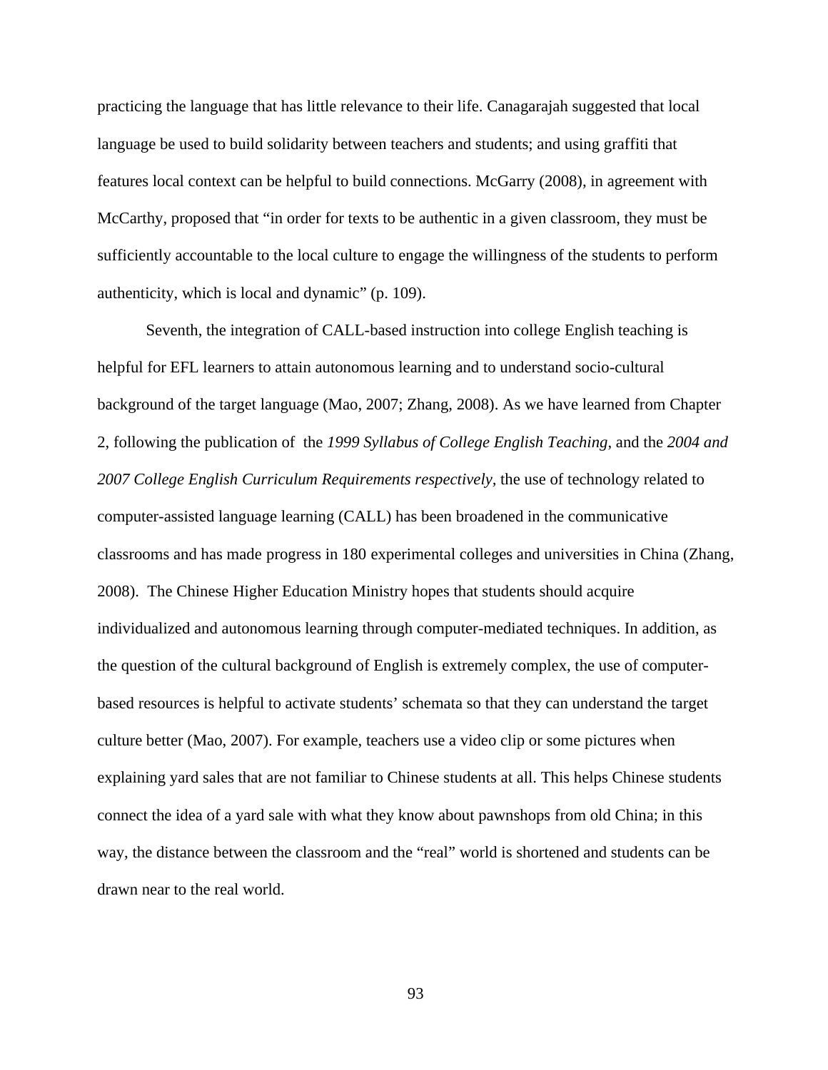practicing the language that has little relevance to their life. Canagarajah suggested that local language be used to build solidarity between teachers and students; and using graffiti that features local context can be helpful to build connections. McGarry (2008), in agreement with McCarthy, proposed that "in order for texts to be authentic in a given classroom, they must be sufficiently accountable to the local culture to engage the willingness of the students to perform authenticity, which is local and dynamic" (p. 109).

Seventh, the integration of CALL-based instruction into college English teaching is helpful for EFL learners to attain autonomous learning and to understand socio-cultural background of the target language (Mao, 2007; Zhang, 2008). As we have learned from Chapter 2, following the publication of the *1999 Syllabus of College English Teaching*, and the *2004 and 2007 College English Curriculum Requirements respectively*, the use of technology related to computer-assisted language learning (CALL) has been broadened in the communicative classrooms and has made progress in 180 experimental colleges and universities in China (Zhang, 2008). The Chinese Higher Education Ministry hopes that students should acquire individualized and autonomous learning through computer-mediated techniques. In addition, as the question of the cultural background of English is extremely complex, the use of computer-based resources is helpful to activate students' schemata so that they can understand the target culture better (Mao, 2007). For example, teachers use a video clip or some pictures when explaining yard sales that are not familiar to Chinese students at all. This helps Chinese students connect the idea of a yard sale with what they know about pawnshops from old China; in this way, the distance between the classroom and the "real" world is shortened and students can be drawn near to the real world.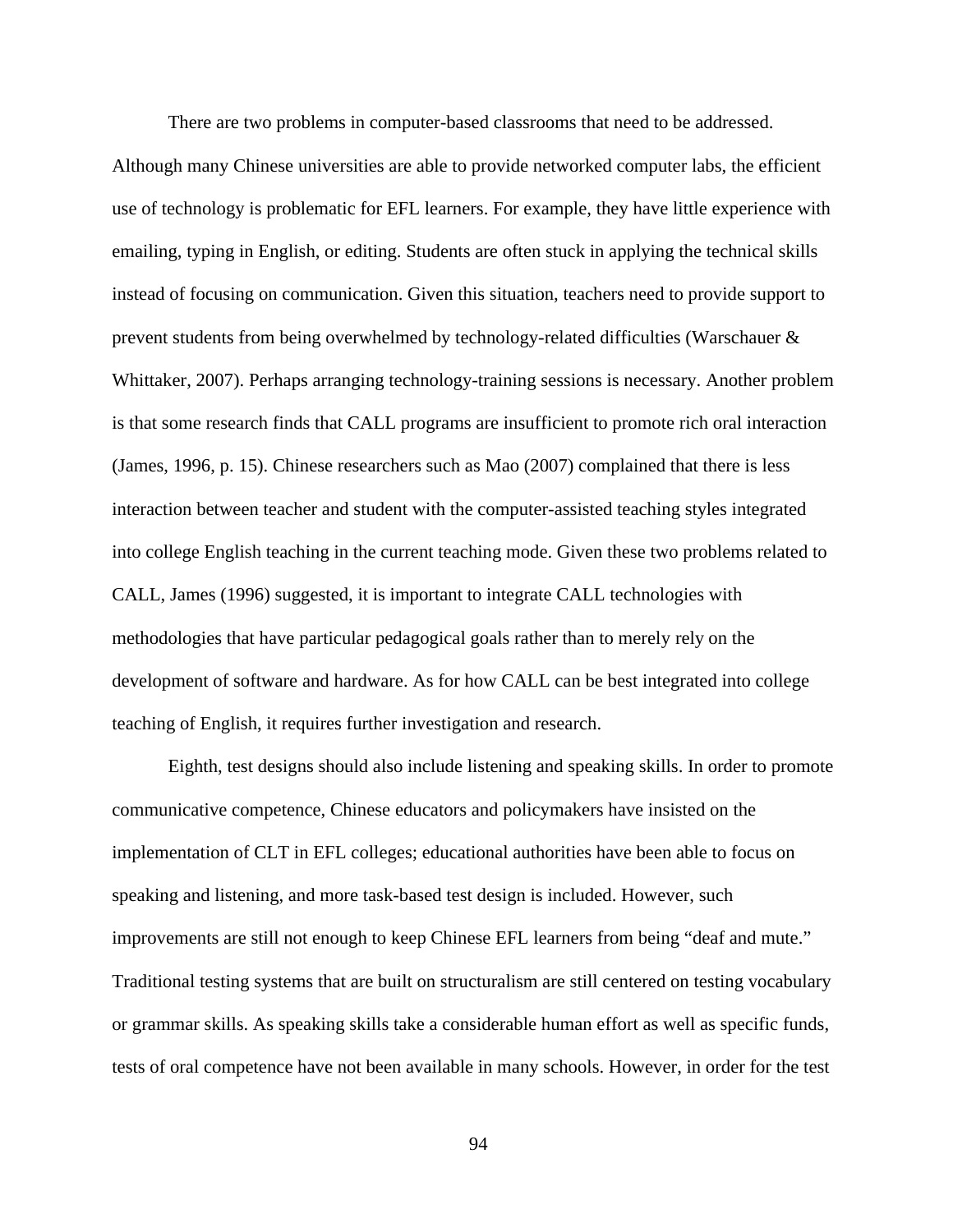There are two problems in computer-based classrooms that need to be addressed. Although many Chinese universities are able to provide networked computer labs, the efficient use of technology is problematic for EFL learners. For example, they have little experience with emailing, typing in English, or editing. Students are often stuck in applying the technical skills instead of focusing on communication. Given this situation, teachers need to provide support to prevent students from being overwhelmed by technology-related difficulties (Warschauer & Whittaker, 2007). Perhaps arranging technology-training sessions is necessary. Another problem is that some research finds that CALL programs are insufficient to promote rich oral interaction (James, 1996, p. 15). Chinese researchers such as Mao (2007) complained that there is less interaction between teacher and student with the computer-assisted teaching styles integrated into college English teaching in the current teaching mode. Given these two problems related to CALL, James (1996) suggested, it is important to integrate CALL technologies with methodologies that have particular pedagogical goals rather than to merely rely on the development of software and hardware. As for how CALL can be best integrated into college teaching of English, it requires further investigation and research.

Eighth, test designs should also include listening and speaking skills. In order to promote communicative competence, Chinese educators and policymakers have insisted on the implementation of CLT in EFL colleges; educational authorities have been able to focus on speaking and listening, and more task-based test design is included. However, such improvements are still not enough to keep Chinese EFL learners from being "deaf and mute." Traditional testing systems that are built on structuralism are still centered on testing vocabulary or grammar skills. As speaking skills take a considerable human effort as well as specific funds, tests of oral competence have not been available in many schools. However, in order for the test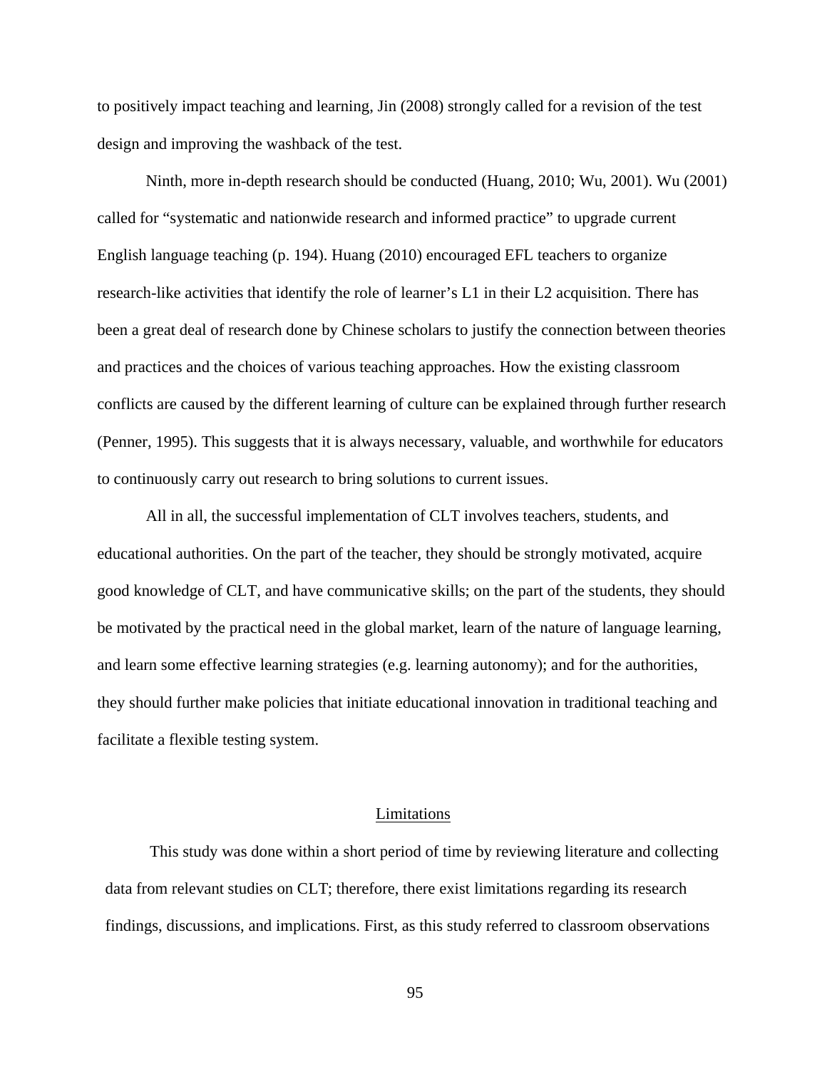to positively impact teaching and learning, Jin (2008) strongly called for a revision of the test design and improving the washback of the test.

Ninth, more in-depth research should be conducted (Huang, 2010; Wu, 2001). Wu (2001) called for "systematic and nationwide research and informed practice" to upgrade current English language teaching (p. 194). Huang (2010) encouraged EFL teachers to organize research-like activities that identify the role of learner's L1 in their L2 acquisition. There has been a great deal of research done by Chinese scholars to justify the connection between theories and practices and the choices of various teaching approaches. How the existing classroom conflicts are caused by the different learning of culture can be explained through further research (Penner, 1995). This suggests that it is always necessary, valuable, and worthwhile for educators to continuously carry out research to bring solutions to current issues.

All in all, the successful implementation of CLT involves teachers, students, and educational authorities. On the part of the teacher, they should be strongly motivated, acquire good knowledge of CLT, and have communicative skills; on the part of the students, they should be motivated by the practical need in the global market, learn of the nature of language learning, and learn some effective learning strategies (e.g. learning autonomy); and for the authorities, they should further make policies that initiate educational innovation in traditional teaching and facilitate a flexible testing system.

## Limitations

This study was done within a short period of time by reviewing literature and collecting data from relevant studies on CLT; therefore, there exist limitations regarding its research findings, discussions, and implications. First, as this study referred to classroom observations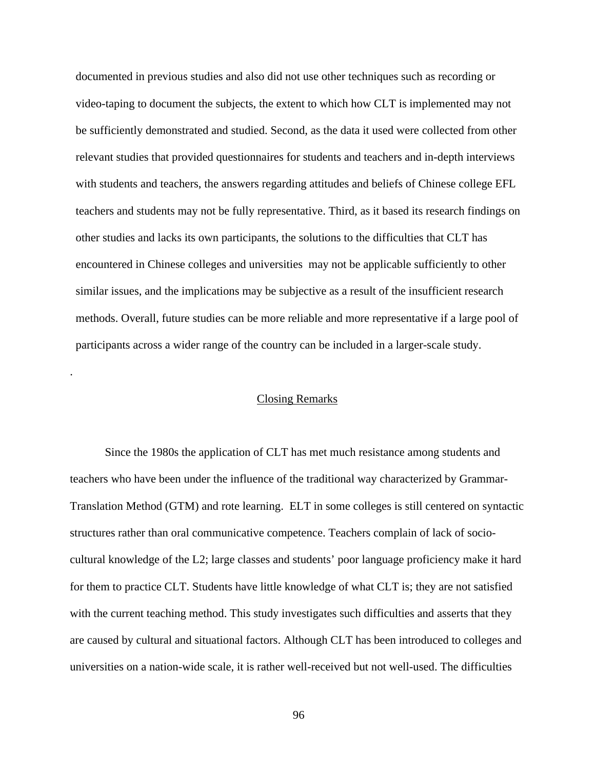documented in previous studies and also did not use other techniques such as recording or video-taping to document the subjects, the extent to which how CLT is implemented may not be sufficiently demonstrated and studied. Second, as the data it used were collected from other relevant studies that provided questionnaires for students and teachers and in-depth interviews with students and teachers, the answers regarding attitudes and beliefs of Chinese college EFL teachers and students may not be fully representative. Third, as it based its research findings on other studies and lacks its own participants, the solutions to the difficulties that CLT has encountered in Chinese colleges and universities may not be applicable sufficiently to other similar issues, and the implications may be subjective as a result of the insufficient research methods. Overall, future studies can be more reliable and more representative if a large pool of participants across a wider range of the country can be included in a larger-scale study.

.

## Closing Remarks

Since the 1980s the application of CLT has met much resistance among students and teachers who have been under the influence of the traditional way characterized by Grammar-Translation Method (GTM) and rote learning. ELT in some colleges is still centered on syntactic structures rather than oral communicative competence. Teachers complain of lack of socio-cultural knowledge of the L2; large classes and students' poor language proficiency make it hard for them to practice CLT. Students have little knowledge of what CLT is; they are not satisfied with the current teaching method. This study investigates such difficulties and asserts that they are caused by cultural and situational factors. Although CLT has been introduced to colleges and universities on a nation-wide scale, it is rather well-received but not well-used. The difficulties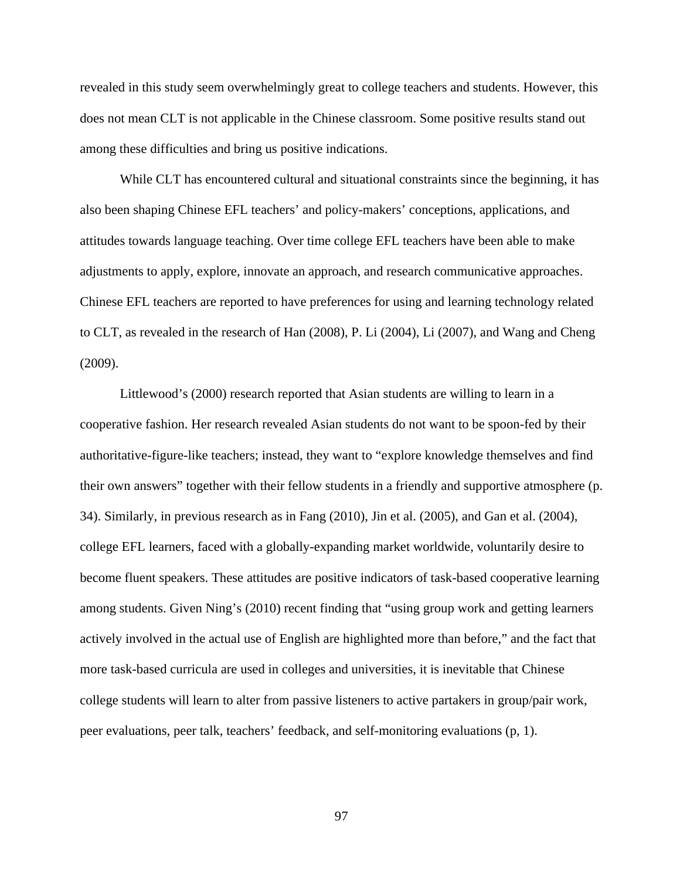revealed in this study seem overwhelmingly great to college teachers and students. However, this does not mean CLT is not applicable in the Chinese classroom. Some positive results stand out among these difficulties and bring us positive indications.

While CLT has encountered cultural and situational constraints since the beginning, it has also been shaping Chinese EFL teachers' and policy-makers' conceptions, applications, and attitudes towards language teaching. Over time college EFL teachers have been able to make adjustments to apply, explore, innovate an approach, and research communicative approaches. Chinese EFL teachers are reported to have preferences for using and learning technology related to CLT, as revealed in the research of Han (2008), P. Li (2004), Li (2007), and Wang and Cheng (2009).

Littlewood's (2000) research reported that Asian students are willing to learn in a cooperative fashion. Her research revealed Asian students do not want to be spoon-fed by their authoritative-figure-like teachers; instead, they want to "explore knowledge themselves and find their own answers" together with their fellow students in a friendly and supportive atmosphere (p. 34). Similarly, in previous research as in Fang (2010), Jin et al. (2005), and Gan et al. (2004), college EFL learners, faced with a globally-expanding market worldwide, voluntarily desire to become fluent speakers. These attitudes are positive indicators of task-based cooperative learning among students. Given Ning's (2010) recent finding that "using group work and getting learners actively involved in the actual use of English are highlighted more than before," and the fact that more task-based curricula are used in colleges and universities, it is inevitable that Chinese college students will learn to alter from passive listeners to active partakers in group/pair work, peer evaluations, peer talk, teachers' feedback, and self-monitoring evaluations (p, 1).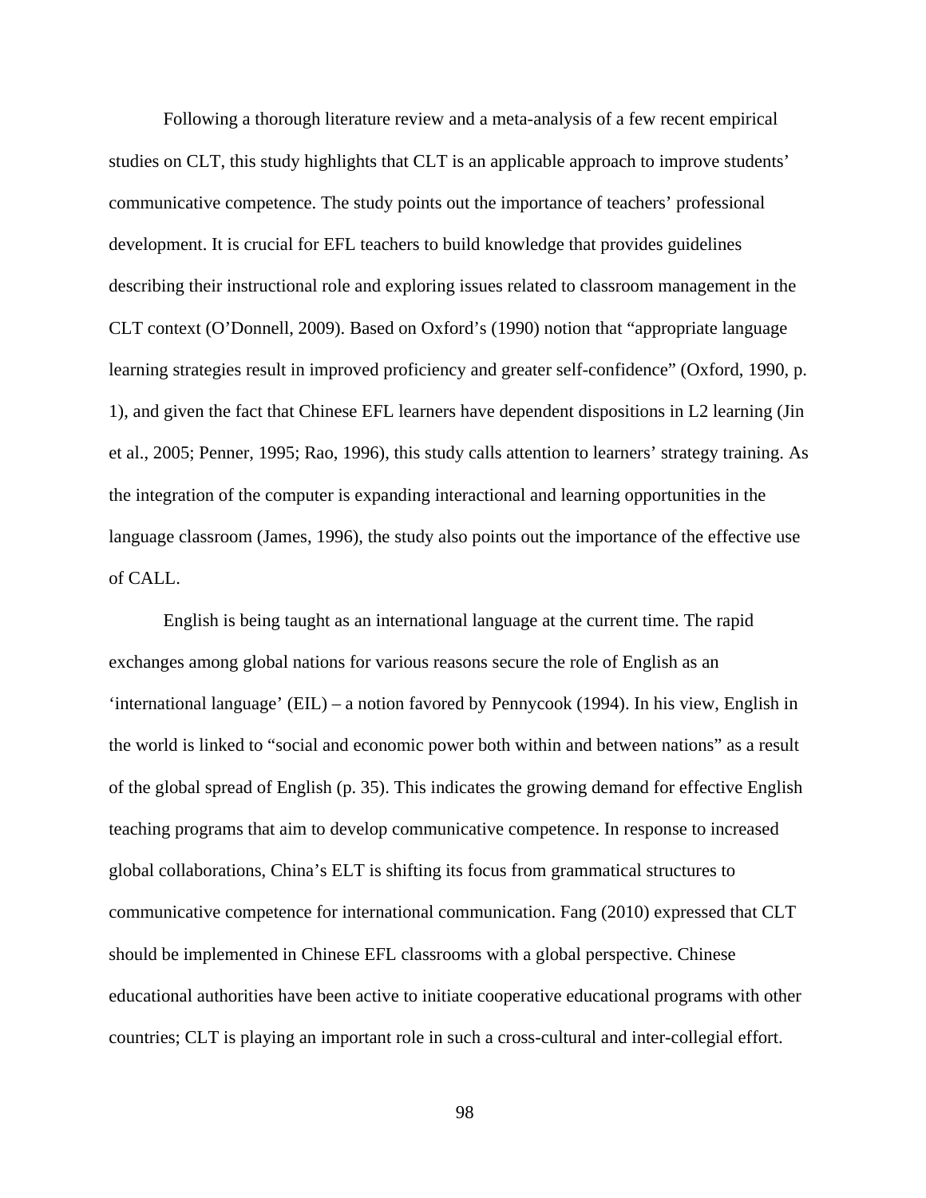Following a thorough literature review and a meta-analysis of a few recent empirical studies on CLT, this study highlights that CLT is an applicable approach to improve students' communicative competence. The study points out the importance of teachers' professional development. It is crucial for EFL teachers to build knowledge that provides guidelines describing their instructional role and exploring issues related to classroom management in the CLT context (O'Donnell, 2009). Based on Oxford's (1990) notion that "appropriate language learning strategies result in improved proficiency and greater self-confidence" (Oxford, 1990, p. 1), and given the fact that Chinese EFL learners have dependent dispositions in L2 learning (Jin et al., 2005; Penner, 1995; Rao, 1996), this study calls attention to learners' strategy training. As the integration of the computer is expanding interactional and learning opportunities in the language classroom (James, 1996), the study also points out the importance of the effective use of CALL.

English is being taught as an international language at the current time. The rapid exchanges among global nations for various reasons secure the role of English as an 'international language' (EIL) – a notion favored by Pennycook (1994). In his view, English in the world is linked to "social and economic power both within and between nations" as a result of the global spread of English (p. 35). This indicates the growing demand for effective English teaching programs that aim to develop communicative competence. In response to increased global collaborations, China's ELT is shifting its focus from grammatical structures to communicative competence for international communication. Fang (2010) expressed that CLT should be implemented in Chinese EFL classrooms with a global perspective. Chinese educational authorities have been active to initiate cooperative educational programs with other countries; CLT is playing an important role in such a cross-cultural and inter-collegial effort.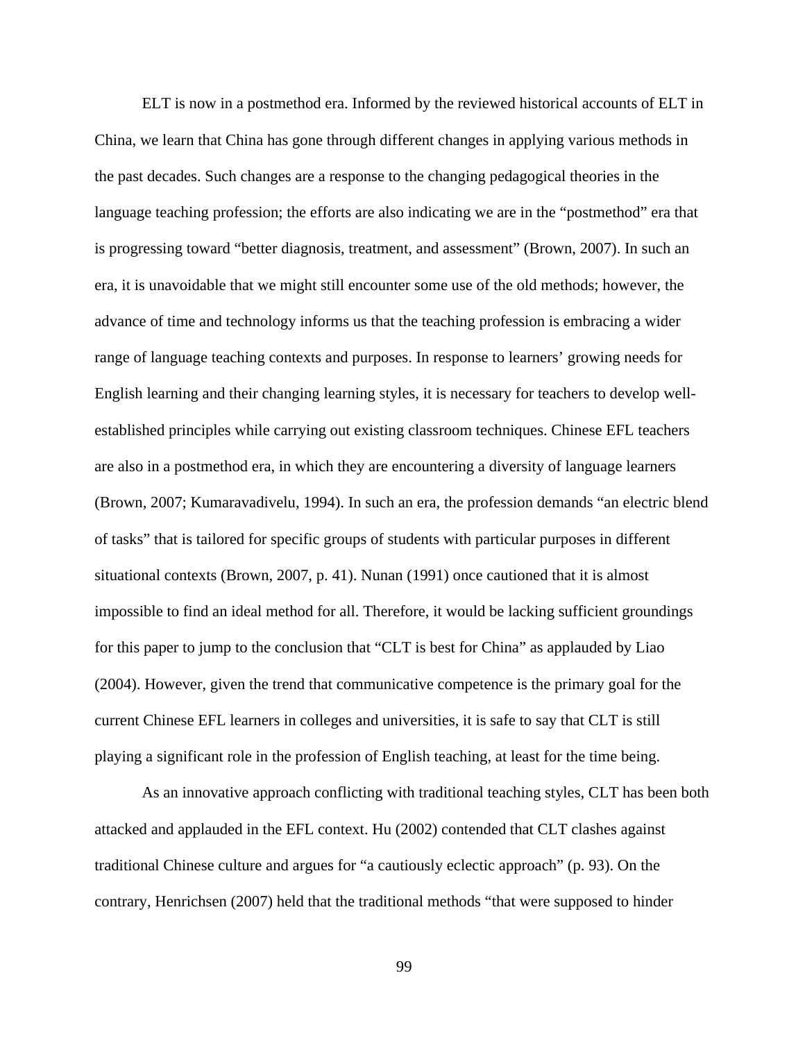ELT is now in a postmethod era. Informed by the reviewed historical accounts of ELT in China, we learn that China has gone through different changes in applying various methods in the past decades. Such changes are a response to the changing pedagogical theories in the language teaching profession; the efforts are also indicating we are in the "postmethod" era that is progressing toward "better diagnosis, treatment, and assessment" (Brown, 2007). In such an era, it is unavoidable that we might still encounter some use of the old methods; however, the advance of time and technology informs us that the teaching profession is embracing a wider range of language teaching contexts and purposes. In response to learners' growing needs for English learning and their changing learning styles, it is necessary for teachers to develop well-established principles while carrying out existing classroom techniques. Chinese EFL teachers are also in a postmethod era, in which they are encountering a diversity of language learners (Brown, 2007; Kumaravadivelu, 1994). In such an era, the profession demands "an electric blend of tasks" that is tailored for specific groups of students with particular purposes in different situational contexts (Brown, 2007, p. 41). Nunan (1991) once cautioned that it is almost impossible to find an ideal method for all. Therefore, it would be lacking sufficient groundings for this paper to jump to the conclusion that "CLT is best for China" as applauded by Liao (2004). However, given the trend that communicative competence is the primary goal for the current Chinese EFL learners in colleges and universities, it is safe to say that CLT is still playing a significant role in the profession of English teaching, at least for the time being.

As an innovative approach conflicting with traditional teaching styles, CLT has been both attacked and applauded in the EFL context. Hu (2002) contended that CLT clashes against traditional Chinese culture and argues for "a cautiously eclectic approach" (p. 93). On the contrary, Henrichsen (2007) held that the traditional methods "that were supposed to hinder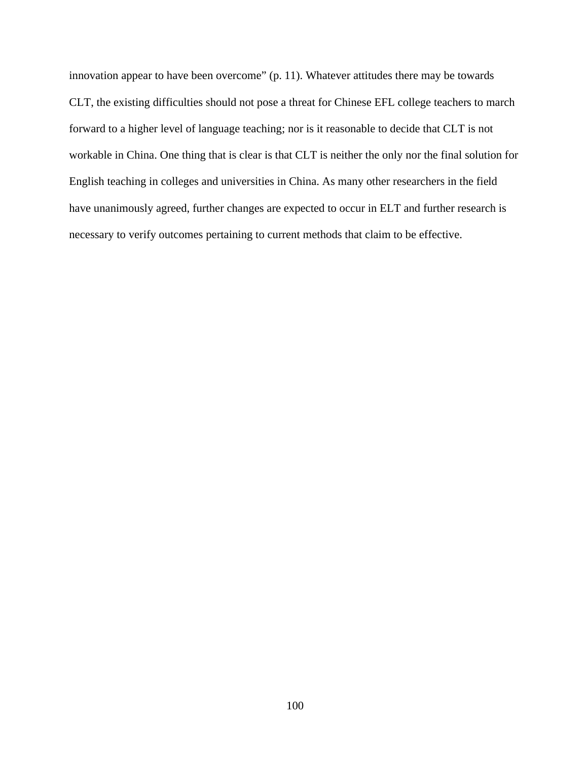innovation appear to have been overcome" (p. 11). Whatever attitudes there may be towards CLT, the existing difficulties should not pose a threat for Chinese EFL college teachers to march forward to a higher level of language teaching; nor is it reasonable to decide that CLT is not workable in China. One thing that is clear is that CLT is neither the only nor the final solution for English teaching in colleges and universities in China. As many other researchers in the field have unanimously agreed, further changes are expected to occur in ELT and further research is necessary to verify outcomes pertaining to current methods that claim to be effective.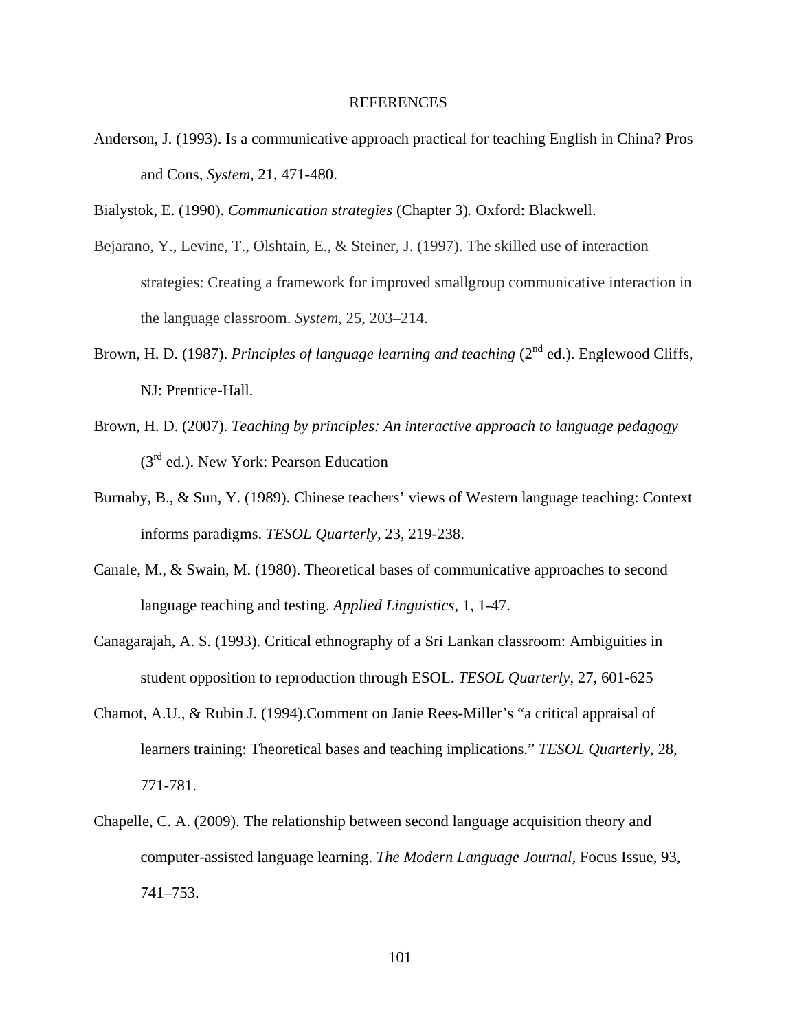# REFERENCES

Anderson, J. (1993). Is a communicative approach practical for teaching English in China? Pros and Cons, *System*, 21, 471-480.

Bialystok, E. (1990). *Communication strategies* (Chapter 3)*.* Oxford: Blackwell.

Bejarano, Y., Levine, T., Olshtain, E., & Steiner, J. (1997). The skilled use of interaction strategies: Creating a framework for improved smallgroup communicative interaction in the language classroom. *System*, 25, 203–214.

Brown, H. D. (1987). *Principles of language learning and teaching* (2nd ed.). Englewood Cliffs, NJ: Prentice-Hall.

Brown, H. D. (2007). *Teaching by principles: An interactive approach to language pedagogy* (3rd ed.). New York: Pearson Education

Burnaby, B., & Sun, Y. (1989). Chinese teachers' views of Western language teaching: Context informs paradigms. *TESOL Quarterly,* 23, 219-238.

Canale, M., & Swain, M. (1980). Theoretical bases of communicative approaches to second language teaching and testing. *Applied Linguistics*, 1, 1-47.

Canagarajah, A. S. (1993). Critical ethnography of a Sri Lankan classroom: Ambiguities in student opposition to reproduction through ESOL. *TESOL Quarterly,* 27, 601-625

Chamot, A.U., & Rubin J. (1994).Comment on Janie Rees-Miller's "a critical appraisal of learners training: Theoretical bases and teaching implications." *TESOL Quarterly*, 28, 771-781.

Chapelle, C. A. (2009). The relationship between second language acquisition theory and computer-assisted language learning. *The Modern Language Journal*, Focus Issue, 93, 741–753.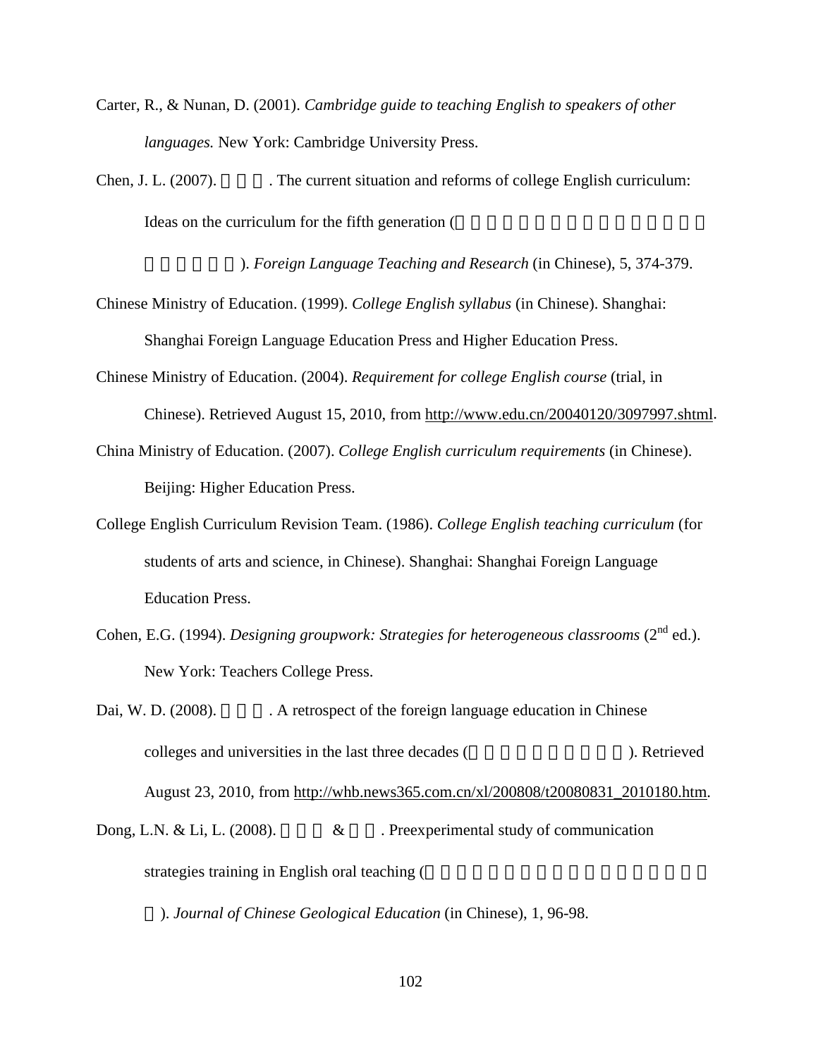Carter, R., & Nunan, D. (2001). *Cambridge guide to teaching English to speakers of other languages.* New York: Cambridge University Press.

Chen, J. L. (2007). . The current situation and reforms of college English curriculum: Ideas on the curriculum for the fifth generation (). *Foreign Language Teaching and Research* (in Chinese), 5, 374-379.

Chinese Ministry of Education. (1999). *College English syllabus* (in Chinese). Shanghai: Shanghai Foreign Language Education Press and Higher Education Press.

Chinese Ministry of Education. (2004). *Requirement for college English course* (trial, in Chinese). Retrieved August 15, 2010, from http://www.edu.cn/20040120/3097997.shtml.

China Ministry of Education. (2007). *College English curriculum requirements* (in Chinese). Beijing: Higher Education Press.

College English Curriculum Revision Team. (1986). *College English teaching curriculum* (for students of arts and science, in Chinese). Shanghai: Shanghai Foreign Language Education Press.

Cohen, E.G. (1994). *Designing groupwork: Strategies for heterogeneous classrooms* (2nd ed.). New York: Teachers College Press.

Dai, W. D. (2008). . A retrospect of the foreign language education in Chinese colleges and universities in the last three decades (). Retrieved August 23, 2010, from http://whb.news365.com.cn/xl/200808/t20080831_2010180.htm.

Dong, L.N. & Li, L. (2008). & . Preexperimental study of communication strategies training in English oral teaching (). *Journal of Chinese Geological Education* (in Chinese), 1, 96-98.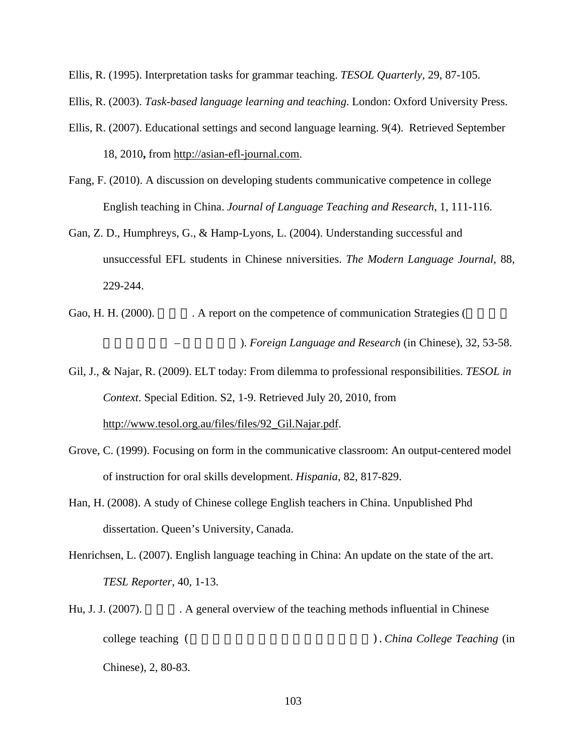Ellis, R. (1995). Interpretation tasks for grammar teaching. *TESOL Quarterly*, 29, 87-105.

Ellis, R. (2003). *Task-based language learning and teaching*. London: Oxford University Press.

Ellis, R. (2007). Educational settings and second language learning. 9(4). Retrieved September 18, 2010**,** from http://asian-efl-journal.com.

Fang, F. (2010). A discussion on developing students communicative competence in college English teaching in China. *Journal of Language Teaching and Research*, 1, 111-116.

Gan, Z. D., Humphreys, G., & Hamp-Lyons, L. (2004). Understanding successful and unsuccessful EFL students in Chinese nniversities. *The Modern Language Journal*, 88, 229-244.

Gao, H. H. (2000). □□□. A report on the competence of communication Strategies (□□□□□□□□□ – □□□□□). *Foreign Language and Research* (in Chinese), 32, 53-58.

Gil, J., & Najar, R. (2009). ELT today: From dilemma to professional responsibilities. *TESOL in Context*. Special Edition. S2, 1-9. Retrieved July 20, 2010, from http://www.tesol.org.au/files/files/92_Gil.Najar.pdf.

Grove, C. (1999). Focusing on form in the communicative classroom: An output-centered model of instruction for oral skills development. *Hispania*, 82, 817-829.

Han, H. (2008). A study of Chinese college English teachers in China. Unpublished Phd dissertation. Queen's University, Canada.

Henrichsen, L. (2007). English language teaching in China: An update on the state of the art. *TESL Reporter*, 40, 1-13.

Hu, J. J. (2007). □□□. A general overview of the teaching methods influential in Chinese college teaching (□□□□□□□□□□□□□□□□). *China College Teaching* (in Chinese), 2, 80-83.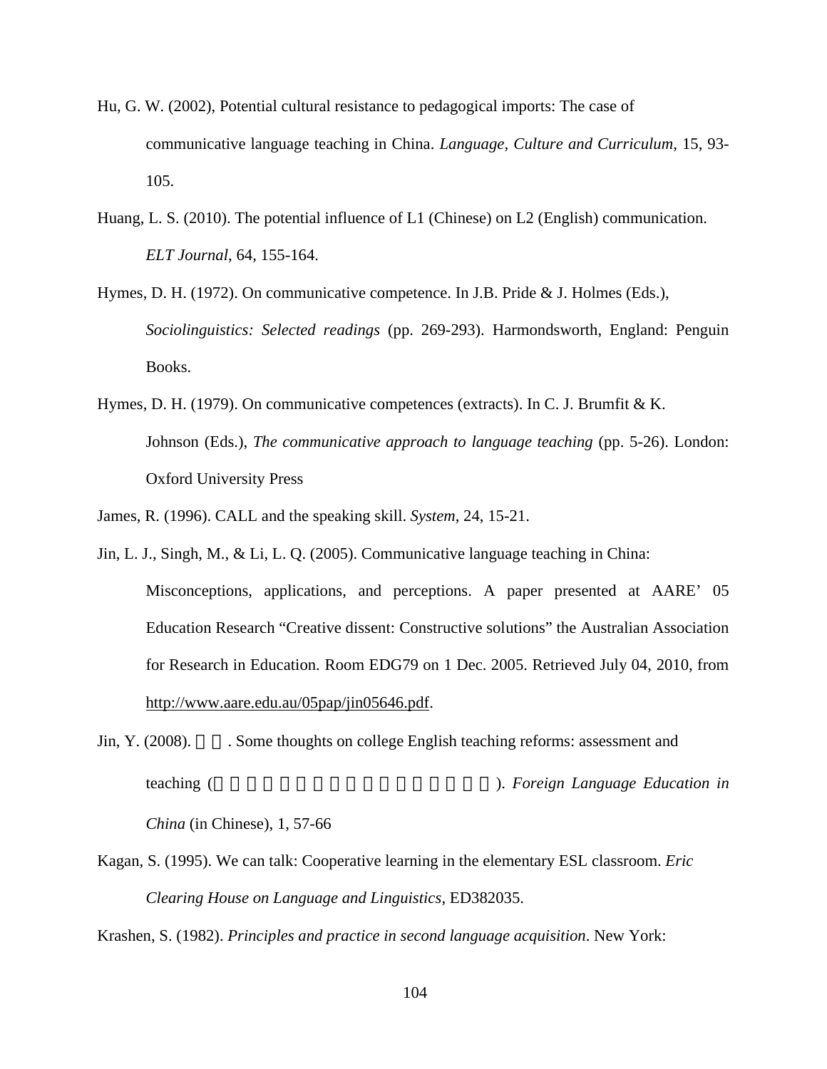Hu, G. W. (2002), Potential cultural resistance to pedagogical imports: The case of communicative language teaching in China. *Language, Culture and Curriculum*, 15, 93-105.

Huang, L. S. (2010). The potential influence of L1 (Chinese) on L2 (English) communication. *ELT Journal*, 64, 155-164.

Hymes, D. H. (1972). On communicative competence. In J.B. Pride & J. Holmes (Eds.), *Sociolinguistics: Selected readings* (pp. 269-293). Harmondsworth, England: Penguin Books.

Hymes, D. H. (1979). On communicative competences (extracts). In C. J. Brumfit & K. Johnson (Eds.), *The communicative approach to language teaching* (pp. 5-26). London: Oxford University Press

James, R. (1996). CALL and the speaking skill. *System*, 24, 15-21.

Jin, L. J., Singh, M., & Li, L. Q. (2005). Communicative language teaching in China: Misconceptions, applications, and perceptions. A paper presented at AARE' 05 Education Research "Creative dissent: Constructive solutions" the Australian Association for Research in Education. Room EDG79 on 1 Dec. 2005. Retrieved July 04, 2010, from http://www.aare.edu.au/05pap/jin05646.pdf.

Jin, Y. (2008). . Some thoughts on college English teaching reforms: assessment and teaching ( ). *Foreign Language Education in China* (in Chinese), 1, 57-66

Kagan, S. (1995). We can talk: Cooperative learning in the elementary ESL classroom. *Eric Clearing House on Language and Linguistics*, ED382035.

Krashen, S. (1982). *Principles and practice in second language acquisition*. New York: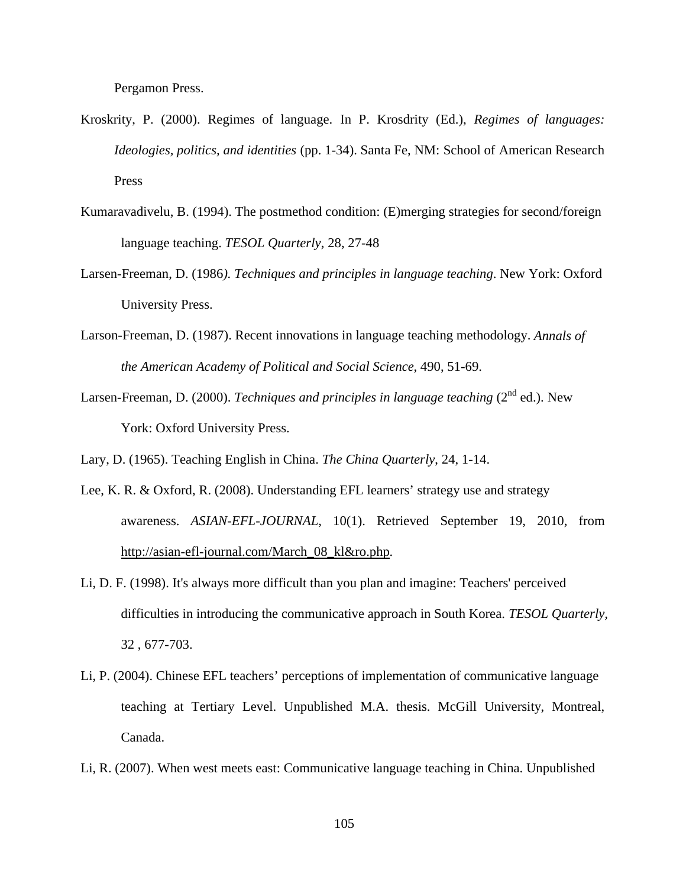Pergamon Press.

Kroskrity, P. (2000). Regimes of language. In P. Krosdrity (Ed.), *Regimes of languages: Ideologies, politics, and identities* (pp. 1-34). Santa Fe, NM: School of American Research Press

Kumaravadivelu, B. (1994). The postmethod condition: (E)merging strategies for second/foreign language teaching. *TESOL Quarterly*, 28, 27-48

Larsen-Freeman, D. (1986*). Techniques and principles in language teaching*. New York: Oxford University Press.

Larson-Freeman, D. (1987). Recent innovations in language teaching methodology. *Annals of the American Academy of Political and Social Science*, 490, 51-69.

Larsen-Freeman, D. (2000). *Techniques and principles in language teaching* (2nd ed.). New York: Oxford University Press.

Lary, D. (1965). Teaching English in China. *The China Quarterly*, 24, 1-14.

Lee, K. R. & Oxford, R. (2008). Understanding EFL learners' strategy use and strategy awareness. *ASIAN-EFL-JOURNAL*, 10(1). Retrieved September 19, 2010, from http://asian-efl-journal.com/March_08_kl&ro.php.

Li, D. F. (1998). It's always more difficult than you plan and imagine: Teachers' perceived difficulties in introducing the communicative approach in South Korea. *TESOL Quarterly*, 32 , 677-703.

Li, P. (2004). Chinese EFL teachers' perceptions of implementation of communicative language teaching at Tertiary Level. Unpublished M.A. thesis. McGill University, Montreal, Canada.

Li, R. (2007). When west meets east: Communicative language teaching in China. Unpublished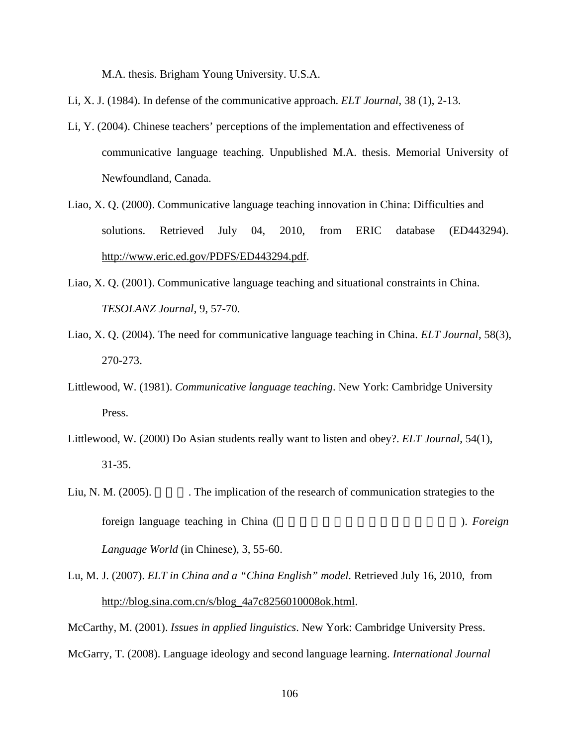M.A. thesis. Brigham Young University. U.S.A.

Li, X. J. (1984). In defense of the communicative approach. *ELT Journal*, 38 (1), 2-13.

Li, Y. (2004). Chinese teachers' perceptions of the implementation and effectiveness of communicative language teaching. Unpublished M.A. thesis. Memorial University of Newfoundland, Canada.

Liao, X. Q. (2000). Communicative language teaching innovation in China: Difficulties and solutions. Retrieved July 04, 2010, from ERIC database (ED443294). http://www.eric.ed.gov/PDFS/ED443294.pdf.

Liao, X. Q. (2001). Communicative language teaching and situational constraints in China. *TESOLANZ Journal*, 9, 57-70.

Liao, X. Q. (2004). The need for communicative language teaching in China. *ELT Journal*, 58(3), 270-273.

Littlewood, W. (1981). *Communicative language teaching*. New York: Cambridge University Press.

Littlewood, W. (2000) Do Asian students really want to listen and obey?. *ELT Journal*, 54(1), 31-35.

Liu, N. M. (2005). . The implication of the research of communication strategies to the foreign language teaching in China ( ). *Foreign Language World* (in Chinese), 3, 55-60.

Lu, M. J. (2007). *ELT in China and a "China English" model*. Retrieved July 16, 2010, from http://blog.sina.com.cn/s/blog_4a7c8256010008ok.html.

McCarthy, M. (2001). *Issues in applied linguistics*. New York: Cambridge University Press.

McGarry, T. (2008). Language ideology and second language learning. *International Journal*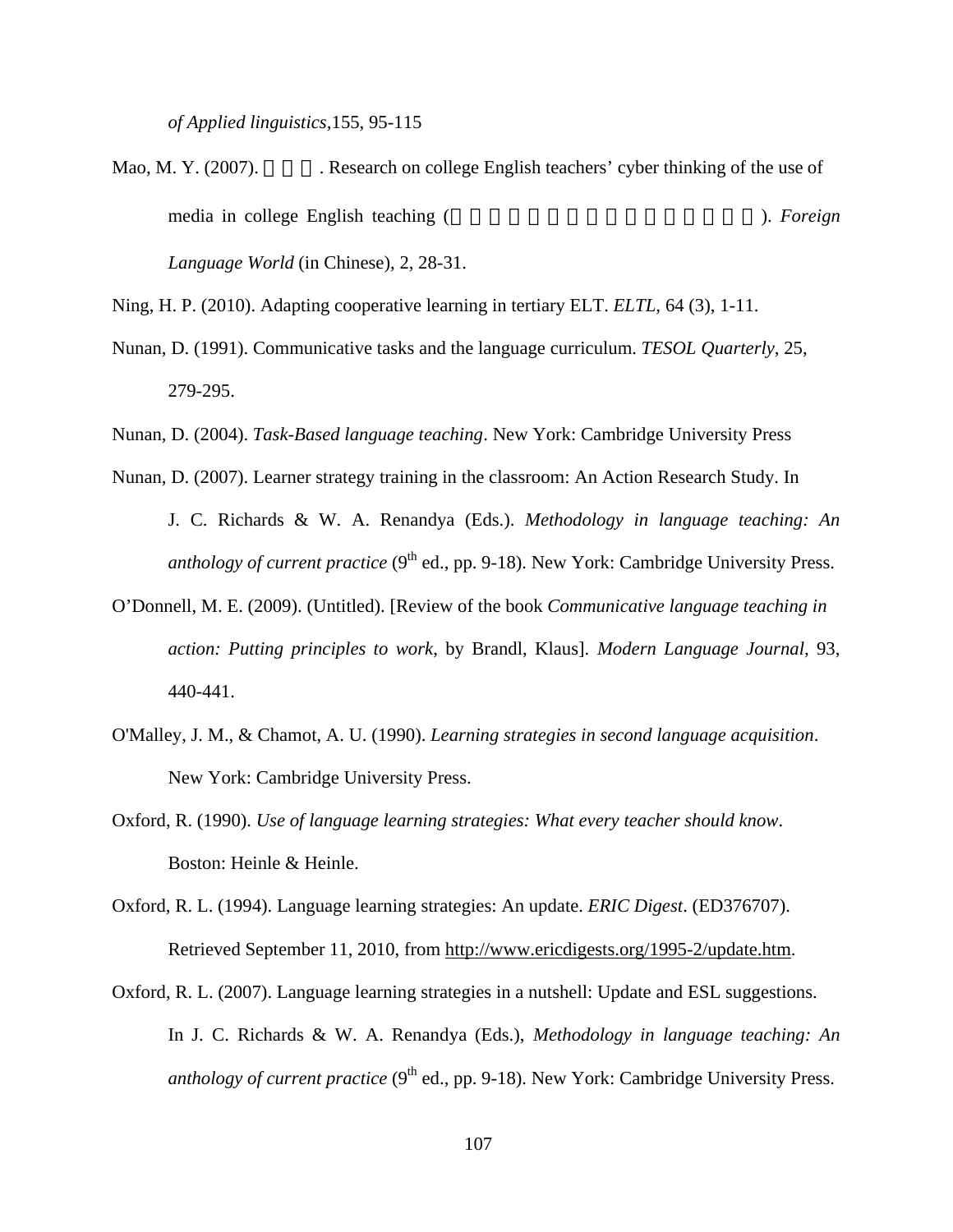*of Applied linguistics*,155, 95-115

Mao, M. Y. (2007). . Research on college English teachers' cyber thinking of the use of media in college English teaching ( ). *Foreign Language World* (in Chinese), 2, 28-31.

Ning, H. P. (2010). Adapting cooperative learning in tertiary ELT. *ELTL*, 64 (3), 1-11.

Nunan, D. (1991). Communicative tasks and the language curriculum. *TESOL Quarterly*, 25, 279-295.

Nunan, D. (2004). *Task-Based language teaching*. New York: Cambridge University Press

Nunan, D. (2007). Learner strategy training in the classroom: An Action Research Study. In J. C. Richards & W. A. Renandya (Eds.). *Methodology in language teaching: An anthology of current practice* (9th ed., pp. 9-18). New York: Cambridge University Press.

O'Donnell, M. E. (2009). (Untitled). [Review of the book *Communicative language teaching in action: Putting principles to work*, by Brandl, Klaus]. *Modern Language Journal*, 93, 440-441.

O'Malley, J. M., & Chamot, A. U. (1990). *Learning strategies in second language acquisition*. New York: Cambridge University Press.

Oxford, R. (1990). *Use of language learning strategies: What every teacher should know*. Boston: Heinle & Heinle.

Oxford, R. L. (1994). Language learning strategies: An update. *ERIC Digest*. (ED376707). Retrieved September 11, 2010, from http://www.ericdigests.org/1995-2/update.htm.

Oxford, R. L. (2007). Language learning strategies in a nutshell: Update and ESL suggestions. In J. C. Richards & W. A. Renandya (Eds.), *Methodology in language teaching: An anthology of current practice* (9th ed., pp. 9-18). New York: Cambridge University Press.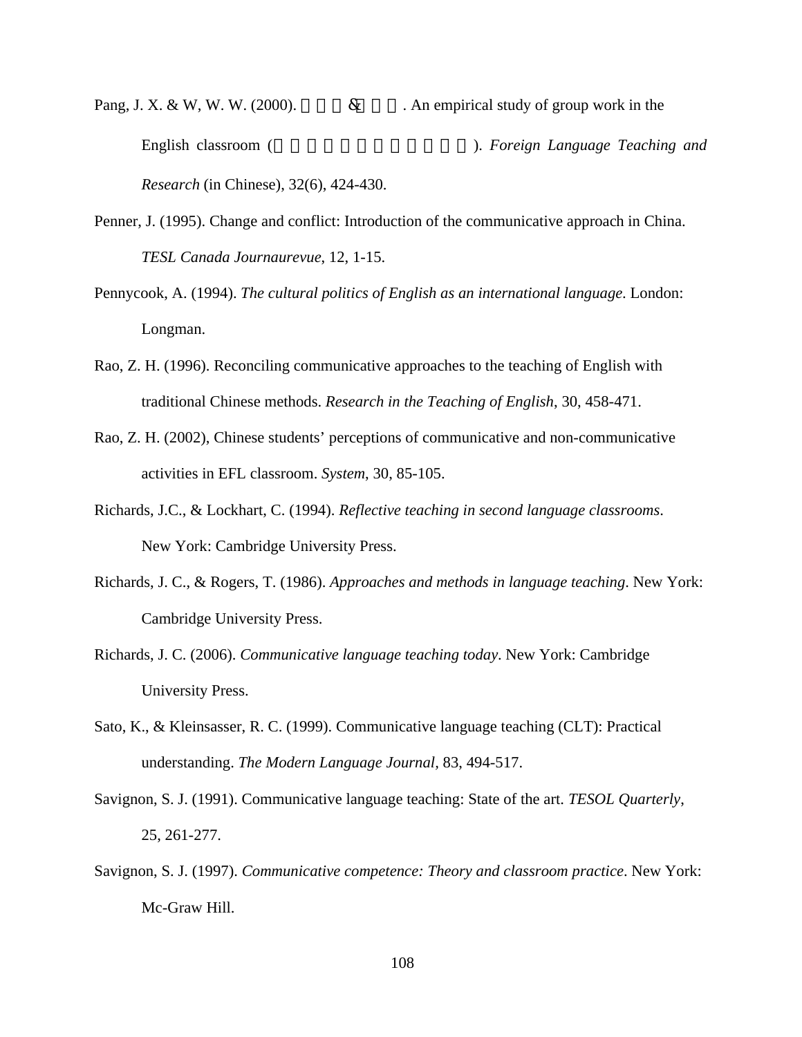Pang, J. X. & W, W. W. (2000). & . An empirical study of group work in the English classroom ( ). *Foreign Language Teaching and Research* (in Chinese), 32(6), 424-430.

Penner, J. (1995). Change and conflict: Introduction of the communicative approach in China. *TESL Canada Journaurevue*, 12, 1-15.

Pennycook, A. (1994). *The cultural politics of English as an international language*. London: Longman.

Rao, Z. H. (1996). Reconciling communicative approaches to the teaching of English with traditional Chinese methods. *Research in the Teaching of English*, 30, 458-471.

Rao, Z. H. (2002), Chinese students' perceptions of communicative and non-communicative activities in EFL classroom. *System*, 30, 85-105.

Richards, J.C., & Lockhart, C. (1994). *Reflective teaching in second language classrooms*. New York: Cambridge University Press.

Richards, J. C., & Rogers, T. (1986). *Approaches and methods in language teaching*. New York: Cambridge University Press.

Richards, J. C. (2006). *Communicative language teaching today*. New York: Cambridge University Press.

Sato, K., & Kleinsasser, R. C. (1999). Communicative language teaching (CLT): Practical understanding. *The Modern Language Journal*, 83, 494-517.

Savignon, S. J. (1991). Communicative language teaching: State of the art. *TESOL Quarterly*, 25, 261-277.

Savignon, S. J. (1997). *Communicative competence: Theory and classroom practice*. New York: Mc-Graw Hill.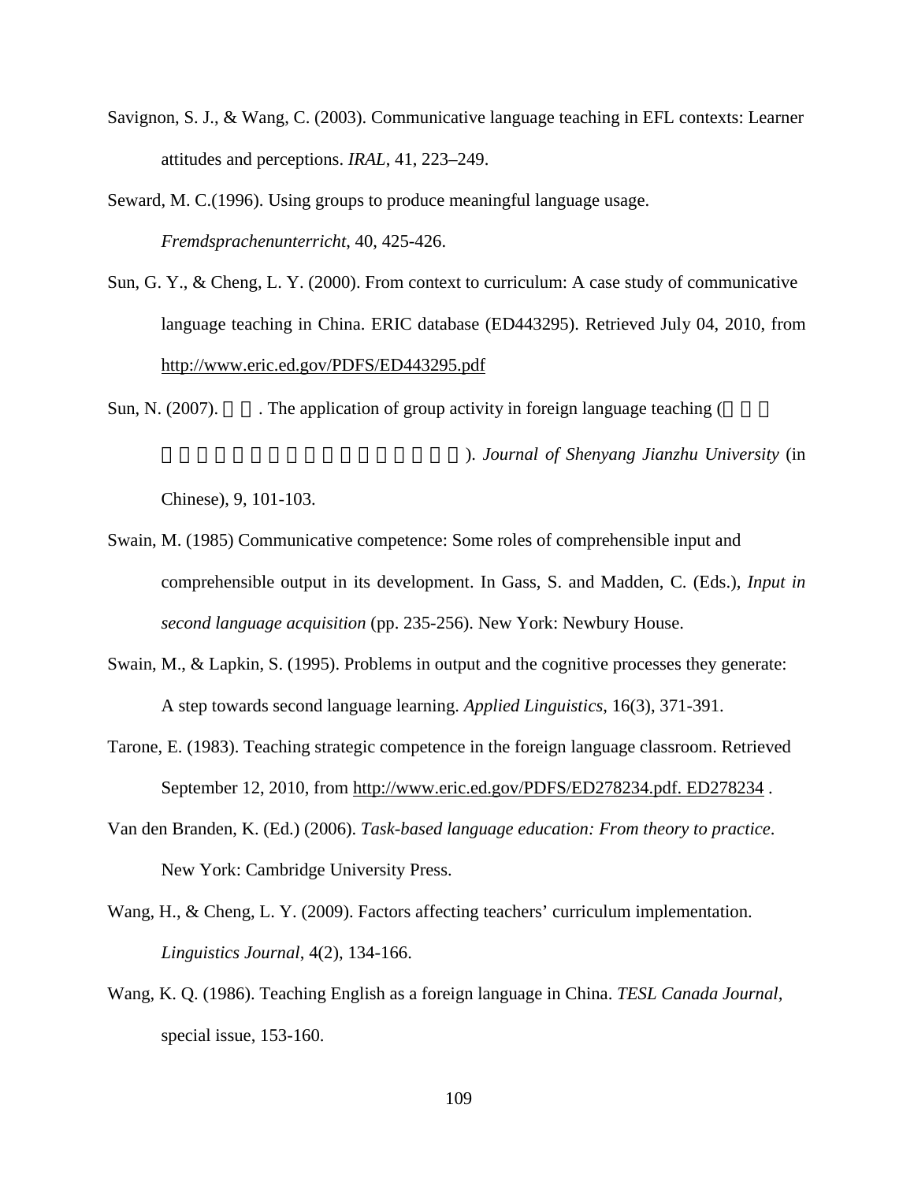Savignon, S. J., & Wang, C. (2003). Communicative language teaching in EFL contexts: Learner attitudes and perceptions. *IRAL*, 41, 223–249.

Seward, M. C.(1996). Using groups to produce meaningful language usage. *Fremdsprachenunterricht*, 40, 425-426.

Sun, G. Y., & Cheng, L. Y. (2000). From context to curriculum: A case study of communicative language teaching in China. ERIC database (ED443295). Retrieved July 04, 2010, from http://www.eric.ed.gov/PDFS/ED443295.pdf

Sun, N. (2007). □□□. The application of group activity in foreign language teaching (□□□ □□□□□□□□□□□□□□□□). *Journal of Shenyang Jianzhu University* (in Chinese), 9, 101-103.

Swain, M. (1985) Communicative competence: Some roles of comprehensible input and comprehensible output in its development. In Gass, S. and Madden, C. (Eds.), *Input in second language acquisition* (pp. 235-256). New York: Newbury House.

Swain, M., & Lapkin, S. (1995). Problems in output and the cognitive processes they generate: A step towards second language learning. *Applied Linguistics*, 16(3), 371-391.

Tarone, E. (1983). Teaching strategic competence in the foreign language classroom. Retrieved September 12, 2010, from http://www.eric.ed.gov/PDFS/ED278234.pdf. ED278234 .

Van den Branden, K. (Ed.) (2006). *Task-based language education: From theory to practice*. New York: Cambridge University Press.

Wang, H., & Cheng, L. Y. (2009). Factors affecting teachers' curriculum implementation. *Linguistics Journal*, 4(2), 134-166.

Wang, K. Q. (1986). Teaching English as a foreign language in China. *TESL Canada Journal*, special issue, 153-160.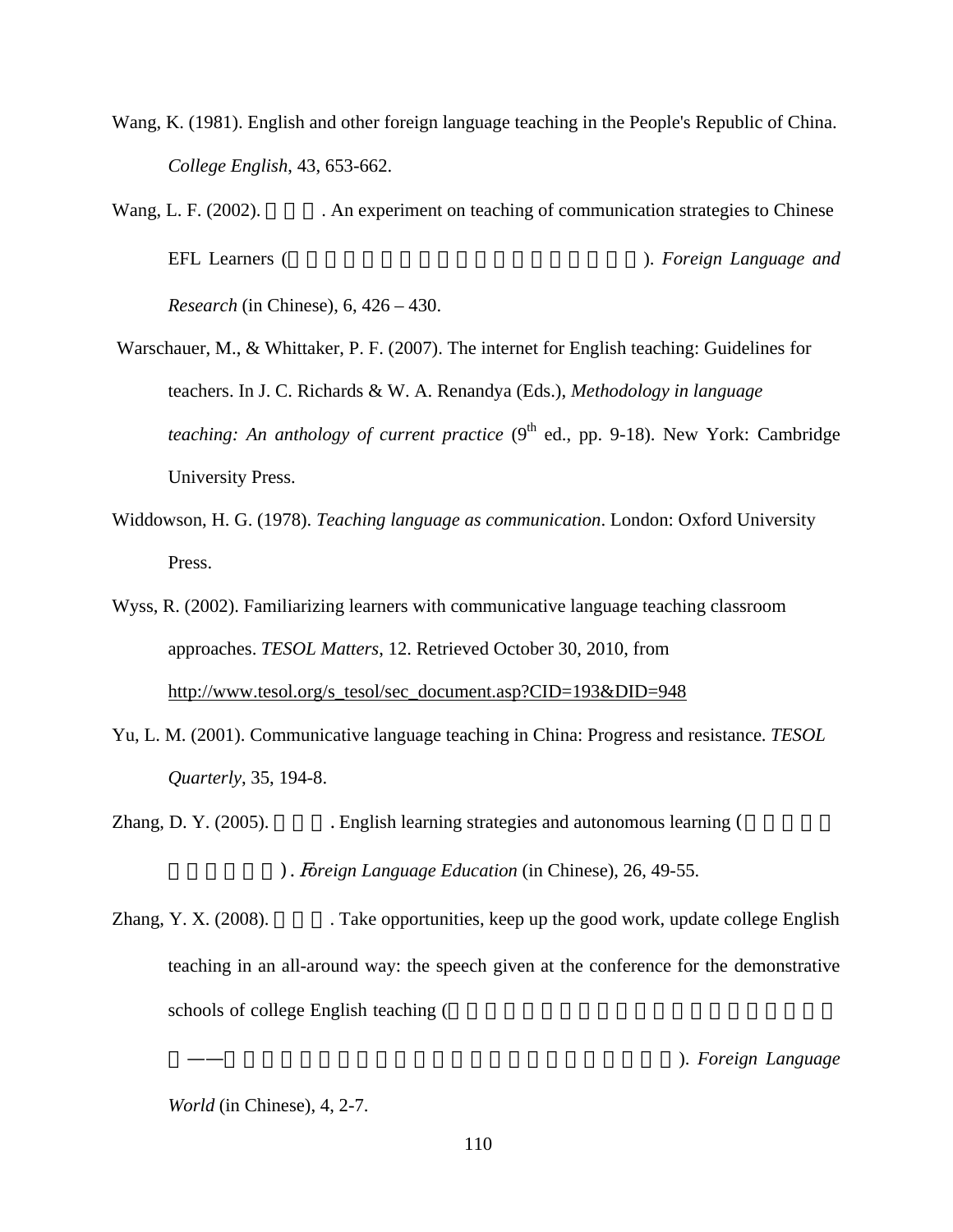Wang, K. (1981). English and other foreign language teaching in the People's Republic of China. *College English*, 43, 653-662.

Wang, L. F. (2002). . An experiment on teaching of communication strategies to Chinese EFL Learners (). *Foreign Language and Research* (in Chinese), 6, 426 – 430.

Warschauer, M., & Whittaker, P. F. (2007). The internet for English teaching: Guidelines for teachers. In J. C. Richards & W. A. Renandya (Eds.), *Methodology in language teaching: An anthology of current practice* (9th ed., pp. 9-18). New York: Cambridge University Press.

Widdowson, H. G. (1978). *Teaching language as communication*. London: Oxford University Press.

Wyss, R. (2002). Familiarizing learners with communicative language teaching classroom approaches. *TESOL Matters*, 12. Retrieved October 30, 2010, from http://www.tesol.org/s_tesol/sec_document.asp?CID=193&DID=948

Yu, L. M. (2001). Communicative language teaching in China: Progress and resistance. *TESOL Quarterly*, 35, 194-8.

Zhang, D. Y. (2005). . English learning strategies and autonomous learning ( ) . *Foreign Language Education* (in Chinese), 26, 49-55.

Zhang, Y. X. (2008). . Take opportunities, keep up the good work, update college English teaching in an all-around way: the speech given at the conference for the demonstrative schools of college English teaching ( —— ). *Foreign Language World* (in Chinese), 4, 2-7.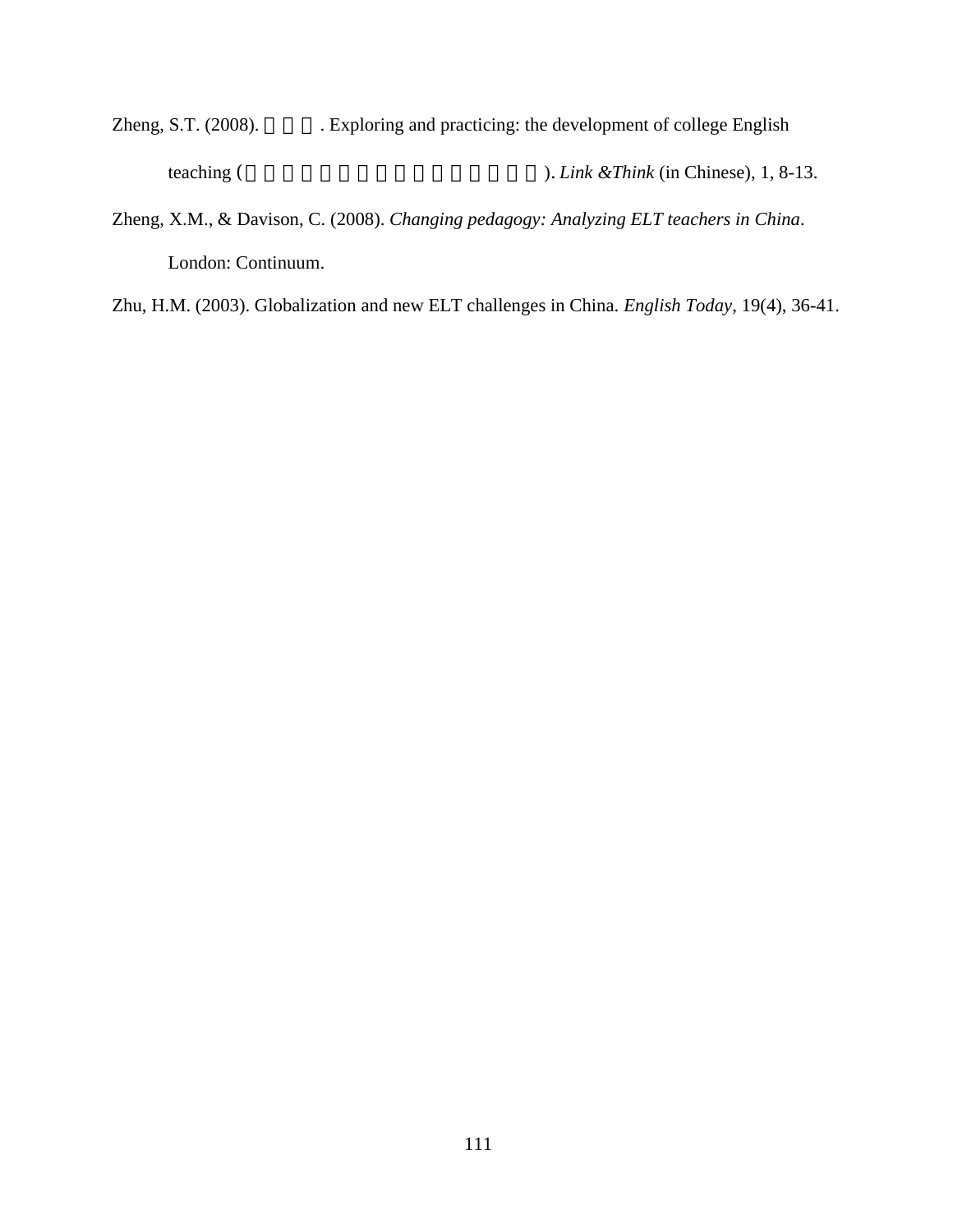Zheng, S.T. (2008). . Exploring and practicing: the development of college English teaching ( ). *Link &Think* (in Chinese), 1, 8-13.

Zheng, X.M., & Davison, C. (2008). *Changing pedagogy: Analyzing ELT teachers in China*. London: Continuum.

Zhu, H.M. (2003). Globalization and new ELT challenges in China. *English Today*, 19(4), 36-41.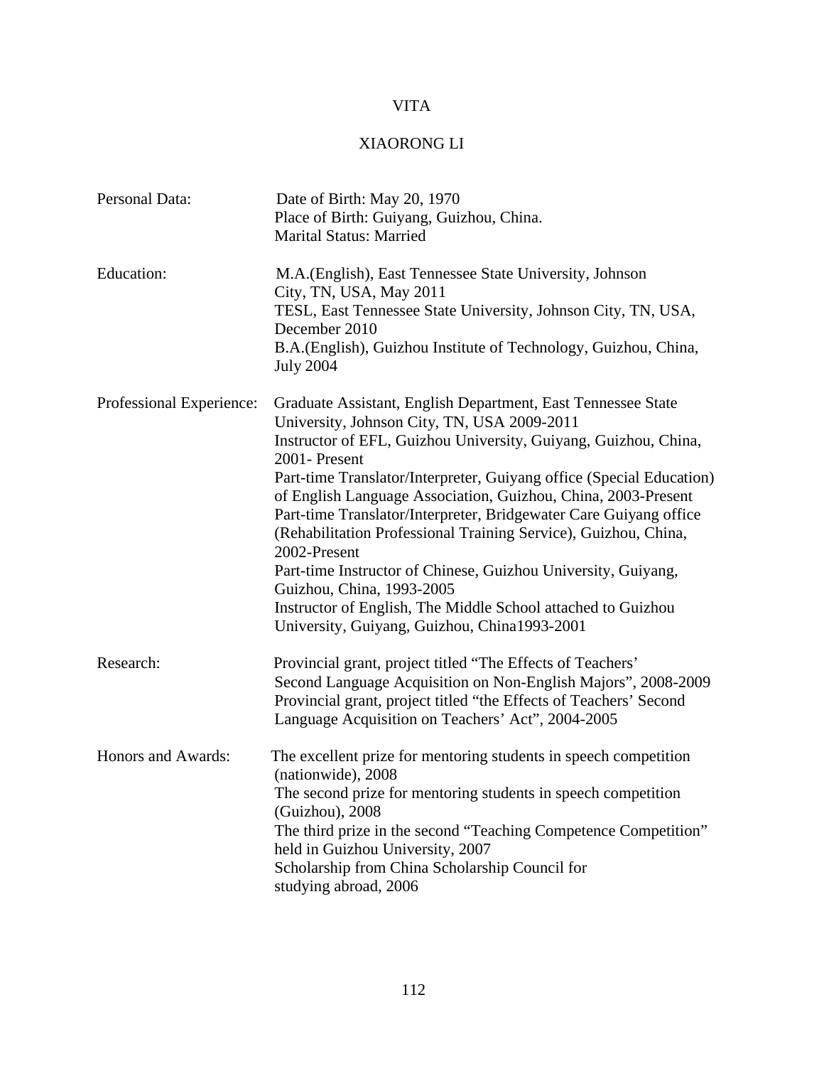# VITA

## XIAORONG LI

| | |
|---|---|
| Personal Data: | Date of Birth: May 20, 1970<br>Place of Birth: Guiyang, Guizhou, China.<br>Marital Status: Married |
| Education: | M.A.(English), East Tennessee State University, Johnson City, TN, USA, May 2011<br>TESL, East Tennessee State University, Johnson City, TN, USA, December 2010<br>B.A.(English), Guizhou Institute of Technology, Guizhou, China, July 2004 |
| Professional Experience: | Graduate Assistant, English Department, East Tennessee State University, Johnson City, TN, USA 2009-2011<br>Instructor of EFL, Guizhou University, Guiyang, Guizhou, China, 2001- Present<br>Part-time Translator/Interpreter, Guiyang office (Special Education) of English Language Association, Guizhou, China, 2003-Present<br>Part-time Translator/Interpreter, Bridgewater Care Guiyang office (Rehabilitation Professional Training Service), Guizhou, China, 2002-Present<br>Part-time Instructor of Chinese, Guizhou University, Guiyang, Guizhou, China, 1993-2005<br>Instructor of English, The Middle School attached to Guizhou University, Guiyang, Guizhou, China1993-2001 |
| Research: | Provincial grant, project titled "The Effects of Teachers' Second Language Acquisition on Non-English Majors", 2008-2009<br>Provincial grant, project titled "the Effects of Teachers' Second Language Acquisition on Teachers' Act", 2004-2005 |
| Honors and Awards: | The excellent prize for mentoring students in speech competition (nationwide), 2008<br>The second prize for mentoring students in speech competition (Guizhou), 2008<br>The third prize in the second "Teaching Competence Competition" held in Guizhou University, 2007<br>Scholarship from China Scholarship Council for studying abroad, 2006 |